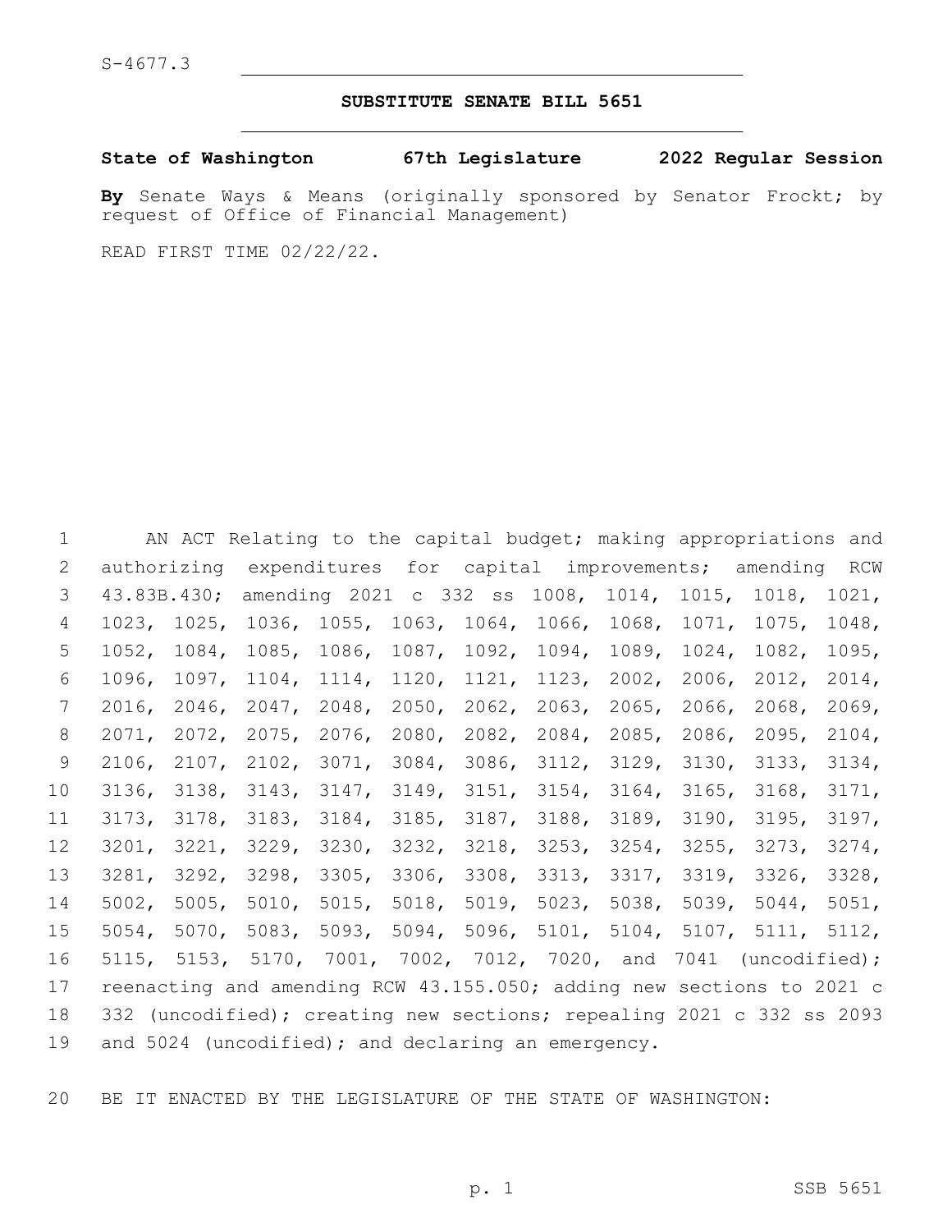S-4677.3

# SUBSTITUTE SENATE BILL 5651

**State of Washington 67th Legislature 2022 Regular Session**

**By** Senate Ways & Means (originally sponsored by Senator Frockt; by request of Office of Financial Management)

READ FIRST TIME 02/22/22.

AN ACT Relating to the capital budget; making appropriations and authorizing expenditures for capital improvements; amending RCW 43.83B.430; amending 2021 c 332 ss 1008, 1014, 1015, 1018, 1021, 1023, 1025, 1036, 1055, 1063, 1064, 1066, 1068, 1071, 1075, 1048, 1052, 1084, 1085, 1086, 1087, 1092, 1094, 1089, 1024, 1082, 1095, 1096, 1097, 1104, 1114, 1120, 1121, 1123, 2002, 2006, 2012, 2014, 2016, 2046, 2047, 2048, 2050, 2062, 2063, 2065, 2066, 2068, 2069, 2071, 2072, 2075, 2076, 2080, 2082, 2084, 2085, 2086, 2095, 2104, 2106, 2107, 2102, 3071, 3084, 3086, 3112, 3129, 3130, 3133, 3134, 3136, 3138, 3143, 3147, 3149, 3151, 3154, 3164, 3165, 3168, 3171, 3173, 3178, 3183, 3184, 3185, 3187, 3188, 3189, 3190, 3195, 3197, 3201, 3221, 3229, 3230, 3232, 3218, 3253, 3254, 3255, 3273, 3274, 3281, 3292, 3298, 3305, 3306, 3308, 3313, 3317, 3319, 3326, 3328, 5002, 5005, 5010, 5015, 5018, 5019, 5023, 5038, 5039, 5044, 5051, 5054, 5070, 5083, 5093, 5094, 5096, 5101, 5104, 5107, 5111, 5112, 5115, 5153, 5170, 7001, 7002, 7012, 7020, and 7041 (uncodified); reenacting and amending RCW 43.155.050; adding new sections to 2021 c 332 (uncodified); creating new sections; repealing 2021 c 332 ss 2093 and 5024 (uncodified); and declaring an emergency.

BE IT ENACTED BY THE LEGISLATURE OF THE STATE OF WASHINGTON: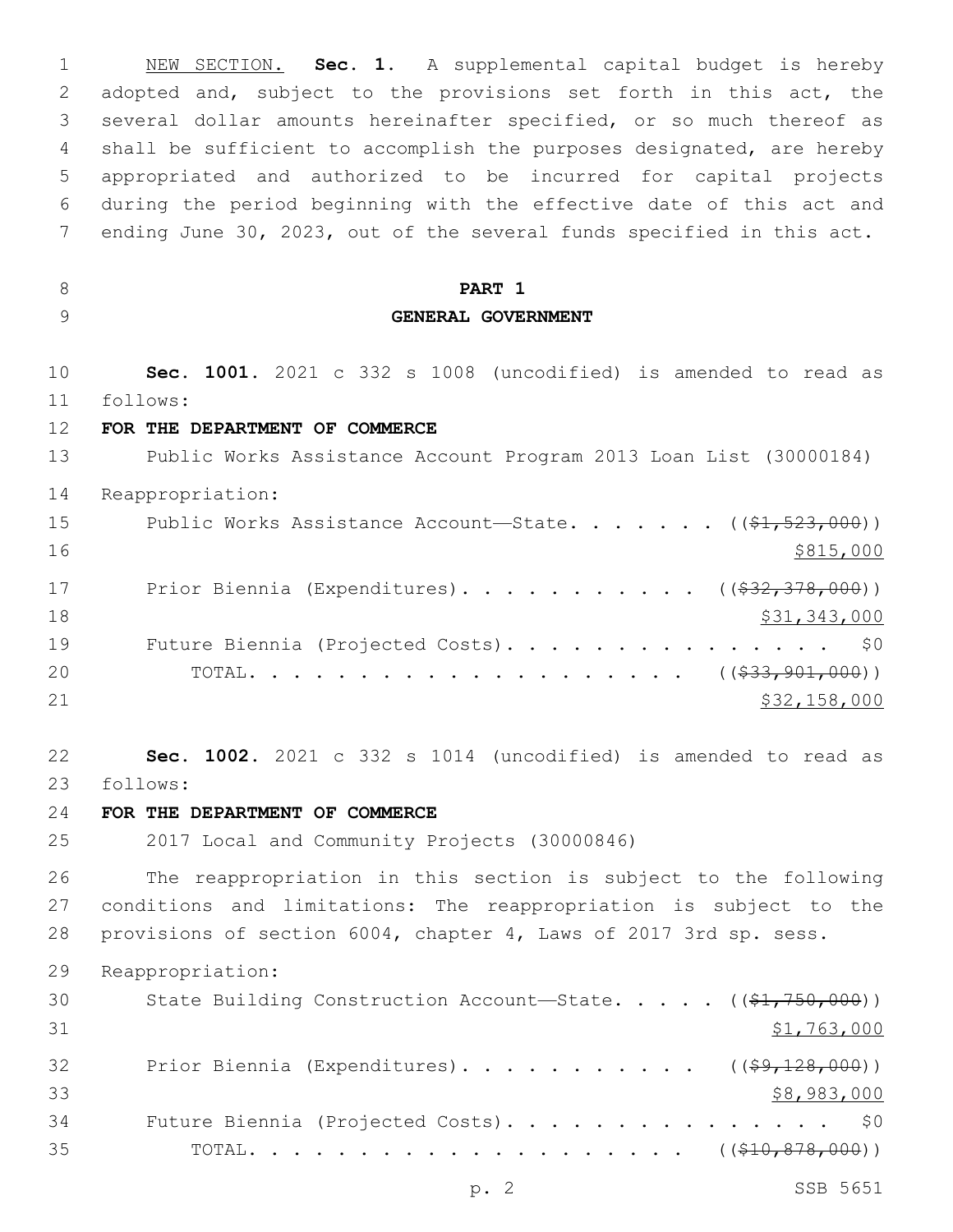NEW SECTION. **Sec. 1.** A supplemental capital budget is hereby adopted and, subject to the provisions set forth in this act, the several dollar amounts hereinafter specified, or so much thereof as shall be sufficient to accomplish the purposes designated, are hereby appropriated and authorized to be incurred for capital projects during the period beginning with the effective date of this act and ending June 30, 2023, out of the several funds specified in this act.

# PART 1
## GENERAL GOVERNMENT

**Sec. 1001.** 2021 c 332 s 1008 (uncodified) is amended to read as follows:

**FOR THE DEPARTMENT OF COMMERCE**

Public Works Assistance Account Program 2013 Loan List (30000184)

Reappropriation:

Public Works Assistance Account—State. . . . . . . ((~~$1,523,000~~)) $815,000

Prior Biennia (Expenditures). . . . . . . . . . . ((~~$32,378,000~~)) $31,343,000

Future Biennia (Projected Costs). . . . . . . . . . . . . . . . $0

TOTAL. . . . . . . . . . . . . . . . . . . . . ((~~$33,901,000~~)) $32,158,000

**Sec. 1002.** 2021 c 332 s 1014 (uncodified) is amended to read as follows:

**FOR THE DEPARTMENT OF COMMERCE**

2017 Local and Community Projects (30000846)

The reappropriation in this section is subject to the following conditions and limitations: The reappropriation is subject to the provisions of section 6004, chapter 4, Laws of 2017 3rd sp. sess.

Reappropriation:

State Building Construction Account—State. . . . . ((~~$1,750,000~~)) $1,763,000

Prior Biennia (Expenditures). . . . . . . . . . . ((~~$9,128,000~~)) $8,983,000

Future Biennia (Projected Costs). . . . . . . . . . . . . . . . $0

TOTAL. . . . . . . . . . . . . . . . . . . . . ((~~$10,878,000~~))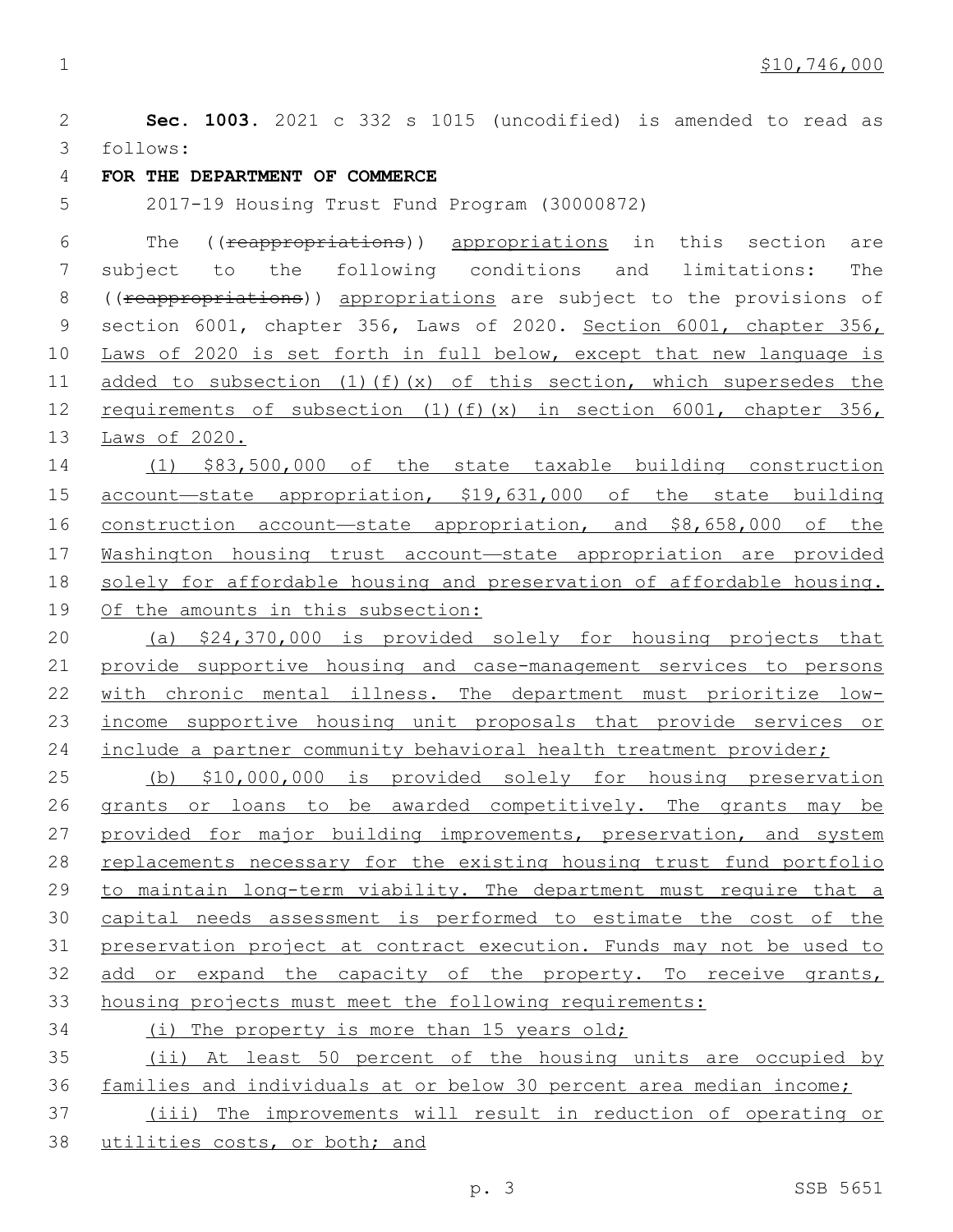$10,746,000

**Sec. 1003.** 2021 c 332 s 1015 (uncodified) is amended to read as follows:

**FOR THE DEPARTMENT OF COMMERCE**

2017-19 Housing Trust Fund Program (30000872)

The ((~~reappropriations~~)) appropriations in this section are subject to the following conditions and limitations: The ((~~reappropriations~~)) appropriations are subject to the provisions of section 6001, chapter 356, Laws of 2020. Section 6001, chapter 356, Laws of 2020 is set forth in full below, except that new language is added to subsection (1)(f)(x) of this section, which supersedes the requirements of subsection (1)(f)(x) in section 6001, chapter 356, Laws of 2020.

(1) $83,500,000 of the state taxable building construction account—state appropriation, $19,631,000 of the state building construction account—state appropriation, and $8,658,000 of the Washington housing trust account—state appropriation are provided solely for affordable housing and preservation of affordable housing. Of the amounts in this subsection:

(a) $24,370,000 is provided solely for housing projects that provide supportive housing and case-management services to persons with chronic mental illness. The department must prioritize low-income supportive housing unit proposals that provide services or include a partner community behavioral health treatment provider;

(b) $10,000,000 is provided solely for housing preservation grants or loans to be awarded competitively. The grants may be provided for major building improvements, preservation, and system replacements necessary for the existing housing trust fund portfolio to maintain long-term viability. The department must require that a capital needs assessment is performed to estimate the cost of the preservation project at contract execution. Funds may not be used to add or expand the capacity of the property. To receive grants, housing projects must meet the following requirements:

(i) The property is more than 15 years old;

(ii) At least 50 percent of the housing units are occupied by families and individuals at or below 30 percent area median income;

(iii) The improvements will result in reduction of operating or utilities costs, or both; and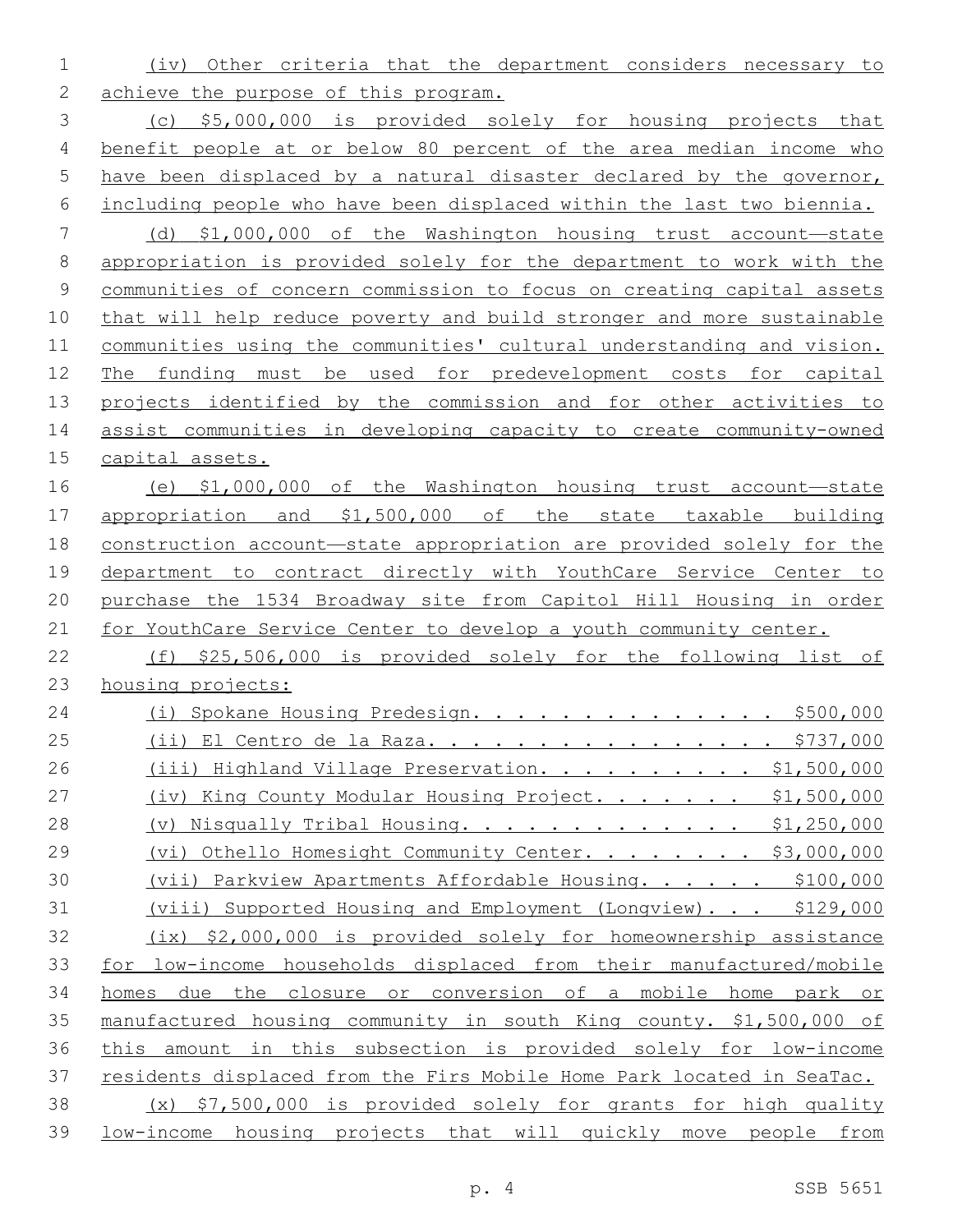(iv) Other criteria that the department considers necessary to achieve the purpose of this program.

(c) $5,000,000 is provided solely for housing projects that benefit people at or below 80 percent of the area median income who have been displaced by a natural disaster declared by the governor, including people who have been displaced within the last two biennia.

(d) $1,000,000 of the Washington housing trust account—state appropriation is provided solely for the department to work with the communities of concern commission to focus on creating capital assets that will help reduce poverty and build stronger and more sustainable communities using the communities' cultural understanding and vision. The funding must be used for predevelopment costs for capital projects identified by the commission and for other activities to assist communities in developing capacity to create community-owned capital assets.

(e) $1,000,000 of the Washington housing trust account—state appropriation and $1,500,000 of the state taxable building construction account—state appropriation are provided solely for the department to contract directly with YouthCare Service Center to purchase the 1534 Broadway site from Capitol Hill Housing in order for YouthCare Service Center to develop a youth community center.

(f) $25,506,000 is provided solely for the following list of housing projects:

(i) Spokane Housing Predesign. . . . . . . . . . . . . . . $500,000

(ii) El Centro de la Raza. . . . . . . . . . . . . . . . . $737,000

(iii) Highland Village Preservation. . . . . . . . . . . $1,500,000

(iv) King County Modular Housing Project. . . . . . . . $1,500,000

(v) Nisqually Tribal Housing. . . . . . . . . . . . . . $1,250,000

(vi) Othello Homesight Community Center. . . . . . . . . $3,000,000

(vii) Parkview Apartments Affordable Housing. . . . . . . $100,000

(viii) Supported Housing and Employment (Longview). . . . $129,000

(ix) $2,000,000 is provided solely for homeownership assistance for low-income households displaced from their manufactured/mobile homes due the closure or conversion of a mobile home park or manufactured housing community in south King county. $1,500,000 of this amount in this subsection is provided solely for low-income residents displaced from the Firs Mobile Home Park located in SeaTac.

(x) $7,500,000 is provided solely for grants for high quality low-income housing projects that will quickly move people from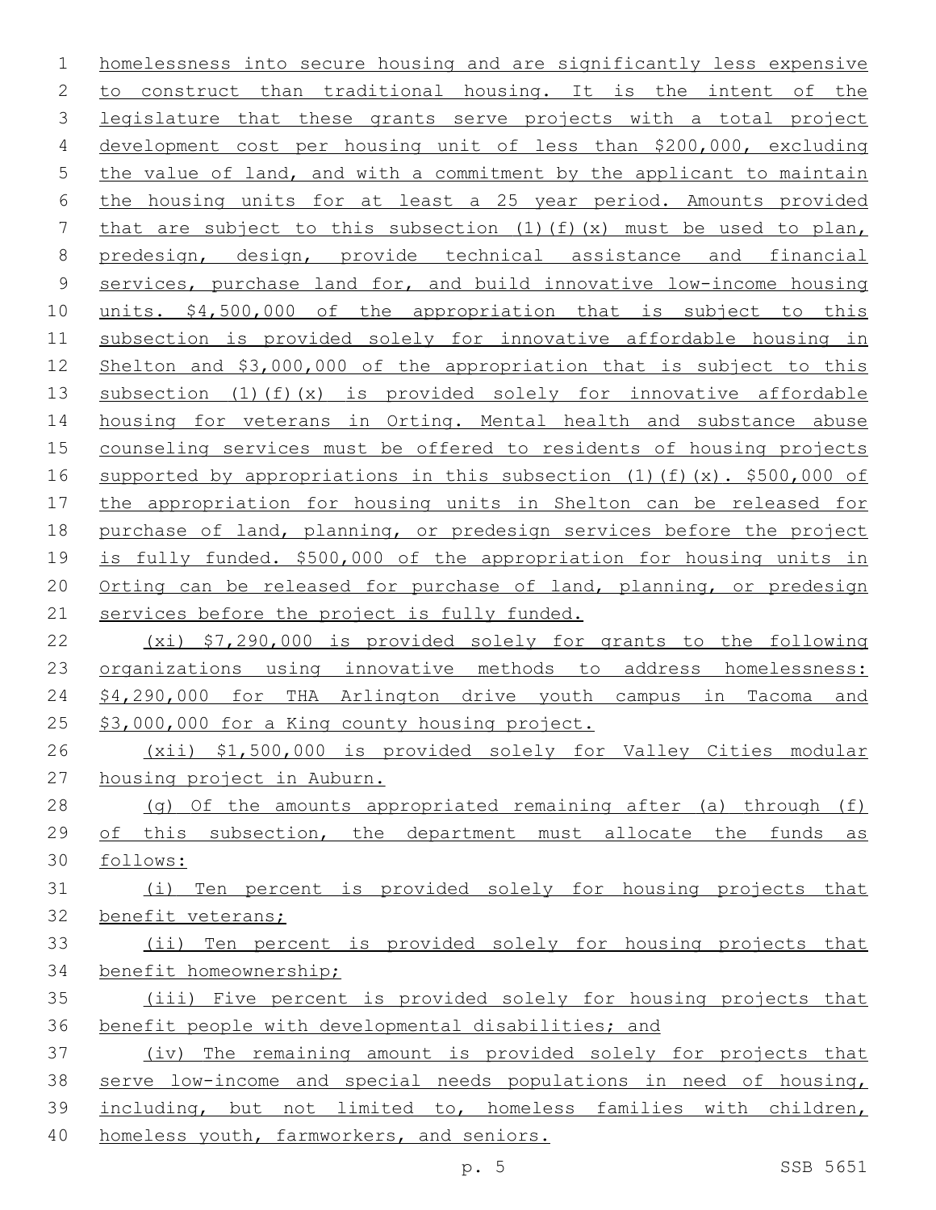homelessness into secure housing and are significantly less expensive to construct than traditional housing. It is the intent of the legislature that these grants serve projects with a total project development cost per housing unit of less than $200,000, excluding the value of land, and with a commitment by the applicant to maintain the housing units for at least a 25 year period. Amounts provided that are subject to this subsection (1)(f)(x) must be used to plan, predesign, design, provide technical assistance and financial services, purchase land for, and build innovative low-income housing units. $4,500,000 of the appropriation that is subject to this subsection is provided solely for innovative affordable housing in Shelton and $3,000,000 of the appropriation that is subject to this subsection (1)(f)(x) is provided solely for innovative affordable housing for veterans in Orting. Mental health and substance abuse counseling services must be offered to residents of housing projects supported by appropriations in this subsection (1)(f)(x). $500,000 of the appropriation for housing units in Shelton can be released for purchase of land, planning, or predesign services before the project is fully funded. $500,000 of the appropriation for housing units in Orting can be released for purchase of land, planning, or predesign services before the project is fully funded.

(xi) $7,290,000 is provided solely for grants to the following organizations using innovative methods to address homelessness: $4,290,000 for THA Arlington drive youth campus in Tacoma and $3,000,000 for a King county housing project.

(xii) $1,500,000 is provided solely for Valley Cities modular housing project in Auburn.

(g) Of the amounts appropriated remaining after (a) through (f) of this subsection, the department must allocate the funds as follows:

(i) Ten percent is provided solely for housing projects that benefit veterans;

(ii) Ten percent is provided solely for housing projects that benefit homeownership;

(iii) Five percent is provided solely for housing projects that benefit people with developmental disabilities; and

(iv) The remaining amount is provided solely for projects that serve low-income and special needs populations in need of housing, including, but not limited to, homeless families with children, homeless youth, farmworkers, and seniors.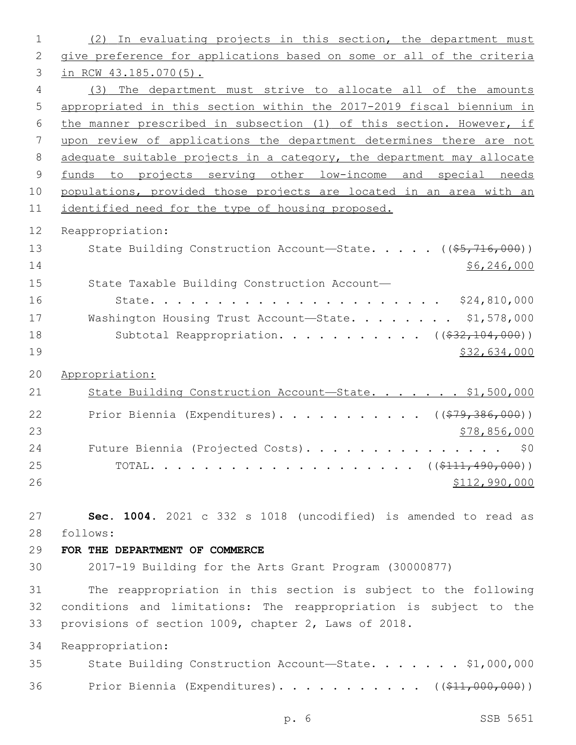(2) In evaluating projects in this section, the department must give preference for applications based on some or all of the criteria in RCW 43.185.070(5).

(3) The department must strive to allocate all of the amounts appropriated in this section within the 2017-2019 fiscal biennium in the manner prescribed in subsection (1) of this section. However, if upon review of applications the department determines there are not adequate suitable projects in a category, the department may allocate funds to projects serving other low-income and special needs populations, provided those projects are located in an area with an identified need for the type of housing proposed.

Reappropriation:

State Building Construction Account—State. . . . . (($5,716,000)) $6,246,000

State Taxable Building Construction Account—State. . . . . . . . . . . . . . . . . . . . . . $24,810,000

Washington Housing Trust Account—State. . . . . . . . $1,578,000

Subtotal Reappropriation. . . . . . . . . . . (($32,104,000)) $32,634,000

Appropriation:

State Building Construction Account—State. . . . . . . $1,500,000

Prior Biennia (Expenditures). . . . . . . . . . . (($79,386,000)) $78,856,000

Future Biennia (Projected Costs). . . . . . . . . . . . . . . . $0

TOTAL. . . . . . . . . . . . . . . . . . . . . (($111,490,000)) $112,990,000

**Sec. 1004.** 2021 c 332 s 1018 (uncodified) is amended to read as follows:

**FOR THE DEPARTMENT OF COMMERCE**

2017-19 Building for the Arts Grant Program (30000877)

The reappropriation in this section is subject to the following conditions and limitations: The reappropriation is subject to the provisions of section 1009, chapter 2, Laws of 2018.

Reappropriation:

State Building Construction Account—State. . . . . . . $1,000,000

Prior Biennia (Expenditures). . . . . . . . . . . (($11,000,000))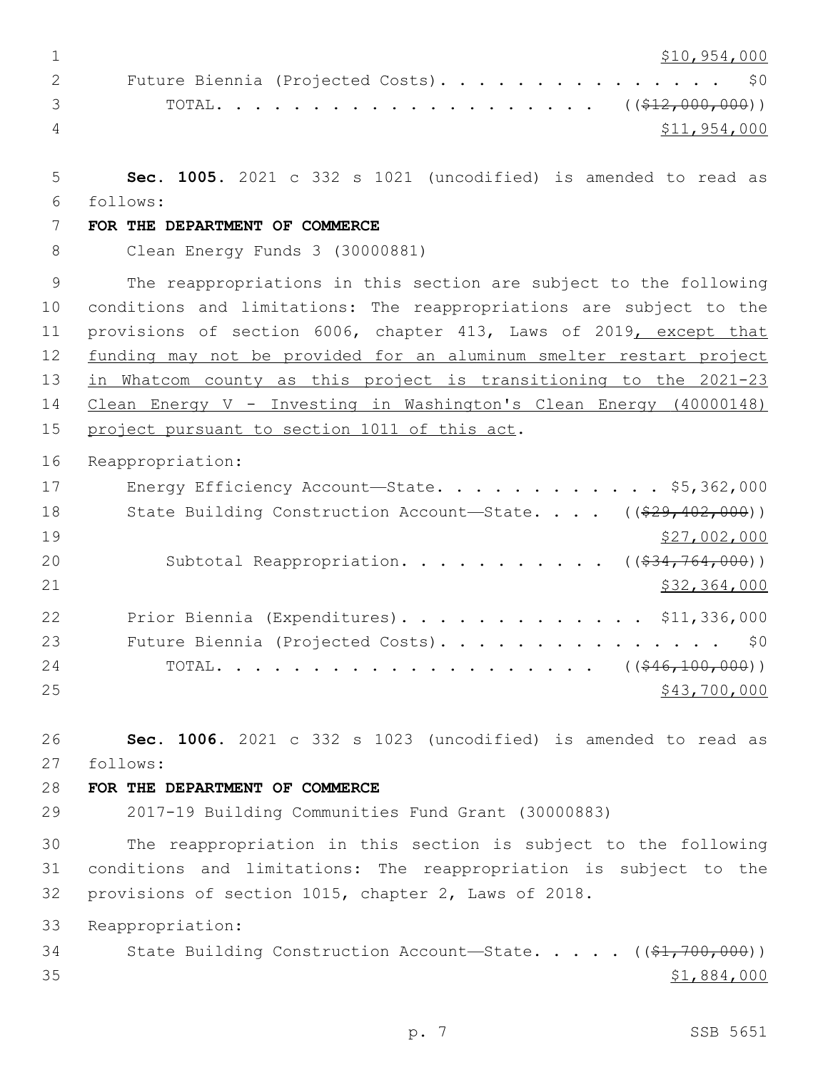$10,954,000

Future Biennia (Projected Costs). . . . . . . . . . . . . . . . $0

TOTAL. . . . . . . . . . . . . . . . . . . . ~~(($12,000,000))~~ $11,954,000

**Sec. 1005.** 2021 c 332 s 1021 (uncodified) is amended to read as follows:

**FOR THE DEPARTMENT OF COMMERCE**

Clean Energy Funds 3 (30000881)

The reappropriations in this section are subject to the following conditions and limitations: The reappropriations are subject to the provisions of section 6006, chapter 413, Laws of 2019, except that funding may not be provided for an aluminum smelter restart project in Whatcom county as this project is transitioning to the 2021-23 Clean Energy V - Investing in Washington's Clean Energy (40000148) project pursuant to section 1011 of this act.

Reappropriation:

Energy Efficiency Account—State. . . . . . . . . . . . $5,362,000

State Building Construction Account—State. . . . ~~(($29,402,000))~~ $27,002,000

Subtotal Reappropriation. . . . . . . . . . . ~~(($34,764,000))~~ $32,364,000

Prior Biennia (Expenditures). . . . . . . . . . . . . $11,336,000

Future Biennia (Projected Costs). . . . . . . . . . . . . . . . $0

TOTAL. . . . . . . . . . . . . . . . . . . . ~~(($46,100,000))~~ $43,700,000

**Sec. 1006.** 2021 c 332 s 1023 (uncodified) is amended to read as follows:

**FOR THE DEPARTMENT OF COMMERCE**

2017-19 Building Communities Fund Grant (30000883)

The reappropriation in this section is subject to the following conditions and limitations: The reappropriation is subject to the provisions of section 1015, chapter 2, Laws of 2018.

Reappropriation:

State Building Construction Account—State. . . . . ~~(($1,700,000))~~ $1,884,000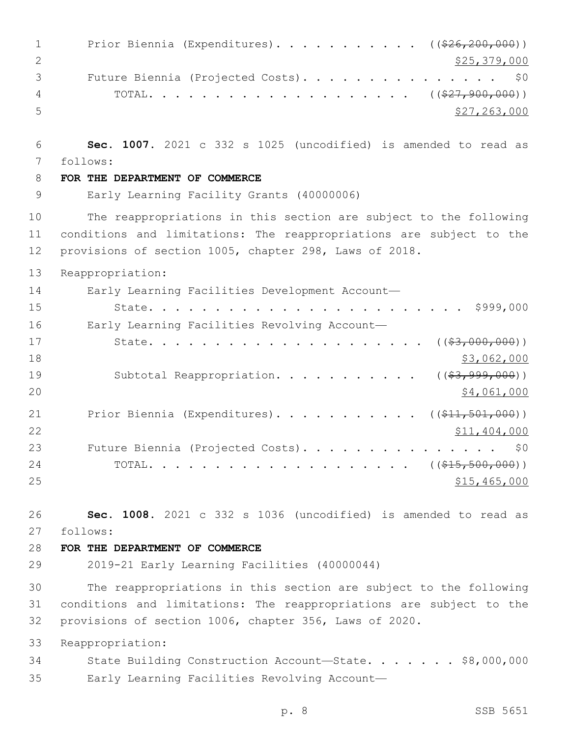Prior Biennia (Expenditures). . . . . . . . . . . ((~~$26,200,000~~))
$25,379,000

Future Biennia (Projected Costs). . . . . . . . . . . . . . . . $0

TOTAL. . . . . . . . . . . . . . . . . . . . ((~~$27,900,000~~))
$27,263,000

**Sec. 1007.** 2021 c 332 s 1025 (uncodified) is amended to read as follows:

**FOR THE DEPARTMENT OF COMMERCE**

Early Learning Facility Grants (40000006)

The reappropriations in this section are subject to the following conditions and limitations: The reappropriations are subject to the provisions of section 1005, chapter 298, Laws of 2018.

Reappropriation:

Early Learning Facilities Development Account—State. . . . . . . . . . . . . . . . . . . . . . . . $999,000

Early Learning Facilities Revolving Account—State. . . . . . . . . . . . . . . . . . . . ((~~$3,000,000~~))
$3,062,000

Subtotal Reappropriation. . . . . . . . . . . ((~~$3,999,000~~))
$4,061,000

Prior Biennia (Expenditures). . . . . . . . . . . ((~~$11,501,000~~))
$11,404,000

Future Biennia (Projected Costs). . . . . . . . . . . . . . . . $0

TOTAL. . . . . . . . . . . . . . . . . . . . ((~~$15,500,000~~))
$15,465,000

**Sec. 1008.** 2021 c 332 s 1036 (uncodified) is amended to read as follows:

**FOR THE DEPARTMENT OF COMMERCE**

2019-21 Early Learning Facilities (40000044)

The reappropriations in this section are subject to the following conditions and limitations: The reappropriations are subject to the provisions of section 1006, chapter 356, Laws of 2020.

Reappropriation:

State Building Construction Account—State. . . . . . . $8,000,000

Early Learning Facilities Revolving Account—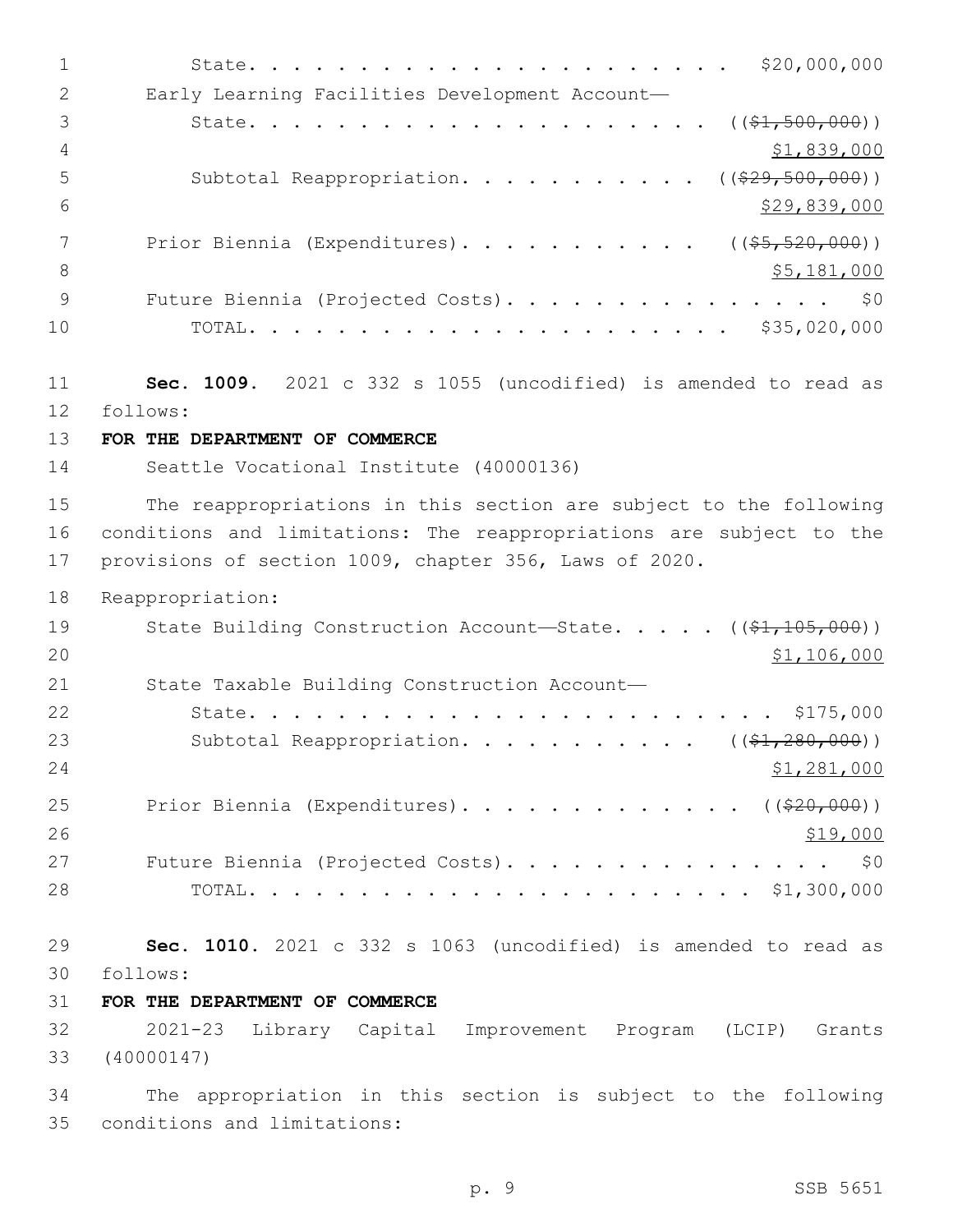State. . . . . . . . . . . . . . . . . . . . . . $20,000,000

Early Learning Facilities Development Account—

State. . . . . . . . . . . . . . . . . . . . . ((~~$1,500,000~~))

<u>$1,839,000</u>

Subtotal Reappropriation. . . . . . . . . . . ((~~$29,500,000~~))

<u>$29,839,000</u>

Prior Biennia (Expenditures). . . . . . . . . . . ((~~$5,520,000~~))

<u>$5,181,000</u>

Future Biennia (Projected Costs). . . . . . . . . . . . . . . . $0

TOTAL. . . . . . . . . . . . . . . . . . . . . . $35,020,000

**Sec. 1009.** 2021 c 332 s 1055 (uncodified) is amended to read as follows:

**FOR THE DEPARTMENT OF COMMERCE**

Seattle Vocational Institute (40000136)

The reappropriations in this section are subject to the following conditions and limitations: The reappropriations are subject to the provisions of section 1009, chapter 356, Laws of 2020.

Reappropriation:

State Building Construction Account—State. . . . . ((~~$1,105,000~~))

<u>$1,106,000</u>

State Taxable Building Construction Account—

State. . . . . . . . . . . . . . . . . . . . . . . . $175,000

Subtotal Reappropriation. . . . . . . . . . . ((~~$1,280,000~~))

<u>$1,281,000</u>

Prior Biennia (Expenditures). . . . . . . . . . . . . ((~~$20,000~~))

<u>$19,000</u>

Future Biennia (Projected Costs). . . . . . . . . . . . . . . . $0

TOTAL. . . . . . . . . . . . . . . . . . . . . . . $1,300,000

**Sec. 1010.** 2021 c 332 s 1063 (uncodified) is amended to read as follows:

**FOR THE DEPARTMENT OF COMMERCE**

2021-23 Library Capital Improvement Program (LCIP) Grants (40000147)

The appropriation in this section is subject to the following conditions and limitations: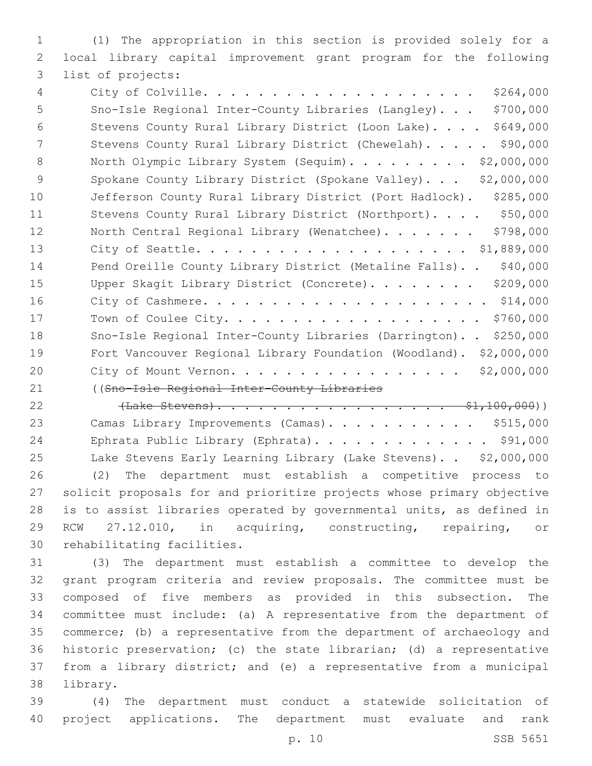(1) The appropriation in this section is provided solely for a local library capital improvement grant program for the following list of projects:

| Project | Amount |
| --- | --- |
| City of Colville | $264,000 |
| Sno-Isle Regional Inter-County Libraries (Langley) | $700,000 |
| Stevens County Rural Library District (Loon Lake) | $649,000 |
| Stevens County Rural Library District (Chewelah) | $90,000 |
| North Olympic Library System (Sequim) | $2,000,000 |
| Spokane County Library District (Spokane Valley) | $2,000,000 |
| Jefferson County Rural Library District (Port Hadlock) | $285,000 |
| Stevens County Rural Library District (Northport) | $50,000 |
| North Central Regional Library (Wenatchee) | $798,000 |
| City of Seattle | $1,889,000 |
| Pend Oreille County Library District (Metaline Falls) | $40,000 |
| Upper Skagit Library District (Concrete) | $209,000 |
| City of Cashmere | $14,000 |
| Town of Coulee City | $760,000 |
| Sno-Isle Regional Inter-County Libraries (Darrington) | $250,000 |
| Fort Vancouver Regional Library Foundation (Woodland) | $2,000,000 |
| City of Mount Vernon | $2,000,000 |
| ((~~Sno-Isle Regional Inter-County Libraries (Lake Stevens)~~ | ~~$1,100,000~~)) |
| Camas Library Improvements (Camas) | $515,000 |
| Ephrata Public Library (Ephrata) | $91,000 |
| Lake Stevens Early Learning Library (Lake Stevens) | $2,000,000 |

(2) The department must establish a competitive process to solicit proposals for and prioritize projects whose primary objective is to assist libraries operated by governmental units, as defined in RCW 27.12.010, in acquiring, constructing, repairing, or rehabilitating facilities.

(3) The department must establish a committee to develop the grant program criteria and review proposals. The committee must be composed of five members as provided in this subsection. The committee must include: (a) A representative from the department of commerce; (b) a representative from the department of archaeology and historic preservation; (c) the state librarian; (d) a representative from a library district; and (e) a representative from a municipal library.

(4) The department must conduct a statewide solicitation of project applications. The department must evaluate and rank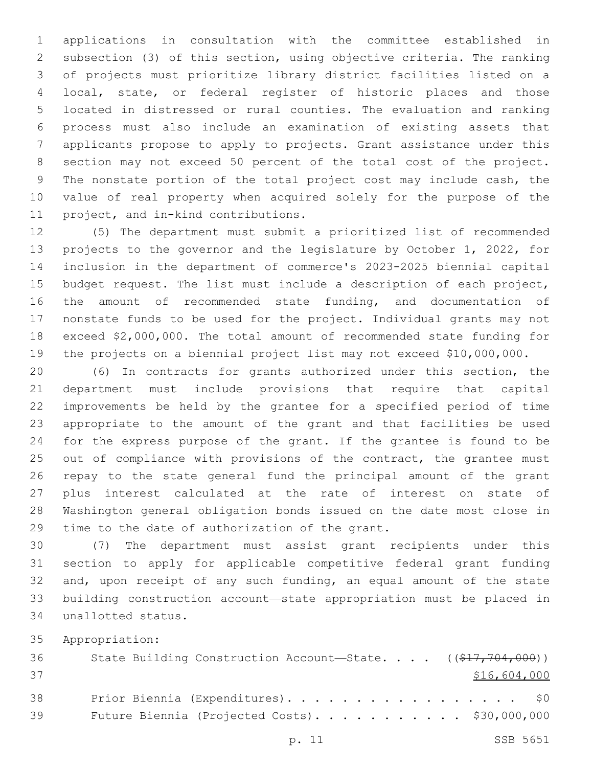applications in consultation with the committee established in subsection (3) of this section, using objective criteria. The ranking of projects must prioritize library district facilities listed on a local, state, or federal register of historic places and those located in distressed or rural counties. The evaluation and ranking process must also include an examination of existing assets that applicants propose to apply to projects. Grant assistance under this section may not exceed 50 percent of the total cost of the project. The nonstate portion of the total project cost may include cash, the value of real property when acquired solely for the purpose of the project, and in-kind contributions.

(5) The department must submit a prioritized list of recommended projects to the governor and the legislature by October 1, 2022, for inclusion in the department of commerce's 2023-2025 biennial capital budget request. The list must include a description of each project, the amount of recommended state funding, and documentation of nonstate funds to be used for the project. Individual grants may not exceed $2,000,000. The total amount of recommended state funding for the projects on a biennial project list may not exceed $10,000,000.

(6) In contracts for grants authorized under this section, the department must include provisions that require that capital improvements be held by the grantee for a specified period of time appropriate to the amount of the grant and that facilities be used for the express purpose of the grant. If the grantee is found to be out of compliance with provisions of the contract, the grantee must repay to the state general fund the principal amount of the grant plus interest calculated at the rate of interest on state of Washington general obligation bonds issued on the date most close in time to the date of authorization of the grant.

(7) The department must assist grant recipients under this section to apply for applicable competitive federal grant funding and, upon receipt of any such funding, an equal amount of the state building construction account—state appropriation must be placed in unallotted status.

Appropriation:

State Building Construction Account—State. . . . (( ~~$17,704,000~~ )) <u>$16,604,000</u>

Prior Biennia (Expenditures). . . . . . . . . . . . . . . . . . $0

Future Biennia (Projected Costs). . . . . . . . . . . $30,000,000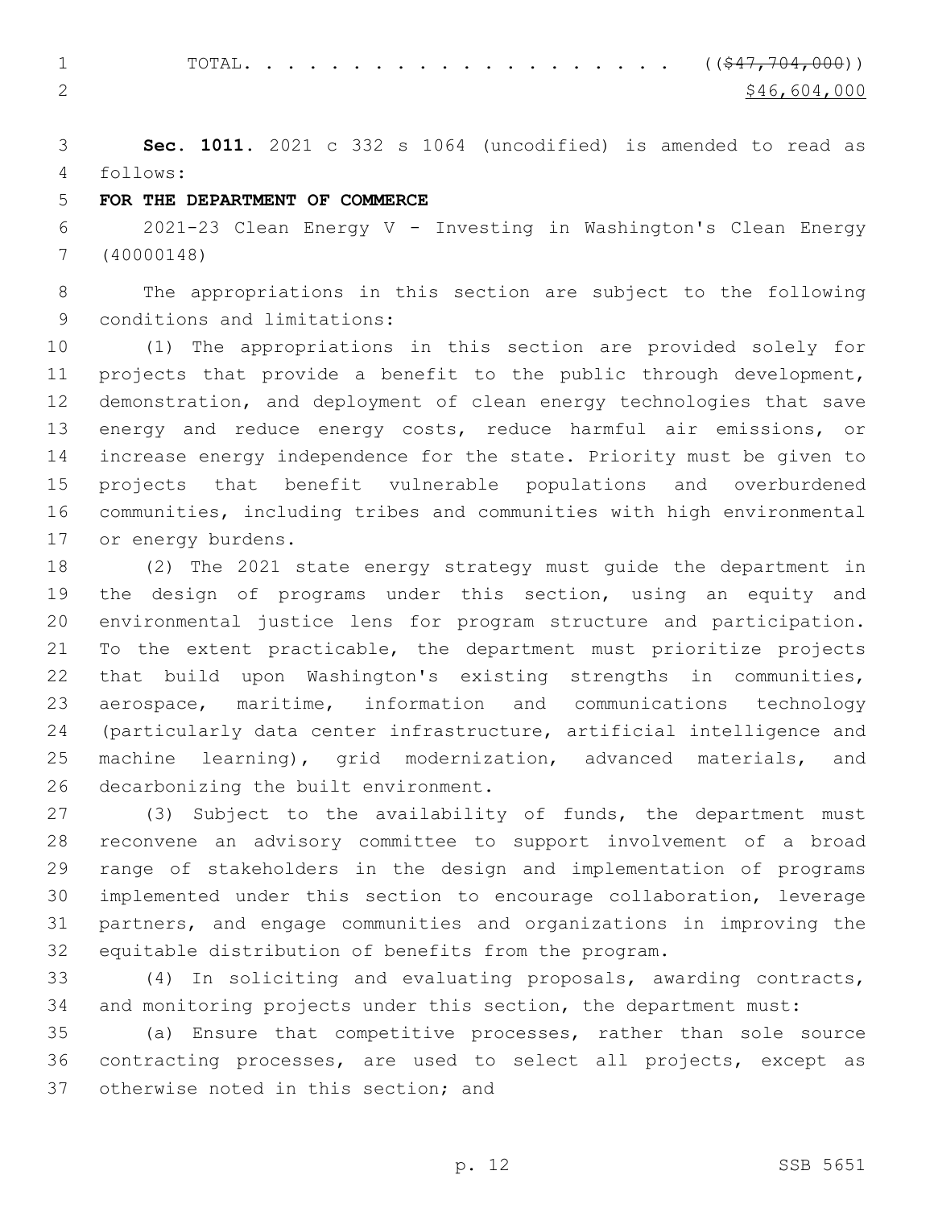TOTAL. . . . . . . . . . . . . . . . . . . . . ((~~$47,704,000~~))
$46,604,000

**Sec. 1011.** 2021 c 332 s 1064 (uncodified) is amended to read as follows:

**FOR THE DEPARTMENT OF COMMERCE**

2021-23 Clean Energy V - Investing in Washington's Clean Energy (40000148)

The appropriations in this section are subject to the following conditions and limitations:

(1) The appropriations in this section are provided solely for projects that provide a benefit to the public through development, demonstration, and deployment of clean energy technologies that save energy and reduce energy costs, reduce harmful air emissions, or increase energy independence for the state. Priority must be given to projects that benefit vulnerable populations and overburdened communities, including tribes and communities with high environmental or energy burdens.

(2) The 2021 state energy strategy must guide the department in the design of programs under this section, using an equity and environmental justice lens for program structure and participation. To the extent practicable, the department must prioritize projects that build upon Washington's existing strengths in communities, aerospace, maritime, information and communications technology (particularly data center infrastructure, artificial intelligence and machine learning), grid modernization, advanced materials, and decarbonizing the built environment.

(3) Subject to the availability of funds, the department must reconvene an advisory committee to support involvement of a broad range of stakeholders in the design and implementation of programs implemented under this section to encourage collaboration, leverage partners, and engage communities and organizations in improving the equitable distribution of benefits from the program.

(4) In soliciting and evaluating proposals, awarding contracts, and monitoring projects under this section, the department must:

(a) Ensure that competitive processes, rather than sole source contracting processes, are used to select all projects, except as otherwise noted in this section; and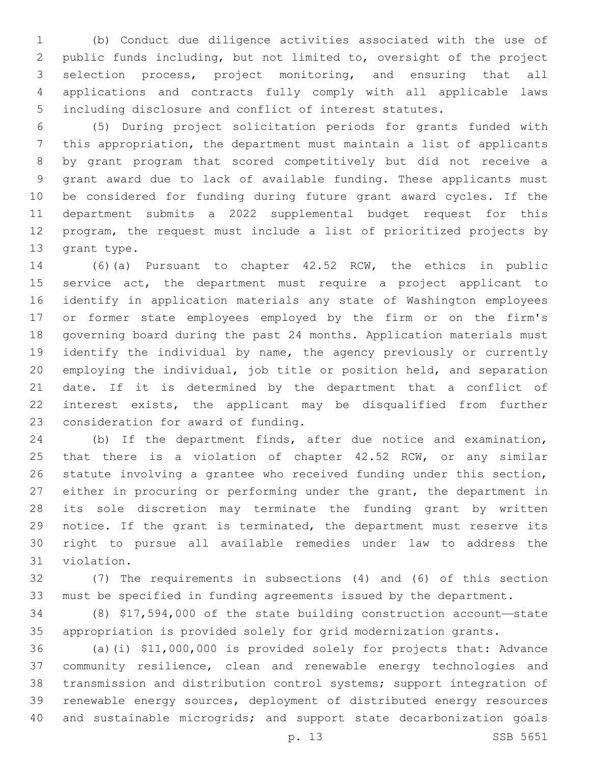(b) Conduct due diligence activities associated with the use of public funds including, but not limited to, oversight of the project selection process, project monitoring, and ensuring that all applications and contracts fully comply with all applicable laws including disclosure and conflict of interest statutes.

(5) During project solicitation periods for grants funded with this appropriation, the department must maintain a list of applicants by grant program that scored competitively but did not receive a grant award due to lack of available funding. These applicants must be considered for funding during future grant award cycles. If the department submits a 2022 supplemental budget request for this program, the request must include a list of prioritized projects by grant type.

(6)(a) Pursuant to chapter 42.52 RCW, the ethics in public service act, the department must require a project applicant to identify in application materials any state of Washington employees or former state employees employed by the firm or on the firm's governing board during the past 24 months. Application materials must identify the individual by name, the agency previously or currently employing the individual, job title or position held, and separation date. If it is determined by the department that a conflict of interest exists, the applicant may be disqualified from further consideration for award of funding.

(b) If the department finds, after due notice and examination, that there is a violation of chapter 42.52 RCW, or any similar statute involving a grantee who received funding under this section, either in procuring or performing under the grant, the department in its sole discretion may terminate the funding grant by written notice. If the grant is terminated, the department must reserve its right to pursue all available remedies under law to address the violation.

(7) The requirements in subsections (4) and (6) of this section must be specified in funding agreements issued by the department.

(8) $17,594,000 of the state building construction account—state appropriation is provided solely for grid modernization grants.

(a)(i) $11,000,000 is provided solely for projects that: Advance community resilience, clean and renewable energy technologies and transmission and distribution control systems; support integration of renewable energy sources, deployment of distributed energy resources and sustainable microgrids; and support state decarbonization goals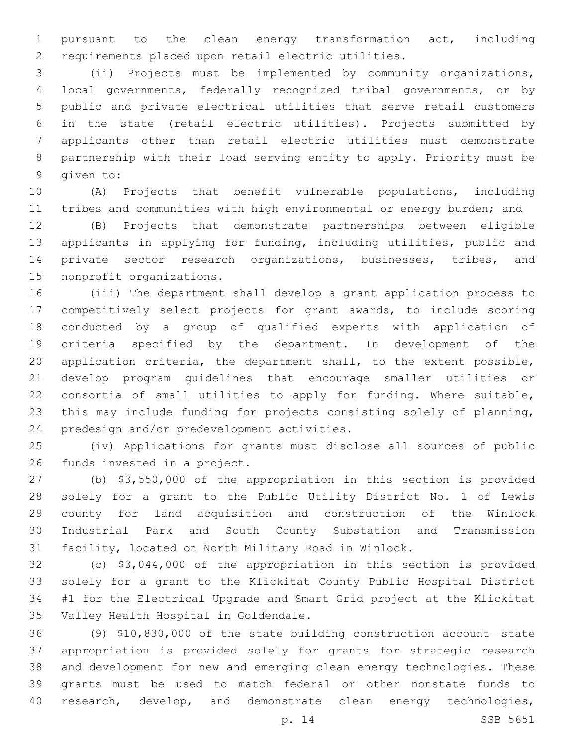pursuant to the clean energy transformation act, including requirements placed upon retail electric utilities.

(ii) Projects must be implemented by community organizations, local governments, federally recognized tribal governments, or by public and private electrical utilities that serve retail customers in the state (retail electric utilities). Projects submitted by applicants other than retail electric utilities must demonstrate partnership with their load serving entity to apply. Priority must be given to:

(A) Projects that benefit vulnerable populations, including tribes and communities with high environmental or energy burden; and

(B) Projects that demonstrate partnerships between eligible applicants in applying for funding, including utilities, public and private sector research organizations, businesses, tribes, and nonprofit organizations.

(iii) The department shall develop a grant application process to competitively select projects for grant awards, to include scoring conducted by a group of qualified experts with application of criteria specified by the department. In development of the application criteria, the department shall, to the extent possible, develop program guidelines that encourage smaller utilities or consortia of small utilities to apply for funding. Where suitable, this may include funding for projects consisting solely of planning, predesign and/or predevelopment activities.

(iv) Applications for grants must disclose all sources of public funds invested in a project.

(b) $3,550,000 of the appropriation in this section is provided solely for a grant to the Public Utility District No. 1 of Lewis county for land acquisition and construction of the Winlock Industrial Park and South County Substation and Transmission facility, located on North Military Road in Winlock.

(c) $3,044,000 of the appropriation in this section is provided solely for a grant to the Klickitat County Public Hospital District #1 for the Electrical Upgrade and Smart Grid project at the Klickitat Valley Health Hospital in Goldendale.

(9) $10,830,000 of the state building construction account—state appropriation is provided solely for grants for strategic research and development for new and emerging clean energy technologies. These grants must be used to match federal or other nonstate funds to research, develop, and demonstrate clean energy technologies,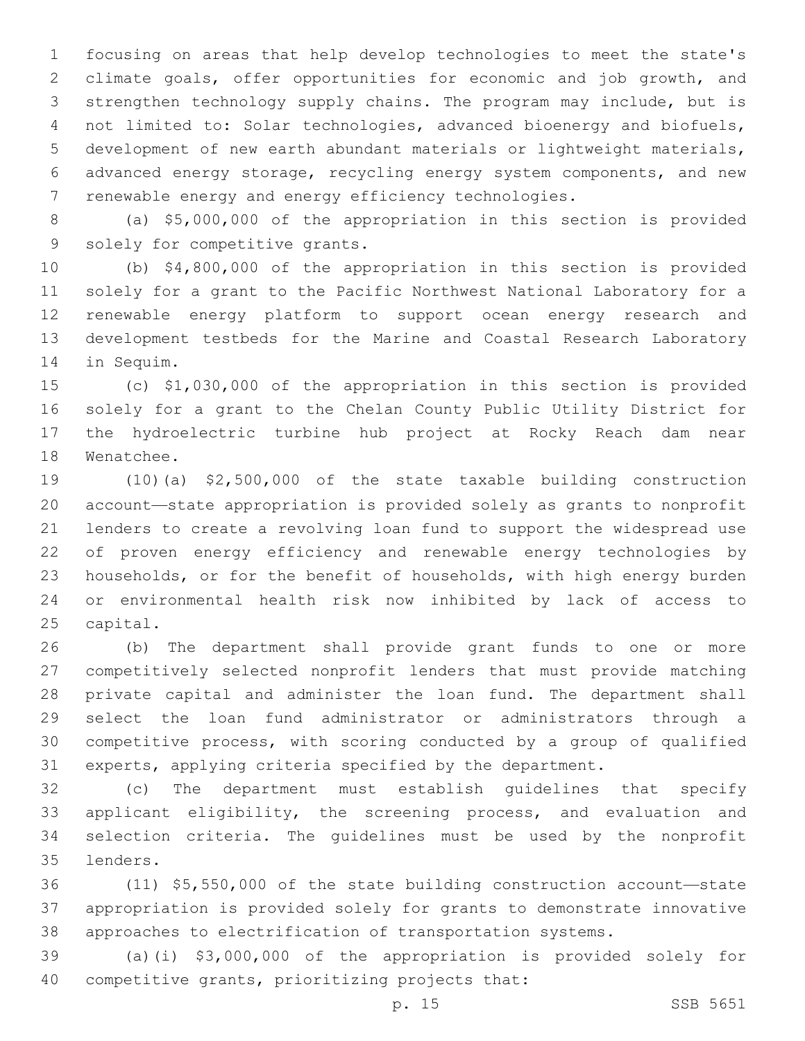focusing on areas that help develop technologies to meet the state's climate goals, offer opportunities for economic and job growth, and strengthen technology supply chains. The program may include, but is not limited to: Solar technologies, advanced bioenergy and biofuels, development of new earth abundant materials or lightweight materials, advanced energy storage, recycling energy system components, and new renewable energy and energy efficiency technologies.

(a) $5,000,000 of the appropriation in this section is provided solely for competitive grants.

(b) $4,800,000 of the appropriation in this section is provided solely for a grant to the Pacific Northwest National Laboratory for a renewable energy platform to support ocean energy research and development testbeds for the Marine and Coastal Research Laboratory in Sequim.

(c) $1,030,000 of the appropriation in this section is provided solely for a grant to the Chelan County Public Utility District for the hydroelectric turbine hub project at Rocky Reach dam near Wenatchee.

(10)(a) $2,500,000 of the state taxable building construction account—state appropriation is provided solely as grants to nonprofit lenders to create a revolving loan fund to support the widespread use of proven energy efficiency and renewable energy technologies by households, or for the benefit of households, with high energy burden or environmental health risk now inhibited by lack of access to capital.

(b) The department shall provide grant funds to one or more competitively selected nonprofit lenders that must provide matching private capital and administer the loan fund. The department shall select the loan fund administrator or administrators through a competitive process, with scoring conducted by a group of qualified experts, applying criteria specified by the department.

(c) The department must establish guidelines that specify applicant eligibility, the screening process, and evaluation and selection criteria. The guidelines must be used by the nonprofit lenders.

(11) $5,550,000 of the state building construction account—state appropriation is provided solely for grants to demonstrate innovative approaches to electrification of transportation systems.

(a)(i) $3,000,000 of the appropriation is provided solely for competitive grants, prioritizing projects that: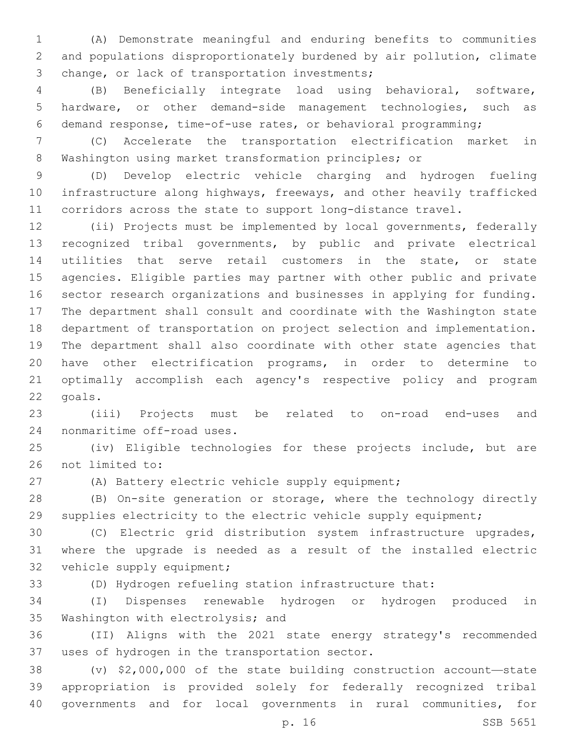(A) Demonstrate meaningful and enduring benefits to communities and populations disproportionately burdened by air pollution, climate change, or lack of transportation investments;

(B) Beneficially integrate load using behavioral, software, hardware, or other demand-side management technologies, such as demand response, time-of-use rates, or behavioral programming;

(C) Accelerate the transportation electrification market in Washington using market transformation principles; or

(D) Develop electric vehicle charging and hydrogen fueling infrastructure along highways, freeways, and other heavily trafficked corridors across the state to support long-distance travel.

(ii) Projects must be implemented by local governments, federally recognized tribal governments, by public and private electrical utilities that serve retail customers in the state, or state agencies. Eligible parties may partner with other public and private sector research organizations and businesses in applying for funding. The department shall consult and coordinate with the Washington state department of transportation on project selection and implementation. The department shall also coordinate with other state agencies that have other electrification programs, in order to determine to optimally accomplish each agency's respective policy and program goals.

(iii) Projects must be related to on-road end-uses and nonmaritime off-road uses.

(iv) Eligible technologies for these projects include, but are not limited to:

(A) Battery electric vehicle supply equipment;

(B) On-site generation or storage, where the technology directly supplies electricity to the electric vehicle supply equipment;

(C) Electric grid distribution system infrastructure upgrades, where the upgrade is needed as a result of the installed electric vehicle supply equipment;

(D) Hydrogen refueling station infrastructure that:

(I) Dispenses renewable hydrogen or hydrogen produced in Washington with electrolysis; and

(II) Aligns with the 2021 state energy strategy's recommended uses of hydrogen in the transportation sector.

(v) $2,000,000 of the state building construction account—state appropriation is provided solely for federally recognized tribal governments and for local governments in rural communities, for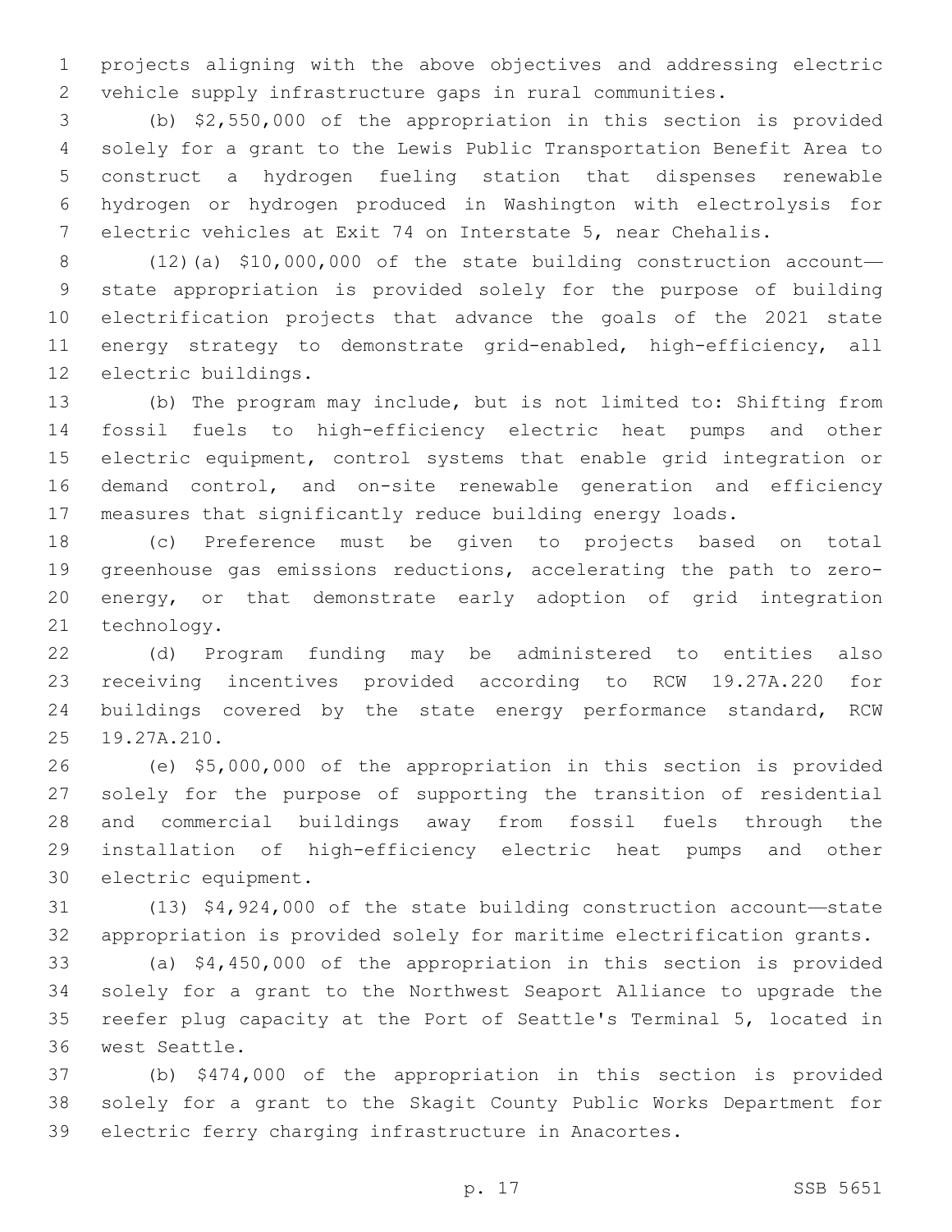projects aligning with the above objectives and addressing electric vehicle supply infrastructure gaps in rural communities.

(b) $2,550,000 of the appropriation in this section is provided solely for a grant to the Lewis Public Transportation Benefit Area to construct a hydrogen fueling station that dispenses renewable hydrogen or hydrogen produced in Washington with electrolysis for electric vehicles at Exit 74 on Interstate 5, near Chehalis.

(12)(a) $10,000,000 of the state building construction account—state appropriation is provided solely for the purpose of building electrification projects that advance the goals of the 2021 state energy strategy to demonstrate grid-enabled, high-efficiency, all electric buildings.

(b) The program may include, but is not limited to: Shifting from fossil fuels to high-efficiency electric heat pumps and other electric equipment, control systems that enable grid integration or demand control, and on-site renewable generation and efficiency measures that significantly reduce building energy loads.

(c) Preference must be given to projects based on total greenhouse gas emissions reductions, accelerating the path to zero-energy, or that demonstrate early adoption of grid integration technology.

(d) Program funding may be administered to entities also receiving incentives provided according to RCW 19.27A.220 for buildings covered by the state energy performance standard, RCW 19.27A.210.

(e) $5,000,000 of the appropriation in this section is provided solely for the purpose of supporting the transition of residential and commercial buildings away from fossil fuels through the installation of high-efficiency electric heat pumps and other electric equipment.

(13) $4,924,000 of the state building construction account—state appropriation is provided solely for maritime electrification grants.

(a) $4,450,000 of the appropriation in this section is provided solely for a grant to the Northwest Seaport Alliance to upgrade the reefer plug capacity at the Port of Seattle's Terminal 5, located in west Seattle.

(b) $474,000 of the appropriation in this section is provided solely for a grant to the Skagit County Public Works Department for electric ferry charging infrastructure in Anacortes.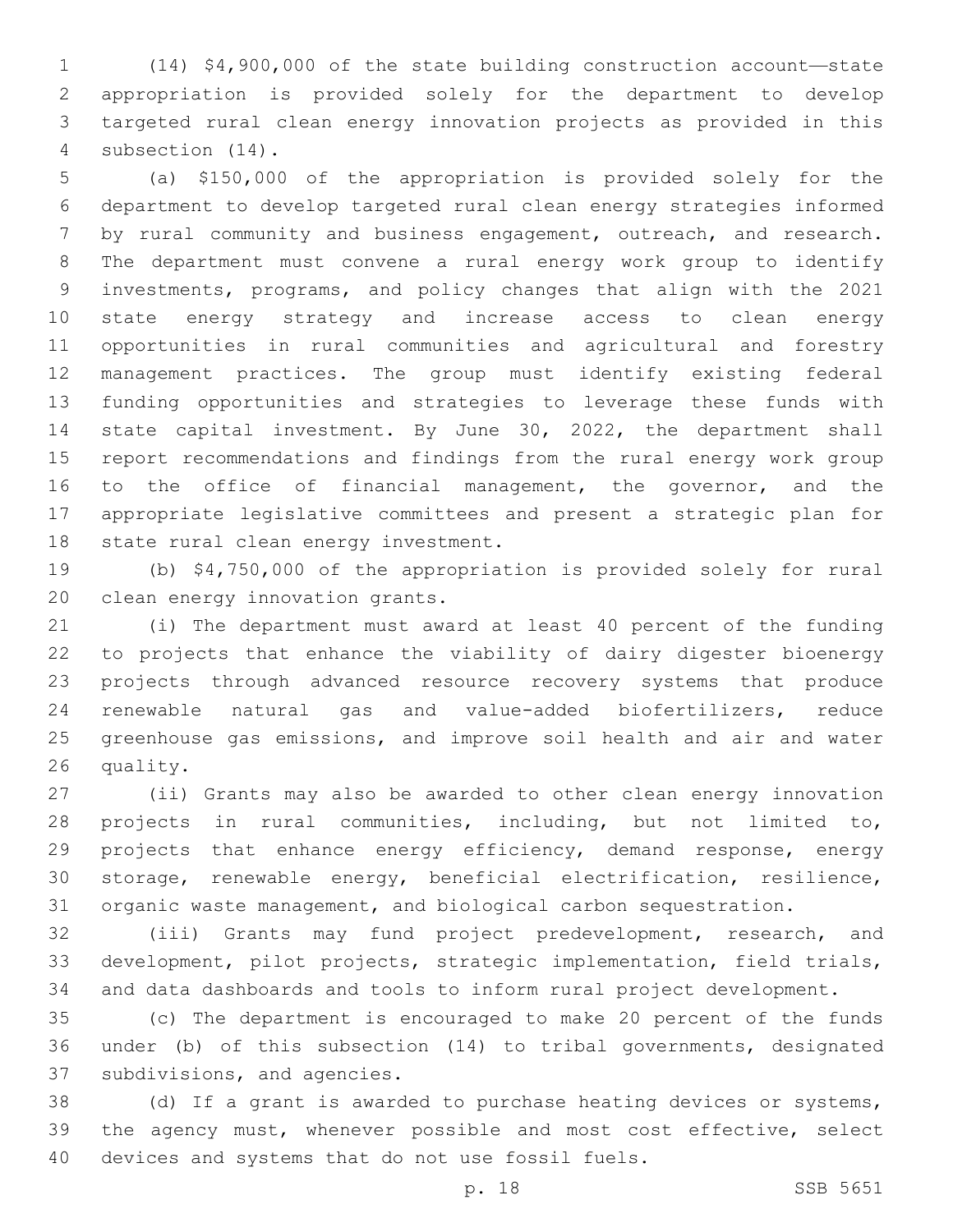(14) $4,900,000 of the state building construction account—state appropriation is provided solely for the department to develop targeted rural clean energy innovation projects as provided in this subsection (14).

(a) $150,000 of the appropriation is provided solely for the department to develop targeted rural clean energy strategies informed by rural community and business engagement, outreach, and research. The department must convene a rural energy work group to identify investments, programs, and policy changes that align with the 2021 state energy strategy and increase access to clean energy opportunities in rural communities and agricultural and forestry management practices. The group must identify existing federal funding opportunities and strategies to leverage these funds with state capital investment. By June 30, 2022, the department shall report recommendations and findings from the rural energy work group to the office of financial management, the governor, and the appropriate legislative committees and present a strategic plan for state rural clean energy investment.

(b) $4,750,000 of the appropriation is provided solely for rural clean energy innovation grants.

(i) The department must award at least 40 percent of the funding to projects that enhance the viability of dairy digester bioenergy projects through advanced resource recovery systems that produce renewable natural gas and value-added biofertilizers, reduce greenhouse gas emissions, and improve soil health and air and water quality.

(ii) Grants may also be awarded to other clean energy innovation projects in rural communities, including, but not limited to, projects that enhance energy efficiency, demand response, energy storage, renewable energy, beneficial electrification, resilience, organic waste management, and biological carbon sequestration.

(iii) Grants may fund project predevelopment, research, and development, pilot projects, strategic implementation, field trials, and data dashboards and tools to inform rural project development.

(c) The department is encouraged to make 20 percent of the funds under (b) of this subsection (14) to tribal governments, designated subdivisions, and agencies.

(d) If a grant is awarded to purchase heating devices or systems, the agency must, whenever possible and most cost effective, select devices and systems that do not use fossil fuels.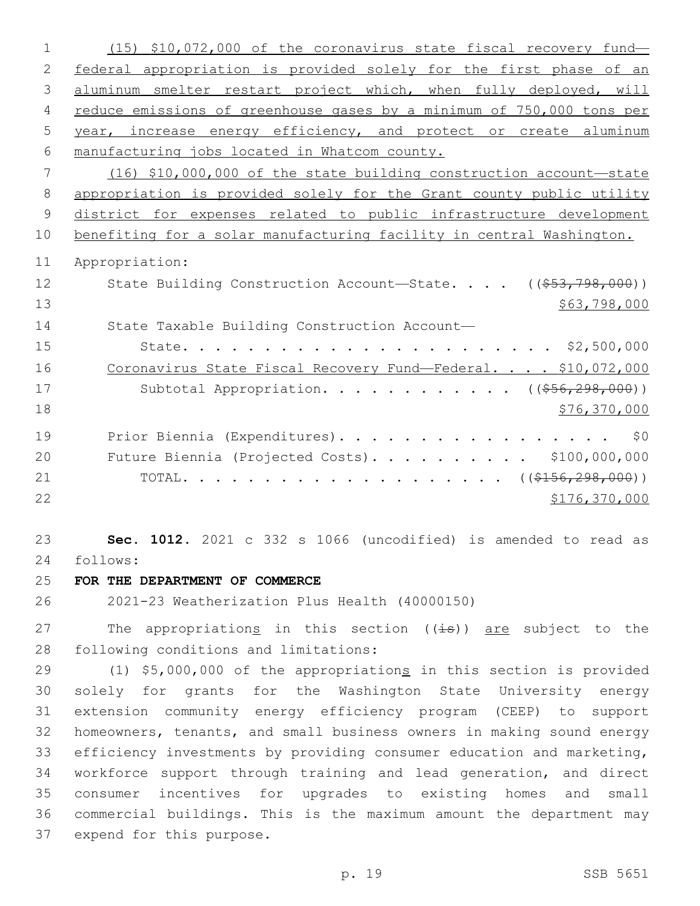(15) $10,072,000 of the coronavirus state fiscal recovery fund—federal appropriation is provided solely for the first phase of an aluminum smelter restart project which, when fully deployed, will reduce emissions of greenhouse gases by a minimum of 750,000 tons per year, increase energy efficiency, and protect or create aluminum manufacturing jobs located in Whatcom county.

(16) $10,000,000 of the state building construction account—state appropriation is provided solely for the Grant county public utility district for expenses related to public infrastructure development benefiting for a solar manufacturing facility in central Washington.

Appropriation:

State Building Construction Account—State. . . . (($53,798,000)) $63,798,000

State Taxable Building Construction Account—State. . . . . . . . . . . . . . . . . . . . . . . . $2,500,000

Coronavirus State Fiscal Recovery Fund—Federal. . . . $10,072,000

Subtotal Appropriation. . . . . . . . . . . . (($56,298,000)) $76,370,000

Prior Biennia (Expenditures). . . . . . . . . . . . . . . . . . $0

Future Biennia (Projected Costs). . . . . . . . . . . $100,000,000

TOTAL. . . . . . . . . . . . . . . . . . . . . (($156,298,000)) $176,370,000

**Sec. 1012.** 2021 c 332 s 1066 (uncodified) is amended to read as follows:

**FOR THE DEPARTMENT OF COMMERCE**

2021-23 Weatherization Plus Health (40000150)

The appropriations in this section ((is)) are subject to the following conditions and limitations:

(1) $5,000,000 of the appropriations in this section is provided solely for grants for the Washington State University energy extension community energy efficiency program (CEEP) to support homeowners, tenants, and small business owners in making sound energy efficiency investments by providing consumer education and marketing, workforce support through training and lead generation, and direct consumer incentives for upgrades to existing homes and small commercial buildings. This is the maximum amount the department may expend for this purpose.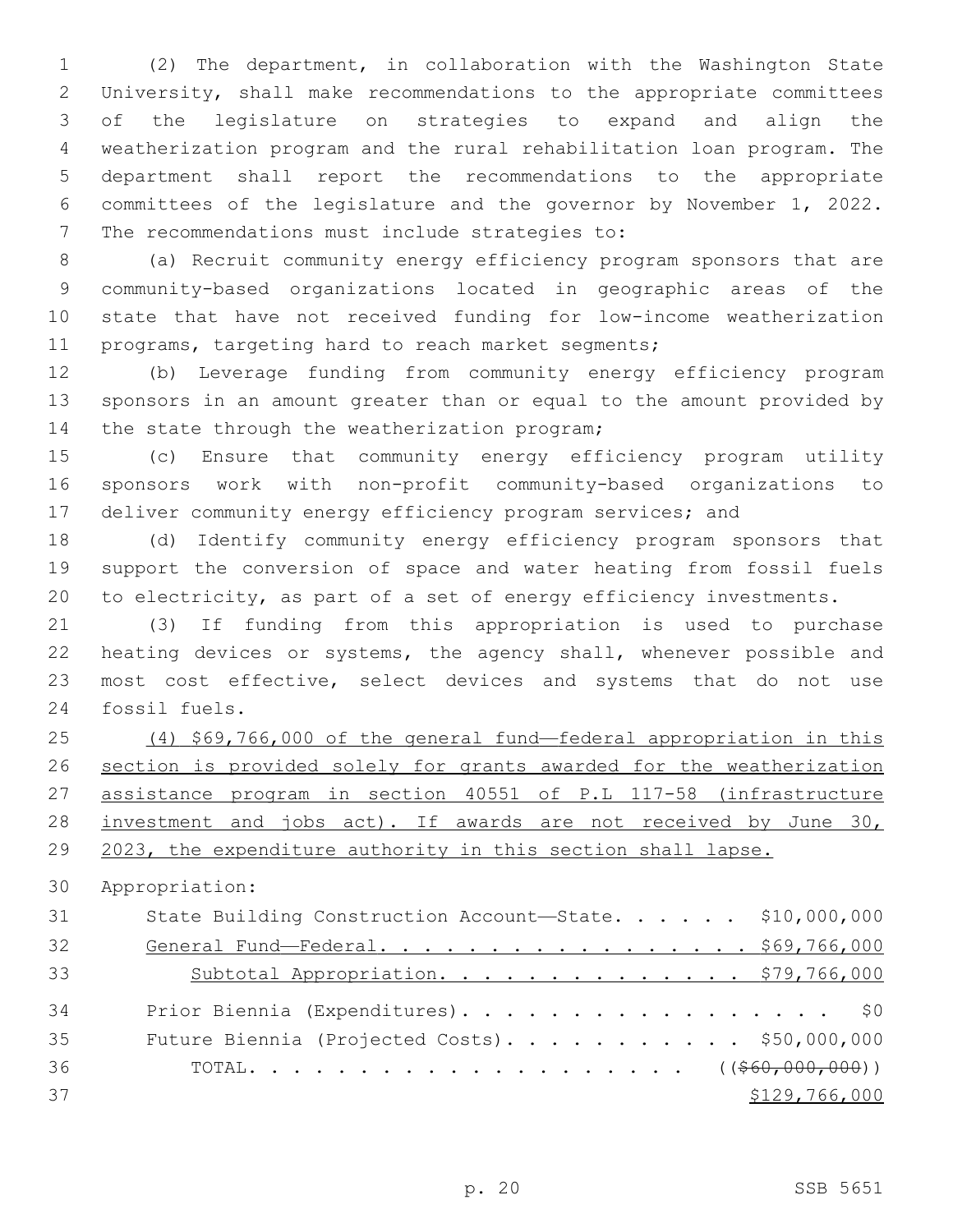(2) The department, in collaboration with the Washington State University, shall make recommendations to the appropriate committees of the legislature on strategies to expand and align the weatherization program and the rural rehabilitation loan program. The department shall report the recommendations to the appropriate committees of the legislature and the governor by November 1, 2022. The recommendations must include strategies to:

(a) Recruit community energy efficiency program sponsors that are community-based organizations located in geographic areas of the state that have not received funding for low-income weatherization programs, targeting hard to reach market segments;

(b) Leverage funding from community energy efficiency program sponsors in an amount greater than or equal to the amount provided by the state through the weatherization program;

(c) Ensure that community energy efficiency program utility sponsors work with non-profit community-based organizations to deliver community energy efficiency program services; and

(d) Identify community energy efficiency program sponsors that support the conversion of space and water heating from fossil fuels to electricity, as part of a set of energy efficiency investments.

(3) If funding from this appropriation is used to purchase heating devices or systems, the agency shall, whenever possible and most cost effective, select devices and systems that do not use fossil fuels.

<u>(4) $69,766,000 of the general fund—federal appropriation in this section is provided solely for grants awarded for the weatherization assistance program in section 40551 of P.L 117-58 (infrastructure investment and jobs act). If awards are not received by June 30, 2023, the expenditure authority in this section shall lapse.</u>

Appropriation:

| | |
|---|---|
| State Building Construction Account—State. . . . . . | $10,000,000 |
| <u>General Fund—Federal. . . . . . . . . . . . . . . . . .</u> | <u>$69,766,000</u> |
| <u>Subtotal Appropriation. . . . . . . . . . . . . .</u> | <u>$79,766,000</u> |
| Prior Biennia (Expenditures). . . . . . . . . . . . . . . . . | $0 |
| Future Biennia (Projected Costs). . . . . . . . . . . | $50,000,000 |
| TOTAL. . . . . . . . . . . . . . . . . . . . | ((~~$60,000,000~~)) <u>$129,766,000</u> |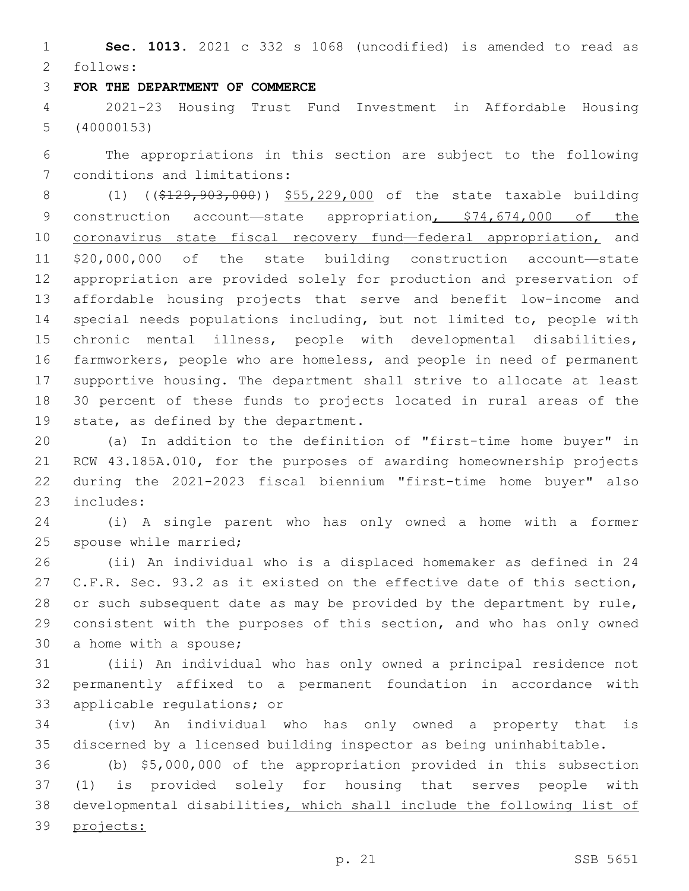**Sec. 1013.** 2021 c 332 s 1068 (uncodified) is amended to read as follows:

**FOR THE DEPARTMENT OF COMMERCE**

2021-23 Housing Trust Fund Investment in Affordable Housing (40000153)

The appropriations in this section are subject to the following conditions and limitations:

(1) ((~~$129,903,000~~)) <u>$55,229,000</u> of the state taxable building construction account—state appropriation<u>, $74,674,000 of the coronavirus state fiscal recovery fund—federal appropriation,</u> and $20,000,000 of the state building construction account—state appropriation are provided solely for production and preservation of affordable housing projects that serve and benefit low-income and special needs populations including, but not limited to, people with chronic mental illness, people with developmental disabilities, farmworkers, people who are homeless, and people in need of permanent supportive housing. The department shall strive to allocate at least 30 percent of these funds to projects located in rural areas of the state, as defined by the department.

(a) In addition to the definition of "first-time home buyer" in RCW 43.185A.010, for the purposes of awarding homeownership projects during the 2021-2023 fiscal biennium "first-time home buyer" also includes:

(i) A single parent who has only owned a home with a former spouse while married;

(ii) An individual who is a displaced homemaker as defined in 24 C.F.R. Sec. 93.2 as it existed on the effective date of this section, or such subsequent date as may be provided by the department by rule, consistent with the purposes of this section, and who has only owned a home with a spouse;

(iii) An individual who has only owned a principal residence not permanently affixed to a permanent foundation in accordance with applicable regulations; or

(iv) An individual who has only owned a property that is discerned by a licensed building inspector as being uninhabitable.

(b) $5,000,000 of the appropriation provided in this subsection (1) is provided solely for housing that serves people with developmental disabilities<u>, which shall include the following list of projects:</u>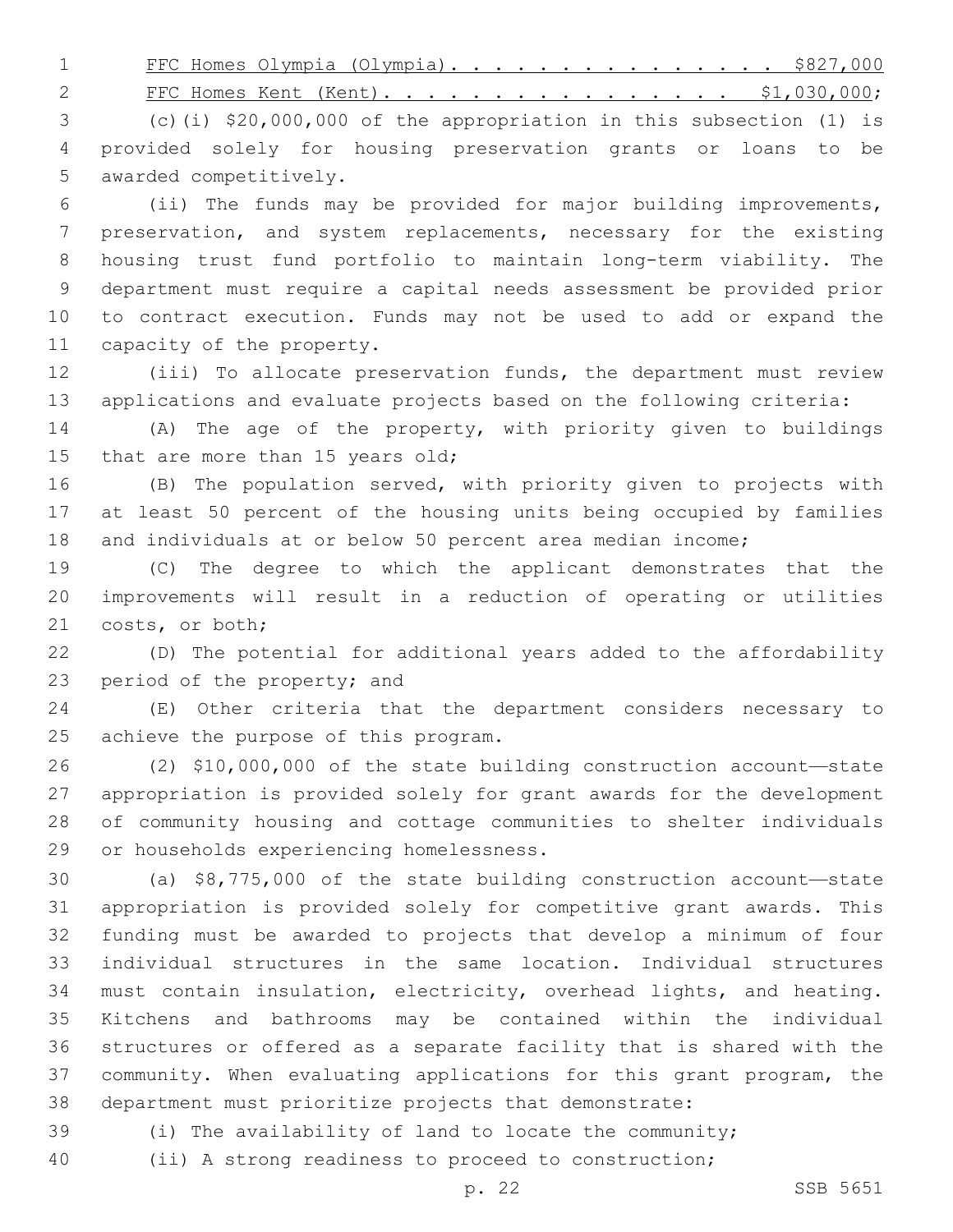FFC Homes Olympia (Olympia). . . . . . . . . . . . . . . . $827,000

FFC Homes Kent (Kent). . . . . . . . . . . . . . . . . $1,030,000;

(c)(i) $20,000,000 of the appropriation in this subsection (1) is provided solely for housing preservation grants or loans to be awarded competitively.

(ii) The funds may be provided for major building improvements, preservation, and system replacements, necessary for the existing housing trust fund portfolio to maintain long-term viability. The department must require a capital needs assessment be provided prior to contract execution. Funds may not be used to add or expand the capacity of the property.

(iii) To allocate preservation funds, the department must review applications and evaluate projects based on the following criteria:

(A) The age of the property, with priority given to buildings that are more than 15 years old;

(B) The population served, with priority given to projects with at least 50 percent of the housing units being occupied by families and individuals at or below 50 percent area median income;

(C) The degree to which the applicant demonstrates that the improvements will result in a reduction of operating or utilities costs, or both;

(D) The potential for additional years added to the affordability period of the property; and

(E) Other criteria that the department considers necessary to achieve the purpose of this program.

(2) $10,000,000 of the state building construction account—state appropriation is provided solely for grant awards for the development of community housing and cottage communities to shelter individuals or households experiencing homelessness.

(a) $8,775,000 of the state building construction account—state appropriation is provided solely for competitive grant awards. This funding must be awarded to projects that develop a minimum of four individual structures in the same location. Individual structures must contain insulation, electricity, overhead lights, and heating. Kitchens and bathrooms may be contained within the individual structures or offered as a separate facility that is shared with the community. When evaluating applications for this grant program, the department must prioritize projects that demonstrate:

(i) The availability of land to locate the community;

(ii) A strong readiness to proceed to construction;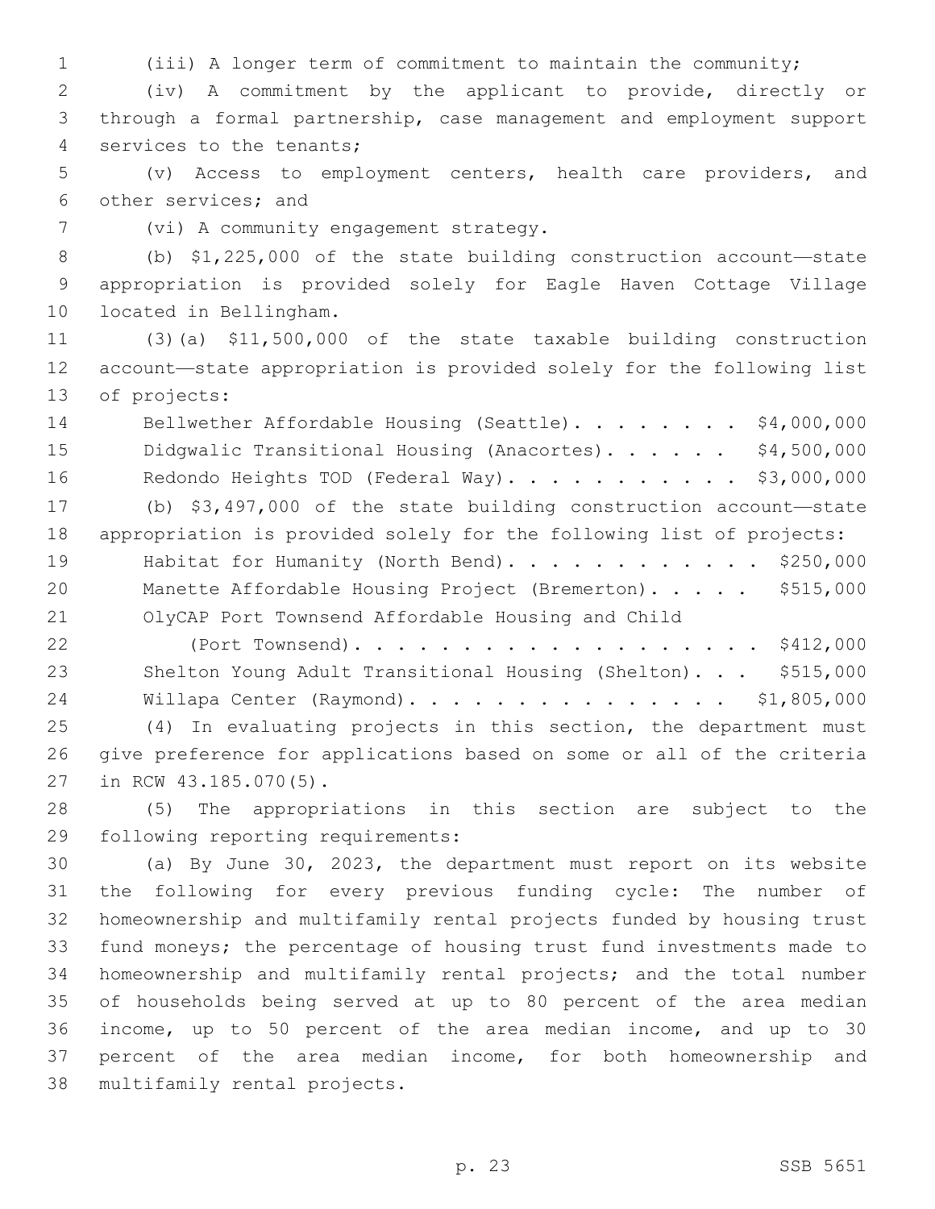(iii) A longer term of commitment to maintain the community;

(iv) A commitment by the applicant to provide, directly or through a formal partnership, case management and employment support services to the tenants;

(v) Access to employment centers, health care providers, and other services; and

(vi) A community engagement strategy.

(b) $1,225,000 of the state building construction account—state appropriation is provided solely for Eagle Haven Cottage Village located in Bellingham.

(3)(a) $11,500,000 of the state taxable building construction account—state appropriation is provided solely for the following list of projects:

Bellwether Affordable Housing (Seattle). . . . . . . . . $4,000,000
Didgwalic Transitional Housing (Anacortes). . . . . . $4,500,000
Redondo Heights TOD (Federal Way). . . . . . . . . . . $3,000,000

(b) $3,497,000 of the state building construction account—state appropriation is provided solely for the following list of projects:

Habitat for Humanity (North Bend). . . . . . . . . . . . $250,000
Manette Affordable Housing Project (Bremerton). . . . . $515,000
OlyCAP Port Townsend Affordable Housing and Child (Port Townsend). . . . . . . . . . . . . . . . . . . . $412,000
Shelton Young Adult Transitional Housing (Shelton). . . $515,000
Willapa Center (Raymond). . . . . . . . . . . . . . . . $1,805,000

(4) In evaluating projects in this section, the department must give preference for applications based on some or all of the criteria in RCW 43.185.070(5).

(5) The appropriations in this section are subject to the following reporting requirements:

(a) By June 30, 2023, the department must report on its website the following for every previous funding cycle: The number of homeownership and multifamily rental projects funded by housing trust fund moneys; the percentage of housing trust fund investments made to homeownership and multifamily rental projects; and the total number of households being served at up to 80 percent of the area median income, up to 50 percent of the area median income, and up to 30 percent of the area median income, for both homeownership and multifamily rental projects.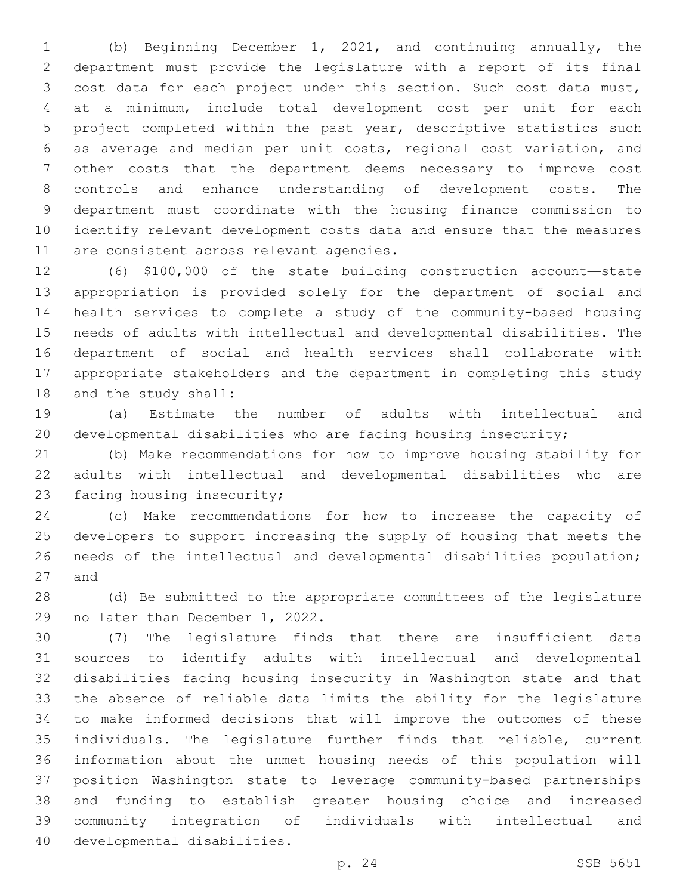(b) Beginning December 1, 2021, and continuing annually, the department must provide the legislature with a report of its final cost data for each project under this section. Such cost data must, at a minimum, include total development cost per unit for each project completed within the past year, descriptive statistics such as average and median per unit costs, regional cost variation, and other costs that the department deems necessary to improve cost controls and enhance understanding of development costs. The department must coordinate with the housing finance commission to identify relevant development costs data and ensure that the measures are consistent across relevant agencies.

(6) $100,000 of the state building construction account—state appropriation is provided solely for the department of social and health services to complete a study of the community-based housing needs of adults with intellectual and developmental disabilities. The department of social and health services shall collaborate with appropriate stakeholders and the department in completing this study and the study shall:

(a) Estimate the number of adults with intellectual and developmental disabilities who are facing housing insecurity;

(b) Make recommendations for how to improve housing stability for adults with intellectual and developmental disabilities who are facing housing insecurity;

(c) Make recommendations for how to increase the capacity of developers to support increasing the supply of housing that meets the needs of the intellectual and developmental disabilities population; and

(d) Be submitted to the appropriate committees of the legislature no later than December 1, 2022.

(7) The legislature finds that there are insufficient data sources to identify adults with intellectual and developmental disabilities facing housing insecurity in Washington state and that the absence of reliable data limits the ability for the legislature to make informed decisions that will improve the outcomes of these individuals. The legislature further finds that reliable, current information about the unmet housing needs of this population will position Washington state to leverage community-based partnerships and funding to establish greater housing choice and increased community integration of individuals with intellectual and developmental disabilities.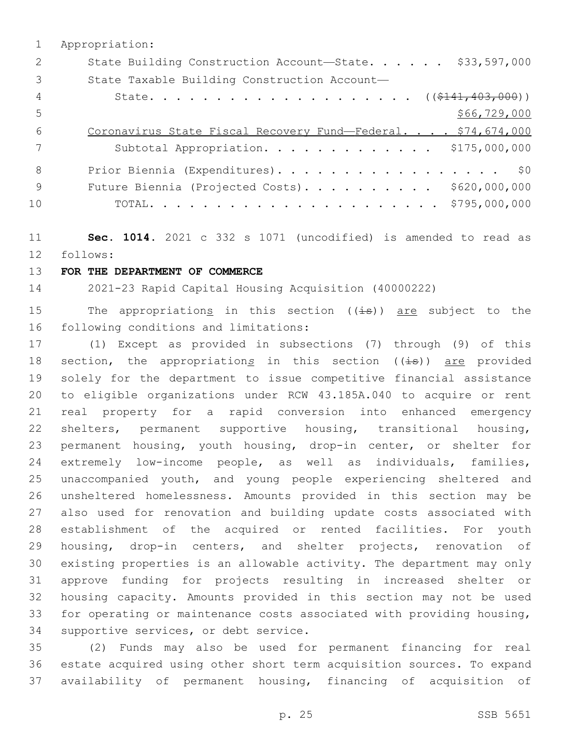Appropriation:

State Building Construction Account—State. . . . . . $33,597,000

State Taxable Building Construction Account—

State. . . . . . . . . . . . . . . . . . . . ((~~$141,403,000~~))

$66,729,000

<u>Coronavirus State Fiscal Recovery Fund—Federal. . . . $74,674,000</u>

Subtotal Appropriation. . . . . . . . . . . . . $175,000,000

Prior Biennia (Expenditures). . . . . . . . . . . . . . . . . . $0

Future Biennia (Projected Costs). . . . . . . . . . $620,000,000

TOTAL. . . . . . . . . . . . . . . . . . . . . . $795,000,000

**Sec. 1014.** 2021 c 332 s 1071 (uncodified) is amended to read as follows:

**FOR THE DEPARTMENT OF COMMERCE**

2021-23 Rapid Capital Housing Acquisition (40000222)

The appropriation<u>s</u> in this section ((~~is~~)) <u>are</u> subject to the following conditions and limitations:

(1) Except as provided in subsections (7) through (9) of this section, the appropriation<u>s</u> in this section ((~~is~~)) <u>are</u> provided solely for the department to issue competitive financial assistance to eligible organizations under RCW 43.185A.040 to acquire or rent real property for a rapid conversion into enhanced emergency shelters, permanent supportive housing, transitional housing, permanent housing, youth housing, drop-in center, or shelter for extremely low-income people, as well as individuals, families, unaccompanied youth, and young people experiencing sheltered and unsheltered homelessness. Amounts provided in this section may be also used for renovation and building update costs associated with establishment of the acquired or rented facilities. For youth housing, drop-in centers, and shelter projects, renovation of existing properties is an allowable activity. The department may only approve funding for projects resulting in increased shelter or housing capacity. Amounts provided in this section may not be used for operating or maintenance costs associated with providing housing, supportive services, or debt service.

(2) Funds may also be used for permanent financing for real estate acquired using other short term acquisition sources. To expand availability of permanent housing, financing of acquisition of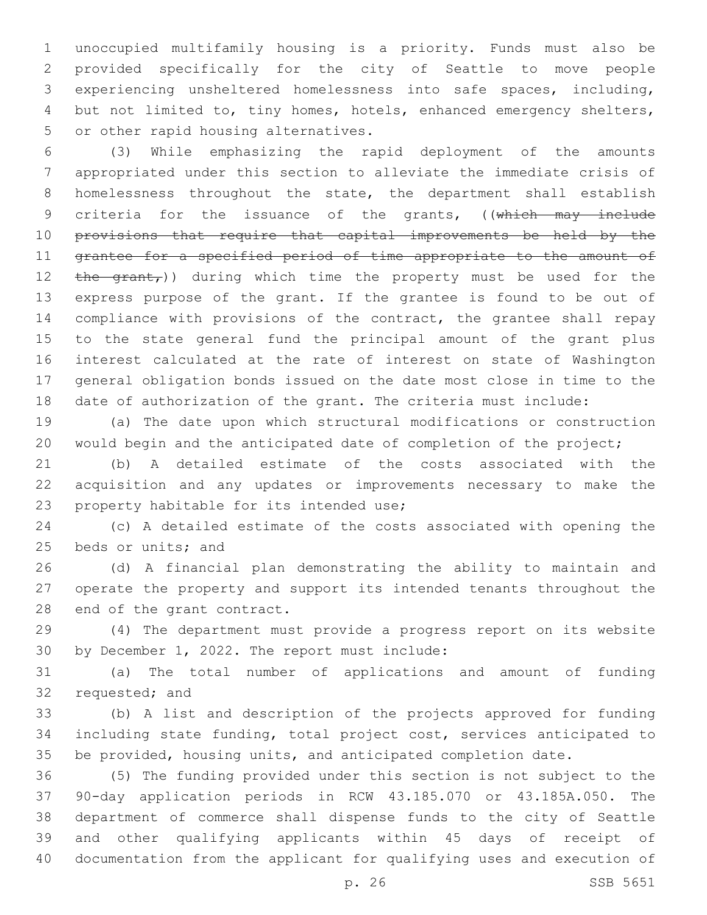unoccupied multifamily housing is a priority. Funds must also be provided specifically for the city of Seattle to move people experiencing unsheltered homelessness into safe spaces, including, but not limited to, tiny homes, hotels, enhanced emergency shelters, or other rapid housing alternatives.

(3) While emphasizing the rapid deployment of the amounts appropriated under this section to alleviate the immediate crisis of homelessness throughout the state, the department shall establish criteria for the issuance of the grants, ((~~which may include provisions that require that capital improvements be held by the grantee for a specified period of time appropriate to the amount of the grant,~~)) during which time the property must be used for the express purpose of the grant. If the grantee is found to be out of compliance with provisions of the contract, the grantee shall repay to the state general fund the principal amount of the grant plus interest calculated at the rate of interest on state of Washington general obligation bonds issued on the date most close in time to the date of authorization of the grant. The criteria must include:

(a) The date upon which structural modifications or construction would begin and the anticipated date of completion of the project;

(b) A detailed estimate of the costs associated with the acquisition and any updates or improvements necessary to make the property habitable for its intended use;

(c) A detailed estimate of the costs associated with opening the beds or units; and

(d) A financial plan demonstrating the ability to maintain and operate the property and support its intended tenants throughout the end of the grant contract.

(4) The department must provide a progress report on its website by December 1, 2022. The report must include:

(a) The total number of applications and amount of funding requested; and

(b) A list and description of the projects approved for funding including state funding, total project cost, services anticipated to be provided, housing units, and anticipated completion date.

(5) The funding provided under this section is not subject to the 90-day application periods in RCW 43.185.070 or 43.185A.050. The department of commerce shall dispense funds to the city of Seattle and other qualifying applicants within 45 days of receipt of documentation from the applicant for qualifying uses and execution of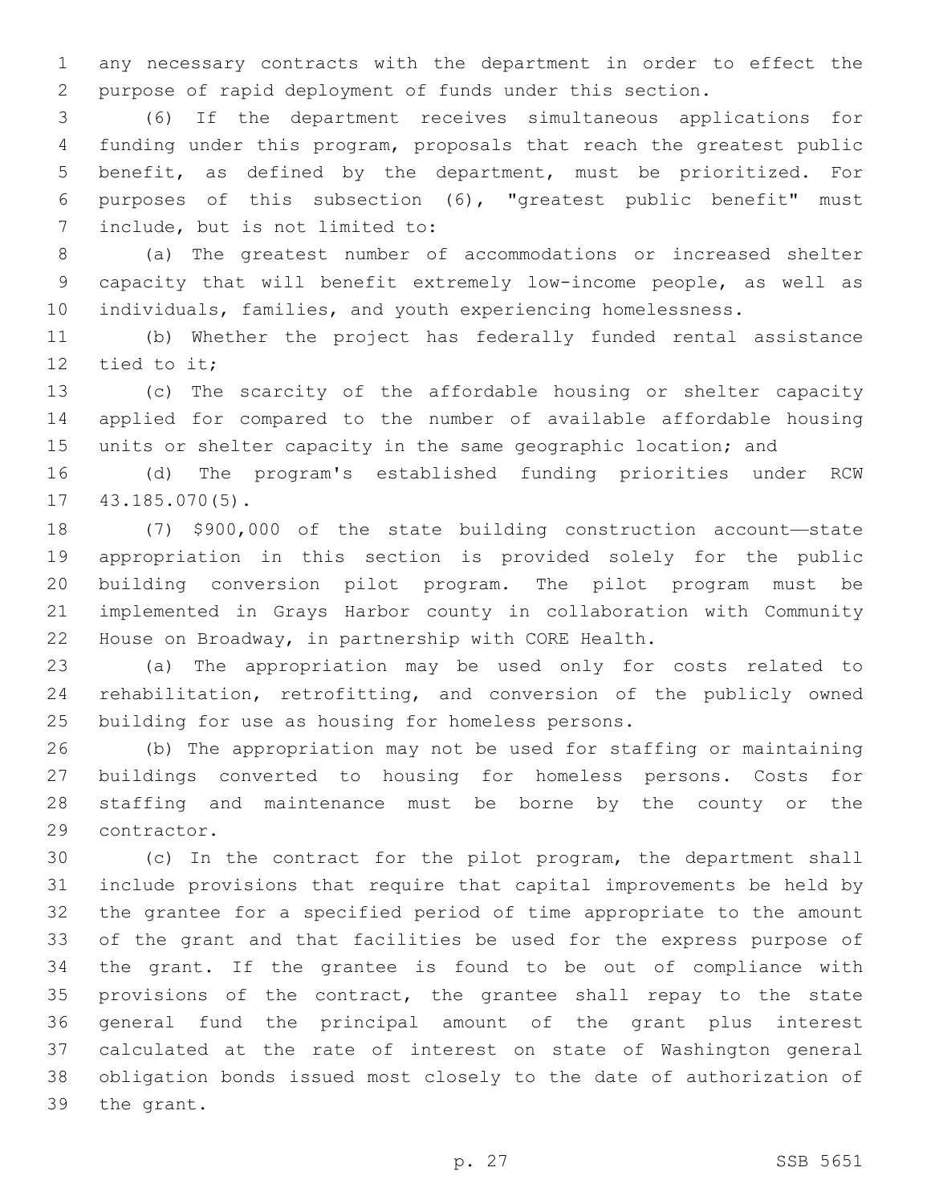any necessary contracts with the department in order to effect the purpose of rapid deployment of funds under this section.

(6) If the department receives simultaneous applications for funding under this program, proposals that reach the greatest public benefit, as defined by the department, must be prioritized. For purposes of this subsection (6), "greatest public benefit" must include, but is not limited to:

(a) The greatest number of accommodations or increased shelter capacity that will benefit extremely low-income people, as well as individuals, families, and youth experiencing homelessness.

(b) Whether the project has federally funded rental assistance tied to it;

(c) The scarcity of the affordable housing or shelter capacity applied for compared to the number of available affordable housing units or shelter capacity in the same geographic location; and

(d) The program's established funding priorities under RCW 43.185.070(5).

(7) $900,000 of the state building construction account—state appropriation in this section is provided solely for the public building conversion pilot program. The pilot program must be implemented in Grays Harbor county in collaboration with Community House on Broadway, in partnership with CORE Health.

(a) The appropriation may be used only for costs related to rehabilitation, retrofitting, and conversion of the publicly owned building for use as housing for homeless persons.

(b) The appropriation may not be used for staffing or maintaining buildings converted to housing for homeless persons. Costs for staffing and maintenance must be borne by the county or the contractor.

(c) In the contract for the pilot program, the department shall include provisions that require that capital improvements be held by the grantee for a specified period of time appropriate to the amount of the grant and that facilities be used for the express purpose of the grant. If the grantee is found to be out of compliance with provisions of the contract, the grantee shall repay to the state general fund the principal amount of the grant plus interest calculated at the rate of interest on state of Washington general obligation bonds issued most closely to the date of authorization of the grant.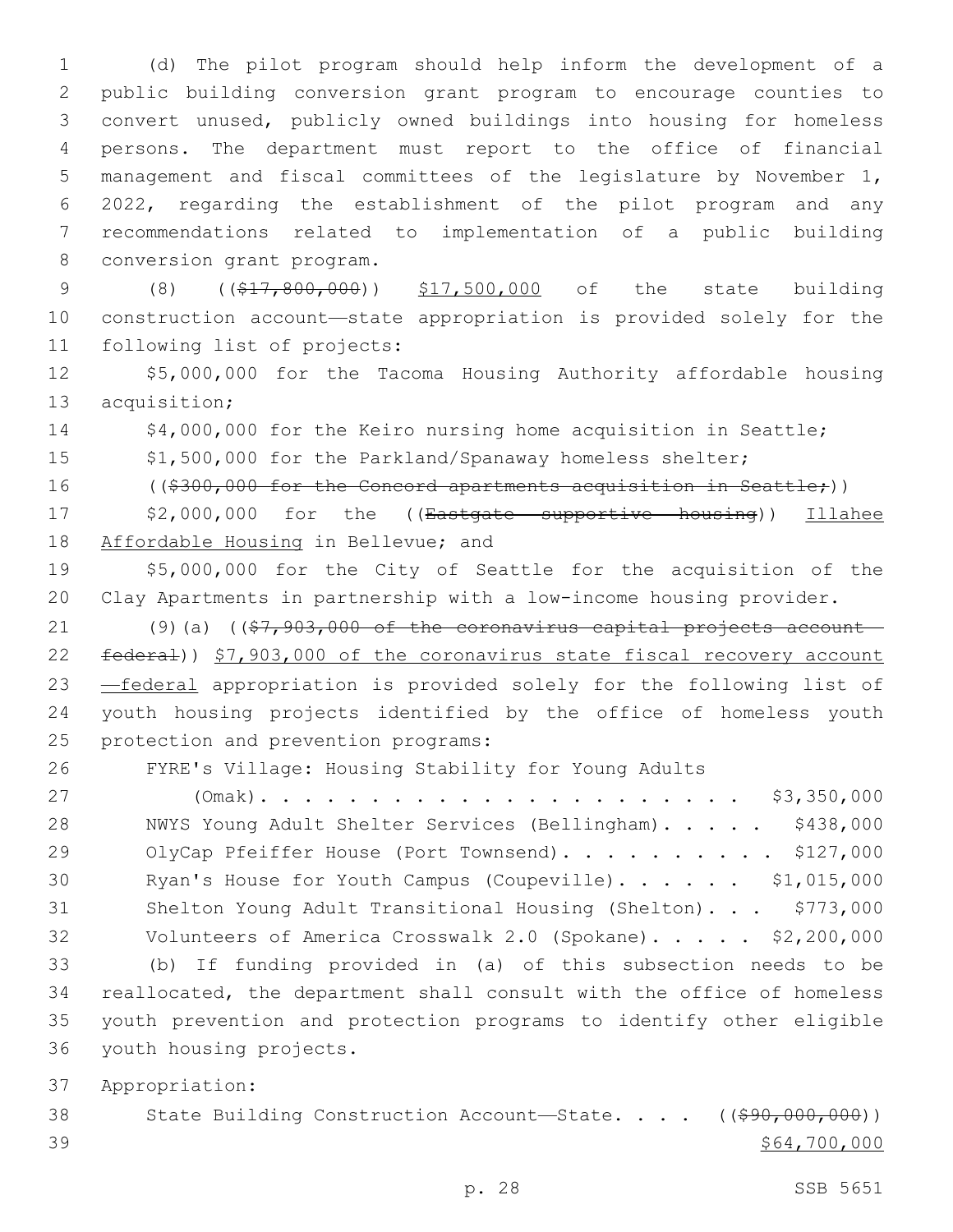(d) The pilot program should help inform the development of a public building conversion grant program to encourage counties to convert unused, publicly owned buildings into housing for homeless persons. The department must report to the office of financial management and fiscal committees of the legislature by November 1, 2022, regarding the establishment of the pilot program and any recommendations related to implementation of a public building conversion grant program.

(8) ((~~$17,800,000~~)) $17,500,000 of the state building construction account—state appropriation is provided solely for the following list of projects:

$5,000,000 for the Tacoma Housing Authority affordable housing acquisition;

$4,000,000 for the Keiro nursing home acquisition in Seattle;

$1,500,000 for the Parkland/Spanaway homeless shelter;

((~~$300,000 for the Concord apartments acquisition in Seattle;~~))

$2,000,000 for the ((~~Eastgate supportive housing~~)) Illahee Affordable Housing in Bellevue; and

$5,000,000 for the City of Seattle for the acquisition of the Clay Apartments in partnership with a low-income housing provider.

(9)(a) ((~~$7,903,000 of the coronavirus capital projects account—federal~~)) $7,903,000 of the coronavirus state fiscal recovery account —federal appropriation is provided solely for the following list of youth housing projects identified by the office of homeless youth protection and prevention programs:

FYRE's Village: Housing Stability for Young Adults (Omak). . . . . . . . . . . . . . . . . . . . . . . . $3,350,000

NWYS Young Adult Shelter Services (Bellingham). . . . . $438,000

OlyCap Pfeiffer House (Port Townsend). . . . . . . . . . $127,000

Ryan's House for Youth Campus (Coupeville). . . . . . $1,015,000

Shelton Young Adult Transitional Housing (Shelton). . . $773,000

Volunteers of America Crosswalk 2.0 (Spokane). . . . . $2,200,000

(b) If funding provided in (a) of this subsection needs to be reallocated, the department shall consult with the office of homeless youth prevention and protection programs to identify other eligible youth housing projects.

Appropriation:

State Building Construction Account—State. . . . ((~~$90,000,000~~)) $64,700,000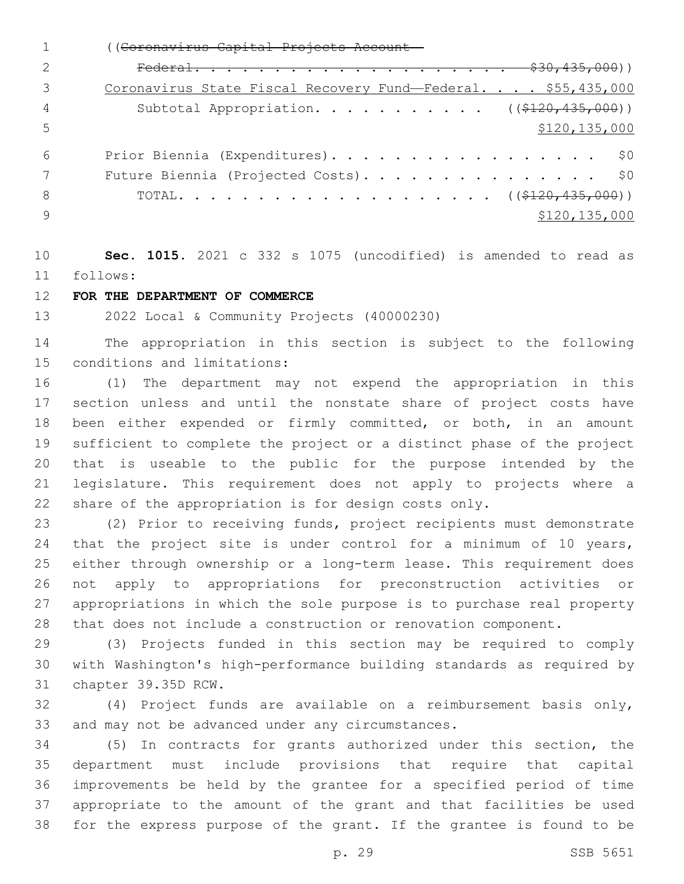((~~Coronavirus Capital Projects Account—~~
~~Federal. . . . . . . . . . . . . . . . . . . . . $30,435,000~~))
Coronavirus State Fiscal Recovery Fund—Federal. . . . $55,435,000
Subtotal Appropriation. . . . . . . . . . . ((~~$120,435,000~~))
$120,135,000

Prior Biennia (Expenditures). . . . . . . . . . . . . . . . . . $0
Future Biennia (Projected Costs). . . . . . . . . . . . . . . . $0
TOTAL. . . . . . . . . . . . . . . . . . . . ((~~$120,435,000~~))
$120,135,000

**Sec. 1015.** 2021 c 332 s 1075 (uncodified) is amended to read as follows:

**FOR THE DEPARTMENT OF COMMERCE**

2022 Local & Community Projects (40000230)

The appropriation in this section is subject to the following conditions and limitations:

(1) The department may not expend the appropriation in this section unless and until the nonstate share of project costs have been either expended or firmly committed, or both, in an amount sufficient to complete the project or a distinct phase of the project that is useable to the public for the purpose intended by the legislature. This requirement does not apply to projects where a share of the appropriation is for design costs only.

(2) Prior to receiving funds, project recipients must demonstrate that the project site is under control for a minimum of 10 years, either through ownership or a long-term lease. This requirement does not apply to appropriations for preconstruction activities or appropriations in which the sole purpose is to purchase real property that does not include a construction or renovation component.

(3) Projects funded in this section may be required to comply with Washington's high-performance building standards as required by chapter 39.35D RCW.

(4) Project funds are available on a reimbursement basis only, and may not be advanced under any circumstances.

(5) In contracts for grants authorized under this section, the department must include provisions that require that capital improvements be held by the grantee for a specified period of time appropriate to the amount of the grant and that facilities be used for the express purpose of the grant. If the grantee is found to be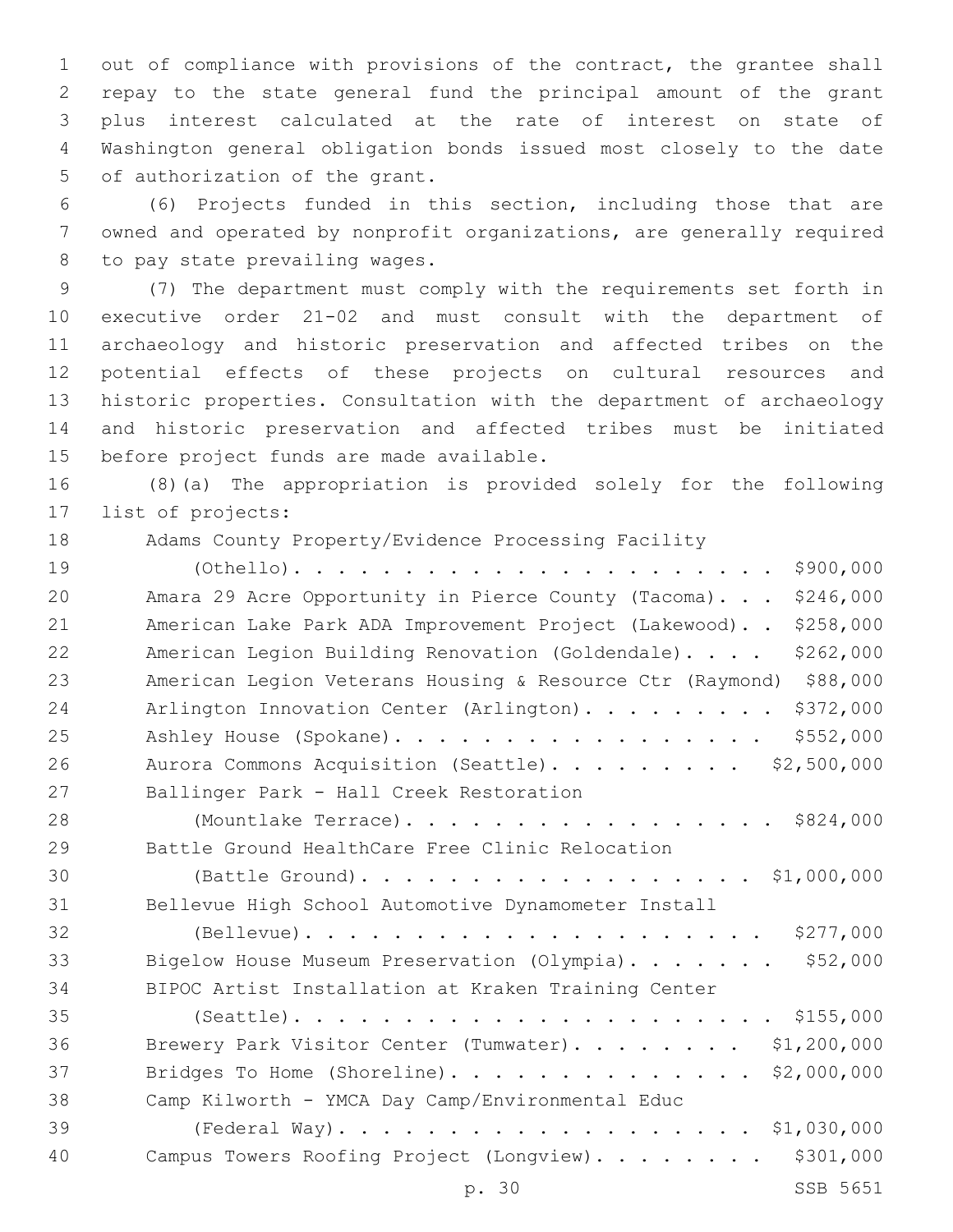out of compliance with provisions of the contract, the grantee shall repay to the state general fund the principal amount of the grant plus interest calculated at the rate of interest on state of Washington general obligation bonds issued most closely to the date of authorization of the grant.

(6) Projects funded in this section, including those that are owned and operated by nonprofit organizations, are generally required to pay state prevailing wages.

(7) The department must comply with the requirements set forth in executive order 21-02 and must consult with the department of archaeology and historic preservation and affected tribes on the potential effects of these projects on cultural resources and historic properties. Consultation with the department of archaeology and historic preservation and affected tribes must be initiated before project funds are made available.

(8)(a) The appropriation is provided solely for the following list of projects:

| Project | Amount |
|---|---|
| Adams County Property/Evidence Processing Facility (Othello) | $900,000 |
| Amara 29 Acre Opportunity in Pierce County (Tacoma) | $246,000 |
| American Lake Park ADA Improvement Project (Lakewood) | $258,000 |
| American Legion Building Renovation (Goldendale) | $262,000 |
| American Legion Veterans Housing & Resource Ctr (Raymond) | $88,000 |
| Arlington Innovation Center (Arlington) | $372,000 |
| Ashley House (Spokane) | $552,000 |
| Aurora Commons Acquisition (Seattle) | $2,500,000 |
| Ballinger Park - Hall Creek Restoration (Mountlake Terrace) | $824,000 |
| Battle Ground HealthCare Free Clinic Relocation (Battle Ground) | $1,000,000 |
| Bellevue High School Automotive Dynamometer Install (Bellevue) | $277,000 |
| Bigelow House Museum Preservation (Olympia) | $52,000 |
| BIPOC Artist Installation at Kraken Training Center (Seattle) | $155,000 |
| Brewery Park Visitor Center (Tumwater) | $1,200,000 |
| Bridges To Home (Shoreline) | $2,000,000 |
| Camp Kilworth - YMCA Day Camp/Environmental Educ (Federal Way) | $1,030,000 |
| Campus Towers Roofing Project (Longview) | $301,000 |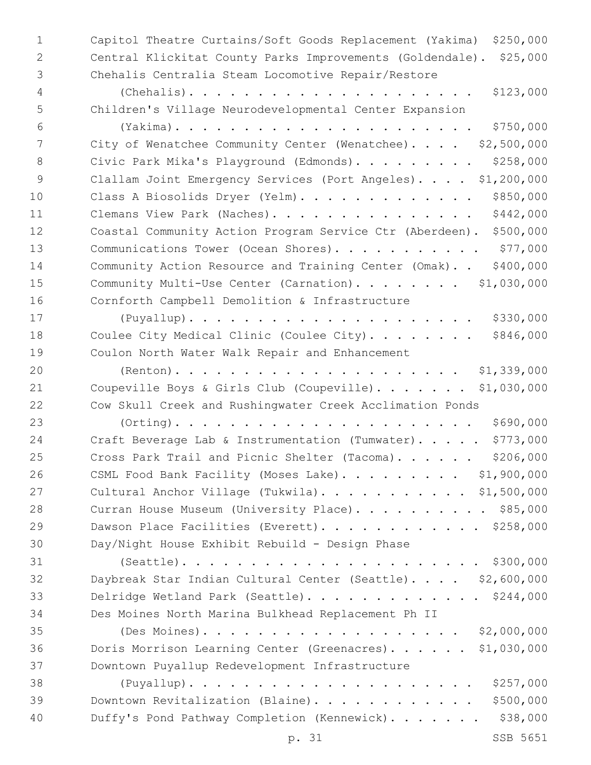Capitol Theatre Curtains/Soft Goods Replacement (Yakima) $250,000
Central Klickitat County Parks Improvements (Goldendale). $25,000
Chehalis Centralia Steam Locomotive Repair/Restore (Chehalis). . . . . . . . . . . . . . . . . . . . . . $123,000
Children's Village Neurodevelopmental Center Expansion (Yakima). . . . . . . . . . . . . . . . . . . . . . . $750,000
City of Wenatchee Community Center (Wenatchee). . . . $2,500,000
Civic Park Mika's Playground (Edmonds). . . . . . . . . $258,000
Clallam Joint Emergency Services (Port Angeles). . . . $1,200,000
Class A Biosolids Dryer (Yelm). . . . . . . . . . . . . $850,000
Clemans View Park (Naches). . . . . . . . . . . . . . . $442,000
Coastal Community Action Program Service Ctr (Aberdeen). $500,000
Communications Tower (Ocean Shores). . . . . . . . . . . $77,000
Community Action Resource and Training Center (Omak). . $400,000
Community Multi-Use Center (Carnation). . . . . . . . $1,030,000
Cornforth Campbell Demolition & Infrastructure (Puyallup). . . . . . . . . . . . . . . . . . . . . . $330,000
Coulee City Medical Clinic (Coulee City). . . . . . . . $846,000
Coulon North Water Walk Repair and Enhancement (Renton). . . . . . . . . . . . . . . . . . . . . . $1,339,000
Coupeville Boys & Girls Club (Coupeville). . . . . . . $1,030,000
Cow Skull Creek and Rushingwater Creek Acclimation Ponds (Orting). . . . . . . . . . . . . . . . . . . . . . . $690,000
Craft Beverage Lab & Instrumentation (Tumwater). . . . . $773,000
Cross Park Trail and Picnic Shelter (Tacoma). . . . . . $206,000
CSML Food Bank Facility (Moses Lake). . . . . . . . . $1,900,000
Cultural Anchor Village (Tukwila). . . . . . . . . . . $1,500,000
Curran House Museum (University Place). . . . . . . . . . $85,000
Dawson Place Facilities (Everett). . . . . . . . . . . . $258,000
Day/Night House Exhibit Rebuild - Design Phase (Seattle). . . . . . . . . . . . . . . . . . . . . . $300,000
Daybreak Star Indian Cultural Center (Seattle). . . . $2,600,000
Delridge Wetland Park (Seattle). . . . . . . . . . . . . $244,000
Des Moines North Marina Bulkhead Replacement Ph II (Des Moines). . . . . . . . . . . . . . . . . . . . $2,000,000
Doris Morrison Learning Center (Greenacres). . . . . . $1,030,000
Downtown Puyallup Redevelopment Infrastructure (Puyallup). . . . . . . . . . . . . . . . . . . . . . $257,000
Downtown Revitalization (Blaine). . . . . . . . . . . . $500,000
Duffy's Pond Pathway Completion (Kennewick). . . . . . . $38,000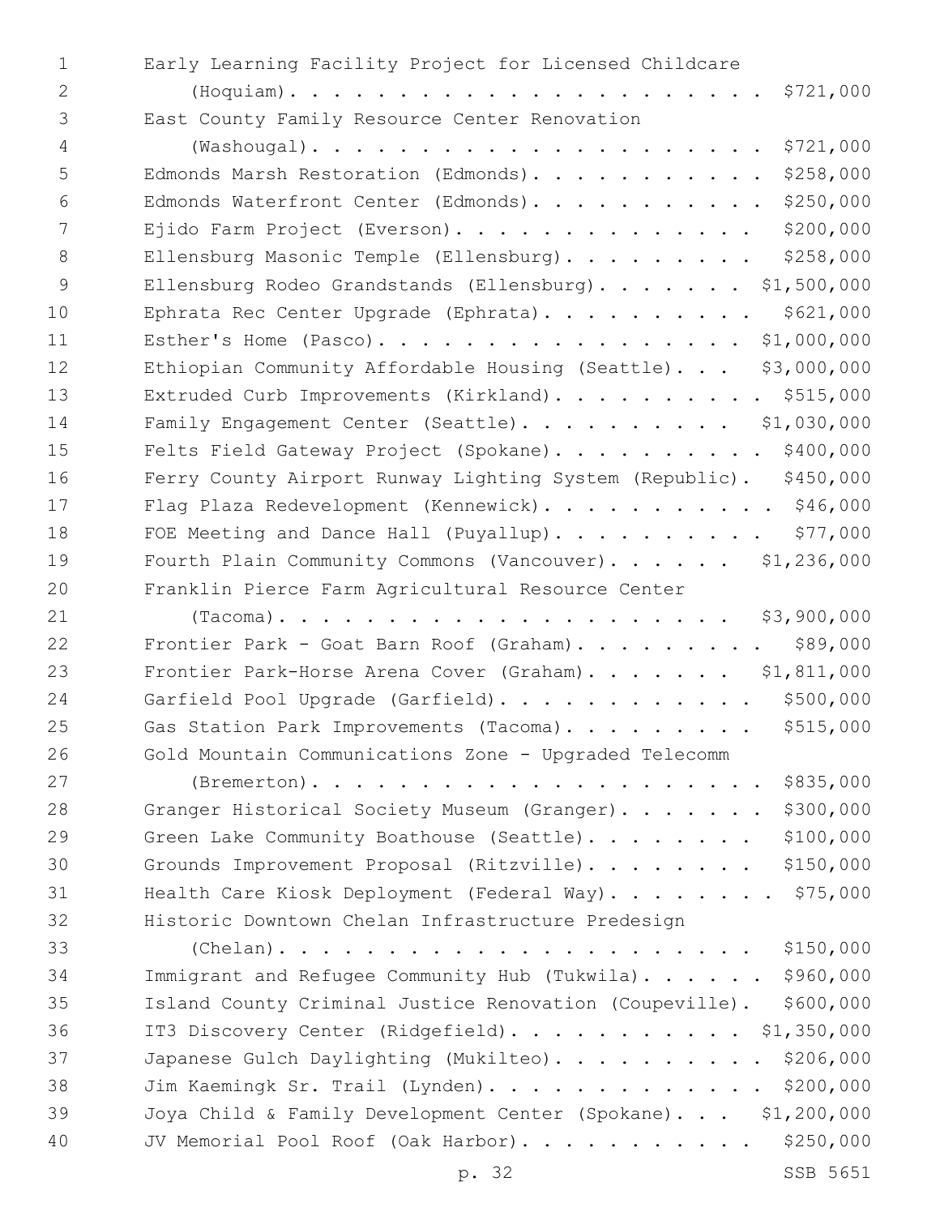Early Learning Facility Project for Licensed Childcare (Hoquiam). . . . . . . . . . . . . . . . . . . . . . $721,000
East County Family Resource Center Renovation (Washougal). . . . . . . . . . . . . . . . . . . . . $721,000
Edmonds Marsh Restoration (Edmonds). . . . . . . . . . . $258,000
Edmonds Waterfront Center (Edmonds). . . . . . . . . . . $250,000
Ejido Farm Project (Everson). . . . . . . . . . . . . . $200,000
Ellensburg Masonic Temple (Ellensburg). . . . . . . . . $258,000
Ellensburg Rodeo Grandstands (Ellensburg). . . . . . . $1,500,000
Ephrata Rec Center Upgrade (Ephrata). . . . . . . . . . $621,000
Esther's Home (Pasco). . . . . . . . . . . . . . . . $1,000,000
Ethiopian Community Affordable Housing (Seattle). . . $3,000,000
Extruded Curb Improvements (Kirkland). . . . . . . . . . $515,000
Family Engagement Center (Seattle). . . . . . . . . . $1,030,000
Felts Field Gateway Project (Spokane). . . . . . . . . . $400,000
Ferry County Airport Runway Lighting System (Republic). $450,000
Flag Plaza Redevelopment (Kennewick). . . . . . . . . . . $46,000
FOE Meeting and Dance Hall (Puyallup). . . . . . . . . . $77,000
Fourth Plain Community Commons (Vancouver). . . . . . $1,236,000
Franklin Pierce Farm Agricultural Resource Center (Tacoma). . . . . . . . . . . . . . . . . . . . . $3,900,000
Frontier Park - Goat Barn Roof (Graham). . . . . . . . . $89,000
Frontier Park-Horse Arena Cover (Graham). . . . . . . $1,811,000
Garfield Pool Upgrade (Garfield). . . . . . . . . . . . $500,000
Gas Station Park Improvements (Tacoma). . . . . . . . . $515,000
Gold Mountain Communications Zone - Upgraded Telecomm (Bremerton). . . . . . . . . . . . . . . . . . . . $835,000
Granger Historical Society Museum (Granger). . . . . . . $300,000
Green Lake Community Boathouse (Seattle). . . . . . . . $100,000
Grounds Improvement Proposal (Ritzville). . . . . . . . $150,000
Health Care Kiosk Deployment (Federal Way). . . . . . . . $75,000
Historic Downtown Chelan Infrastructure Predesign (Chelan). . . . . . . . . . . . . . . . . . . . . . $150,000
Immigrant and Refugee Community Hub (Tukwila). . . . . . $960,000
Island County Criminal Justice Renovation (Coupeville). $600,000
IT3 Discovery Center (Ridgefield). . . . . . . . . . . $1,350,000
Japanese Gulch Daylighting (Mukilteo). . . . . . . . . . $206,000
Jim Kaemingk Sr. Trail (Lynden). . . . . . . . . . . . . $200,000
Joya Child & Family Development Center (Spokane). . . $1,200,000
JV Memorial Pool Roof (Oak Harbor). . . . . . . . . . . $250,000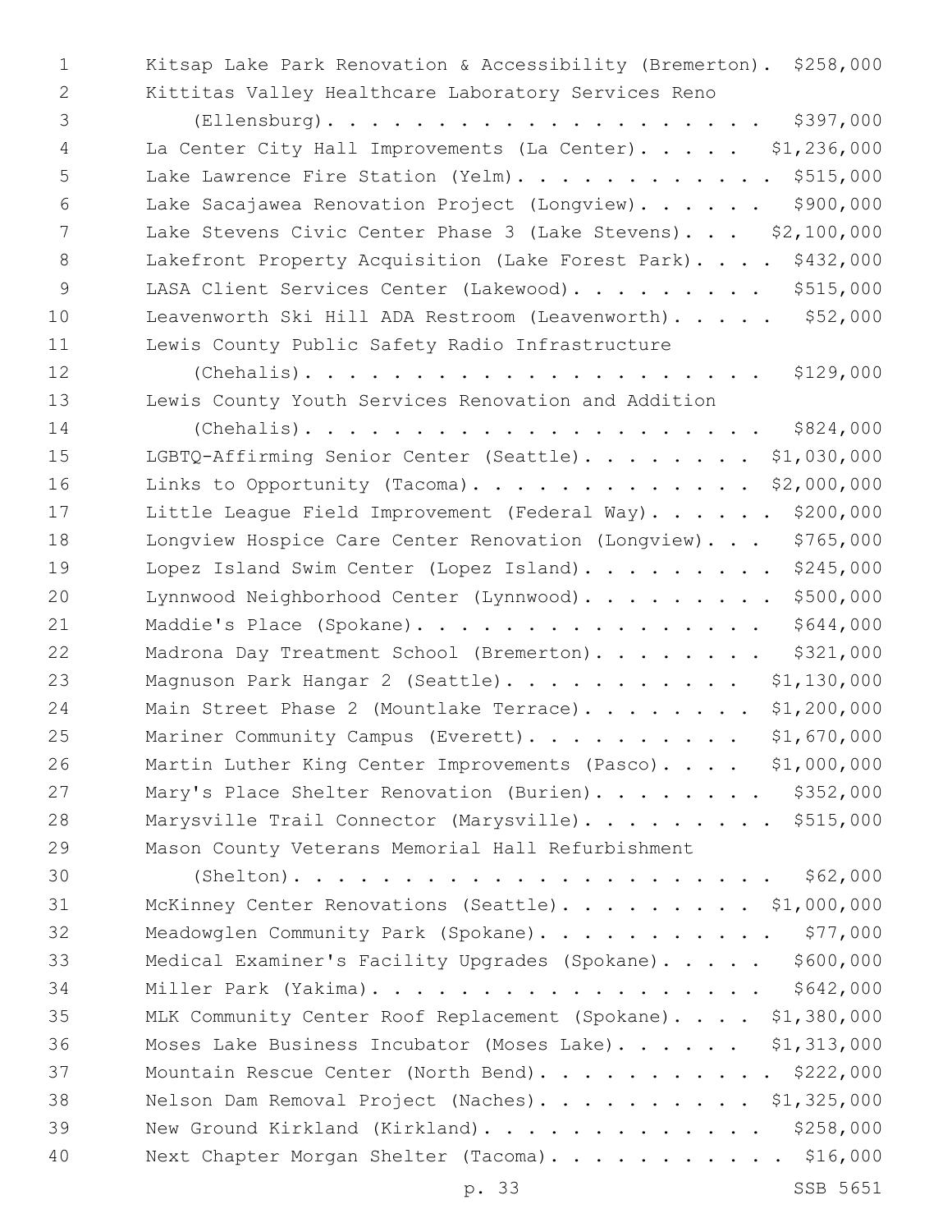Kitsap Lake Park Renovation & Accessibility (Bremerton). $258,000

Kittitas Valley Healthcare Laboratory Services Reno (Ellensburg). . . . . . . . . . . . . . . . . . . . . $397,000

La Center City Hall Improvements (La Center). . . . . $1,236,000

Lake Lawrence Fire Station (Yelm). . . . . . . . . . . . $515,000

Lake Sacajawea Renovation Project (Longview). . . . . . $900,000

Lake Stevens Civic Center Phase 3 (Lake Stevens). . . $2,100,000

Lakefront Property Acquisition (Lake Forest Park). . . . $432,000

LASA Client Services Center (Lakewood). . . . . . . . . $515,000

Leavenworth Ski Hill ADA Restroom (Leavenworth). . . . . $52,000

Lewis County Public Safety Radio Infrastructure (Chehalis). . . . . . . . . . . . . . . . . . . . . $129,000

Lewis County Youth Services Renovation and Addition (Chehalis). . . . . . . . . . . . . . . . . . . . . $824,000

LGBTQ-Affirming Senior Center (Seattle). . . . . . . . $1,030,000

Links to Opportunity (Tacoma). . . . . . . . . . . . . $2,000,000

Little League Field Improvement (Federal Way). . . . . . $200,000

Longview Hospice Care Center Renovation (Longview). . . $765,000

Lopez Island Swim Center (Lopez Island). . . . . . . . . $245,000

Lynnwood Neighborhood Center (Lynnwood). . . . . . . . . $500,000

Maddie's Place (Spokane). . . . . . . . . . . . . . . . $644,000

Madrona Day Treatment School (Bremerton). . . . . . . . $321,000

Magnuson Park Hangar 2 (Seattle). . . . . . . . . . . $1,130,000

Main Street Phase 2 (Mountlake Terrace). . . . . . . . $1,200,000

Mariner Community Campus (Everett). . . . . . . . . . $1,670,000

Martin Luther King Center Improvements (Pasco). . . . $1,000,000

Mary's Place Shelter Renovation (Burien). . . . . . . . $352,000

Marysville Trail Connector (Marysville). . . . . . . . . $515,000

Mason County Veterans Memorial Hall Refurbishment (Shelton). . . . . . . . . . . . . . . . . . . . . . $62,000

McKinney Center Renovations (Seattle). . . . . . . . . $1,000,000

Meadowglen Community Park (Spokane). . . . . . . . . . . $77,000

Medical Examiner's Facility Upgrades (Spokane). . . . . $600,000

Miller Park (Yakima). . . . . . . . . . . . . . . . . . $642,000

MLK Community Center Roof Replacement (Spokane). . . . $1,380,000

Moses Lake Business Incubator (Moses Lake). . . . . . $1,313,000

Mountain Rescue Center (North Bend). . . . . . . . . . . $222,000

Nelson Dam Removal Project (Naches). . . . . . . . . . $1,325,000

New Ground Kirkland (Kirkland). . . . . . . . . . . . . $258,000

Next Chapter Morgan Shelter (Tacoma). . . . . . . . . . . $16,000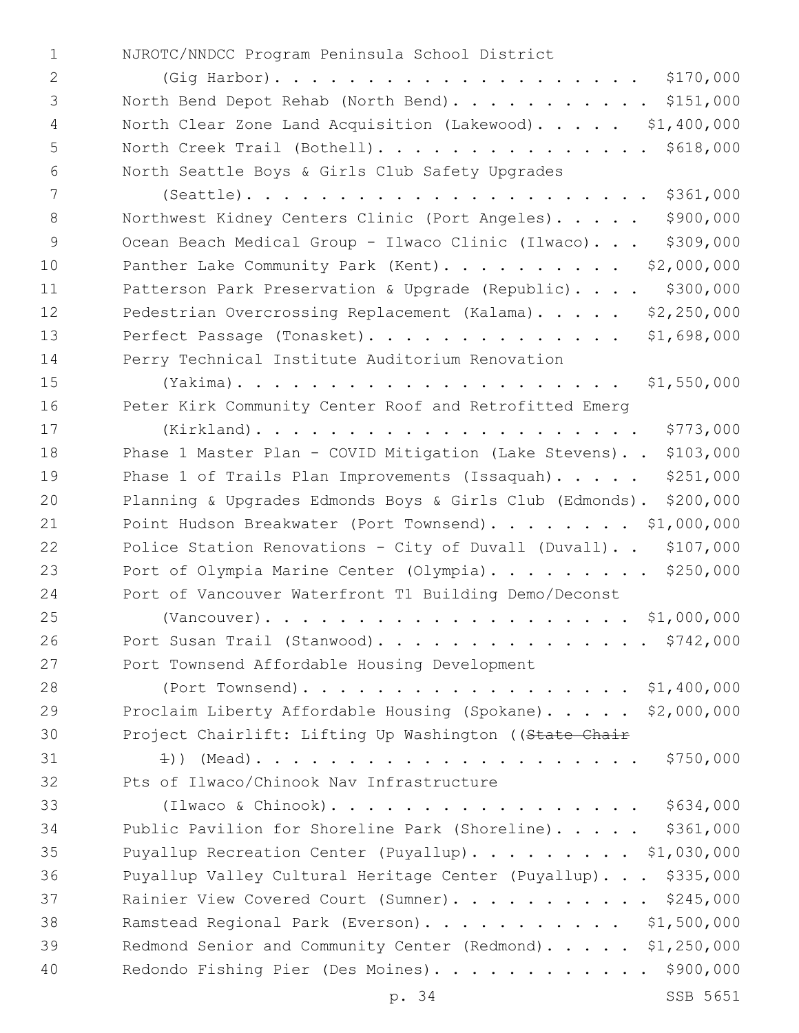NJROTC/NNDCC Program Peninsula School District (Gig Harbor). . . . . . . . . . . . . . . . . . . . . $170,000
North Bend Depot Rehab (North Bend). . . . . . . . . . . . $151,000
North Clear Zone Land Acquisition (Lakewood). . . . . $1,400,000
North Creek Trail (Bothell). . . . . . . . . . . . . . . $618,000
North Seattle Boys & Girls Club Safety Upgrades (Seattle). . . . . . . . . . . . . . . . . . . . . . $361,000
Northwest Kidney Centers Clinic (Port Angeles). . . . . $900,000
Ocean Beach Medical Group - Ilwaco Clinic (Ilwaco). . . $309,000
Panther Lake Community Park (Kent). . . . . . . . . . $2,000,000
Patterson Park Preservation & Upgrade (Republic). . . . $300,000
Pedestrian Overcrossing Replacement (Kalama). . . . . $2,250,000
Perfect Passage (Tonasket). . . . . . . . . . . . . . $1,698,000
Perry Technical Institute Auditorium Renovation (Yakima). . . . . . . . . . . . . . . . . . . . . . $1,550,000
Peter Kirk Community Center Roof and Retrofitted Emerg (Kirkland). . . . . . . . . . . . . . . . . . . . . $773,000
Phase 1 Master Plan - COVID Mitigation (Lake Stevens). . $103,000
Phase 1 of Trails Plan Improvements (Issaquah). . . . . $251,000
Planning & Upgrades Edmonds Boys & Girls Club (Edmonds). $200,000
Point Hudson Breakwater (Port Townsend). . . . . . . . $1,000,000
Police Station Renovations - City of Duvall (Duvall). . $107,000
Port of Olympia Marine Center (Olympia). . . . . . . . . $250,000
Port of Vancouver Waterfront T1 Building Demo/Deconst (Vancouver). . . . . . . . . . . . . . . . . . . $1,000,000
Port Susan Trail (Stanwood). . . . . . . . . . . . . . . $742,000
Port Townsend Affordable Housing Development (Port Townsend). . . . . . . . . . . . . . . . . . $1,400,000
Proclaim Liberty Affordable Housing (Spokane). . . . . $2,000,000
Project Chairlift: Lifting Up Washington ((~~State Chair 1~~)) (Mead). . . . . . . . . . . . . . . . . . . . . $750,000
Pts of Ilwaco/Chinook Nav Infrastructure (Ilwaco & Chinook). . . . . . . . . . . . . . . . . . $634,000
Public Pavilion for Shoreline Park (Shoreline). . . . . $361,000
Puyallup Recreation Center (Puyallup). . . . . . . . . $1,030,000
Puyallup Valley Cultural Heritage Center (Puyallup). . . $335,000
Rainier View Covered Court (Sumner). . . . . . . . . . . $245,000
Ramstead Regional Park (Everson). . . . . . . . . . . $1,500,000
Redmond Senior and Community Center (Redmond). . . . . $1,250,000
Redondo Fishing Pier (Des Moines). . . . . . . . . . . . $900,000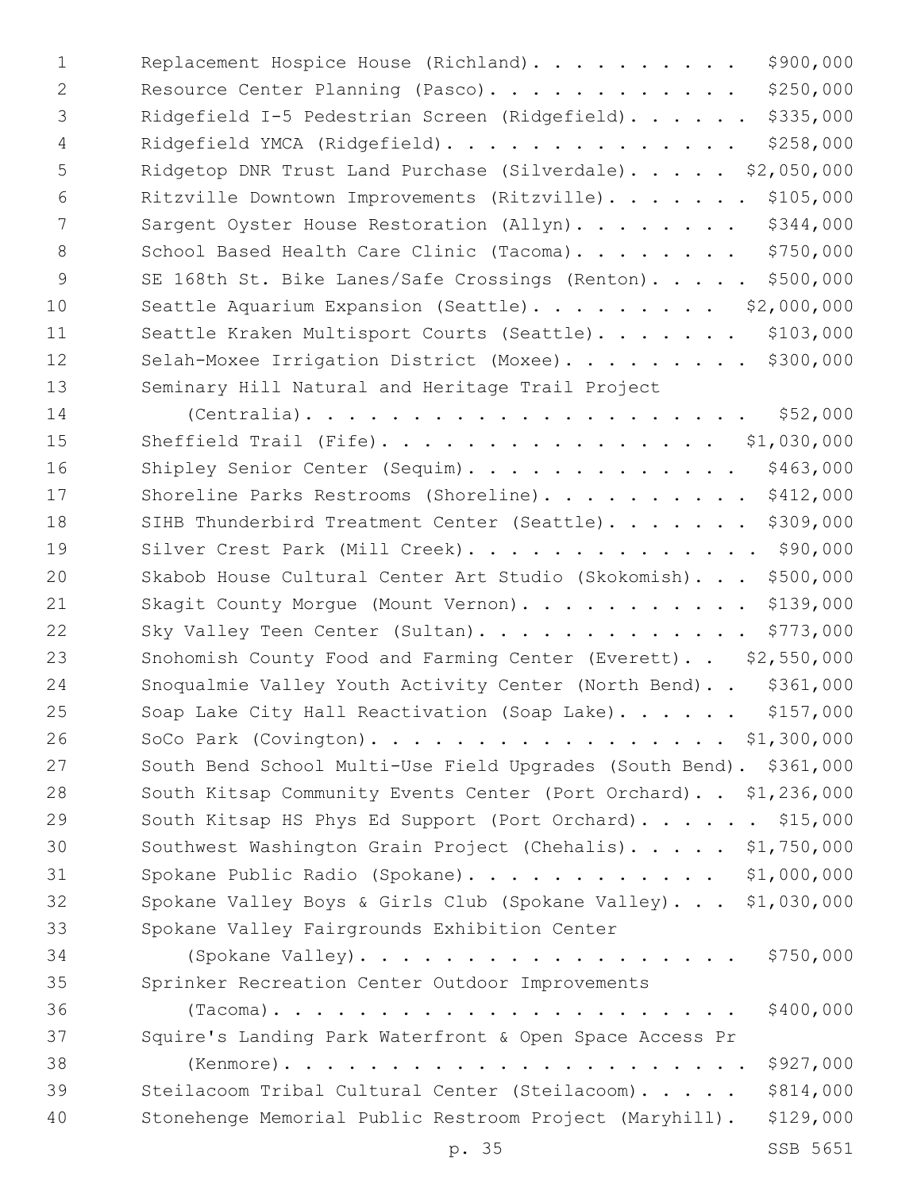Replacement Hospice House (Richland). . . . . . . . . . . $900,000
Resource Center Planning (Pasco). . . . . . . . . . . . . $250,000
Ridgefield I-5 Pedestrian Screen (Ridgefield). . . . . . . $335,000
Ridgefield YMCA (Ridgefield). . . . . . . . . . . . . . . $258,000
Ridgetop DNR Trust Land Purchase (Silverdale). . . . . . $2,050,000
Ritzville Downtown Improvements (Ritzville). . . . . . . . $105,000
Sargent Oyster House Restoration (Allyn). . . . . . . . . $344,000
School Based Health Care Clinic (Tacoma). . . . . . . . . $750,000
SE 168th St. Bike Lanes/Safe Crossings (Renton). . . . . . $500,000
Seattle Aquarium Expansion (Seattle). . . . . . . . . . $2,000,000
Seattle Kraken Multisport Courts (Seattle). . . . . . . . $103,000
Selah-Moxee Irrigation District (Moxee). . . . . . . . . . $300,000
Seminary Hill Natural and Heritage Trail Project (Centralia). . . . . . . . . . . . . . . . . . . . . . $52,000
Sheffield Trail (Fife). . . . . . . . . . . . . . . . . $1,030,000
Shipley Senior Center (Sequim). . . . . . . . . . . . . . $463,000
Shoreline Parks Restrooms (Shoreline). . . . . . . . . . . $412,000
SIHB Thunderbird Treatment Center (Seattle). . . . . . . . $309,000
Silver Crest Park (Mill Creek). . . . . . . . . . . . . . . $90,000
Skabob House Cultural Center Art Studio (Skokomish). . . $500,000
Skagit County Morgue (Mount Vernon). . . . . . . . . . . . $139,000
Sky Valley Teen Center (Sultan). . . . . . . . . . . . . . $773,000
Snohomish County Food and Farming Center (Everett). . $2,550,000
Snoqualmie Valley Youth Activity Center (North Bend). . $361,000
Soap Lake City Hall Reactivation (Soap Lake). . . . . . $157,000
SoCo Park (Covington). . . . . . . . . . . . . . . . . $1,300,000
South Bend School Multi-Use Field Upgrades (South Bend). $361,000
South Kitsap Community Events Center (Port Orchard). . $1,236,000
South Kitsap HS Phys Ed Support (Port Orchard). . . . . . $15,000
Southwest Washington Grain Project (Chehalis). . . . . $1,750,000
Spokane Public Radio (Spokane). . . . . . . . . . . . $1,000,000
Spokane Valley Boys & Girls Club (Spokane Valley). . . $1,030,000
Spokane Valley Fairgrounds Exhibition Center (Spokane Valley). . . . . . . . . . . . . . . . . . $750,000
Sprinker Recreation Center Outdoor Improvements (Tacoma). . . . . . . . . . . . . . . . . . . . . . $400,000
Squire's Landing Park Waterfront & Open Space Access Pr (Kenmore). . . . . . . . . . . . . . . . . . . . . . $927,000
Steilacoom Tribal Cultural Center (Steilacoom). . . . . $814,000
Stonehenge Memorial Public Restroom Project (Maryhill). $129,000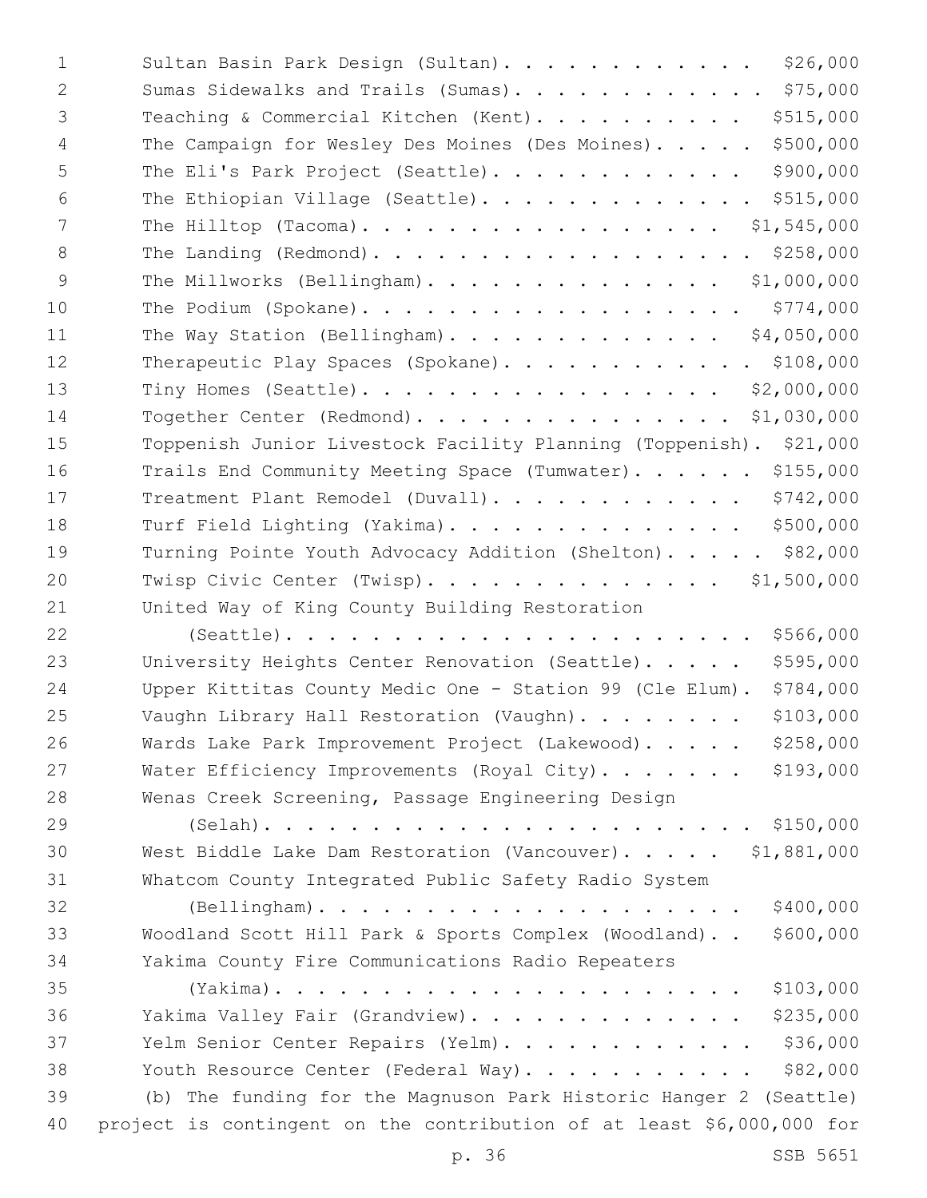Sultan Basin Park Design (Sultan). . . . . . . . . . . . . $26,000
Sumas Sidewalks and Trails (Sumas). . . . . . . . . . . . . $75,000
Teaching & Commercial Kitchen (Kent). . . . . . . . . . . $515,000
The Campaign for Wesley Des Moines (Des Moines). . . . . $500,000
The Eli's Park Project (Seattle). . . . . . . . . . . . $900,000
The Ethiopian Village (Seattle). . . . . . . . . . . . . $515,000
The Hilltop (Tacoma). . . . . . . . . . . . . . . . . . $1,545,000
The Landing (Redmond). . . . . . . . . . . . . . . . . . $258,000
The Millworks (Bellingham). . . . . . . . . . . . . . $1,000,000
The Podium (Spokane). . . . . . . . . . . . . . . . . . . $774,000
The Way Station (Bellingham). . . . . . . . . . . . . $4,050,000
Therapeutic Play Spaces (Spokane). . . . . . . . . . . . . $108,000
Tiny Homes (Seattle). . . . . . . . . . . . . . . . . . $2,000,000
Together Center (Redmond). . . . . . . . . . . . . . . $1,030,000
Toppenish Junior Livestock Facility Planning (Toppenish). $21,000
Trails End Community Meeting Space (Tumwater). . . . . . $155,000
Treatment Plant Remodel (Duvall). . . . . . . . . . . . $742,000
Turf Field Lighting (Yakima). . . . . . . . . . . . . . $500,000
Turning Pointe Youth Advocacy Addition (Shelton). . . . . $82,000
Twisp Civic Center (Twisp). . . . . . . . . . . . . . $1,500,000
United Way of King County Building Restoration
(Seattle). . . . . . . . . . . . . . . . . . . . . . $566,000
University Heights Center Renovation (Seattle). . . . . $595,000
Upper Kittitas County Medic One - Station 99 (Cle Elum). $784,000
Vaughn Library Hall Restoration (Vaughn). . . . . . . . $103,000
Wards Lake Park Improvement Project (Lakewood). . . . . $258,000
Water Efficiency Improvements (Royal City). . . . . . . $193,000
Wenas Creek Screening, Passage Engineering Design
(Selah). . . . . . . . . . . . . . . . . . . . . . . $150,000
West Biddle Lake Dam Restoration (Vancouver). . . . . $1,881,000
Whatcom County Integrated Public Safety Radio System
(Bellingham). . . . . . . . . . . . . . . . . . . . $400,000
Woodland Scott Hill Park & Sports Complex (Woodland). . $600,000
Yakima County Fire Communications Radio Repeaters
(Yakima). . . . . . . . . . . . . . . . . . . . . . $103,000
Yakima Valley Fair (Grandview). . . . . . . . . . . . . $235,000
Yelm Senior Center Repairs (Yelm). . . . . . . . . . . . $36,000
Youth Resource Center (Federal Way). . . . . . . . . . . $82,000

(b) The funding for the Magnuson Park Historic Hanger 2 (Seattle) project is contingent on the contribution of at least $6,000,000 for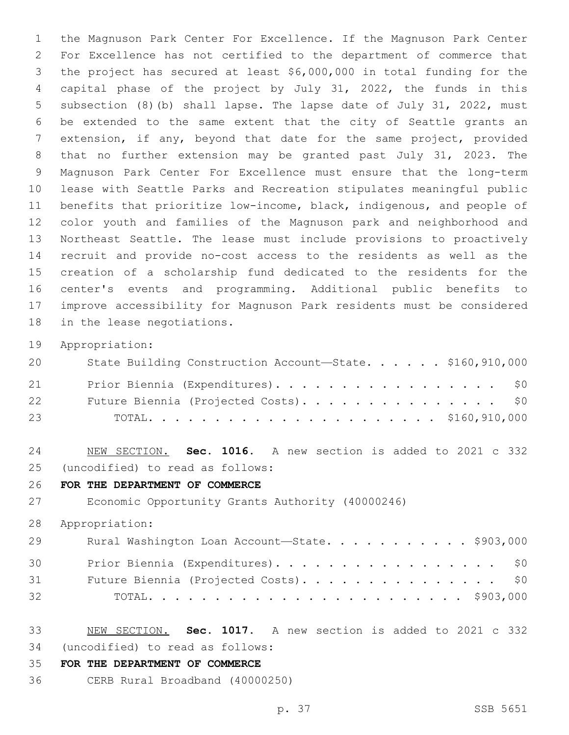the Magnuson Park Center For Excellence. If the Magnuson Park Center For Excellence has not certified to the department of commerce that the project has secured at least $6,000,000 in total funding for the capital phase of the project by July 31, 2022, the funds in this subsection (8)(b) shall lapse. The lapse date of July 31, 2022, must be extended to the same extent that the city of Seattle grants an extension, if any, beyond that date for the same project, provided that no further extension may be granted past July 31, 2023. The Magnuson Park Center For Excellence must ensure that the long-term lease with Seattle Parks and Recreation stipulates meaningful public benefits that prioritize low-income, black, indigenous, and people of color youth and families of the Magnuson park and neighborhood and Northeast Seattle. The lease must include provisions to proactively recruit and provide no-cost access to the residents as well as the creation of a scholarship fund dedicated to the residents for the center's events and programming. Additional public benefits to improve accessibility for Magnuson Park residents must be considered in the lease negotiations.

Appropriation:

| | |
|---|---|
| State Building Construction Account—State | $160,910,000 |
| Prior Biennia (Expenditures) | $0 |
| Future Biennia (Projected Costs) | $0 |
| TOTAL | $160,910,000 |

NEW SECTION. **Sec. 1016.** A new section is added to 2021 c 332 (uncodified) to read as follows:

**FOR THE DEPARTMENT OF COMMERCE**

Economic Opportunity Grants Authority (40000246)

Appropriation:

| | |
|---|---|
| Rural Washington Loan Account—State | $903,000 |
| Prior Biennia (Expenditures) | $0 |
| Future Biennia (Projected Costs) | $0 |
| TOTAL | $903,000 |

NEW SECTION. **Sec. 1017.** A new section is added to 2021 c 332 (uncodified) to read as follows:

**FOR THE DEPARTMENT OF COMMERCE**

CERB Rural Broadband (40000250)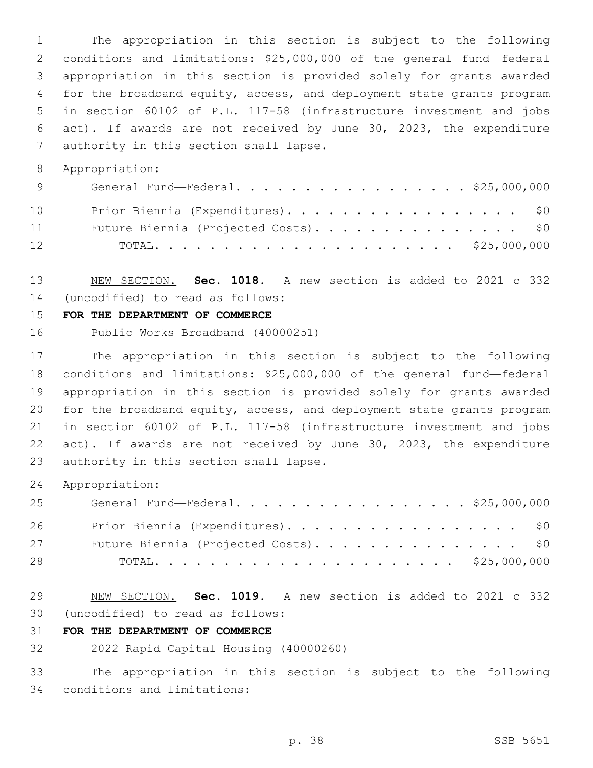The appropriation in this section is subject to the following conditions and limitations: $25,000,000 of the general fund—federal appropriation in this section is provided solely for grants awarded for the broadband equity, access, and deployment state grants program in section 60102 of P.L. 117-58 (infrastructure investment and jobs act). If awards are not received by June 30, 2023, the expenditure authority in this section shall lapse.

Appropriation:

| | |
|---|---|
| General Fund—Federal | $25,000,000 |
| Prior Biennia (Expenditures) | $0 |
| Future Biennia (Projected Costs) | $0 |
| TOTAL | $25,000,000 |

NEW SECTION. **Sec. 1018.** A new section is added to 2021 c 332 (uncodified) to read as follows:

**FOR THE DEPARTMENT OF COMMERCE**

Public Works Broadband (40000251)

The appropriation in this section is subject to the following conditions and limitations: $25,000,000 of the general fund—federal appropriation in this section is provided solely for grants awarded for the broadband equity, access, and deployment state grants program in section 60102 of P.L. 117-58 (infrastructure investment and jobs act). If awards are not received by June 30, 2023, the expenditure authority in this section shall lapse.

Appropriation:

| | |
|---|---|
| General Fund—Federal | $25,000,000 |
| Prior Biennia (Expenditures) | $0 |
| Future Biennia (Projected Costs) | $0 |
| TOTAL | $25,000,000 |

NEW SECTION. **Sec. 1019.** A new section is added to 2021 c 332 (uncodified) to read as follows:

**FOR THE DEPARTMENT OF COMMERCE**

2022 Rapid Capital Housing (40000260)

The appropriation in this section is subject to the following conditions and limitations: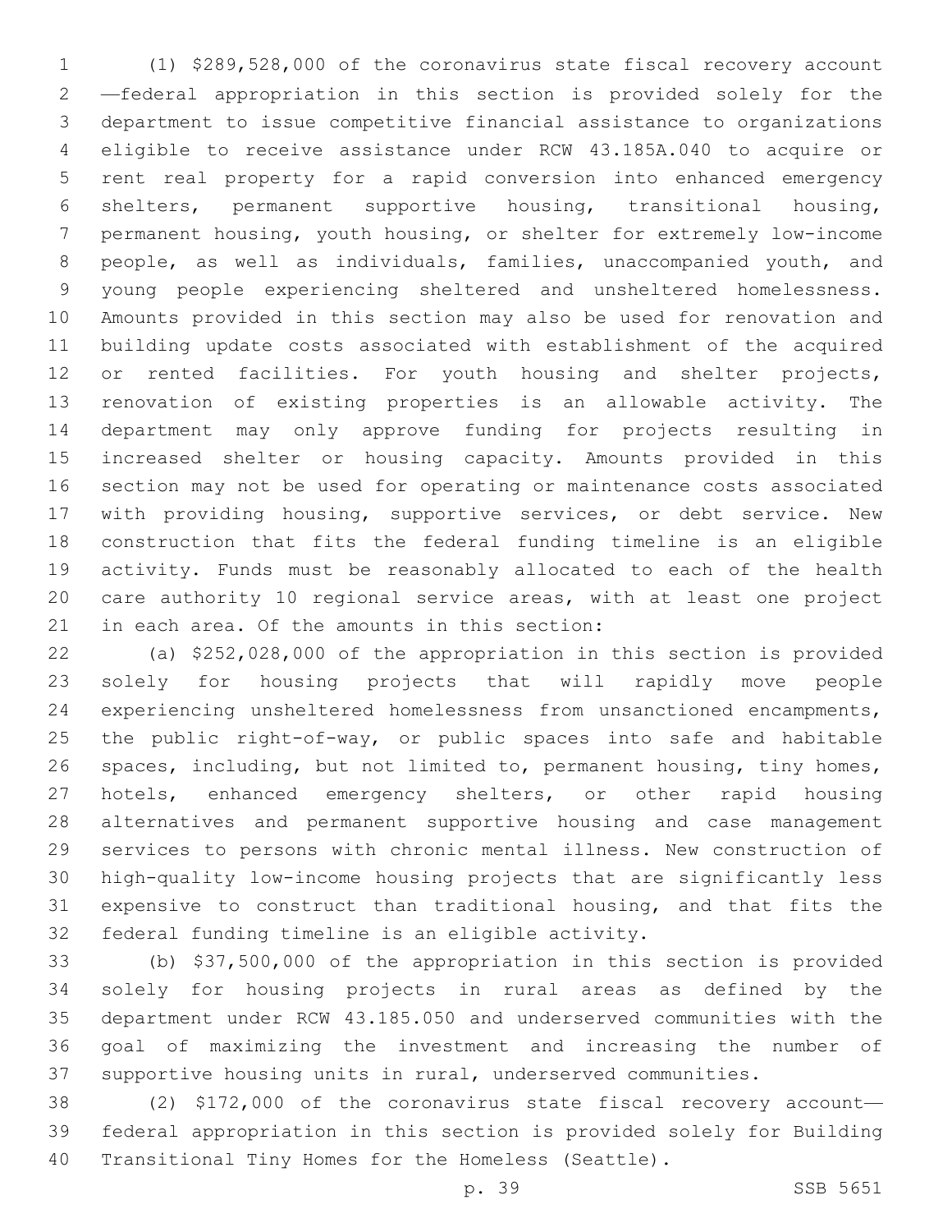(1) $289,528,000 of the coronavirus state fiscal recovery account —federal appropriation in this section is provided solely for the department to issue competitive financial assistance to organizations eligible to receive assistance under RCW 43.185A.040 to acquire or rent real property for a rapid conversion into enhanced emergency shelters, permanent supportive housing, transitional housing, permanent housing, youth housing, or shelter for extremely low-income people, as well as individuals, families, unaccompanied youth, and young people experiencing sheltered and unsheltered homelessness. Amounts provided in this section may also be used for renovation and building update costs associated with establishment of the acquired or rented facilities. For youth housing and shelter projects, renovation of existing properties is an allowable activity. The department may only approve funding for projects resulting in increased shelter or housing capacity. Amounts provided in this section may not be used for operating or maintenance costs associated with providing housing, supportive services, or debt service. New construction that fits the federal funding timeline is an eligible activity. Funds must be reasonably allocated to each of the health care authority 10 regional service areas, with at least one project in each area. Of the amounts in this section:

(a) $252,028,000 of the appropriation in this section is provided solely for housing projects that will rapidly move people experiencing unsheltered homelessness from unsanctioned encampments, the public right-of-way, or public spaces into safe and habitable spaces, including, but not limited to, permanent housing, tiny homes, hotels, enhanced emergency shelters, or other rapid housing alternatives and permanent supportive housing and case management services to persons with chronic mental illness. New construction of high-quality low-income housing projects that are significantly less expensive to construct than traditional housing, and that fits the federal funding timeline is an eligible activity.

(b) $37,500,000 of the appropriation in this section is provided solely for housing projects in rural areas as defined by the department under RCW 43.185.050 and underserved communities with the goal of maximizing the investment and increasing the number of supportive housing units in rural, underserved communities.

(2) $172,000 of the coronavirus state fiscal recovery account—federal appropriation in this section is provided solely for Building Transitional Tiny Homes for the Homeless (Seattle).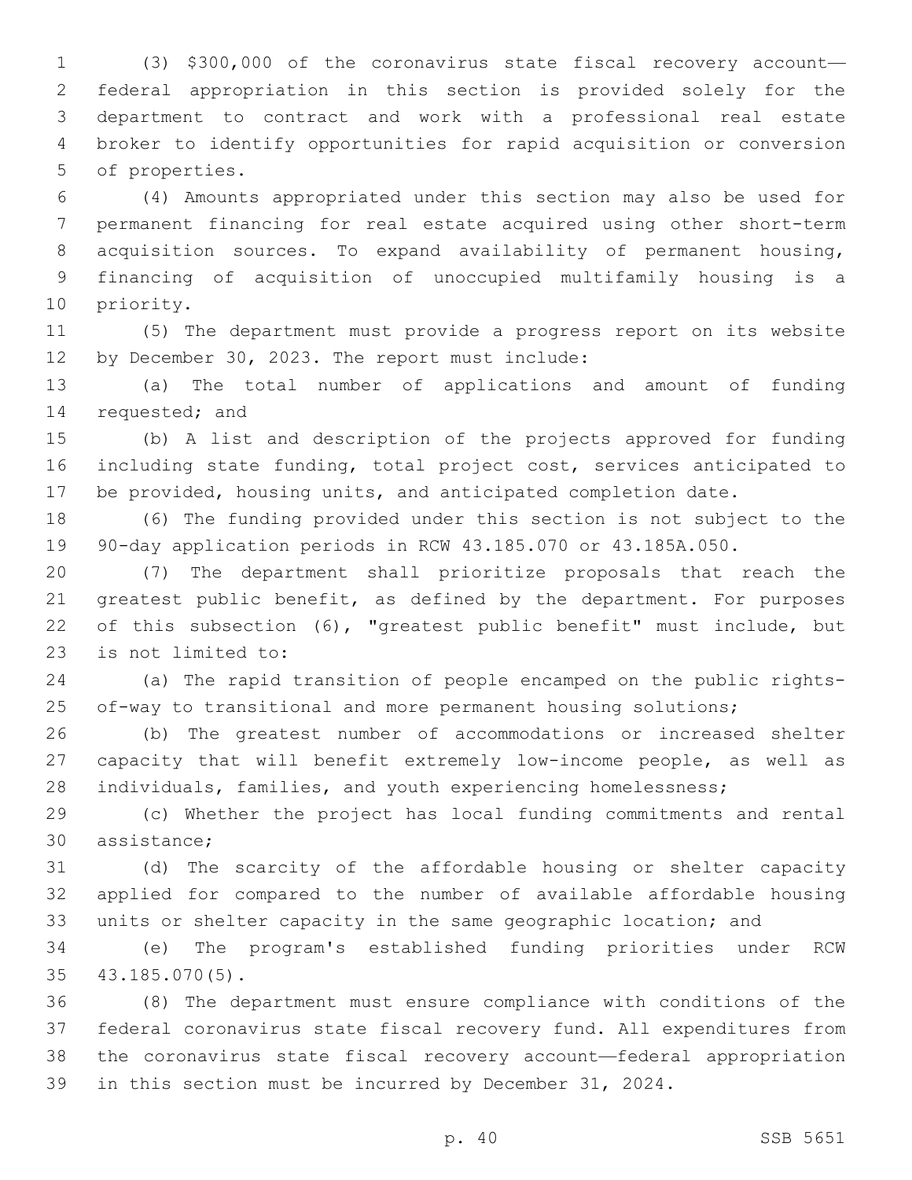(3) $300,000 of the coronavirus state fiscal recovery account—federal appropriation in this section is provided solely for the department to contract and work with a professional real estate broker to identify opportunities for rapid acquisition or conversion of properties.

(4) Amounts appropriated under this section may also be used for permanent financing for real estate acquired using other short-term acquisition sources. To expand availability of permanent housing, financing of acquisition of unoccupied multifamily housing is a priority.

(5) The department must provide a progress report on its website by December 30, 2023. The report must include:

(a) The total number of applications and amount of funding requested; and

(b) A list and description of the projects approved for funding including state funding, total project cost, services anticipated to be provided, housing units, and anticipated completion date.

(6) The funding provided under this section is not subject to the 90-day application periods in RCW 43.185.070 or 43.185A.050.

(7) The department shall prioritize proposals that reach the greatest public benefit, as defined by the department. For purposes of this subsection (6), "greatest public benefit" must include, but is not limited to:

(a) The rapid transition of people encamped on the public rights-of-way to transitional and more permanent housing solutions;

(b) The greatest number of accommodations or increased shelter capacity that will benefit extremely low-income people, as well as individuals, families, and youth experiencing homelessness;

(c) Whether the project has local funding commitments and rental assistance;

(d) The scarcity of the affordable housing or shelter capacity applied for compared to the number of available affordable housing units or shelter capacity in the same geographic location; and

(e) The program's established funding priorities under RCW 43.185.070(5).

(8) The department must ensure compliance with conditions of the federal coronavirus state fiscal recovery fund. All expenditures from the coronavirus state fiscal recovery account—federal appropriation in this section must be incurred by December 31, 2024.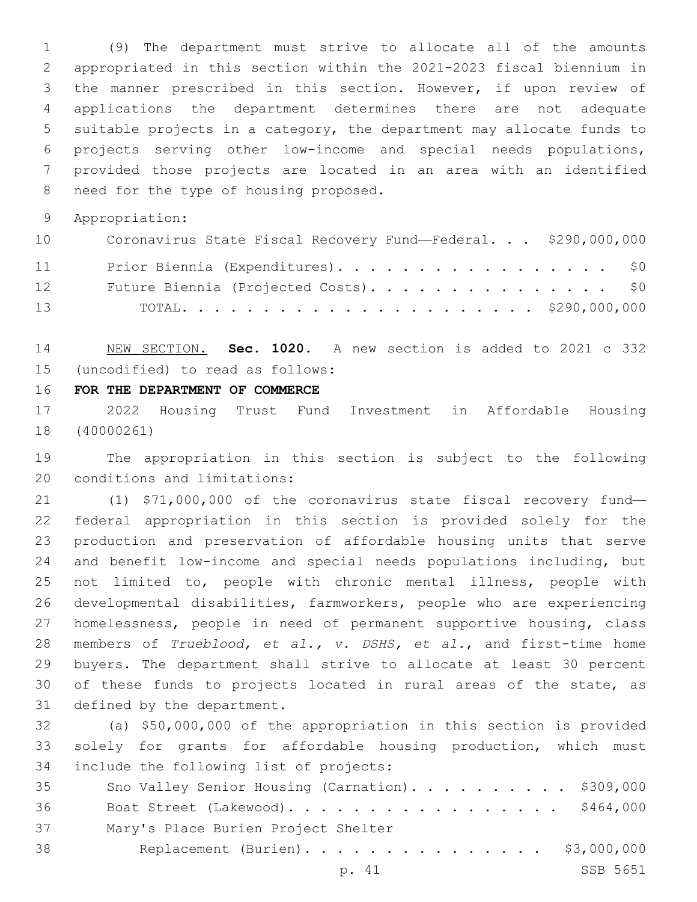(9) The department must strive to allocate all of the amounts appropriated in this section within the 2021-2023 fiscal biennium in the manner prescribed in this section. However, if upon review of applications the department determines there are not adequate suitable projects in a category, the department may allocate funds to projects serving other low-income and special needs populations, provided those projects are located in an area with an identified need for the type of housing proposed.

Appropriation:

| | |
|---|---|
| Coronavirus State Fiscal Recovery Fund—Federal. . . | $290,000,000 |
| Prior Biennia (Expenditures). . . . . . . . . . . . . . . . . . | $0 |
| Future Biennia (Projected Costs). . . . . . . . . . . . . . . | $0 |
| TOTAL. . . . . . . . . . . . . . . . . . . . . . | $290,000,000 |

NEW SECTION. **Sec. 1020.** A new section is added to 2021 c 332 (uncodified) to read as follows:

**FOR THE DEPARTMENT OF COMMERCE**

2022 Housing Trust Fund Investment in Affordable Housing (40000261)

The appropriation in this section is subject to the following conditions and limitations:

(1) $71,000,000 of the coronavirus state fiscal recovery fund—federal appropriation in this section is provided solely for the production and preservation of affordable housing units that serve and benefit low-income and special needs populations including, but not limited to, people with chronic mental illness, people with developmental disabilities, farmworkers, people who are experiencing homelessness, people in need of permanent supportive housing, class members of *Trueblood, et al., v. DSHS, et al.*, and first-time home buyers. The department shall strive to allocate at least 30 percent of these funds to projects located in rural areas of the state, as defined by the department.

(a) $50,000,000 of the appropriation in this section is provided solely for grants for affordable housing production, which must include the following list of projects:

| | |
|---|---|
| Sno Valley Senior Housing (Carnation). . . . . . . . . . . | $309,000 |
| Boat Street (Lakewood). . . . . . . . . . . . . . . . . . | $464,000 |
| Mary's Place Burien Project Shelter Replacement (Burien). . . . . . . . . . . . . . . . | $3,000,000 |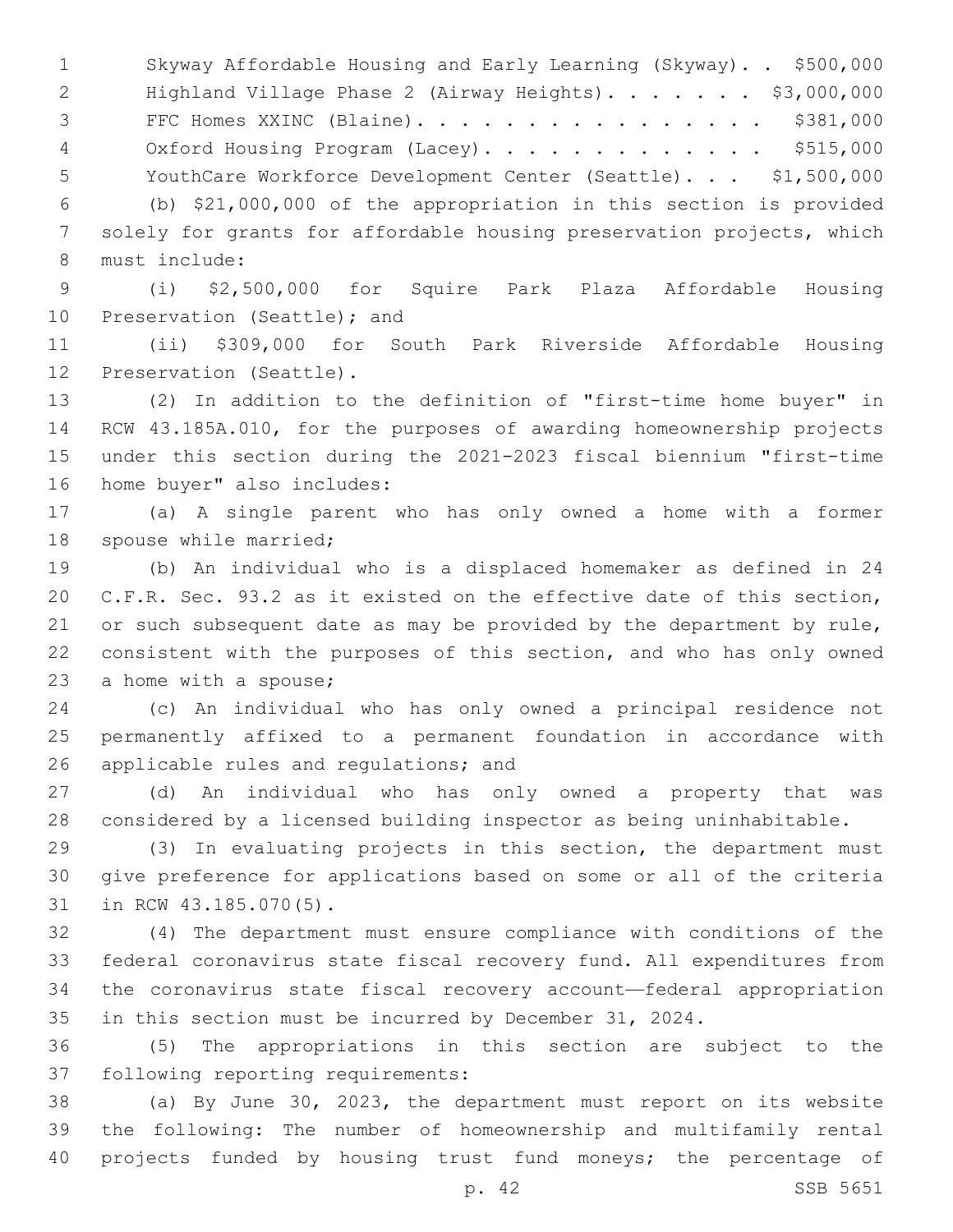Skyway Affordable Housing and Early Learning (Skyway). . $500,000
Highland Village Phase 2 (Airway Heights). . . . . . . $3,000,000
FFC Homes XXINC (Blaine). . . . . . . . . . . . . . . . $381,000
Oxford Housing Program (Lacey). . . . . . . . . . . . . $515,000
YouthCare Workforce Development Center (Seattle). . . $1,500,000

(b) $21,000,000 of the appropriation in this section is provided solely for grants for affordable housing preservation projects, which must include:

(i) $2,500,000 for Squire Park Plaza Affordable Housing Preservation (Seattle); and

(ii) $309,000 for South Park Riverside Affordable Housing Preservation (Seattle).

(2) In addition to the definition of "first-time home buyer" in RCW 43.185A.010, for the purposes of awarding homeownership projects under this section during the 2021-2023 fiscal biennium "first-time home buyer" also includes:

(a) A single parent who has only owned a home with a former spouse while married;

(b) An individual who is a displaced homemaker as defined in 24 C.F.R. Sec. 93.2 as it existed on the effective date of this section, or such subsequent date as may be provided by the department by rule, consistent with the purposes of this section, and who has only owned a home with a spouse;

(c) An individual who has only owned a principal residence not permanently affixed to a permanent foundation in accordance with applicable rules and regulations; and

(d) An individual who has only owned a property that was considered by a licensed building inspector as being uninhabitable.

(3) In evaluating projects in this section, the department must give preference for applications based on some or all of the criteria in RCW 43.185.070(5).

(4) The department must ensure compliance with conditions of the federal coronavirus state fiscal recovery fund. All expenditures from the coronavirus state fiscal recovery account—federal appropriation in this section must be incurred by December 31, 2024.

(5) The appropriations in this section are subject to the following reporting requirements:

(a) By June 30, 2023, the department must report on its website the following: The number of homeownership and multifamily rental projects funded by housing trust fund moneys; the percentage of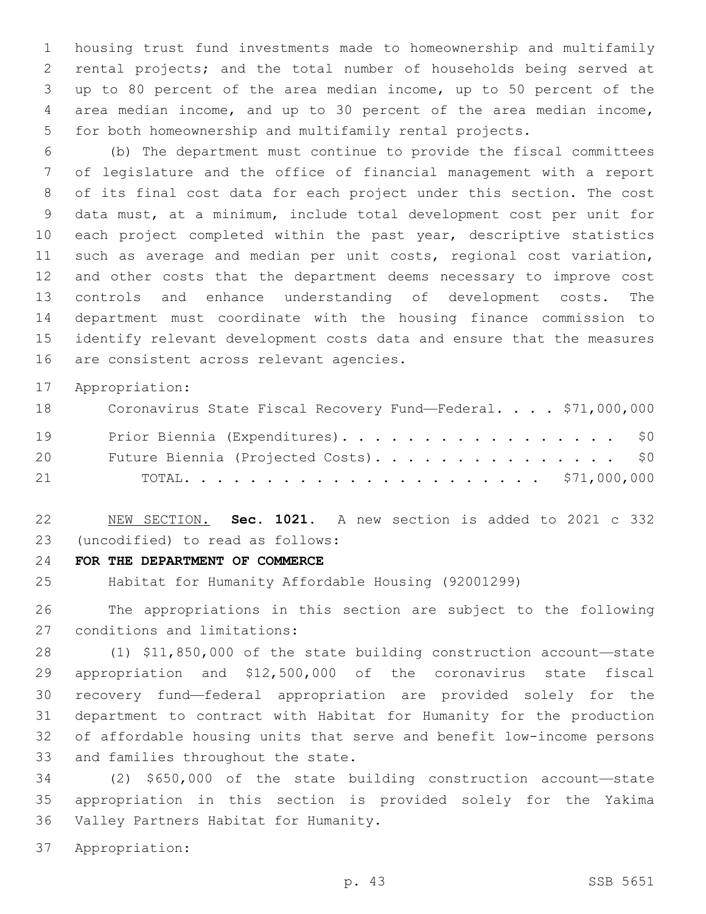housing trust fund investments made to homeownership and multifamily rental projects; and the total number of households being served at up to 80 percent of the area median income, up to 50 percent of the area median income, and up to 30 percent of the area median income, for both homeownership and multifamily rental projects.

(b) The department must continue to provide the fiscal committees of legislature and the office of financial management with a report of its final cost data for each project under this section. The cost data must, at a minimum, include total development cost per unit for each project completed within the past year, descriptive statistics such as average and median per unit costs, regional cost variation, and other costs that the department deems necessary to improve cost controls and enhance understanding of development costs. The department must coordinate with the housing finance commission to identify relevant development costs data and ensure that the measures are consistent across relevant agencies.

Appropriation:

| | |
|---|---|
| Coronavirus State Fiscal Recovery Fund—Federal. . . . | $71,000,000 |
| Prior Biennia (Expenditures). . . . . . . . . . . . . . . . . . | $0 |
| Future Biennia (Projected Costs). . . . . . . . . . . . . . . . | $0 |
| TOTAL. . . . . . . . . . . . . . . . . . . . . . | $71,000,000 |

NEW SECTION. **Sec. 1021.** A new section is added to 2021 c 332 (uncodified) to read as follows:

**FOR THE DEPARTMENT OF COMMERCE**

Habitat for Humanity Affordable Housing (92001299)

The appropriations in this section are subject to the following conditions and limitations:

(1) $11,850,000 of the state building construction account—state appropriation and $12,500,000 of the coronavirus state fiscal recovery fund—federal appropriation are provided solely for the department to contract with Habitat for Humanity for the production of affordable housing units that serve and benefit low-income persons and families throughout the state.

(2) $650,000 of the state building construction account—state appropriation in this section is provided solely for the Yakima Valley Partners Habitat for Humanity.

Appropriation: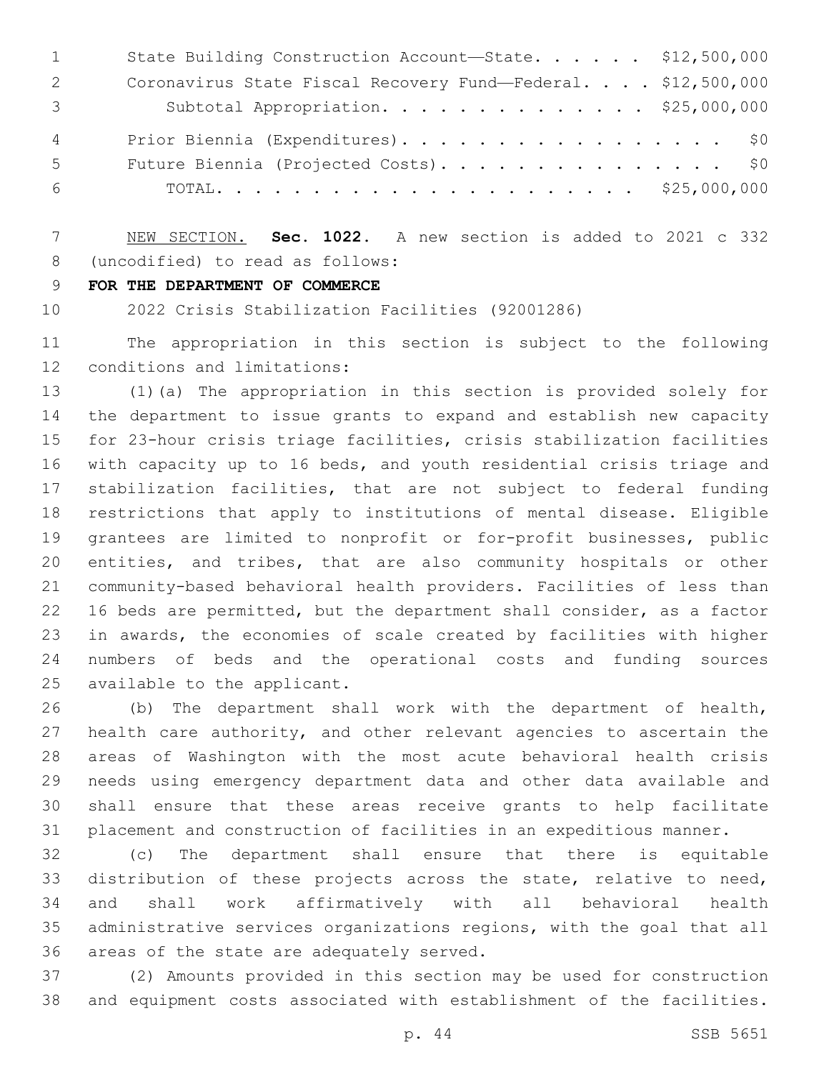| | |
|---|---|
| State Building Construction Account—State | $12,500,000 |
| Coronavirus State Fiscal Recovery Fund—Federal | $12,500,000 |
| Subtotal Appropriation | $25,000,000 |
| Prior Biennia (Expenditures) | $0 |
| Future Biennia (Projected Costs) | $0 |
| TOTAL | $25,000,000 |

NEW SECTION. **Sec. 1022.** A new section is added to 2021 c 332 (uncodified) to read as follows:

**FOR THE DEPARTMENT OF COMMERCE**

2022 Crisis Stabilization Facilities (92001286)

The appropriation in this section is subject to the following conditions and limitations:

(1)(a) The appropriation in this section is provided solely for the department to issue grants to expand and establish new capacity for 23-hour crisis triage facilities, crisis stabilization facilities with capacity up to 16 beds, and youth residential crisis triage and stabilization facilities, that are not subject to federal funding restrictions that apply to institutions of mental disease. Eligible grantees are limited to nonprofit or for-profit businesses, public entities, and tribes, that are also community hospitals or other community-based behavioral health providers. Facilities of less than 16 beds are permitted, but the department shall consider, as a factor in awards, the economies of scale created by facilities with higher numbers of beds and the operational costs and funding sources available to the applicant.

(b) The department shall work with the department of health, health care authority, and other relevant agencies to ascertain the areas of Washington with the most acute behavioral health crisis needs using emergency department data and other data available and shall ensure that these areas receive grants to help facilitate placement and construction of facilities in an expeditious manner.

(c) The department shall ensure that there is equitable distribution of these projects across the state, relative to need, and shall work affirmatively with all behavioral health administrative services organizations regions, with the goal that all areas of the state are adequately served.

(2) Amounts provided in this section may be used for construction and equipment costs associated with establishment of the facilities.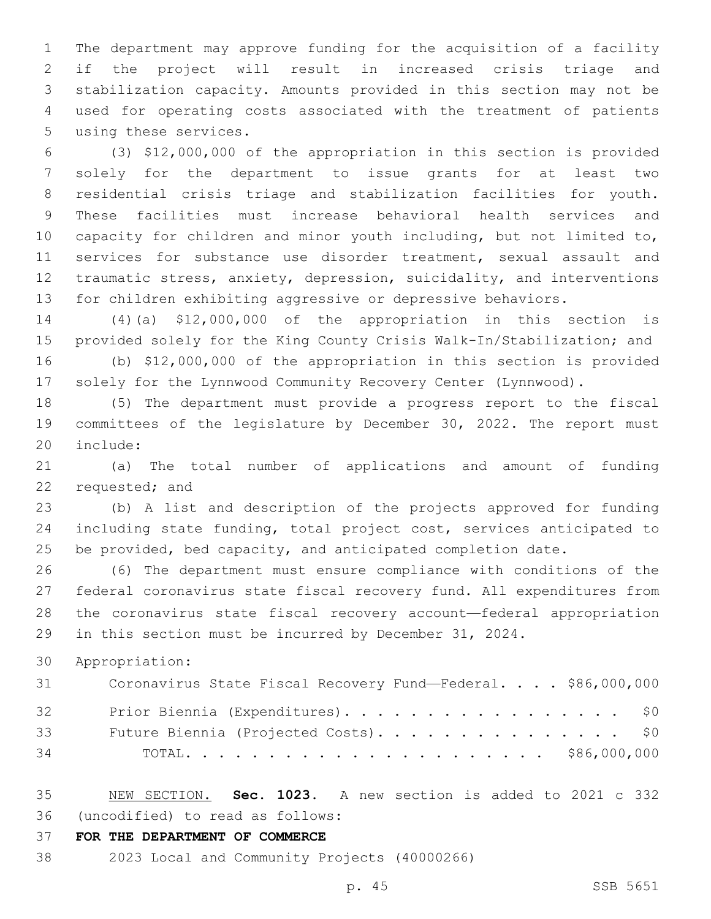The department may approve funding for the acquisition of a facility if the project will result in increased crisis triage and stabilization capacity. Amounts provided in this section may not be used for operating costs associated with the treatment of patients using these services.

(3) $12,000,000 of the appropriation in this section is provided solely for the department to issue grants for at least two residential crisis triage and stabilization facilities for youth. These facilities must increase behavioral health services and capacity for children and minor youth including, but not limited to, services for substance use disorder treatment, sexual assault and traumatic stress, anxiety, depression, suicidality, and interventions for children exhibiting aggressive or depressive behaviors.

(4)(a) $12,000,000 of the appropriation in this section is provided solely for the King County Crisis Walk-In/Stabilization; and

(b) $12,000,000 of the appropriation in this section is provided solely for the Lynnwood Community Recovery Center (Lynnwood).

(5) The department must provide a progress report to the fiscal committees of the legislature by December 30, 2022. The report must include:

(a) The total number of applications and amount of funding requested; and

(b) A list and description of the projects approved for funding including state funding, total project cost, services anticipated to be provided, bed capacity, and anticipated completion date.

(6) The department must ensure compliance with conditions of the federal coronavirus state fiscal recovery fund. All expenditures from the coronavirus state fiscal recovery account—federal appropriation in this section must be incurred by December 31, 2024.

Appropriation:

| | |
|---|---|
| Coronavirus State Fiscal Recovery Fund—Federal. . . . | $86,000,000 |
| Prior Biennia (Expenditures). . . . . . . . . . . . . . . . . . | $0 |
| Future Biennia (Projected Costs). . . . . . . . . . . . . . . . | $0 |
| TOTAL. . . . . . . . . . . . . . . . . . . . . . . . | $86,000,000 |

NEW SECTION. **Sec. 1023.** A new section is added to 2021 c 332 (uncodified) to read as follows:

**FOR THE DEPARTMENT OF COMMERCE**

2023 Local and Community Projects (40000266)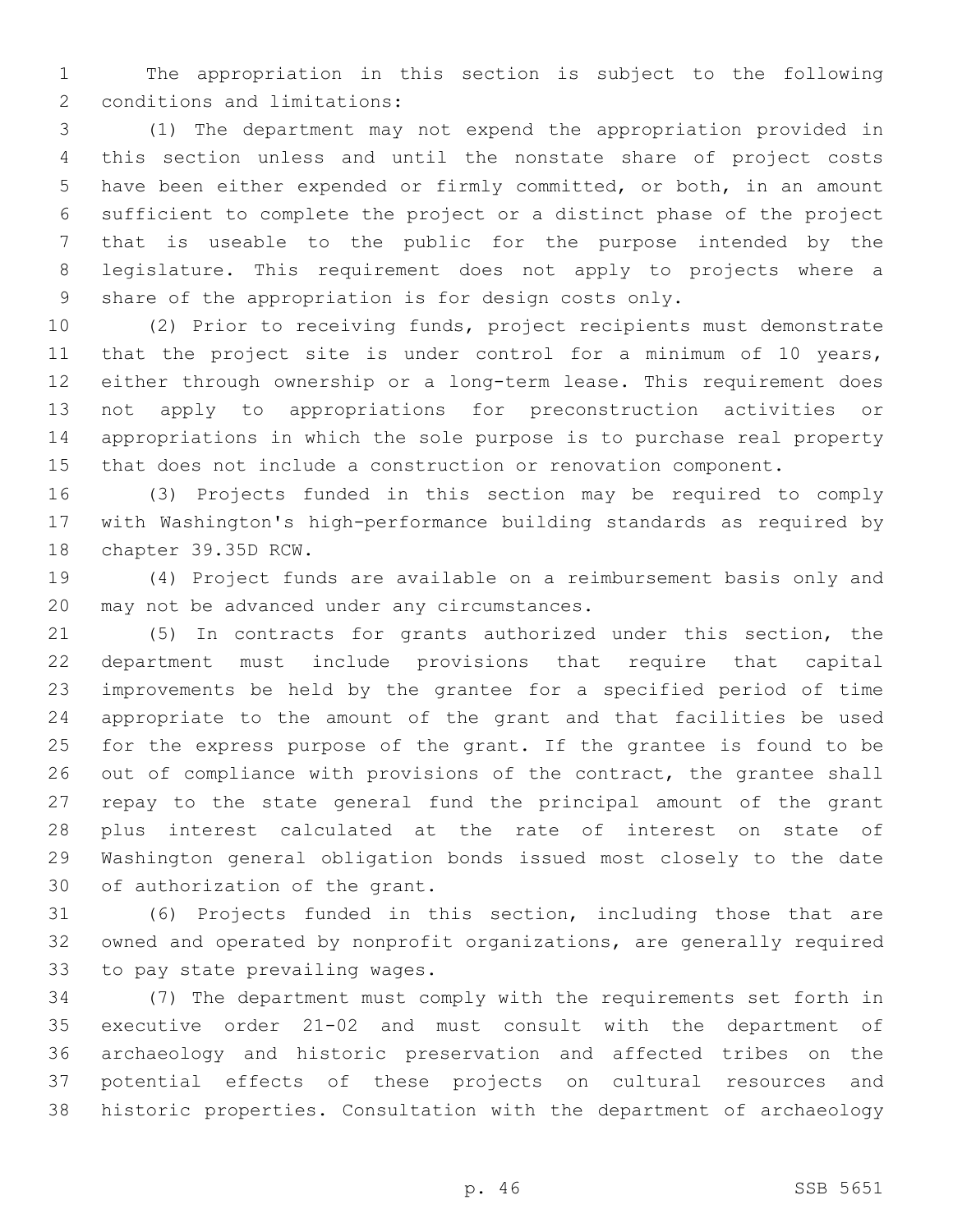The appropriation in this section is subject to the following conditions and limitations:

(1) The department may not expend the appropriation provided in this section unless and until the nonstate share of project costs have been either expended or firmly committed, or both, in an amount sufficient to complete the project or a distinct phase of the project that is useable to the public for the purpose intended by the legislature. This requirement does not apply to projects where a share of the appropriation is for design costs only.

(2) Prior to receiving funds, project recipients must demonstrate that the project site is under control for a minimum of 10 years, either through ownership or a long-term lease. This requirement does not apply to appropriations for preconstruction activities or appropriations in which the sole purpose is to purchase real property that does not include a construction or renovation component.

(3) Projects funded in this section may be required to comply with Washington's high-performance building standards as required by chapter 39.35D RCW.

(4) Project funds are available on a reimbursement basis only and may not be advanced under any circumstances.

(5) In contracts for grants authorized under this section, the department must include provisions that require that capital improvements be held by the grantee for a specified period of time appropriate to the amount of the grant and that facilities be used for the express purpose of the grant. If the grantee is found to be out of compliance with provisions of the contract, the grantee shall repay to the state general fund the principal amount of the grant plus interest calculated at the rate of interest on state of Washington general obligation bonds issued most closely to the date of authorization of the grant.

(6) Projects funded in this section, including those that are owned and operated by nonprofit organizations, are generally required to pay state prevailing wages.

(7) The department must comply with the requirements set forth in executive order 21-02 and must consult with the department of archaeology and historic preservation and affected tribes on the potential effects of these projects on cultural resources and historic properties. Consultation with the department of archaeology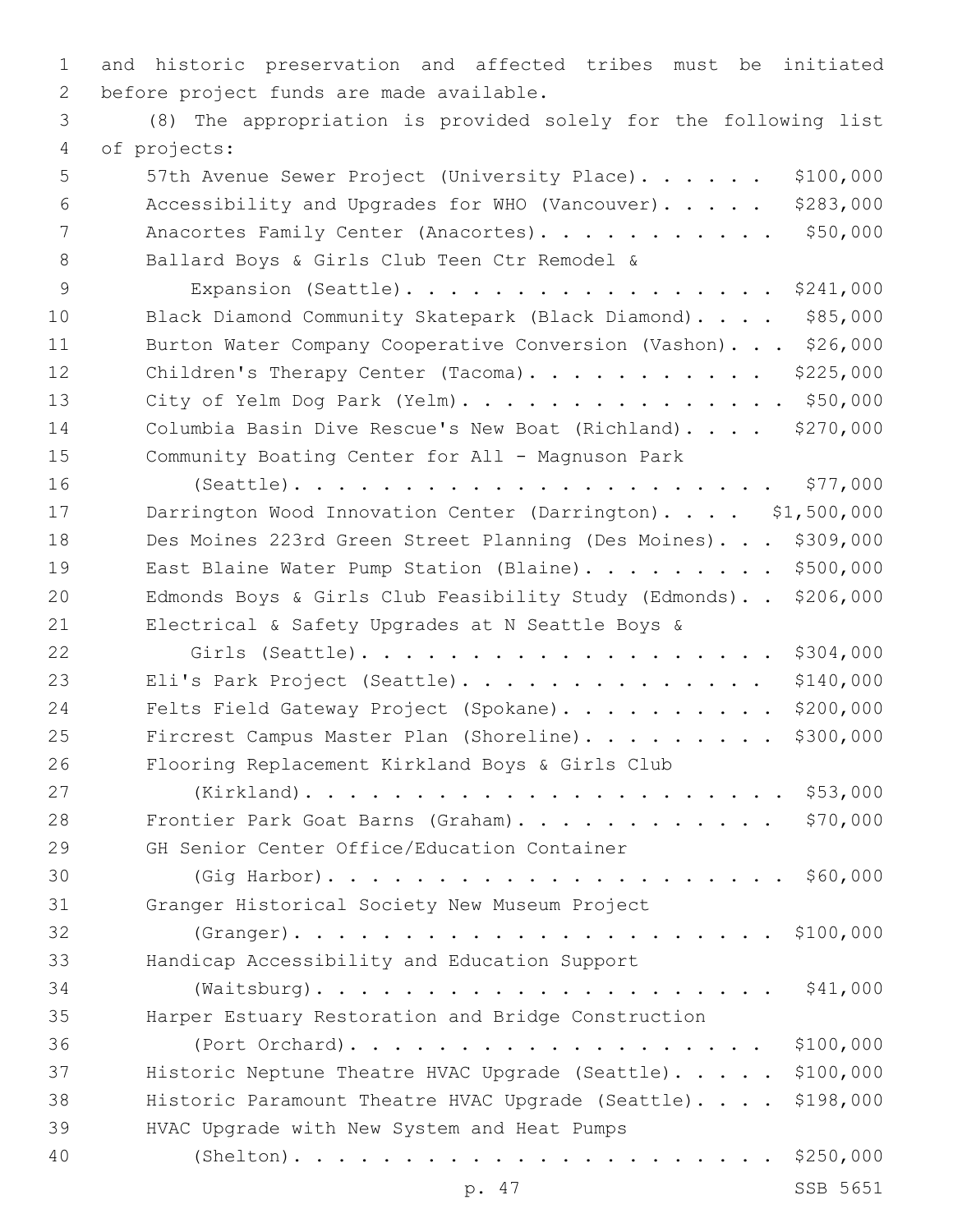and historic preservation and affected tribes must be initiated before project funds are made available.

(8) The appropriation is provided solely for the following list of projects:

| Project | Amount |
|---|---|
| 57th Avenue Sewer Project (University Place) | $100,000 |
| Accessibility and Upgrades for WHO (Vancouver) | $283,000 |
| Anacortes Family Center (Anacortes) | $50,000 |
| Ballard Boys & Girls Club Teen Ctr Remodel & Expansion (Seattle) | $241,000 |
| Black Diamond Community Skatepark (Black Diamond) | $85,000 |
| Burton Water Company Cooperative Conversion (Vashon) | $26,000 |
| Children's Therapy Center (Tacoma) | $225,000 |
| City of Yelm Dog Park (Yelm) | $50,000 |
| Columbia Basin Dive Rescue's New Boat (Richland) | $270,000 |
| Community Boating Center for All - Magnuson Park (Seattle) | $77,000 |
| Darrington Wood Innovation Center (Darrington) | $1,500,000 |
| Des Moines 223rd Green Street Planning (Des Moines) | $309,000 |
| East Blaine Water Pump Station (Blaine) | $500,000 |
| Edmonds Boys & Girls Club Feasibility Study (Edmonds) | $206,000 |
| Electrical & Safety Upgrades at N Seattle Boys & Girls (Seattle) | $304,000 |
| Eli's Park Project (Seattle) | $140,000 |
| Felts Field Gateway Project (Spokane) | $200,000 |
| Fircrest Campus Master Plan (Shoreline) | $300,000 |
| Flooring Replacement Kirkland Boys & Girls Club (Kirkland) | $53,000 |
| Frontier Park Goat Barns (Graham) | $70,000 |
| GH Senior Center Office/Education Container (Gig Harbor) | $60,000 |
| Granger Historical Society New Museum Project (Granger) | $100,000 |
| Handicap Accessibility and Education Support (Waitsburg) | $41,000 |
| Harper Estuary Restoration and Bridge Construction (Port Orchard) | $100,000 |
| Historic Neptune Theatre HVAC Upgrade (Seattle) | $100,000 |
| Historic Paramount Theatre HVAC Upgrade (Seattle) | $198,000 |
| HVAC Upgrade with New System and Heat Pumps (Shelton) | $250,000 |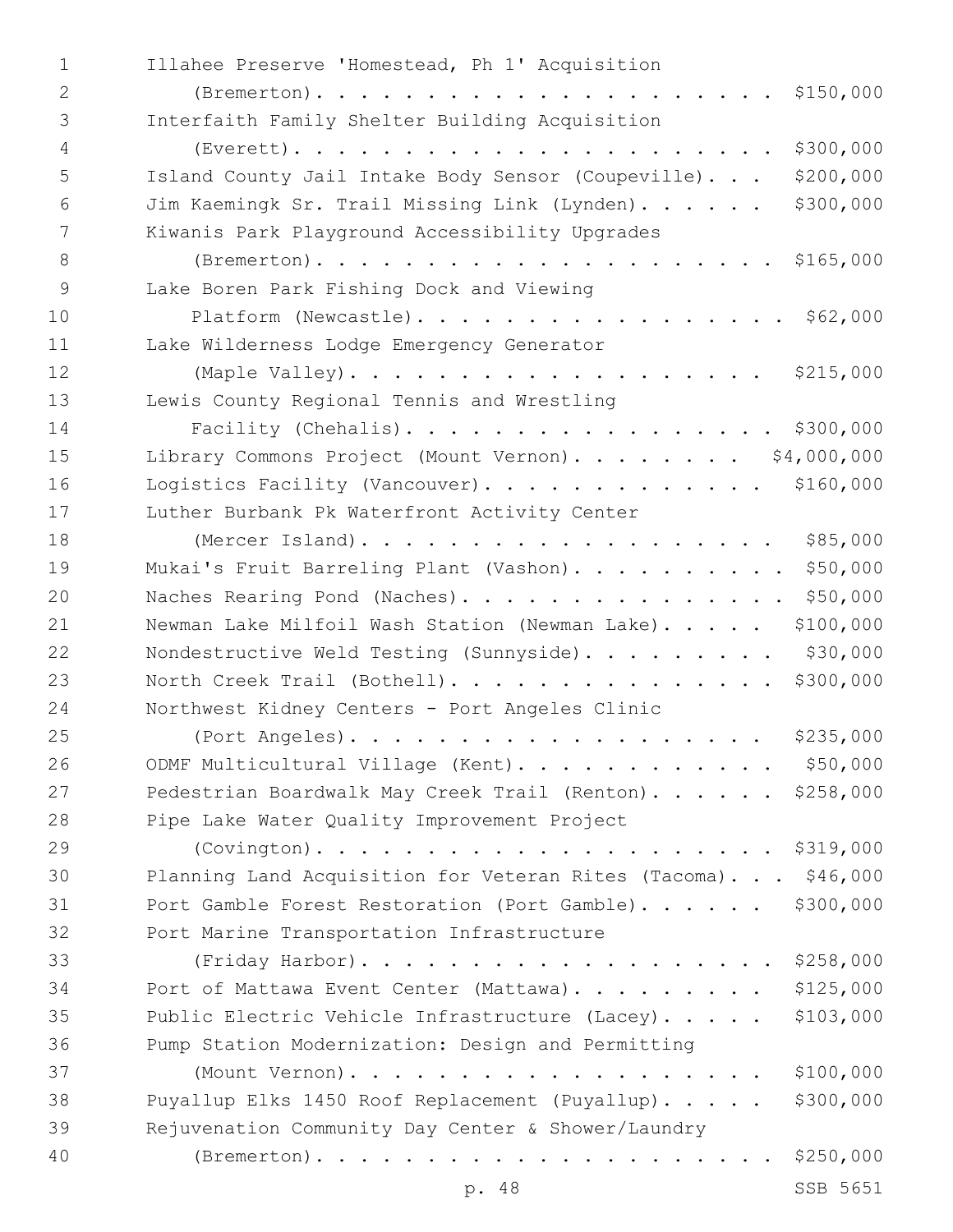| Project | Amount |
|---|---|
| Illahee Preserve 'Homestead, Ph 1' Acquisition (Bremerton) | $150,000 |
| Interfaith Family Shelter Building Acquisition (Everett) | $300,000 |
| Island County Jail Intake Body Sensor (Coupeville) | $200,000 |
| Jim Kaemingk Sr. Trail Missing Link (Lynden) | $300,000 |
| Kiwanis Park Playground Accessibility Upgrades (Bremerton) | $165,000 |
| Lake Boren Park Fishing Dock and Viewing Platform (Newcastle) | $62,000 |
| Lake Wilderness Lodge Emergency Generator (Maple Valley) | $215,000 |
| Lewis County Regional Tennis and Wrestling Facility (Chehalis) | $300,000 |
| Library Commons Project (Mount Vernon) | $4,000,000 |
| Logistics Facility (Vancouver) | $160,000 |
| Luther Burbank Pk Waterfront Activity Center (Mercer Island) | $85,000 |
| Mukai's Fruit Barreling Plant (Vashon) | $50,000 |
| Naches Rearing Pond (Naches) | $50,000 |
| Newman Lake Milfoil Wash Station (Newman Lake) | $100,000 |
| Nondestructive Weld Testing (Sunnyside) | $30,000 |
| North Creek Trail (Bothell) | $300,000 |
| Northwest Kidney Centers - Port Angeles Clinic (Port Angeles) | $235,000 |
| ODMF Multicultural Village (Kent) | $50,000 |
| Pedestrian Boardwalk May Creek Trail (Renton) | $258,000 |
| Pipe Lake Water Quality Improvement Project (Covington) | $319,000 |
| Planning Land Acquisition for Veteran Rites (Tacoma) | $46,000 |
| Port Gamble Forest Restoration (Port Gamble) | $300,000 |
| Port Marine Transportation Infrastructure (Friday Harbor) | $258,000 |
| Port of Mattawa Event Center (Mattawa) | $125,000 |
| Public Electric Vehicle Infrastructure (Lacey) | $103,000 |
| Pump Station Modernization: Design and Permitting (Mount Vernon) | $100,000 |
| Puyallup Elks 1450 Roof Replacement (Puyallup) | $300,000 |
| Rejuvenation Community Day Center & Shower/Laundry (Bremerton) | $250,000 |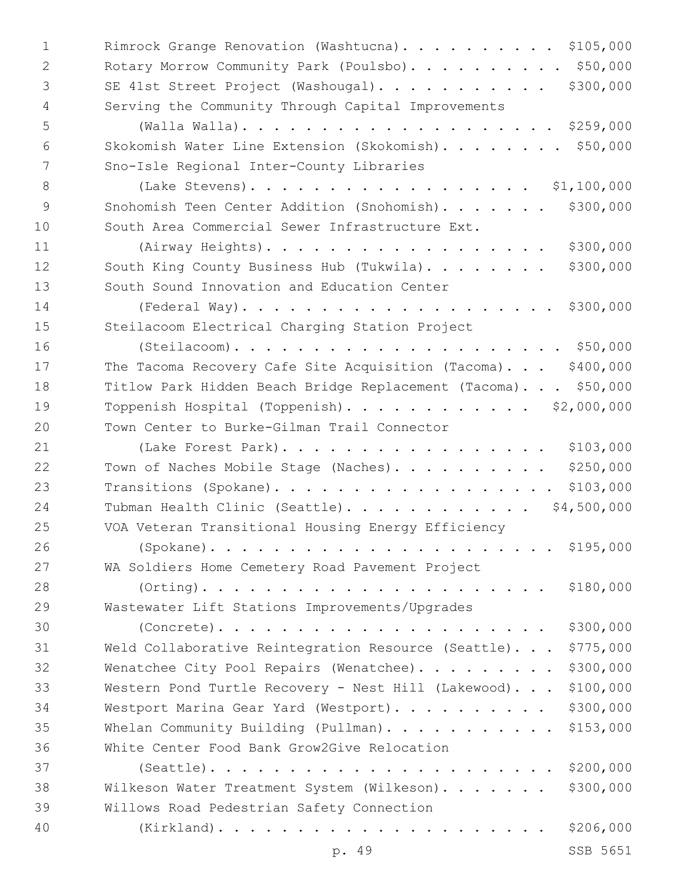Rimrock Grange Renovation (Washtucna). . . . . . . . . . . $105,000
Rotary Morrow Community Park (Poulsbo). . . . . . . . . . $50,000
SE 41st Street Project (Washougal). . . . . . . . . . . $300,000
Serving the Community Through Capital Improvements
(Walla Walla). . . . . . . . . . . . . . . . . . . . $259,000
Skokomish Water Line Extension (Skokomish). . . . . . . . $50,000
Sno-Isle Regional Inter-County Libraries
(Lake Stevens). . . . . . . . . . . . . . . . . . $1,100,000
Snohomish Teen Center Addition (Snohomish). . . . . . . $300,000
South Area Commercial Sewer Infrastructure Ext.
(Airway Heights). . . . . . . . . . . . . . . . . . $300,000
South King County Business Hub (Tukwila). . . . . . . . $300,000
South Sound Innovation and Education Center
(Federal Way). . . . . . . . . . . . . . . . . . . . $300,000
Steilacoom Electrical Charging Station Project
(Steilacoom). . . . . . . . . . . . . . . . . . . . . $50,000
The Tacoma Recovery Cafe Site Acquisition (Tacoma). . . $400,000
Titlow Park Hidden Beach Bridge Replacement (Tacoma). . . $50,000
Toppenish Hospital (Toppenish). . . . . . . . . . . . $2,000,000
Town Center to Burke-Gilman Trail Connector
(Lake Forest Park). . . . . . . . . . . . . . . . . $103,000
Town of Naches Mobile Stage (Naches). . . . . . . . . . $250,000
Transitions (Spokane). . . . . . . . . . . . . . . . . . $103,000
Tubman Health Clinic (Seattle). . . . . . . . . . . . $4,500,000
VOA Veteran Transitional Housing Energy Efficiency
(Spokane). . . . . . . . . . . . . . . . . . . . . . $195,000
WA Soldiers Home Cemetery Road Pavement Project
(Orting). . . . . . . . . . . . . . . . . . . . . . $180,000
Wastewater Lift Stations Improvements/Upgrades
(Concrete). . . . . . . . . . . . . . . . . . . . . $300,000
Weld Collaborative Reintegration Resource (Seattle). . . $775,000
Wenatchee City Pool Repairs (Wenatchee). . . . . . . . . $300,000
Western Pond Turtle Recovery - Nest Hill (Lakewood). . . $100,000
Westport Marina Gear Yard (Westport). . . . . . . . . . $300,000
Whelan Community Building (Pullman). . . . . . . . . . . $153,000
White Center Food Bank Grow2Give Relocation
(Seattle). . . . . . . . . . . . . . . . . . . . . . $200,000
Wilkeson Water Treatment System (Wilkeson). . . . . . . $300,000
Willows Road Pedestrian Safety Connection
(Kirkland). . . . . . . . . . . . . . . . . . . . . $206,000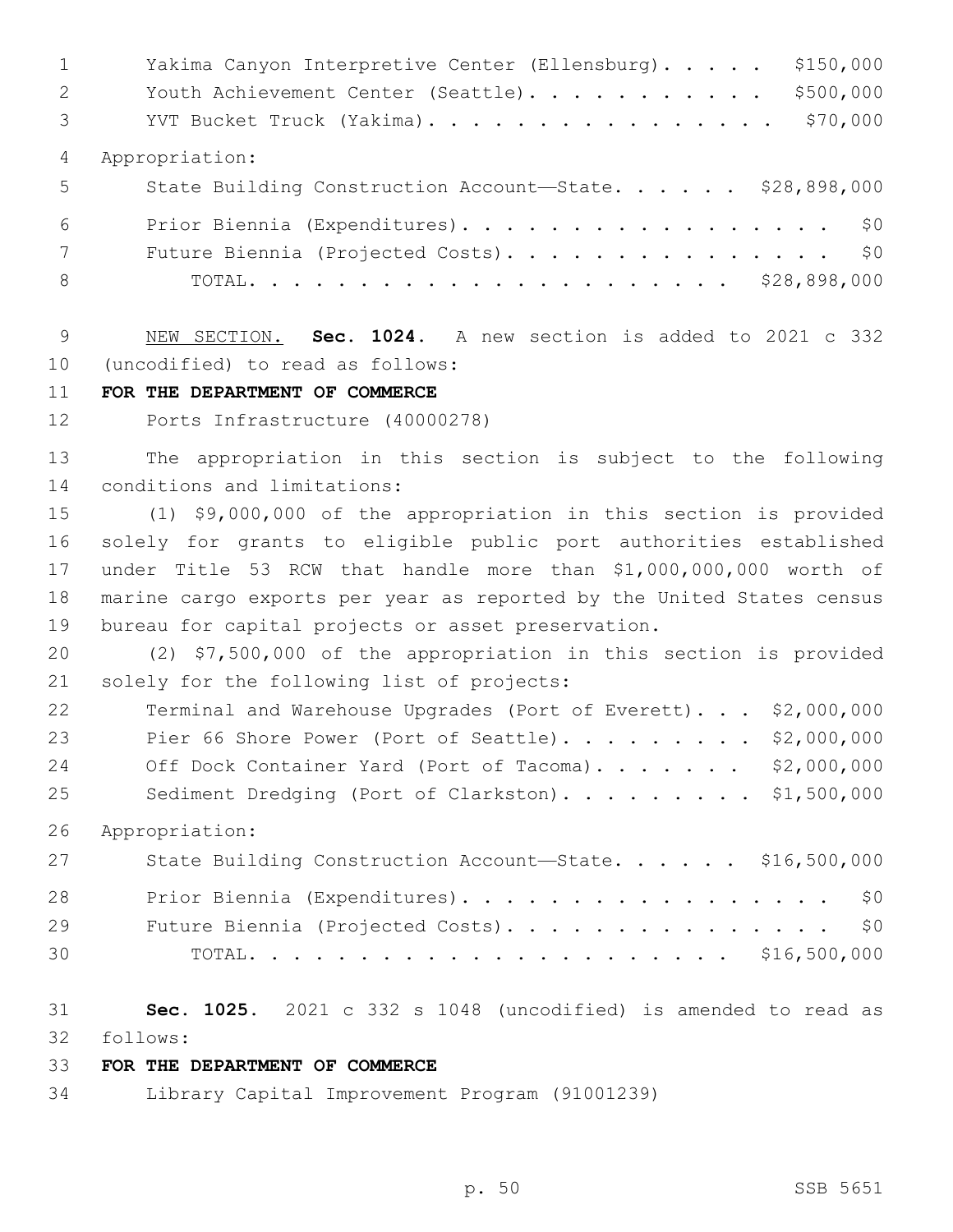Yakima Canyon Interpretive Center (Ellensburg). . . . . $150,000
Youth Achievement Center (Seattle). . . . . . . . . . . $500,000
YVT Bucket Truck (Yakima). . . . . . . . . . . . . . . . $70,000

Appropriation:

State Building Construction Account—State. . . . . . $28,898,000
Prior Biennia (Expenditures). . . . . . . . . . . . . . . . . $0
Future Biennia (Projected Costs). . . . . . . . . . . . . . . $0
TOTAL. . . . . . . . . . . . . . . . . . . . . . $28,898,000

NEW SECTION. **Sec. 1024.** A new section is added to 2021 c 332 (uncodified) to read as follows:

**FOR THE DEPARTMENT OF COMMERCE**

Ports Infrastructure (40000278)

The appropriation in this section is subject to the following conditions and limitations:

(1) $9,000,000 of the appropriation in this section is provided solely for grants to eligible public port authorities established under Title 53 RCW that handle more than $1,000,000,000 worth of marine cargo exports per year as reported by the United States census bureau for capital projects or asset preservation.

(2) $7,500,000 of the appropriation in this section is provided solely for the following list of projects:

Terminal and Warehouse Upgrades (Port of Everett). . . $2,000,000
Pier 66 Shore Power (Port of Seattle). . . . . . . . . $2,000,000
Off Dock Container Yard (Port of Tacoma). . . . . . . $2,000,000
Sediment Dredging (Port of Clarkston). . . . . . . . . $1,500,000

Appropriation:

State Building Construction Account—State. . . . . . $16,500,000
Prior Biennia (Expenditures). . . . . . . . . . . . . . . . . $0
Future Biennia (Projected Costs). . . . . . . . . . . . . . . $0
TOTAL. . . . . . . . . . . . . . . . . . . . . . $16,500,000

**Sec. 1025.** 2021 c 332 s 1048 (uncodified) is amended to read as follows:

**FOR THE DEPARTMENT OF COMMERCE**

Library Capital Improvement Program (91001239)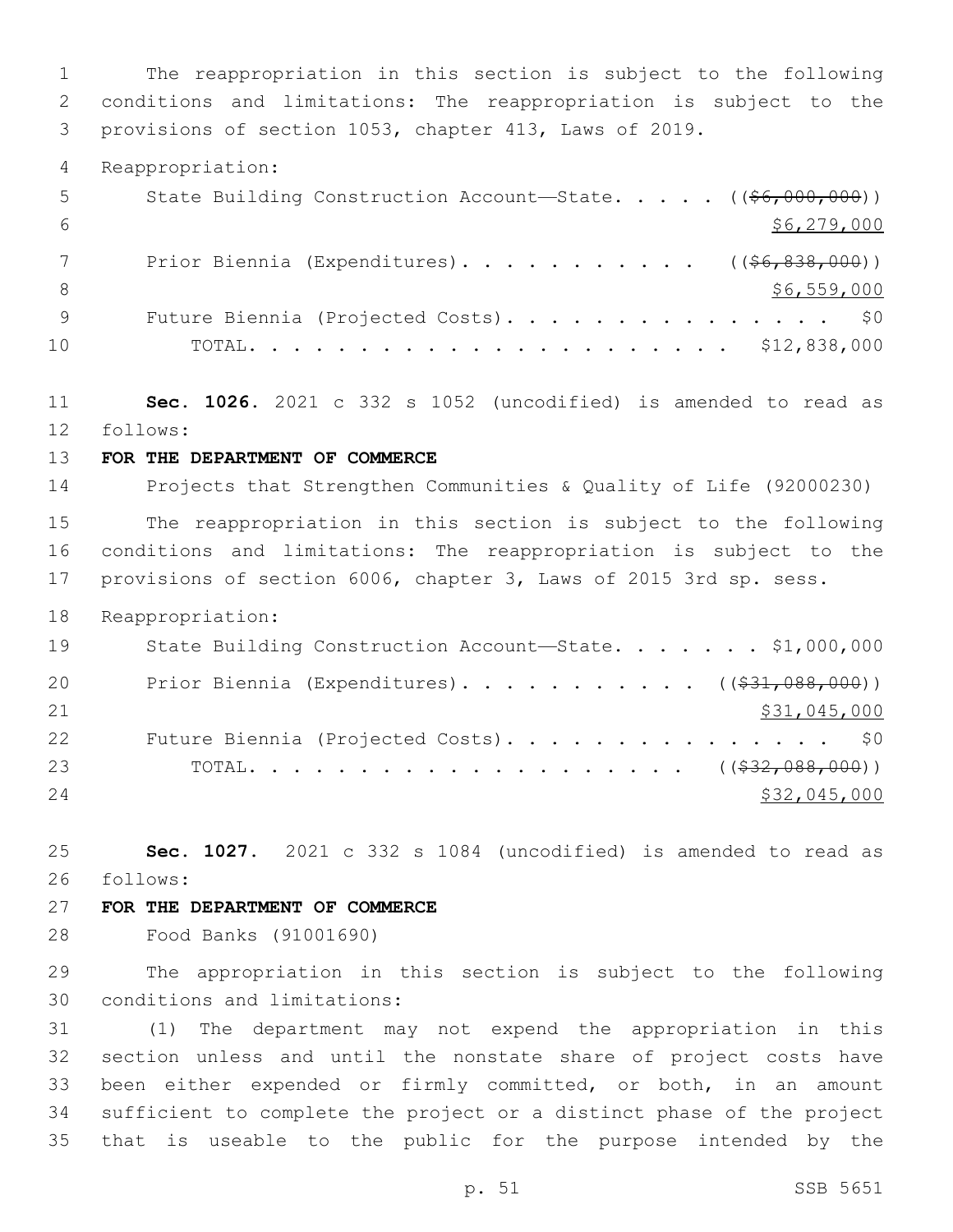The reappropriation in this section is subject to the following conditions and limitations: The reappropriation is subject to the provisions of section 1053, chapter 413, Laws of 2019.

Reappropriation:

State Building Construction Account—State. . . . . ((~~$6,000,000~~)) $6,279,000

Prior Biennia (Expenditures). . . . . . . . . . . ((~~$6,838,000~~)) $6,559,000

Future Biennia (Projected Costs). . . . . . . . . . . . . . . $0

TOTAL. . . . . . . . . . . . . . . . . . . . . . $12,838,000

**Sec. 1026.** 2021 c 332 s 1052 (uncodified) is amended to read as follows:

**FOR THE DEPARTMENT OF COMMERCE**

Projects that Strengthen Communities & Quality of Life (92000230)

The reappropriation in this section is subject to the following conditions and limitations: The reappropriation is subject to the provisions of section 6006, chapter 3, Laws of 2015 3rd sp. sess.

Reappropriation:

State Building Construction Account—State. . . . . . . $1,000,000

Prior Biennia (Expenditures). . . . . . . . . . . ((~~$31,088,000~~)) $31,045,000

Future Biennia (Projected Costs). . . . . . . . . . . . . . . $0

TOTAL. . . . . . . . . . . . . . . . . . . . ((~~$32,088,000~~)) $32,045,000

**Sec. 1027.** 2021 c 332 s 1084 (uncodified) is amended to read as follows:

**FOR THE DEPARTMENT OF COMMERCE**

Food Banks (91001690)

The appropriation in this section is subject to the following conditions and limitations:

(1) The department may not expend the appropriation in this section unless and until the nonstate share of project costs have been either expended or firmly committed, or both, in an amount sufficient to complete the project or a distinct phase of the project that is useable to the public for the purpose intended by the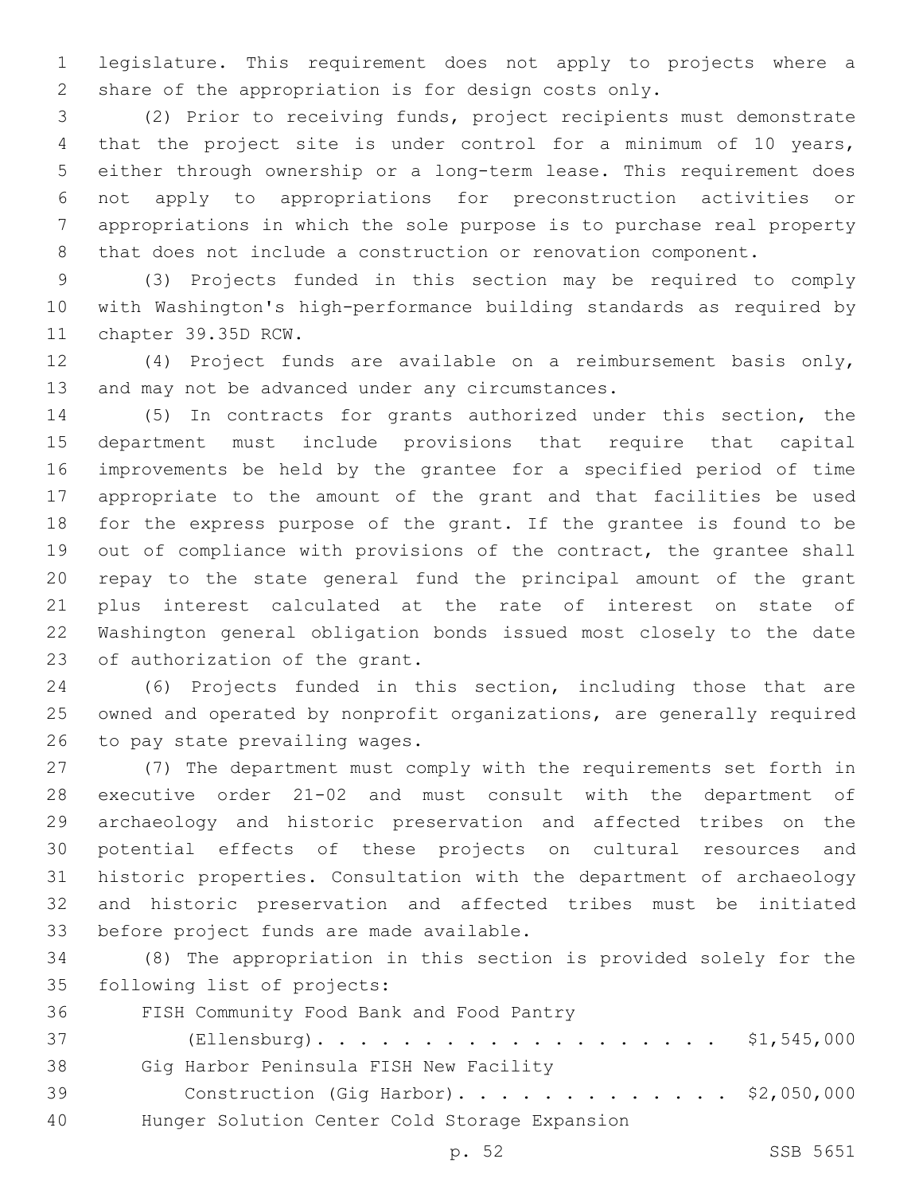legislature. This requirement does not apply to projects where a share of the appropriation is for design costs only.

(2) Prior to receiving funds, project recipients must demonstrate that the project site is under control for a minimum of 10 years, either through ownership or a long-term lease. This requirement does not apply to appropriations for preconstruction activities or appropriations in which the sole purpose is to purchase real property that does not include a construction or renovation component.

(3) Projects funded in this section may be required to comply with Washington's high-performance building standards as required by chapter 39.35D RCW.

(4) Project funds are available on a reimbursement basis only, and may not be advanced under any circumstances.

(5) In contracts for grants authorized under this section, the department must include provisions that require that capital improvements be held by the grantee for a specified period of time appropriate to the amount of the grant and that facilities be used for the express purpose of the grant. If the grantee is found to be out of compliance with provisions of the contract, the grantee shall repay to the state general fund the principal amount of the grant plus interest calculated at the rate of interest on state of Washington general obligation bonds issued most closely to the date of authorization of the grant.

(6) Projects funded in this section, including those that are owned and operated by nonprofit organizations, are generally required to pay state prevailing wages.

(7) The department must comply with the requirements set forth in executive order 21-02 and must consult with the department of archaeology and historic preservation and affected tribes on the potential effects of these projects on cultural resources and historic properties. Consultation with the department of archaeology and historic preservation and affected tribes must be initiated before project funds are made available.

(8) The appropriation in this section is provided solely for the following list of projects:

FISH Community Food Bank and Food Pantry (Ellensburg). . . . . . . . . . . . . . . . . . . . $1,545,000

Gig Harbor Peninsula FISH New Facility Construction (Gig Harbor). . . . . . . . . . . . . . $2,050,000

Hunger Solution Center Cold Storage Expansion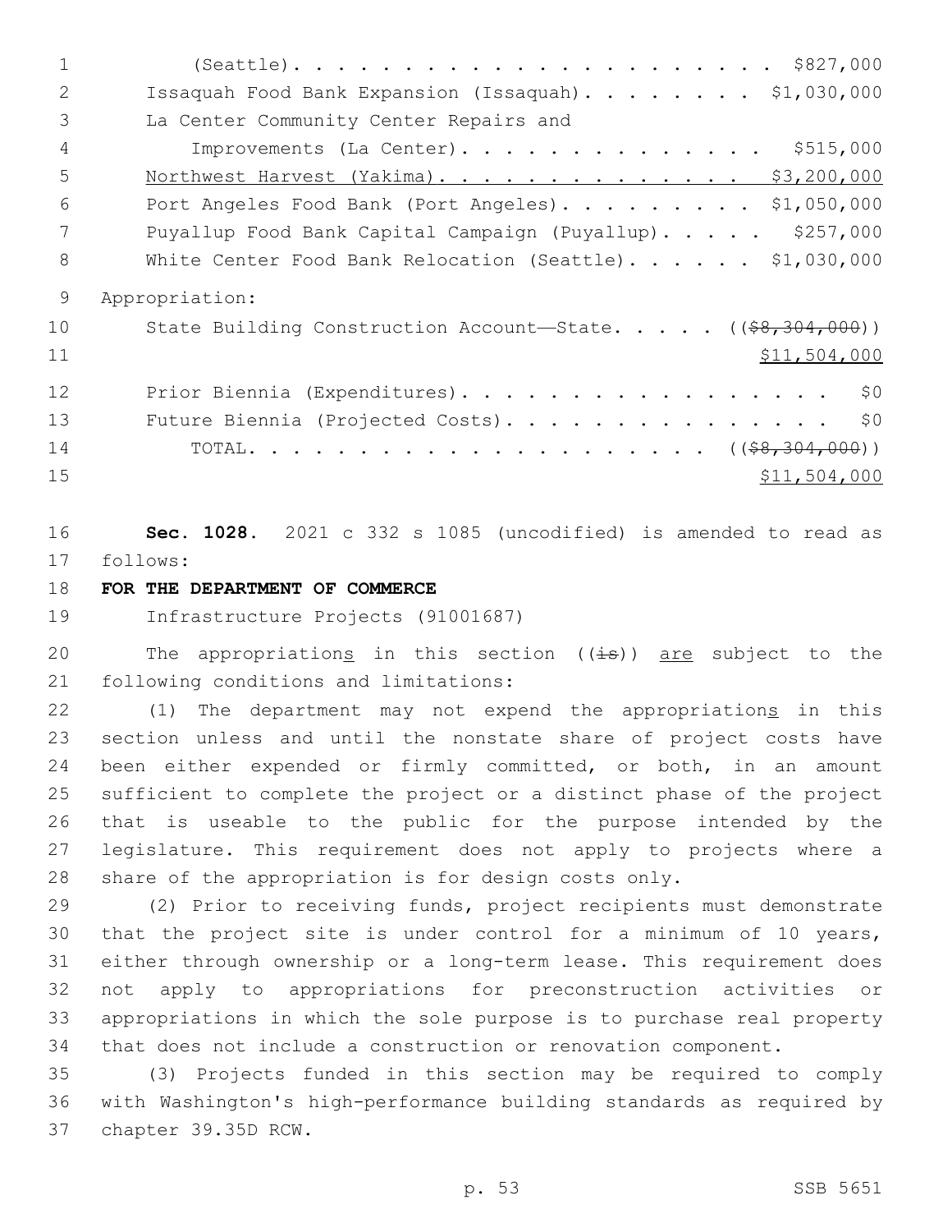(Seattle). . . . . . . . . . . . . . . . . . . . . . $827,000

Issaquah Food Bank Expansion (Issaquah). . . . . . . . $1,030,000

La Center Community Center Repairs and Improvements (La Center). . . . . . . . . . . . . . $515,000

<u>Northwest Harvest (Yakima). . . . . . . . . . . . . . $3,200,000</u>

Port Angeles Food Bank (Port Angeles). . . . . . . . . $1,050,000

Puyallup Food Bank Capital Campaign (Puyallup). . . . . $257,000

White Center Food Bank Relocation (Seattle). . . . . . $1,030,000

Appropriation:

State Building Construction Account—State. . . . . ((~~$8,304,000~~)) <u>$11,504,000</u>

Prior Biennia (Expenditures). . . . . . . . . . . . . . . . . $0

Future Biennia (Projected Costs). . . . . . . . . . . . . . . $0

TOTAL. . . . . . . . . . . . . . . . . . . . . ((~~$8,304,000~~)) <u>$11,504,000</u>

**Sec. 1028.** 2021 c 332 s 1085 (uncodified) is amended to read as follows:

**FOR THE DEPARTMENT OF COMMERCE**

Infrastructure Projects (91001687)

The appropriation<u>s</u> in this section ((~~is~~)) <u>are</u> subject to the following conditions and limitations:

(1) The department may not expend the appropriation<u>s</u> in this section unless and until the nonstate share of project costs have been either expended or firmly committed, or both, in an amount sufficient to complete the project or a distinct phase of the project that is useable to the public for the purpose intended by the legislature. This requirement does not apply to projects where a share of the appropriation is for design costs only.

(2) Prior to receiving funds, project recipients must demonstrate that the project site is under control for a minimum of 10 years, either through ownership or a long-term lease. This requirement does not apply to appropriations for preconstruction activities or appropriations in which the sole purpose is to purchase real property that does not include a construction or renovation component.

(3) Projects funded in this section may be required to comply with Washington's high-performance building standards as required by chapter 39.35D RCW.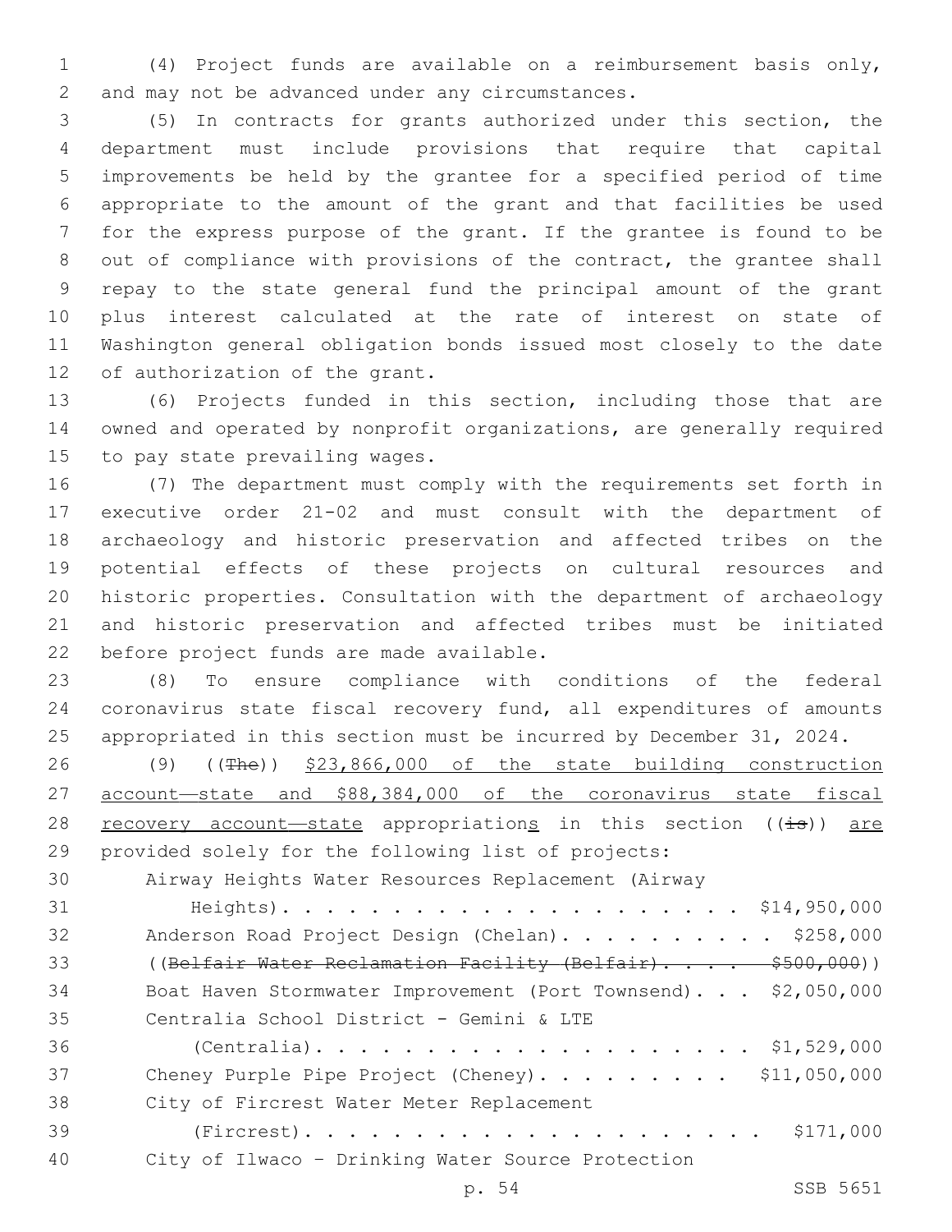(4) Project funds are available on a reimbursement basis only, and may not be advanced under any circumstances.

(5) In contracts for grants authorized under this section, the department must include provisions that require that capital improvements be held by the grantee for a specified period of time appropriate to the amount of the grant and that facilities be used for the express purpose of the grant. If the grantee is found to be out of compliance with provisions of the contract, the grantee shall repay to the state general fund the principal amount of the grant plus interest calculated at the rate of interest on state of Washington general obligation bonds issued most closely to the date of authorization of the grant.

(6) Projects funded in this section, including those that are owned and operated by nonprofit organizations, are generally required to pay state prevailing wages.

(7) The department must comply with the requirements set forth in executive order 21-02 and must consult with the department of archaeology and historic preservation and affected tribes on the potential effects of these projects on cultural resources and historic properties. Consultation with the department of archaeology and historic preservation and affected tribes must be initiated before project funds are made available.

(8) To ensure compliance with conditions of the federal coronavirus state fiscal recovery fund, all expenditures of amounts appropriated in this section must be incurred by December 31, 2024.

(9) ((~~The~~)) <u>$23,866,000 of the state building construction account—state and $88,384,000 of the coronavirus state fiscal recovery account—state</u> appropriation<u>s</u> in this section ((~~is~~)) <u>are</u> provided solely for the following list of projects:

Airway Heights Water Resources Replacement (Airway Heights). . . . . . . . . . . . . . . . . . . . . . $14,950,000
Anderson Road Project Design (Chelan). . . . . . . . . . . $258,000
((~~Belfair Water Reclamation Facility (Belfair). . . . $500,000~~))
Boat Haven Stormwater Improvement (Port Townsend). . . $2,050,000
Centralia School District - Gemini & LTE (Centralia). . . . . . . . . . . . . . . . . . . . . $1,529,000
Cheney Purple Pipe Project (Cheney). . . . . . . . . . $11,050,000
City of Fircrest Water Meter Replacement (Fircrest). . . . . . . . . . . . . . . . . . . . . . $171,000
City of Ilwaco – Drinking Water Source Protection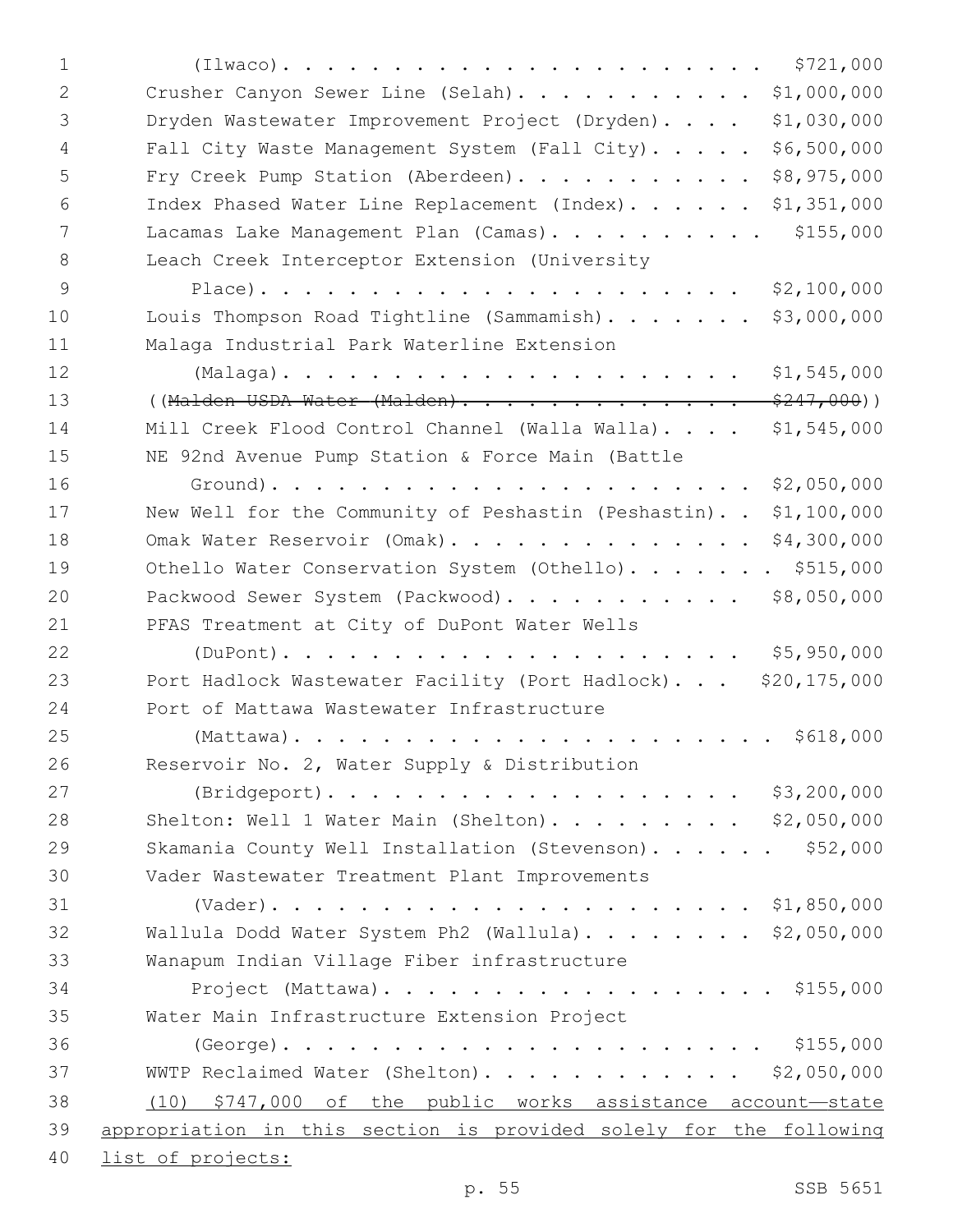(Ilwaco). . . . . . . . . . . . . . . . . . . . . . $721,000

Crusher Canyon Sewer Line (Selah). . . . . . . . . . . . $1,000,000

Dryden Wastewater Improvement Project (Dryden). . . . . $1,030,000

Fall City Waste Management System (Fall City). . . . . $6,500,000

Fry Creek Pump Station (Aberdeen). . . . . . . . . . . . $8,975,000

Index Phased Water Line Replacement (Index). . . . . . . $1,351,000

Lacamas Lake Management Plan (Camas). . . . . . . . . . . $155,000

Leach Creek Interceptor Extension (University Place). . . . . . . . . . . . . . . . . . . . . . $2,100,000

Louis Thompson Road Tightline (Sammamish). . . . . . . . $3,000,000

Malaga Industrial Park Waterline Extension (Malaga). . . . . . . . . . . . . . . . . . . . . . $1,545,000

((~~Malden USDA Water (Malden). . . . . . . . . . . . . . $247,000~~))

Mill Creek Flood Control Channel (Walla Walla). . . . . $1,545,000

NE 92nd Avenue Pump Station & Force Main (Battle Ground). . . . . . . . . . . . . . . . . . . . . . $2,050,000

New Well for the Community of Peshastin (Peshastin). . $1,100,000

Omak Water Reservoir (Omak). . . . . . . . . . . . . . . $4,300,000

Othello Water Conservation System (Othello). . . . . . . . $515,000

Packwood Sewer System (Packwood). . . . . . . . . . . . $8,050,000

PFAS Treatment at City of DuPont Water Wells (DuPont). . . . . . . . . . . . . . . . . . . . . . $5,950,000

Port Hadlock Wastewater Facility (Port Hadlock). . . . $20,175,000

Port of Mattawa Wastewater Infrastructure (Mattawa). . . . . . . . . . . . . . . . . . . . . . . $618,000

Reservoir No. 2, Water Supply & Distribution (Bridgeport). . . . . . . . . . . . . . . . . . . . $3,200,000

Shelton: Well 1 Water Main (Shelton). . . . . . . . . . $2,050,000

Skamania County Well Installation (Stevenson). . . . . . . $52,000

Vader Wastewater Treatment Plant Improvements (Vader). . . . . . . . . . . . . . . . . . . . . . $1,850,000

Wallula Dodd Water System Ph2 (Wallula). . . . . . . . . $2,050,000

Wanapum Indian Village Fiber infrastructure Project (Mattawa). . . . . . . . . . . . . . . . . . . $155,000

Water Main Infrastructure Extension Project (George). . . . . . . . . . . . . . . . . . . . . . . $155,000

WWTP Reclaimed Water (Shelton). . . . . . . . . . . . . $2,050,000

<u>(10) $747,000 of the public works assistance account—state appropriation in this section is provided solely for the following list of projects:</u>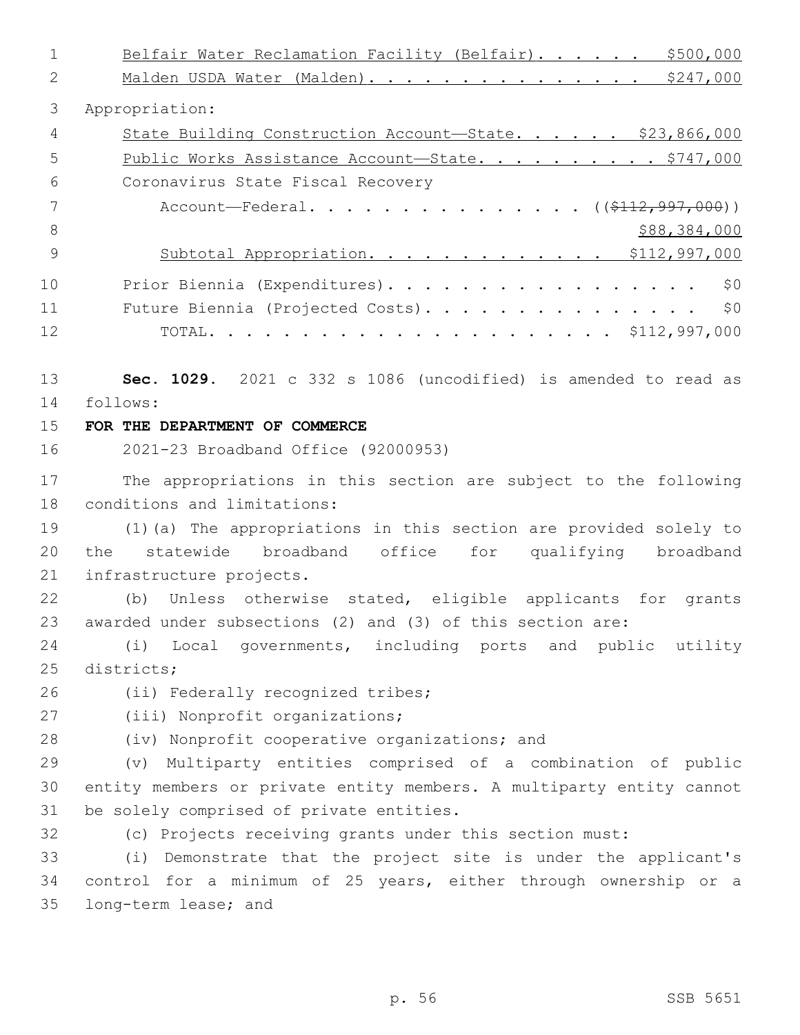Belfair Water Reclamation Facility (Belfair). . . . . . $500,000

Malden USDA Water (Malden). . . . . . . . . . . . . . . $247,000

Appropriation:

State Building Construction Account—State. . . . . . $23,866,000

Public Works Assistance Account—State. . . . . . . . . . $747,000

Coronavirus State Fiscal Recovery

Account—Federal. . . . . . . . . . . . . . . . (($112,997,000))

$88,384,000

Subtotal Appropriation. . . . . . . . . . . . . $112,997,000

Prior Biennia (Expenditures). . . . . . . . . . . . . . . . . . $0

Future Biennia (Projected Costs). . . . . . . . . . . . . . . . $0

TOTAL. . . . . . . . . . . . . . . . . . . . . . $112,997,000

**Sec. 1029.** 2021 c 332 s 1086 (uncodified) is amended to read as follows:

**FOR THE DEPARTMENT OF COMMERCE**

2021-23 Broadband Office (92000953)

The appropriations in this section are subject to the following conditions and limitations:

(1)(a) The appropriations in this section are provided solely to the statewide broadband office for qualifying broadband infrastructure projects.

(b) Unless otherwise stated, eligible applicants for grants awarded under subsections (2) and (3) of this section are:

(i) Local governments, including ports and public utility districts;

(ii) Federally recognized tribes;

(iii) Nonprofit organizations;

(iv) Nonprofit cooperative organizations; and

(v) Multiparty entities comprised of a combination of public entity members or private entity members. A multiparty entity cannot be solely comprised of private entities.

(c) Projects receiving grants under this section must:

(i) Demonstrate that the project site is under the applicant's control for a minimum of 25 years, either through ownership or a long-term lease; and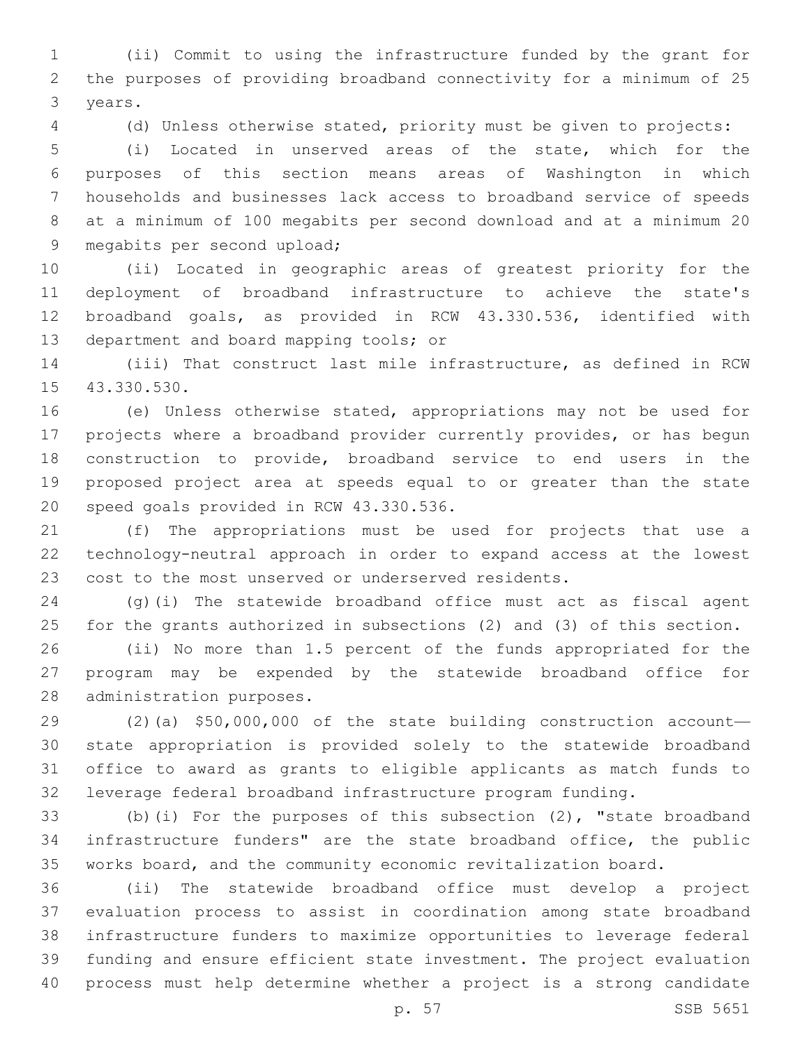(ii) Commit to using the infrastructure funded by the grant for the purposes of providing broadband connectivity for a minimum of 25 years.

(d) Unless otherwise stated, priority must be given to projects:

(i) Located in unserved areas of the state, which for the purposes of this section means areas of Washington in which households and businesses lack access to broadband service of speeds at a minimum of 100 megabits per second download and at a minimum 20 megabits per second upload;

(ii) Located in geographic areas of greatest priority for the deployment of broadband infrastructure to achieve the state's broadband goals, as provided in RCW 43.330.536, identified with department and board mapping tools; or

(iii) That construct last mile infrastructure, as defined in RCW 43.330.530.

(e) Unless otherwise stated, appropriations may not be used for projects where a broadband provider currently provides, or has begun construction to provide, broadband service to end users in the proposed project area at speeds equal to or greater than the state speed goals provided in RCW 43.330.536.

(f) The appropriations must be used for projects that use a technology-neutral approach in order to expand access at the lowest cost to the most unserved or underserved residents.

(g)(i) The statewide broadband office must act as fiscal agent for the grants authorized in subsections (2) and (3) of this section.

(ii) No more than 1.5 percent of the funds appropriated for the program may be expended by the statewide broadband office for administration purposes.

(2)(a) $50,000,000 of the state building construction account—state appropriation is provided solely to the statewide broadband office to award as grants to eligible applicants as match funds to leverage federal broadband infrastructure program funding.

(b)(i) For the purposes of this subsection (2), "state broadband infrastructure funders" are the state broadband office, the public works board, and the community economic revitalization board.

(ii) The statewide broadband office must develop a project evaluation process to assist in coordination among state broadband infrastructure funders to maximize opportunities to leverage federal funding and ensure efficient state investment. The project evaluation process must help determine whether a project is a strong candidate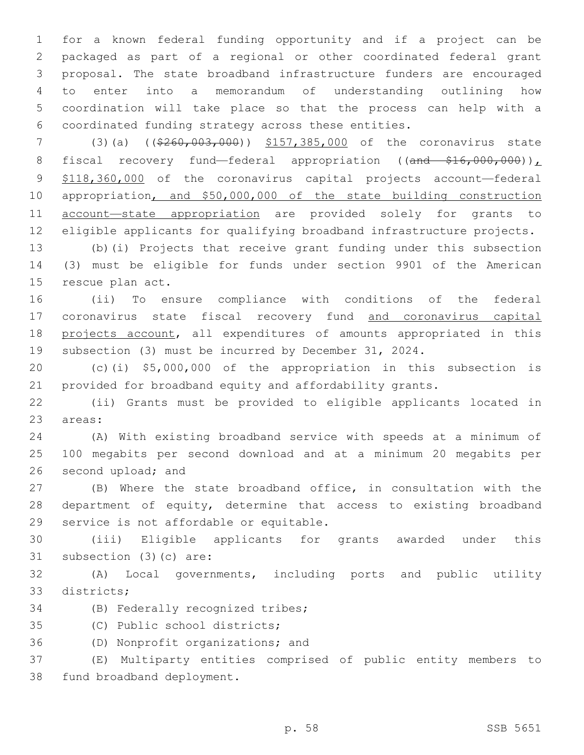for a known federal funding opportunity and if a project can be packaged as part of a regional or other coordinated federal grant proposal. The state broadband infrastructure funders are encouraged to enter into a memorandum of understanding outlining how coordination will take place so that the process can help with a coordinated funding strategy across these entities.

(3)(a) ((~~$260,003,000~~)) $157,385,000 of the coronavirus state fiscal recovery fund—federal appropriation ((~~and $16,000,000~~)), $118,360,000 of the coronavirus capital projects account—federal appropriation, and $50,000,000 of the state building construction account—state appropriation are provided solely for grants to eligible applicants for qualifying broadband infrastructure projects.

(b)(i) Projects that receive grant funding under this subsection (3) must be eligible for funds under section 9901 of the American rescue plan act.

(ii) To ensure compliance with conditions of the federal coronavirus state fiscal recovery fund and coronavirus capital projects account, all expenditures of amounts appropriated in this subsection (3) must be incurred by December 31, 2024.

(c)(i) $5,000,000 of the appropriation in this subsection is provided for broadband equity and affordability grants.

(ii) Grants must be provided to eligible applicants located in areas:

(A) With existing broadband service with speeds at a minimum of 100 megabits per second download and at a minimum 20 megabits per second upload; and

(B) Where the state broadband office, in consultation with the department of equity, determine that access to existing broadband service is not affordable or equitable.

(iii) Eligible applicants for grants awarded under this subsection (3)(c) are:

(A) Local governments, including ports and public utility districts;

(B) Federally recognized tribes;

(C) Public school districts;

(D) Nonprofit organizations; and

(E) Multiparty entities comprised of public entity members to fund broadband deployment.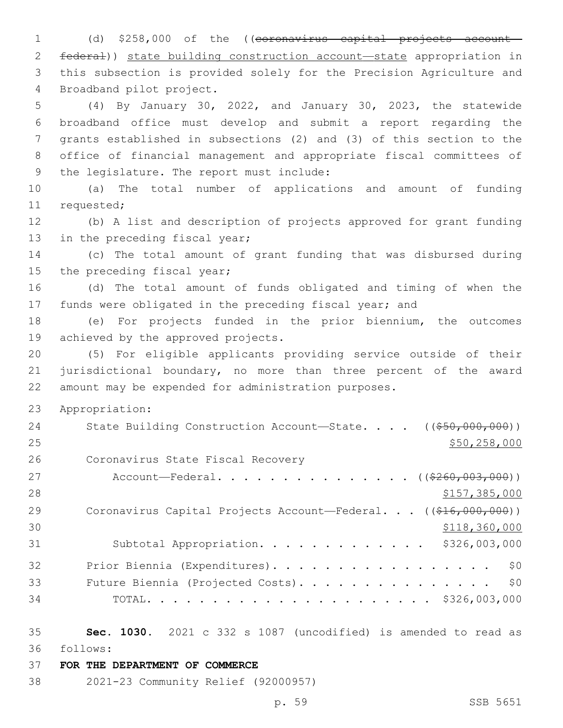(d) $258,000 of the ((~~coronavirus capital projects account—federal~~)) <u>state building construction account—state</u> appropriation in this subsection is provided solely for the Precision Agriculture and Broadband pilot project.

(4) By January 30, 2022, and January 30, 2023, the statewide broadband office must develop and submit a report regarding the grants established in subsections (2) and (3) of this section to the office of financial management and appropriate fiscal committees of the legislature. The report must include:

(a) The total number of applications and amount of funding requested;

(b) A list and description of projects approved for grant funding in the preceding fiscal year;

(c) The total amount of grant funding that was disbursed during the preceding fiscal year;

(d) The total amount of funds obligated and timing of when the funds were obligated in the preceding fiscal year; and

(e) For projects funded in the prior biennium, the outcomes achieved by the approved projects.

(5) For eligible applicants providing service outside of their jurisdictional boundary, no more than three percent of the award amount may be expended for administration purposes.

Appropriation:

| | |
|---|---|
| State Building Construction Account—State. . . . | ((~~$50,000,000~~)) <u>$50,258,000</u> |
| Coronavirus State Fiscal Recovery Account—Federal. . . . . . . . . . . . . . . . | ((~~$260,003,000~~)) <u>$157,385,000</u> |
| Coronavirus Capital Projects Account—Federal. . . | ((~~$16,000,000~~)) <u>$118,360,000</u> |
| Subtotal Appropriation. . . . . . . . . . . . . | $326,003,000 |
| Prior Biennia (Expenditures). . . . . . . . . . . . . . . . . . | $0 |
| Future Biennia (Projected Costs). . . . . . . . . . . . . . . . | $0 |
| TOTAL. . . . . . . . . . . . . . . . . . . . . . | $326,003,000 |

**Sec. 1030.** 2021 c 332 s 1087 (uncodified) is amended to read as follows:

**FOR THE DEPARTMENT OF COMMERCE**

2021-23 Community Relief (92000957)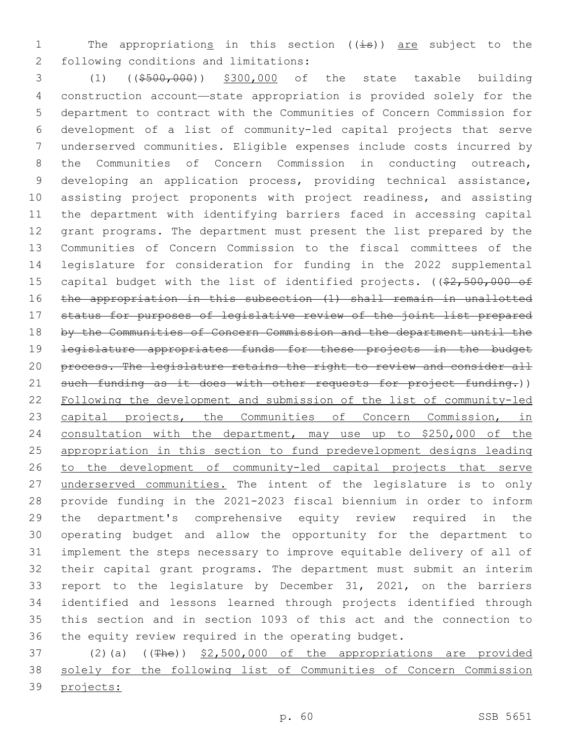The appropriations in this section ((is)) are subject to the following conditions and limitations:

(1) (($500,000)) $300,000 of the state taxable building construction account—state appropriation is provided solely for the department to contract with the Communities of Concern Commission for development of a list of community-led capital projects that serve underserved communities. Eligible expenses include costs incurred by the Communities of Concern Commission in conducting outreach, developing an application process, providing technical assistance, assisting project proponents with project readiness, and assisting the department with identifying barriers faced in accessing capital grant programs. The department must present the list prepared by the Communities of Concern Commission to the fiscal committees of the legislature for consideration for funding in the 2022 supplemental capital budget with the list of identified projects. (($2,500,000 of the appropriation in this subsection (1) shall remain in unallotted status for purposes of legislative review of the joint list prepared by the Communities of Concern Commission and the department until the legislature appropriates funds for these projects in the budget process. The legislature retains the right to review and consider all such funding as it does with other requests for project funding.)) Following the development and submission of the list of community-led capital projects, the Communities of Concern Commission, in consultation with the department, may use up to $250,000 of the appropriation in this section to fund predevelopment designs leading to the development of community-led capital projects that serve underserved communities. The intent of the legislature is to only provide funding in the 2021-2023 fiscal biennium in order to inform the department's comprehensive equity review required in the operating budget and allow the opportunity for the department to implement the steps necessary to improve equitable delivery of all of their capital grant programs. The department must submit an interim report to the legislature by December 31, 2021, on the barriers identified and lessons learned through projects identified through this section and in section 1093 of this act and the connection to the equity review required in the operating budget.

(2)(a) ((The)) $2,500,000 of the appropriations are provided solely for the following list of Communities of Concern Commission projects: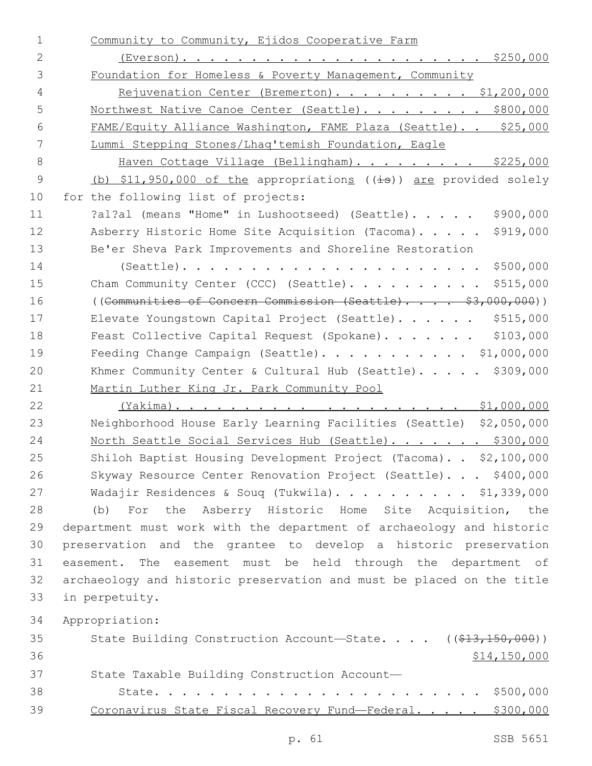Community to Community, Ejidos Cooperative Farm (Everson). . . . . . . . . . . . . . . . . . . . . . $250,000

Foundation for Homeless & Poverty Management, Community Rejuvenation Center (Bremerton). . . . . . . . . . $1,200,000

Northwest Native Canoe Center (Seattle). . . . . . . . . $800,000

FAME/Equity Alliance Washington, FAME Plaza (Seattle). . $25,000

Lummi Stepping Stones/Lhaq'temish Foundation, Eagle Haven Cottage Village (Bellingham). . . . . . . . . $225,000

(b) $11,950,000 of the appropriations ((is)) are provided solely for the following list of projects:

?al?al (means "Home" in Lushootseed) (Seattle). . . . . $900,000

Asberry Historic Home Site Acquisition (Tacoma). . . . . $919,000

Be'er Sheva Park Improvements and Shoreline Restoration (Seattle). . . . . . . . . . . . . . . . . . . . . . $500,000

Cham Community Center (CCC) (Seattle). . . . . . . . . . $515,000

((~~Communities of Concern Commission (Seattle). . . . $3,000,000~~))

Elevate Youngstown Capital Project (Seattle). . . . . . $515,000

Feast Collective Capital Request (Spokane). . . . . . . $103,000

Feeding Change Campaign (Seattle). . . . . . . . . . . $1,000,000

Khmer Community Center & Cultural Hub (Seattle). . . . . $309,000

Martin Luther King Jr. Park Community Pool (Yakima). . . . . . . . . . . . . . . . . . . . $1,000,000

Neighborhood House Early Learning Facilities (Seattle) $2,050,000

North Seattle Social Services Hub (Seattle). . . . . . . $300,000

Shiloh Baptist Housing Development Project (Tacoma). . $2,100,000

Skyway Resource Center Renovation Project (Seattle). . . $400,000

Wadajir Residences & Souq (Tukwila). . . . . . . . . . $1,339,000

(b) For the Asberry Historic Home Site Acquisition, the department must work with the department of archaeology and historic preservation and the grantee to develop a historic preservation easement. The easement must be held through the department of archaeology and historic preservation and must be placed on the title in perpetuity.

Appropriation:

State Building Construction Account—State. . . . ((~~$13,150,000~~)) $14,150,000

State Taxable Building Construction Account—State. . . . . . . . . . . . . . . . . . . . . . . . $500,000

Coronavirus State Fiscal Recovery Fund—Federal. . . . . $300,000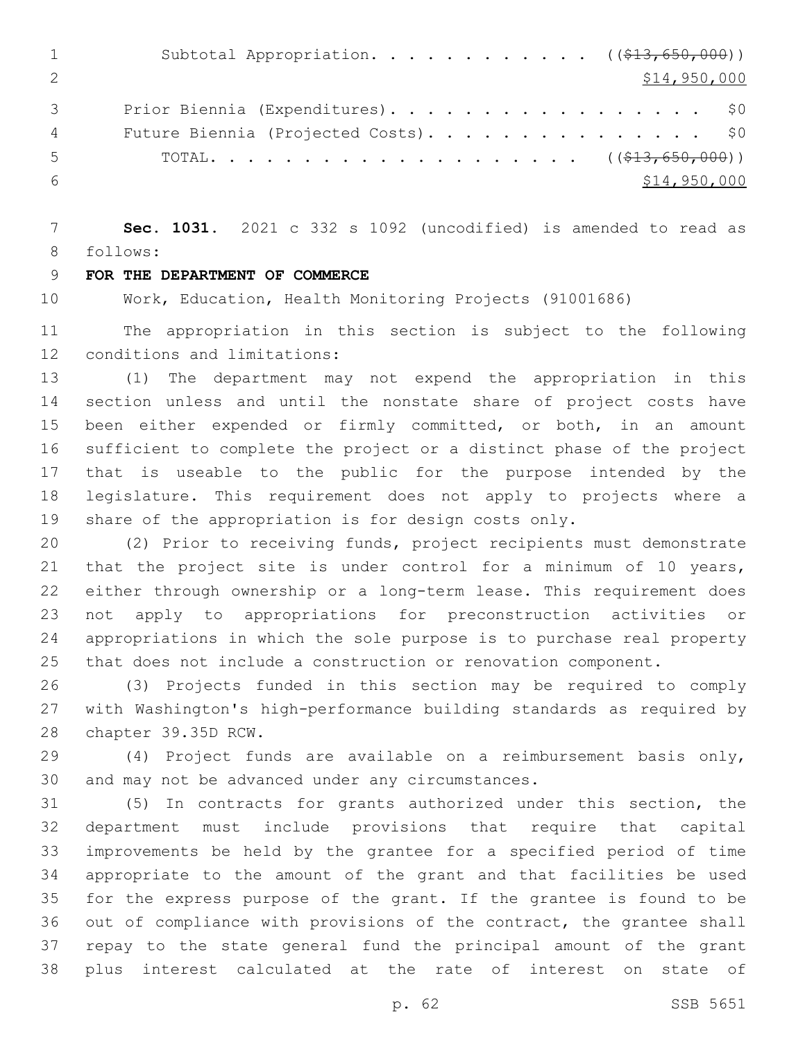Subtotal Appropriation. . . . . . . . . . . . ((~~$13,650,000~~))
$14,950,000

Prior Biennia (Expenditures). . . . . . . . . . . . . . . . . . $0

Future Biennia (Projected Costs). . . . . . . . . . . . . . . . $0

TOTAL. . . . . . . . . . . . . . . . . . . . . ((~~$13,650,000~~))
$14,950,000

**Sec. 1031.** 2021 c 332 s 1092 (uncodified) is amended to read as follows:

**FOR THE DEPARTMENT OF COMMERCE**

Work, Education, Health Monitoring Projects (91001686)

The appropriation in this section is subject to the following conditions and limitations:

(1) The department may not expend the appropriation in this section unless and until the nonstate share of project costs have been either expended or firmly committed, or both, in an amount sufficient to complete the project or a distinct phase of the project that is useable to the public for the purpose intended by the legislature. This requirement does not apply to projects where a share of the appropriation is for design costs only.

(2) Prior to receiving funds, project recipients must demonstrate that the project site is under control for a minimum of 10 years, either through ownership or a long-term lease. This requirement does not apply to appropriations for preconstruction activities or appropriations in which the sole purpose is to purchase real property that does not include a construction or renovation component.

(3) Projects funded in this section may be required to comply with Washington's high-performance building standards as required by chapter 39.35D RCW.

(4) Project funds are available on a reimbursement basis only, and may not be advanced under any circumstances.

(5) In contracts for grants authorized under this section, the department must include provisions that require that capital improvements be held by the grantee for a specified period of time appropriate to the amount of the grant and that facilities be used for the express purpose of the grant. If the grantee is found to be out of compliance with provisions of the contract, the grantee shall repay to the state general fund the principal amount of the grant plus interest calculated at the rate of interest on state of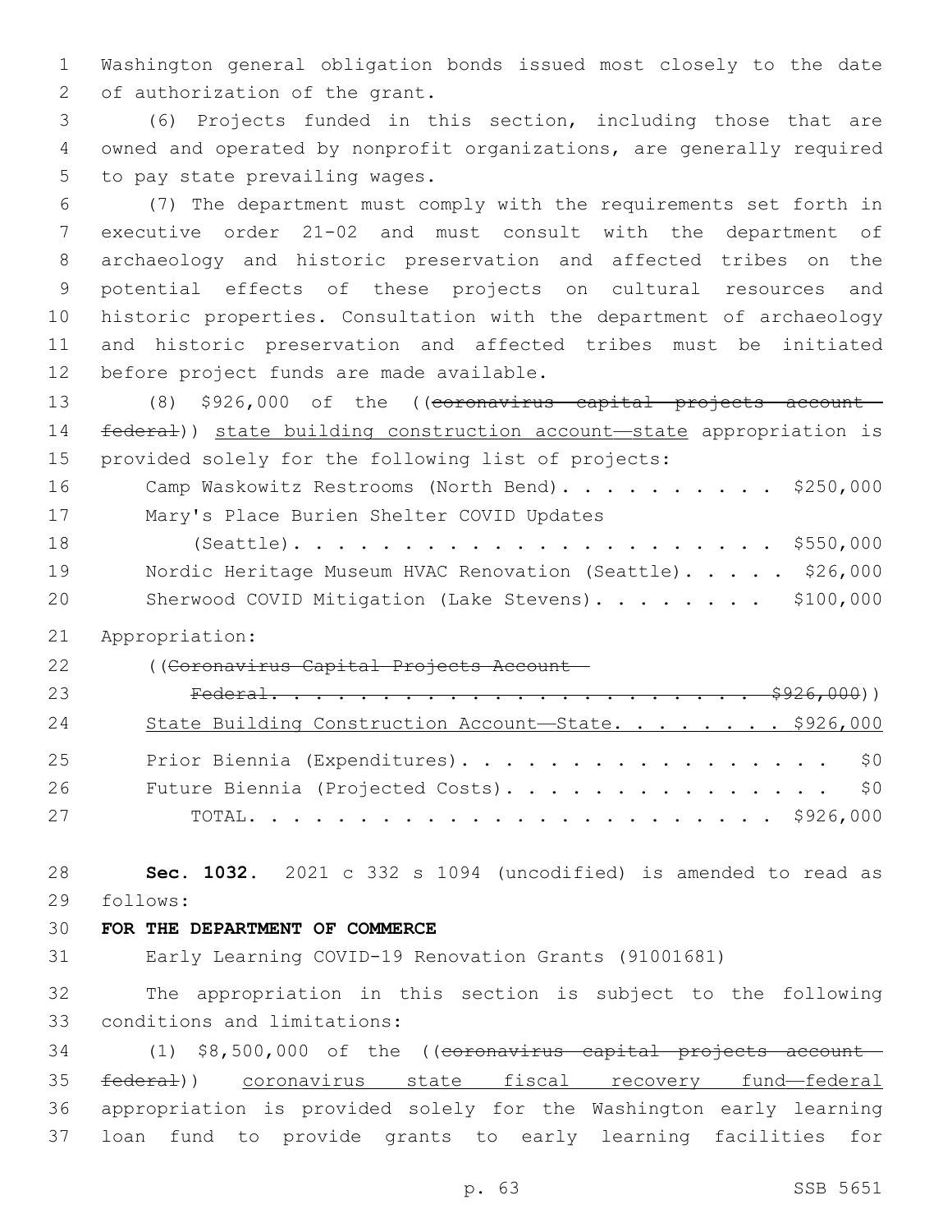Washington general obligation bonds issued most closely to the date of authorization of the grant.

(6) Projects funded in this section, including those that are owned and operated by nonprofit organizations, are generally required to pay state prevailing wages.

(7) The department must comply with the requirements set forth in executive order 21-02 and must consult with the department of archaeology and historic preservation and affected tribes on the potential effects of these projects on cultural resources and historic properties. Consultation with the department of archaeology and historic preservation and affected tribes must be initiated before project funds are made available.

(8) $926,000 of the ((~~coronavirus capital projects account—federal~~)) state building construction account—state appropriation is provided solely for the following list of projects:

Camp Waskowitz Restrooms (North Bend). . . . . . . . . . . $250,000
Mary's Place Burien Shelter COVID Updates (Seattle). . . . . . . . . . . . . . . . . . . . . . . . $550,000
Nordic Heritage Museum HVAC Renovation (Seattle). . . . . $26,000
Sherwood COVID Mitigation (Lake Stevens). . . . . . . . . $100,000

Appropriation:

((~~Coronavirus Capital Projects Account—Federal. . . . . . . . . . . . . . . . . . . . . . . . $926,000~~))
State Building Construction Account—State. . . . . . . . $926,000
Prior Biennia (Expenditures). . . . . . . . . . . . . . . . . $0
Future Biennia (Projected Costs). . . . . . . . . . . . . . . $0
TOTAL. . . . . . . . . . . . . . . . . . . . . . . . $926,000

**Sec. 1032.** 2021 c 332 s 1094 (uncodified) is amended to read as follows:

**FOR THE DEPARTMENT OF COMMERCE**

Early Learning COVID-19 Renovation Grants (91001681)

The appropriation in this section is subject to the following conditions and limitations:

(1) $8,500,000 of the ((~~coronavirus capital projects account—federal~~)) coronavirus state fiscal recovery fund—federal appropriation is provided solely for the Washington early learning loan fund to provide grants to early learning facilities for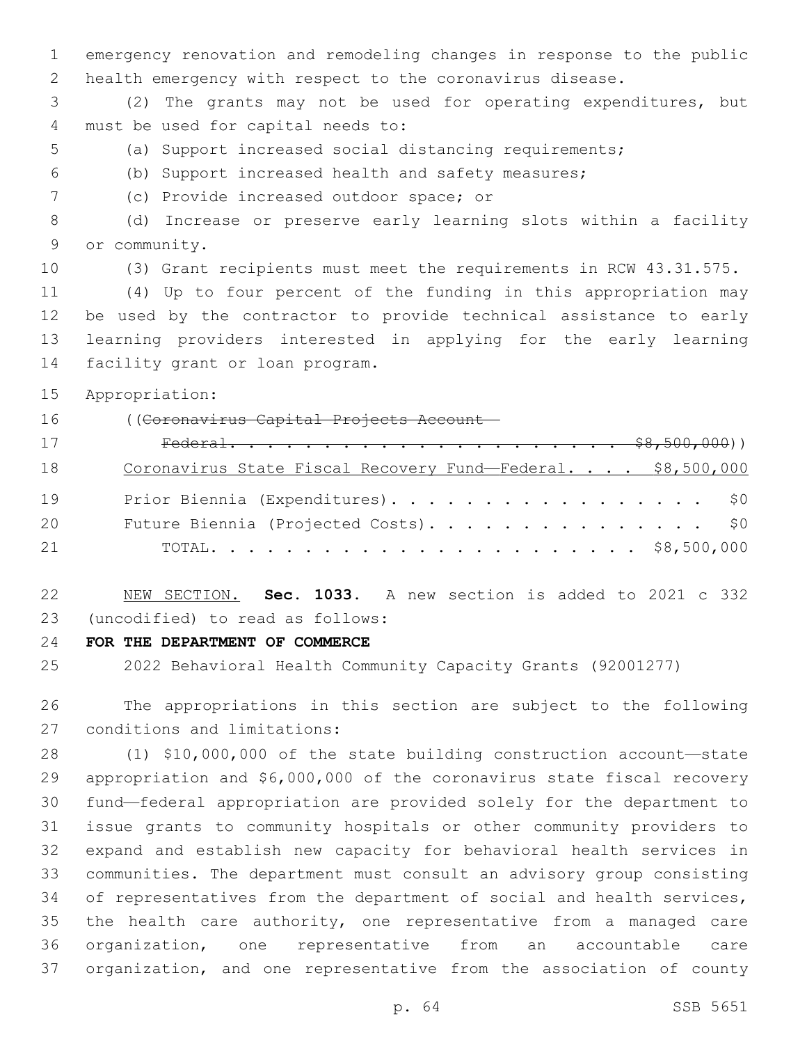emergency renovation and remodeling changes in response to the public health emergency with respect to the coronavirus disease.

(2) The grants may not be used for operating expenditures, but must be used for capital needs to:

(a) Support increased social distancing requirements;

(b) Support increased health and safety measures;

(c) Provide increased outdoor space; or

(d) Increase or preserve early learning slots within a facility or community.

(3) Grant recipients must meet the requirements in RCW 43.31.575.

(4) Up to four percent of the funding in this appropriation may be used by the contractor to provide technical assistance to early learning providers interested in applying for the early learning facility grant or loan program.

Appropriation:

((~~Coronavirus Capital Projects Account—Federal. . . . . . . . . . . . . . . . . . . . . . . $8,500,000~~))

Coronavirus State Fiscal Recovery Fund—Federal. . . . $8,500,000

Prior Biennia (Expenditures). . . . . . . . . . . . . . . . . . $0

Future Biennia (Projected Costs). . . . . . . . . . . . . . . . $0

TOTAL. . . . . . . . . . . . . . . . . . . . . . . $8,500,000

NEW SECTION. **Sec. 1033.** A new section is added to 2021 c 332 (uncodified) to read as follows:

**FOR THE DEPARTMENT OF COMMERCE**

2022 Behavioral Health Community Capacity Grants (92001277)

The appropriations in this section are subject to the following conditions and limitations:

(1) $10,000,000 of the state building construction account—state appropriation and $6,000,000 of the coronavirus state fiscal recovery fund—federal appropriation are provided solely for the department to issue grants to community hospitals or other community providers to expand and establish new capacity for behavioral health services in communities. The department must consult an advisory group consisting of representatives from the department of social and health services, the health care authority, one representative from a managed care organization, one representative from an accountable care organization, and one representative from the association of county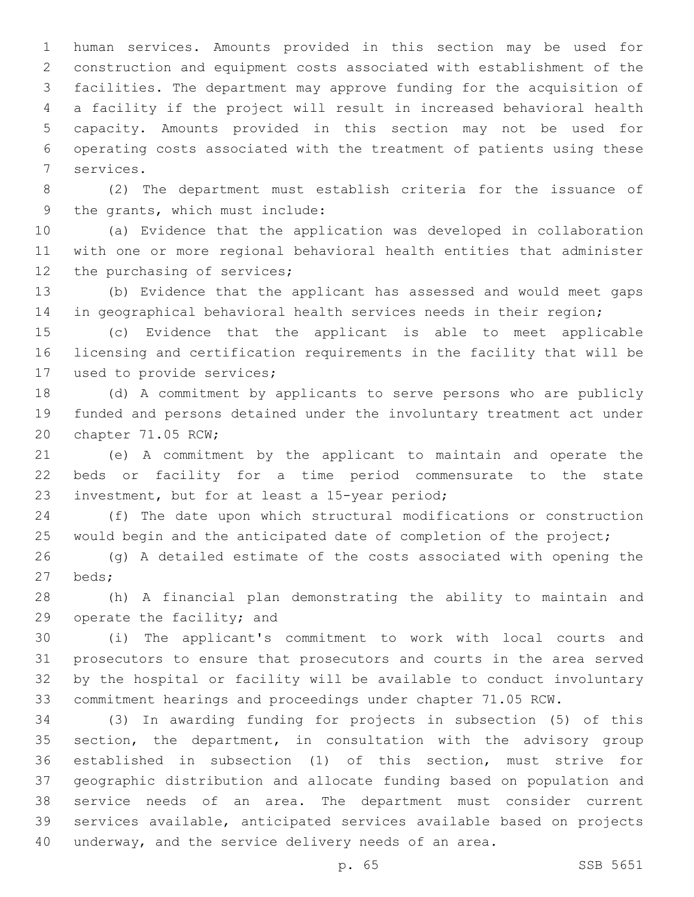human services. Amounts provided in this section may be used for construction and equipment costs associated with establishment of the facilities. The department may approve funding for the acquisition of a facility if the project will result in increased behavioral health capacity. Amounts provided in this section may not be used for operating costs associated with the treatment of patients using these services.

(2) The department must establish criteria for the issuance of the grants, which must include:

(a) Evidence that the application was developed in collaboration with one or more regional behavioral health entities that administer the purchasing of services;

(b) Evidence that the applicant has assessed and would meet gaps in geographical behavioral health services needs in their region;

(c) Evidence that the applicant is able to meet applicable licensing and certification requirements in the facility that will be used to provide services;

(d) A commitment by applicants to serve persons who are publicly funded and persons detained under the involuntary treatment act under chapter 71.05 RCW;

(e) A commitment by the applicant to maintain and operate the beds or facility for a time period commensurate to the state investment, but for at least a 15-year period;

(f) The date upon which structural modifications or construction would begin and the anticipated date of completion of the project;

(g) A detailed estimate of the costs associated with opening the beds;

(h) A financial plan demonstrating the ability to maintain and operate the facility; and

(i) The applicant's commitment to work with local courts and prosecutors to ensure that prosecutors and courts in the area served by the hospital or facility will be available to conduct involuntary commitment hearings and proceedings under chapter 71.05 RCW.

(3) In awarding funding for projects in subsection (5) of this section, the department, in consultation with the advisory group established in subsection (1) of this section, must strive for geographic distribution and allocate funding based on population and service needs of an area. The department must consider current services available, anticipated services available based on projects underway, and the service delivery needs of an area.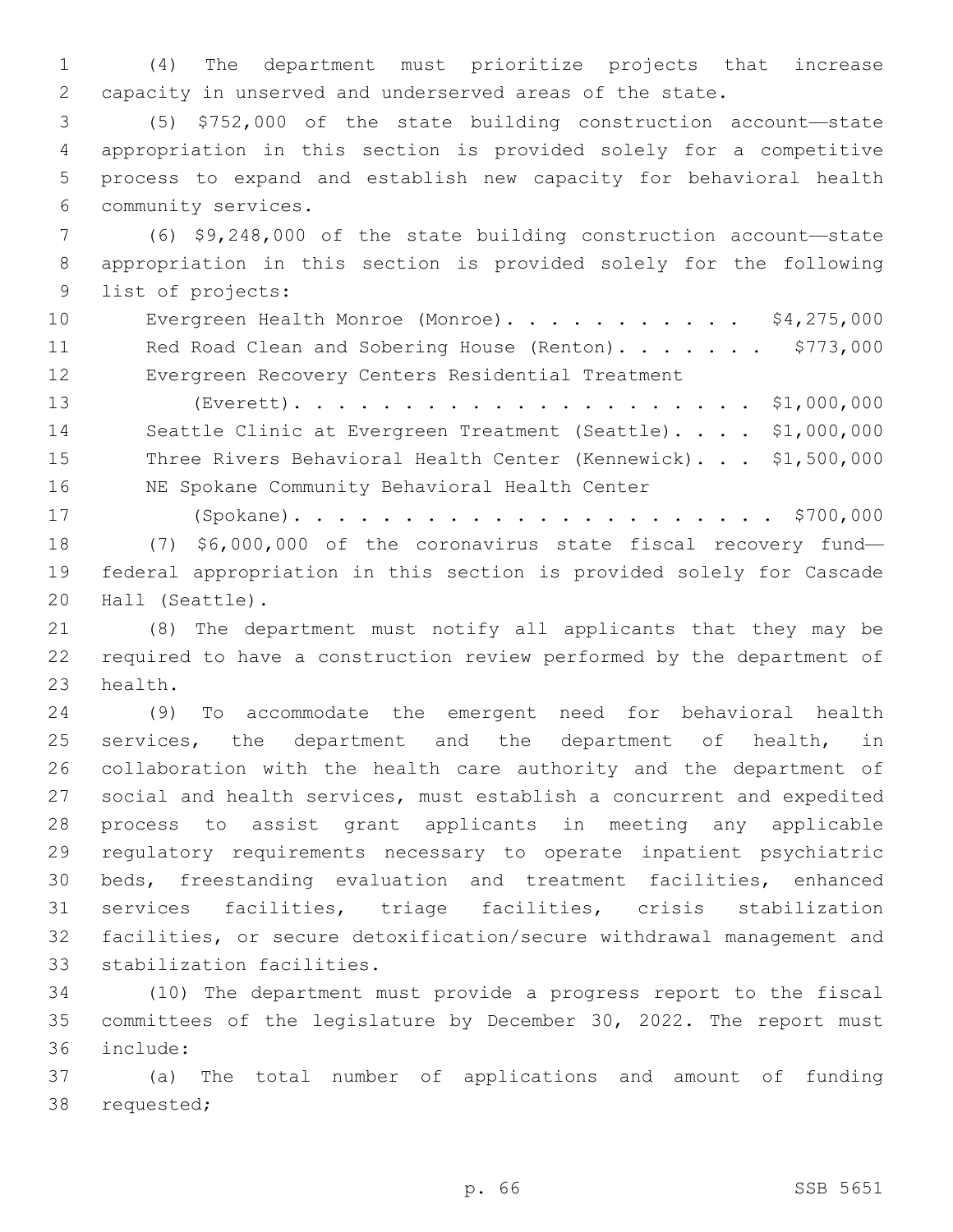(4) The department must prioritize projects that increase capacity in unserved and underserved areas of the state.

(5) $752,000 of the state building construction account—state appropriation in this section is provided solely for a competitive process to expand and establish new capacity for behavioral health community services.

(6) $9,248,000 of the state building construction account—state appropriation in this section is provided solely for the following list of projects:

| | |
|---|---|
| Evergreen Health Monroe (Monroe) | $4,275,000 |
| Red Road Clean and Sobering House (Renton) | $773,000 |
| Evergreen Recovery Centers Residential Treatment (Everett) | $1,000,000 |
| Seattle Clinic at Evergreen Treatment (Seattle) | $1,000,000 |
| Three Rivers Behavioral Health Center (Kennewick) | $1,500,000 |
| NE Spokane Community Behavioral Health Center (Spokane) | $700,000 |

(7) $6,000,000 of the coronavirus state fiscal recovery fund—federal appropriation in this section is provided solely for Cascade Hall (Seattle).

(8) The department must notify all applicants that they may be required to have a construction review performed by the department of health.

(9) To accommodate the emergent need for behavioral health services, the department and the department of health, in collaboration with the health care authority and the department of social and health services, must establish a concurrent and expedited process to assist grant applicants in meeting any applicable regulatory requirements necessary to operate inpatient psychiatric beds, freestanding evaluation and treatment facilities, enhanced services facilities, triage facilities, crisis stabilization facilities, or secure detoxification/secure withdrawal management and stabilization facilities.

(10) The department must provide a progress report to the fiscal committees of the legislature by December 30, 2022. The report must include:

(a) The total number of applications and amount of funding requested;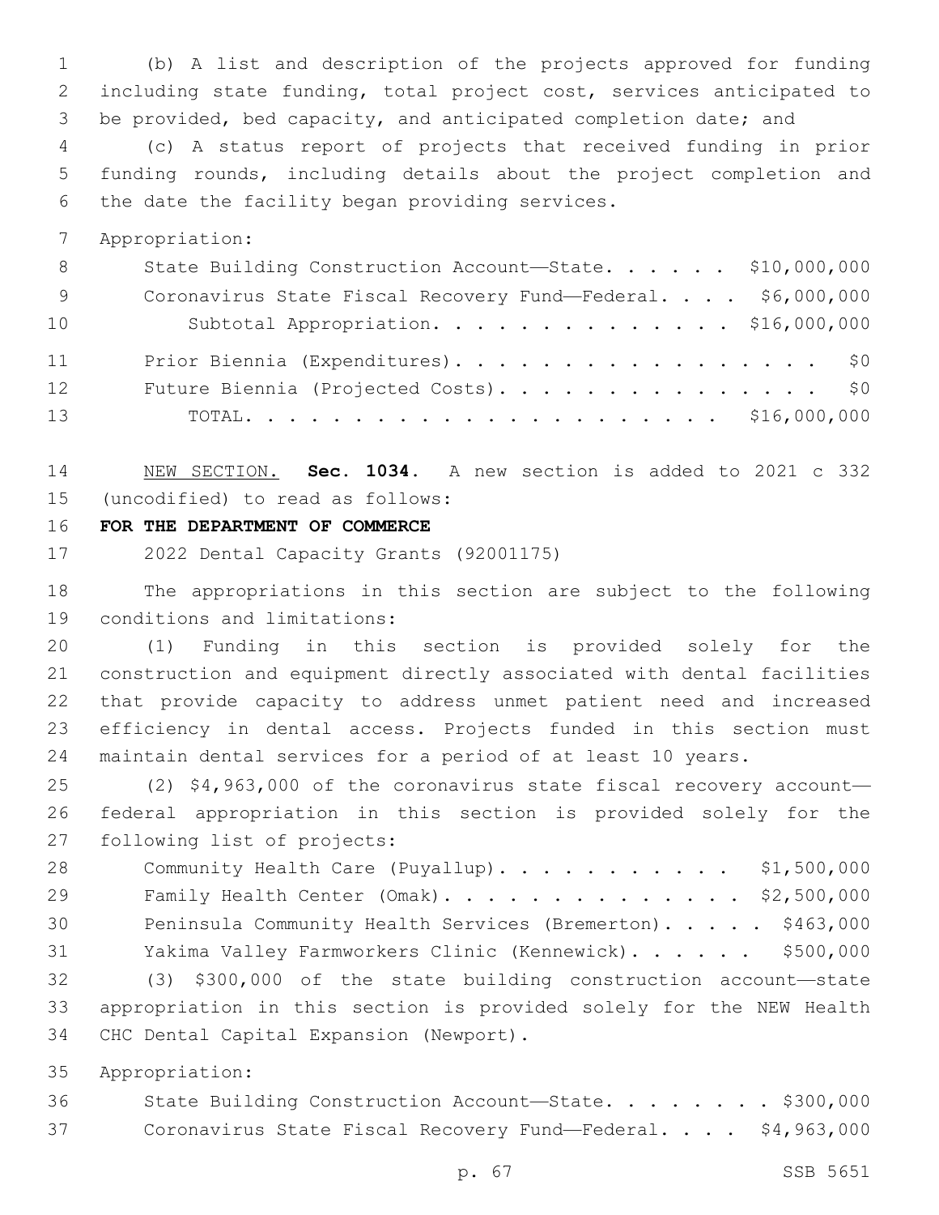(b) A list and description of the projects approved for funding including state funding, total project cost, services anticipated to be provided, bed capacity, and anticipated completion date; and

(c) A status report of projects that received funding in prior funding rounds, including details about the project completion and the date the facility began providing services.

Appropriation:

| | |
|---|---|
| State Building Construction Account—State | $10,000,000 |
| Coronavirus State Fiscal Recovery Fund—Federal | $6,000,000 |
| Subtotal Appropriation | $16,000,000 |
| Prior Biennia (Expenditures) | $0 |
| Future Biennia (Projected Costs) | $0 |
| TOTAL | $16,000,000 |

NEW SECTION. **Sec. 1034.** A new section is added to 2021 c 332 (uncodified) to read as follows:

**FOR THE DEPARTMENT OF COMMERCE**

2022 Dental Capacity Grants (92001175)

The appropriations in this section are subject to the following conditions and limitations:

(1) Funding in this section is provided solely for the construction and equipment directly associated with dental facilities that provide capacity to address unmet patient need and increased efficiency in dental access. Projects funded in this section must maintain dental services for a period of at least 10 years.

(2) $4,963,000 of the coronavirus state fiscal recovery account—federal appropriation in this section is provided solely for the following list of projects:

| | |
|---|---|
| Community Health Care (Puyallup) | $1,500,000 |
| Family Health Center (Omak) | $2,500,000 |
| Peninsula Community Health Services (Bremerton) | $463,000 |
| Yakima Valley Farmworkers Clinic (Kennewick) | $500,000 |

(3) $300,000 of the state building construction account—state appropriation in this section is provided solely for the NEW Health CHC Dental Capital Expansion (Newport).

Appropriation:

| | |
|---|---|
| State Building Construction Account—State | $300,000 |
| Coronavirus State Fiscal Recovery Fund—Federal | $4,963,000 |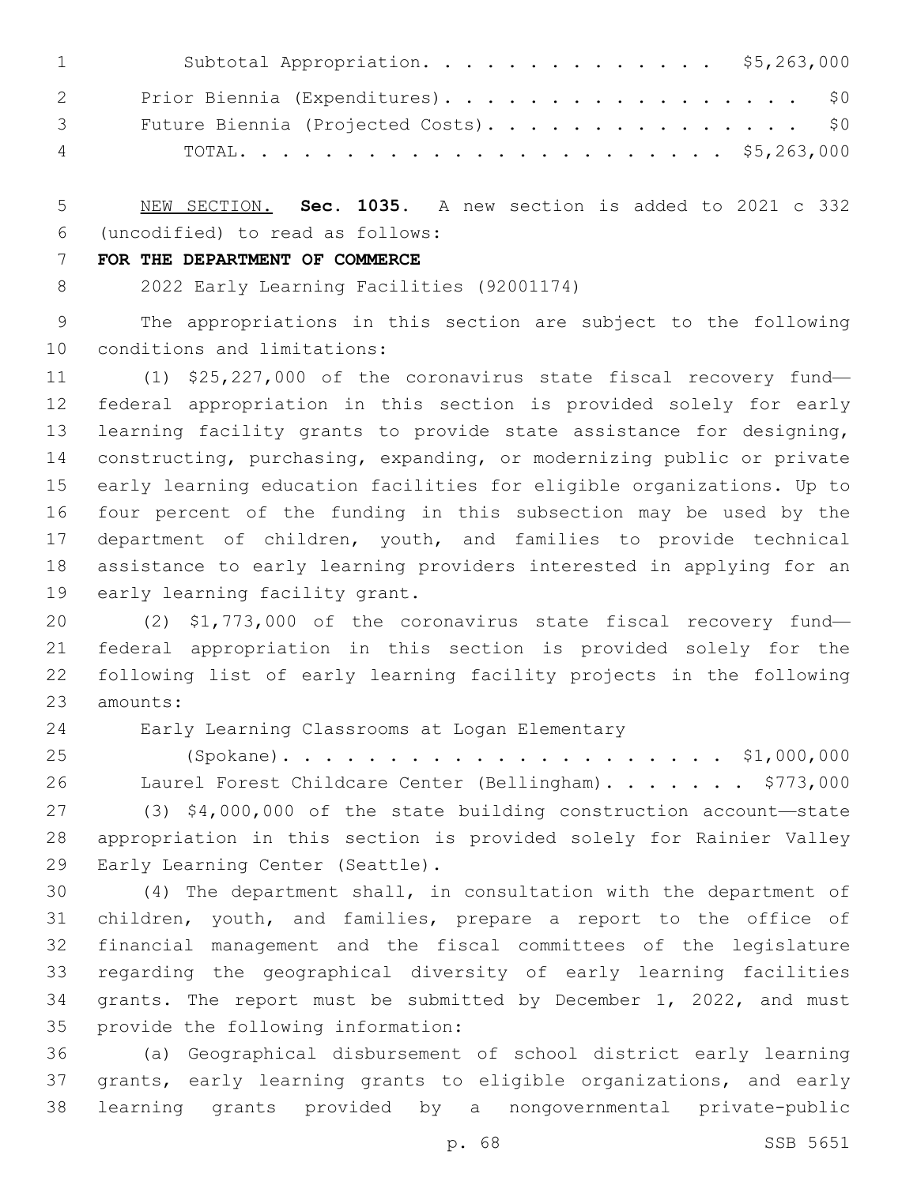Subtotal Appropriation. . . . . . . . . . . . . . $5,263,000

Prior Biennia (Expenditures). . . . . . . . . . . . . . . . . . $0

Future Biennia (Projected Costs). . . . . . . . . . . . . . . . $0

TOTAL. . . . . . . . . . . . . . . . . . . . . . . $5,263,000

NEW SECTION. **Sec. 1035.** A new section is added to 2021 c 332 (uncodified) to read as follows:

**FOR THE DEPARTMENT OF COMMERCE**

2022 Early Learning Facilities (92001174)

The appropriations in this section are subject to the following conditions and limitations:

(1) $25,227,000 of the coronavirus state fiscal recovery fund—federal appropriation in this section is provided solely for early learning facility grants to provide state assistance for designing, constructing, purchasing, expanding, or modernizing public or private early learning education facilities for eligible organizations. Up to four percent of the funding in this subsection may be used by the department of children, youth, and families to provide technical assistance to early learning providers interested in applying for an early learning facility grant.

(2) $1,773,000 of the coronavirus state fiscal recovery fund—federal appropriation in this section is provided solely for the following list of early learning facility projects in the following amounts:

Early Learning Classrooms at Logan Elementary (Spokane). . . . . . . . . . . . . . . . . . . . . . $1,000,000

Laurel Forest Childcare Center (Bellingham). . . . . . . $773,000

(3) $4,000,000 of the state building construction account—state appropriation in this section is provided solely for Rainier Valley Early Learning Center (Seattle).

(4) The department shall, in consultation with the department of children, youth, and families, prepare a report to the office of financial management and the fiscal committees of the legislature regarding the geographical diversity of early learning facilities grants. The report must be submitted by December 1, 2022, and must provide the following information:

(a) Geographical disbursement of school district early learning grants, early learning grants to eligible organizations, and early learning grants provided by a nongovernmental private-public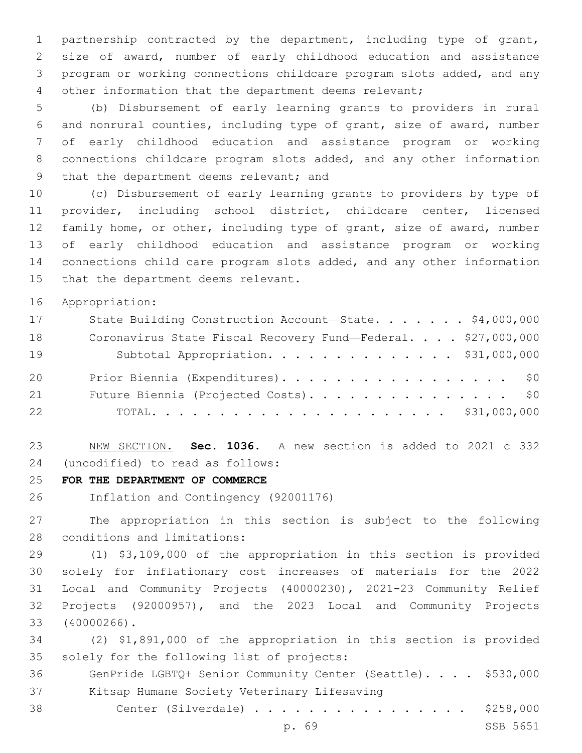partnership contracted by the department, including type of grant, size of award, number of early childhood education and assistance program or working connections childcare program slots added, and any other information that the department deems relevant;

(b) Disbursement of early learning grants to providers in rural and nonrural counties, including type of grant, size of award, number of early childhood education and assistance program or working connections childcare program slots added, and any other information that the department deems relevant; and

(c) Disbursement of early learning grants to providers by type of provider, including school district, childcare center, licensed family home, or other, including type of grant, size of award, number of early childhood education and assistance program or working connections child care program slots added, and any other information that the department deems relevant.

Appropriation:

| | |
|---|---|
| State Building Construction Account—State. . . . . . . | $4,000,000 |
| Coronavirus State Fiscal Recovery Fund—Federal. . . . | $27,000,000 |
| Subtotal Appropriation. . . . . . . . . . . . . . | $31,000,000 |
| Prior Biennia (Expenditures). . . . . . . . . . . . . . . . . | $0 |
| Future Biennia (Projected Costs). . . . . . . . . . . . . . . | $0 |
| TOTAL. . . . . . . . . . . . . . . . . . . . . . | $31,000,000 |

NEW SECTION. **Sec. 1036.** A new section is added to 2021 c 332 (uncodified) to read as follows:

**FOR THE DEPARTMENT OF COMMERCE**

Inflation and Contingency (92001176)

The appropriation in this section is subject to the following conditions and limitations:

(1) $3,109,000 of the appropriation in this section is provided solely for inflationary cost increases of materials for the 2022 Local and Community Projects (40000230), 2021-23 Community Relief Projects (92000957), and the 2023 Local and Community Projects (40000266).

(2) $1,891,000 of the appropriation in this section is provided solely for the following list of projects:

| | |
|---|---|
| GenPride LGBTQ+ Senior Community Center (Seattle). . . . | $530,000 |
| Kitsap Humane Society Veterinary Lifesaving Center (Silverdale) . . . . . . . . . . . . . . . . | $258,000 |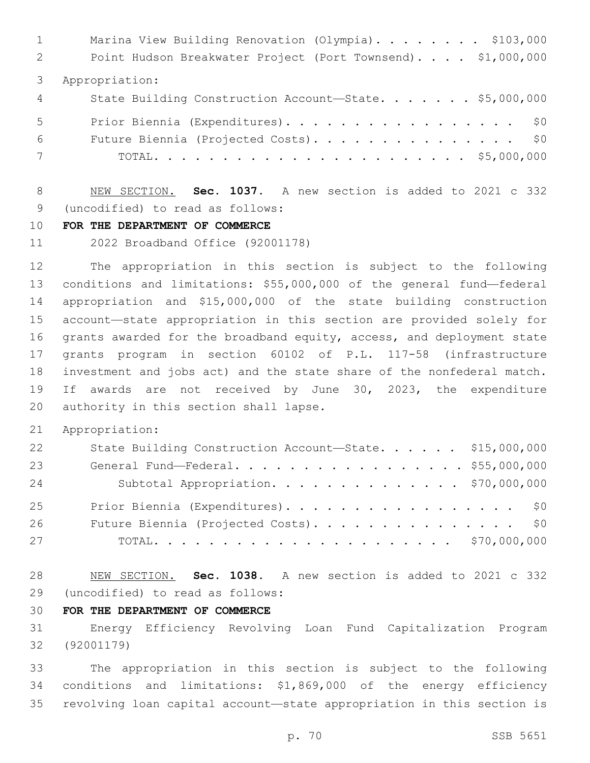Marina View Building Renovation (Olympia). . . . . . . . $103,000
Point Hudson Breakwater Project (Port Townsend). . . . $1,000,000

Appropriation:

| | |
|---|---|
| State Building Construction Account—State. . . . . . . | $5,000,000 |
| Prior Biennia (Expenditures). . . . . . . . . . . . . . . . . . | $0 |
| Future Biennia (Projected Costs). . . . . . . . . . . . . . . | $0 |
| TOTAL. . . . . . . . . . . . . . . . . . . . . . . | $5,000,000 |

NEW SECTION. **Sec. 1037.** A new section is added to 2021 c 332 (uncodified) to read as follows:

**FOR THE DEPARTMENT OF COMMERCE**

2022 Broadband Office (92001178)

The appropriation in this section is subject to the following conditions and limitations: $55,000,000 of the general fund—federal appropriation and $15,000,000 of the state building construction account—state appropriation in this section are provided solely for grants awarded for the broadband equity, access, and deployment state grants program in section 60102 of P.L. 117-58 (infrastructure investment and jobs act) and the state share of the nonfederal match. If awards are not received by June 30, 2023, the expenditure authority in this section shall lapse.

Appropriation:

| | |
|---|---|
| State Building Construction Account—State. . . . . . | $15,000,000 |
| General Fund—Federal. . . . . . . . . . . . . . . . . . . | $55,000,000 |
| Subtotal Appropriation. . . . . . . . . . . . . . . | $70,000,000 |
| Prior Biennia (Expenditures). . . . . . . . . . . . . . . . . . | $0 |
| Future Biennia (Projected Costs). . . . . . . . . . . . . . . | $0 |
| TOTAL. . . . . . . . . . . . . . . . . . . . . . . | $70,000,000 |

NEW SECTION. **Sec. 1038.** A new section is added to 2021 c 332 (uncodified) to read as follows:

**FOR THE DEPARTMENT OF COMMERCE**

Energy Efficiency Revolving Loan Fund Capitalization Program (92001179)

The appropriation in this section is subject to the following conditions and limitations: $1,869,000 of the energy efficiency revolving loan capital account—state appropriation in this section is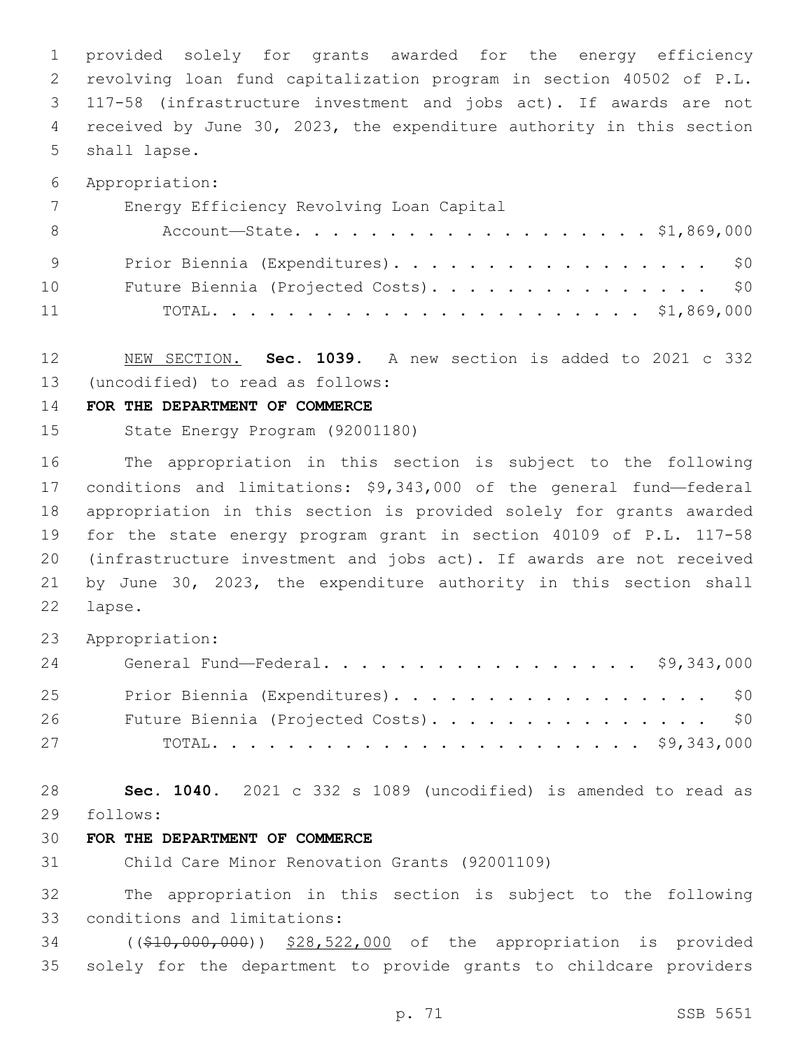provided solely for grants awarded for the energy efficiency revolving loan fund capitalization program in section 40502 of P.L. 117-58 (infrastructure investment and jobs act). If awards are not received by June 30, 2023, the expenditure authority in this section shall lapse.

Appropriation:

| | |
|---|---|
| Energy Efficiency Revolving Loan Capital Account—State | $1,869,000 |
| Prior Biennium (Expenditures) | $0 |
| Future Biennium (Projected Costs) | $0 |
| TOTAL | $1,869,000 |

NEW SECTION. **Sec. 1039.** A new section is added to 2021 c 332 (uncodified) to read as follows:

**FOR THE DEPARTMENT OF COMMERCE**

State Energy Program (92001180)

The appropriation in this section is subject to the following conditions and limitations: $9,343,000 of the general fund—federal appropriation in this section is provided solely for grants awarded for the state energy program grant in section 40109 of P.L. 117-58 (infrastructure investment and jobs act). If awards are not received by June 30, 2023, the expenditure authority in this section shall lapse.

Appropriation:

| | |
|---|---|
| General Fund—Federal | $9,343,000 |
| Prior Biennium (Expenditures) | $0 |
| Future Biennium (Projected Costs) | $0 |
| TOTAL | $9,343,000 |

**Sec. 1040.** 2021 c 332 s 1089 (uncodified) is amended to read as follows:

**FOR THE DEPARTMENT OF COMMERCE**

Child Care Minor Renovation Grants (92001109)

The appropriation in this section is subject to the following conditions and limitations:

(( ~~$10,000,000~~ )) $28,522,000 of the appropriation is provided solely for the department to provide grants to childcare providers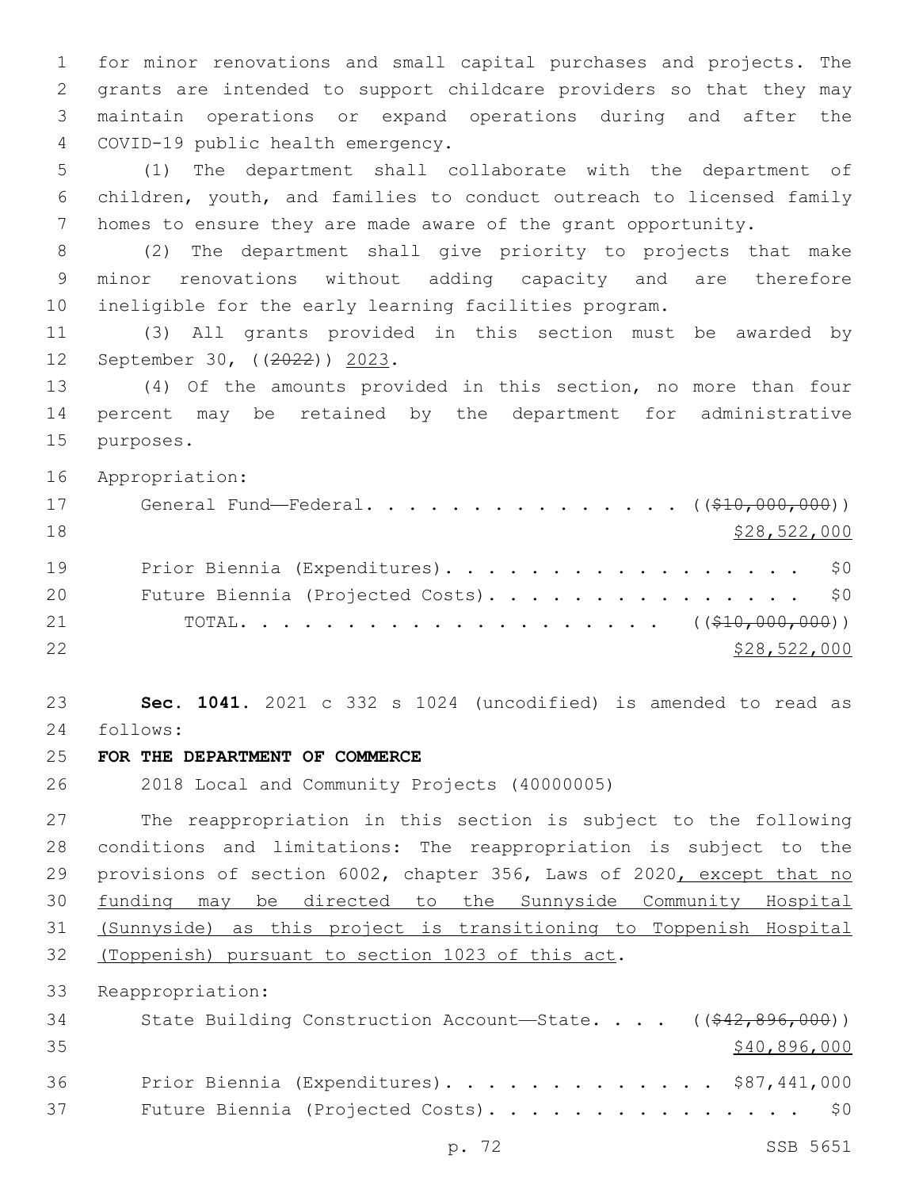for minor renovations and small capital purchases and projects. The grants are intended to support childcare providers so that they may maintain operations or expand operations during and after the COVID-19 public health emergency.

(1) The department shall collaborate with the department of children, youth, and families to conduct outreach to licensed family homes to ensure they are made aware of the grant opportunity.

(2) The department shall give priority to projects that make minor renovations without adding capacity and are therefore ineligible for the early learning facilities program.

(3) All grants provided in this section must be awarded by September 30, ((~~2022~~)) <u>2023</u>.

(4) Of the amounts provided in this section, no more than four percent may be retained by the department for administrative purposes.

Appropriation:

General Fund—Federal. . . . . . . . . . . . . . . . ((~~$10,000,000~~)) <u>$28,522,000</u>

Prior Biennia (Expenditures). . . . . . . . . . . . . . . . . . $0

Future Biennia (Projected Costs). . . . . . . . . . . . . . . . $0

TOTAL. . . . . . . . . . . . . . . . . . . . ((~~$10,000,000~~)) <u>$28,522,000</u>

**Sec. 1041.** 2021 c 332 s 1024 (uncodified) is amended to read as follows:

**FOR THE DEPARTMENT OF COMMERCE**

2018 Local and Community Projects (40000005)

The reappropriation in this section is subject to the following conditions and limitations: The reappropriation is subject to the provisions of section 6002, chapter 356, Laws of 2020<u>, except that no funding may be directed to the Sunnyside Community Hospital (Sunnyside) as this project is transitioning to Toppenish Hospital (Toppenish) pursuant to section 1023 of this act</u>.

Reappropriation:

State Building Construction Account—State. . . . ((~~$42,896,000~~)) <u>$40,896,000</u>

Prior Biennia (Expenditures). . . . . . . . . . . . . . $87,441,000

Future Biennia (Projected Costs). . . . . . . . . . . . . . . . $0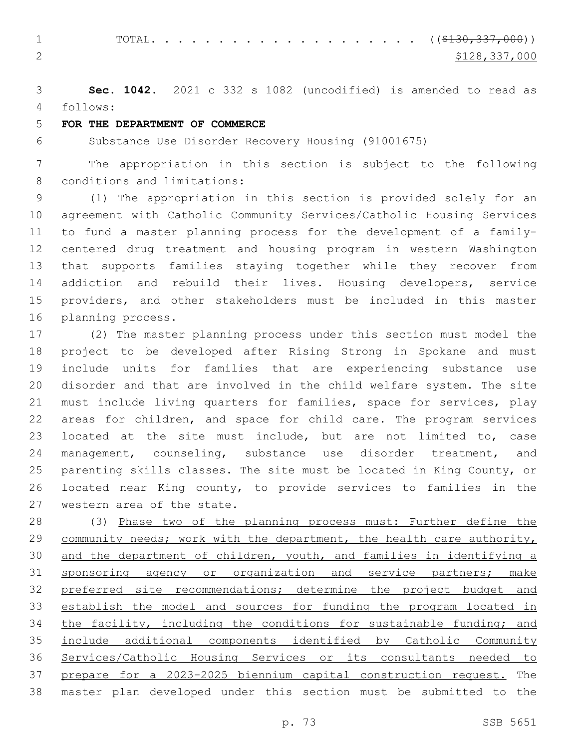TOTAL. . . . . . . . . . . . . . . . . . . . ((~~$130,337,000~~))
<u>$128,337,000</u>

**Sec. 1042.** 2021 c 332 s 1082 (uncodified) is amended to read as follows:

**FOR THE DEPARTMENT OF COMMERCE**

Substance Use Disorder Recovery Housing (91001675)

The appropriation in this section is subject to the following conditions and limitations:

(1) The appropriation in this section is provided solely for an agreement with Catholic Community Services/Catholic Housing Services to fund a master planning process for the development of a family-centered drug treatment and housing program in western Washington that supports families staying together while they recover from addiction and rebuild their lives. Housing developers, service providers, and other stakeholders must be included in this master planning process.

(2) The master planning process under this section must model the project to be developed after Rising Strong in Spokane and must include units for families that are experiencing substance use disorder and that are involved in the child welfare system. The site must include living quarters for families, space for services, play areas for children, and space for child care. The program services located at the site must include, but are not limited to, case management, counseling, substance use disorder treatment, and parenting skills classes. The site must be located in King County, or located near King county, to provide services to families in the western area of the state.

(3) <u>Phase two of the planning process must: Further define the community needs; work with the department, the health care authority, and the department of children, youth, and families in identifying a sponsoring agency or organization and service partners; make preferred site recommendations; determine the project budget and establish the model and sources for funding the program located in the facility, including the conditions for sustainable funding; and include additional components identified by Catholic Community Services/Catholic Housing Services or its consultants needed to prepare for a 2023-2025 biennium capital construction request.</u> The master plan developed under this section must be submitted to the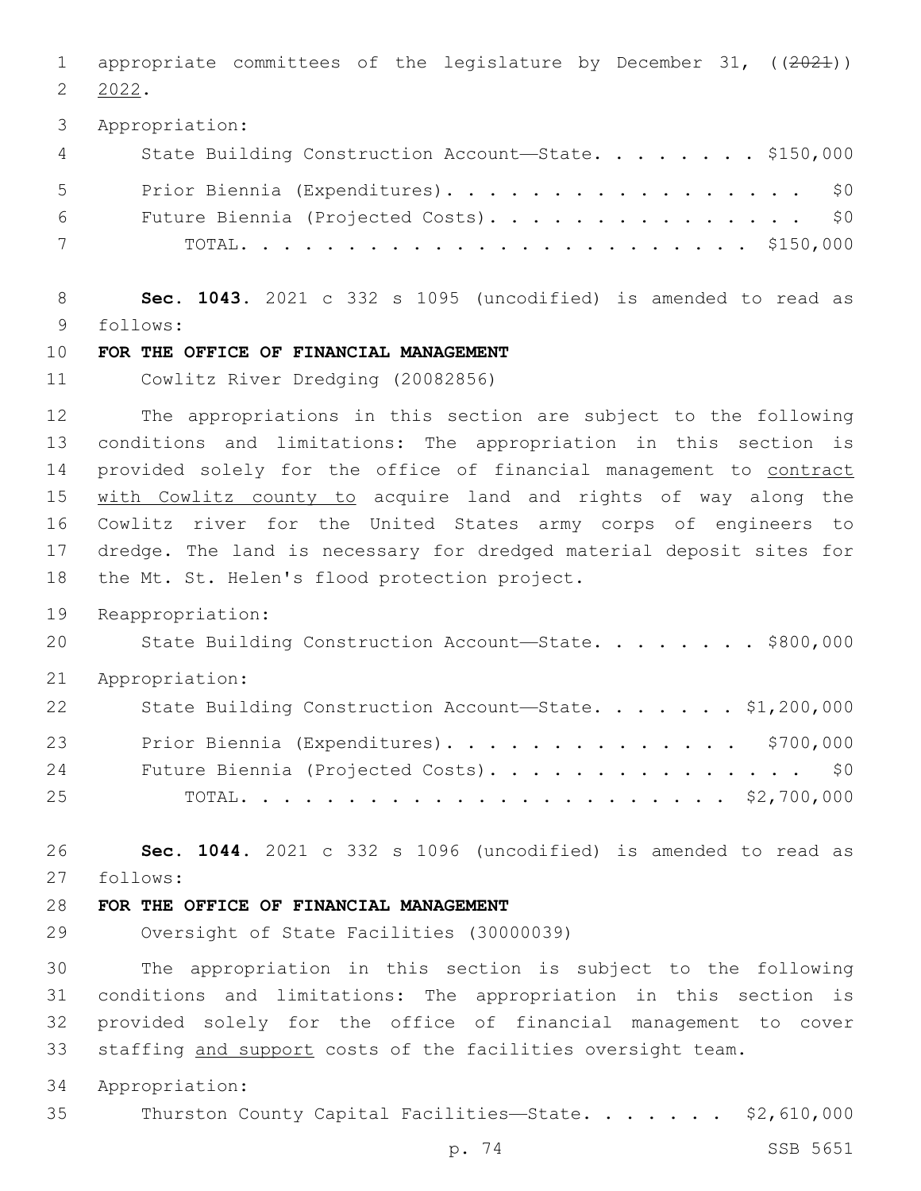appropriate committees of the legislature by December 31, ((~~2021~~)) 2022.

Appropriation:

| | |
|---|---|
| State Building Construction Account—State | $150,000 |
| Prior Biennia (Expenditures) | $0 |
| Future Biennia (Projected Costs) | $0 |
| TOTAL | $150,000 |

**Sec. 1043.** 2021 c 332 s 1095 (uncodified) is amended to read as follows:

**FOR THE OFFICE OF FINANCIAL MANAGEMENT**

Cowlitz River Dredging (20082856)

The appropriations in this section are subject to the following conditions and limitations: The appropriation in this section is provided solely for the office of financial management to contract with Cowlitz county to acquire land and rights of way along the Cowlitz river for the United States army corps of engineers to dredge. The land is necessary for dredged material deposit sites for the Mt. St. Helen's flood protection project.

Reappropriation:

| | |
|---|---|
| State Building Construction Account—State | $800,000 |

Appropriation:

| | |
|---|---|
| State Building Construction Account—State | $1,200,000 |
| Prior Biennia (Expenditures) | $700,000 |
| Future Biennia (Projected Costs) | $0 |
| TOTAL | $2,700,000 |

**Sec. 1044.** 2021 c 332 s 1096 (uncodified) is amended to read as follows:

**FOR THE OFFICE OF FINANCIAL MANAGEMENT**

Oversight of State Facilities (30000039)

The appropriation in this section is subject to the following conditions and limitations: The appropriation in this section is provided solely for the office of financial management to cover staffing and support costs of the facilities oversight team.

Appropriation:

| | |
|---|---|
| Thurston County Capital Facilities—State | $2,610,000 |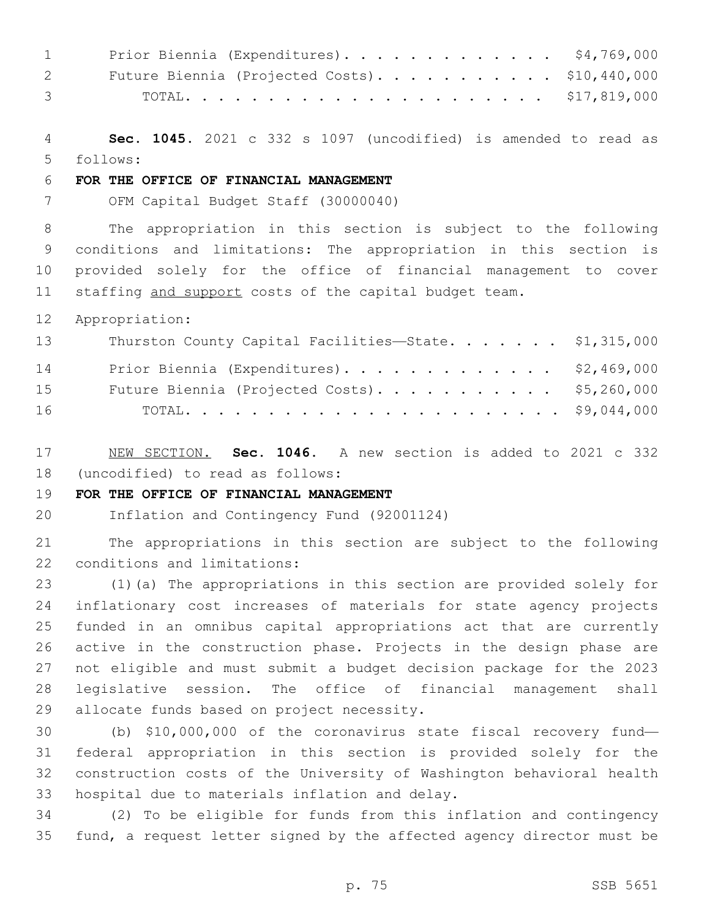Prior Biennia (Expenditures). . . . . . . . . . . . . $4,769,000
Future Biennia (Projected Costs). . . . . . . . . . . $10,440,000
TOTAL. . . . . . . . . . . . . . . . . . . . . . . $17,819,000

**Sec. 1045.** 2021 c 332 s 1097 (uncodified) is amended to read as follows:

**FOR THE OFFICE OF FINANCIAL MANAGEMENT**

OFM Capital Budget Staff (30000040)

The appropriation in this section is subject to the following conditions and limitations: The appropriation in this section is provided solely for the office of financial management to cover staffing <u>and support</u> costs of the capital budget team.

Appropriation:

Thurston County Capital Facilities—State. . . . . . . $1,315,000
Prior Biennia (Expenditures). . . . . . . . . . . . . $2,469,000
Future Biennia (Projected Costs). . . . . . . . . . . $5,260,000
TOTAL. . . . . . . . . . . . . . . . . . . . . . . $9,044,000

<u>NEW SECTION.</u> **Sec. 1046.** A new section is added to 2021 c 332 (uncodified) to read as follows:

**FOR THE OFFICE OF FINANCIAL MANAGEMENT**

Inflation and Contingency Fund (92001124)

The appropriations in this section are subject to the following conditions and limitations:

(1)(a) The appropriations in this section are provided solely for inflationary cost increases of materials for state agency projects funded in an omnibus capital appropriations act that are currently active in the construction phase. Projects in the design phase are not eligible and must submit a budget decision package for the 2023 legislative session. The office of financial management shall allocate funds based on project necessity.

(b) $10,000,000 of the coronavirus state fiscal recovery fund—federal appropriation in this section is provided solely for the construction costs of the University of Washington behavioral health hospital due to materials inflation and delay.

(2) To be eligible for funds from this inflation and contingency fund, a request letter signed by the affected agency director must be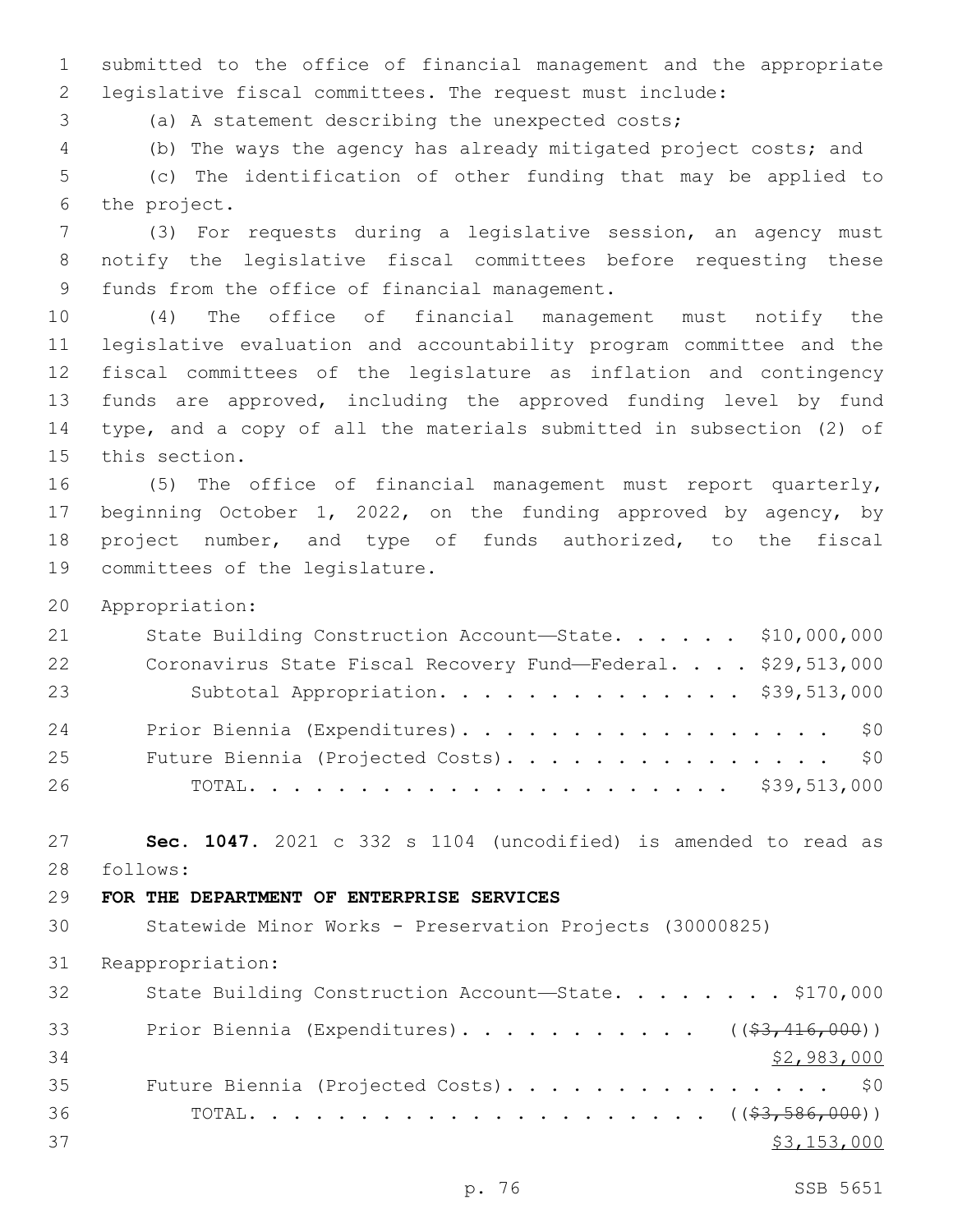submitted to the office of financial management and the appropriate legislative fiscal committees. The request must include:

(a) A statement describing the unexpected costs;

(b) The ways the agency has already mitigated project costs; and

(c) The identification of other funding that may be applied to the project.

(3) For requests during a legislative session, an agency must notify the legislative fiscal committees before requesting these funds from the office of financial management.

(4) The office of financial management must notify the legislative evaluation and accountability program committee and the fiscal committees of the legislature as inflation and contingency funds are approved, including the approved funding level by fund type, and a copy of all the materials submitted in subsection (2) of this section.

(5) The office of financial management must report quarterly, beginning October 1, 2022, on the funding approved by agency, by project number, and type of funds authorized, to the fiscal committees of the legislature.

Appropriation:

| | |
|---|---|
| State Building Construction Account—State | $10,000,000 |
| Coronavirus State Fiscal Recovery Fund—Federal | $29,513,000 |
| Subtotal Appropriation | $39,513,000 |
| Prior Biennia (Expenditures) | $0 |
| Future Biennia (Projected Costs) | $0 |
| TOTAL | $39,513,000 |

**Sec. 1047.** 2021 c 332 s 1104 (uncodified) is amended to read as follows:

**FOR THE DEPARTMENT OF ENTERPRISE SERVICES**

Statewide Minor Works - Preservation Projects (30000825)

Reappropriation:

| | |
|---|---|
| State Building Construction Account—State | $170,000 |
| Prior Biennia (Expenditures) | ((~~$3,416,000~~)) <u>$2,983,000</u> |
| Future Biennia (Projected Costs) | $0 |
| TOTAL | ((~~$3,586,000~~)) <u>$3,153,000</u> |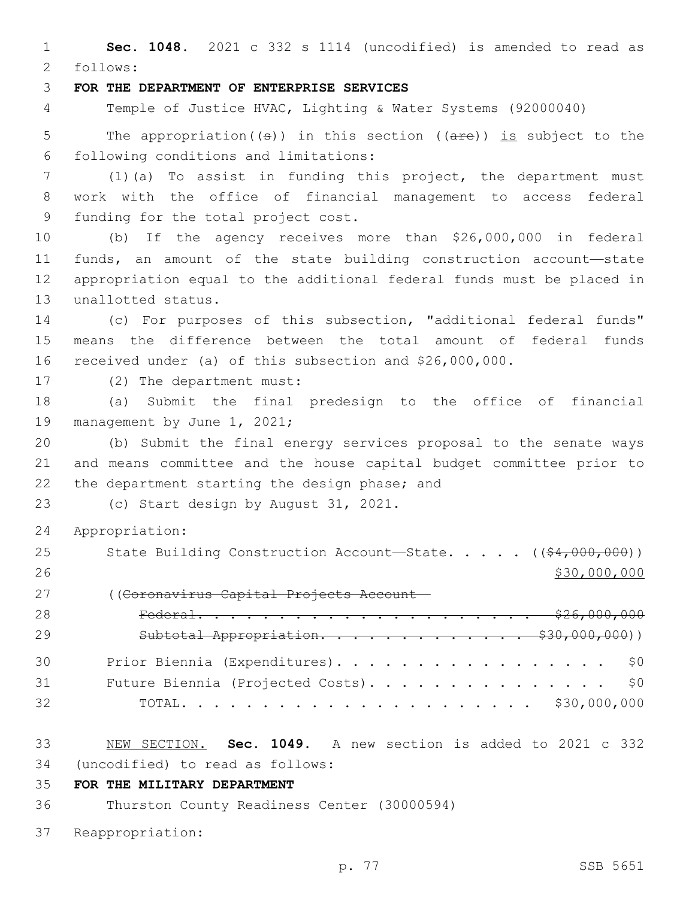**Sec. 1048.** 2021 c 332 s 1114 (uncodified) is amended to read as follows:

**FOR THE DEPARTMENT OF ENTERPRISE SERVICES**

Temple of Justice HVAC, Lighting & Water Systems (92000040)

The appropriation((s)) in this section ((are)) is subject to the following conditions and limitations:

(1)(a) To assist in funding this project, the department must work with the office of financial management to access federal funding for the total project cost.

(b) If the agency receives more than $26,000,000 in federal funds, an amount of the state building construction account—state appropriation equal to the additional federal funds must be placed in unallotted status.

(c) For purposes of this subsection, "additional federal funds" means the difference between the total amount of federal funds received under (a) of this subsection and $26,000,000.

(2) The department must:

(a) Submit the final predesign to the office of financial management by June 1, 2021;

(b) Submit the final energy services proposal to the senate ways and means committee and the house capital budget committee prior to the department starting the design phase; and

(c) Start design by August 31, 2021.

Appropriation:

State Building Construction Account—State. . . . . (($4,000,000)) $30,000,000

((Coronavirus Capital Projects Account—Federal. . . . . . . . . . . . . . . . . . . . . . $26,000,000

Subtotal Appropriation. . . . . . . . . . . . . . $30,000,000))

Prior Biennia (Expenditures). . . . . . . . . . . . . . . . . . $0

Future Biennia (Projected Costs). . . . . . . . . . . . . . . . $0

TOTAL. . . . . . . . . . . . . . . . . . . . . . $30,000,000

NEW SECTION. **Sec. 1049.** A new section is added to 2021 c 332 (uncodified) to read as follows:

**FOR THE MILITARY DEPARTMENT**

Thurston County Readiness Center (30000594)

Reappropriation: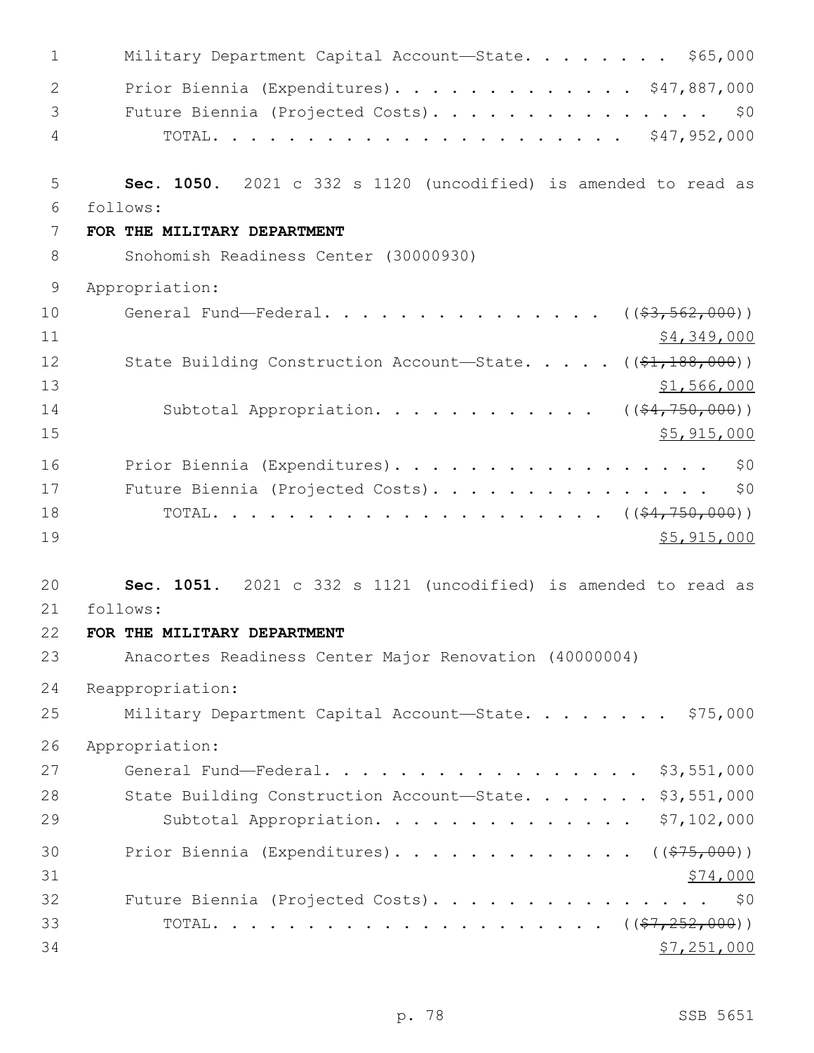Military Department Capital Account—State. . . . . . . . $65,000
Prior Biennia (Expenditures). . . . . . . . . . . . . $47,887,000
Future Biennia (Projected Costs). . . . . . . . . . . . . . . . $0
TOTAL. . . . . . . . . . . . . . . . . . . . . . $47,952,000

**Sec. 1050.** 2021 c 332 s 1120 (uncodified) is amended to read as follows:

**FOR THE MILITARY DEPARTMENT**

Snohomish Readiness Center (30000930)

Appropriation:

General Fund—Federal. . . . . . . . . . . . . . . . (( ~~$3,562,000~~ ))
<u>$4,349,000</u>

State Building Construction Account—State. . . . . (( ~~$1,188,000~~ ))
<u>$1,566,000</u>

Subtotal Appropriation. . . . . . . . . . . . (( ~~$4,750,000~~ ))
<u>$5,915,000</u>

Prior Biennia (Expenditures). . . . . . . . . . . . . . . . . $0
Future Biennia (Projected Costs). . . . . . . . . . . . . . . . $0
TOTAL. . . . . . . . . . . . . . . . . . . . . (( ~~$4,750,000~~ ))
<u>$5,915,000</u>

**Sec. 1051.** 2021 c 332 s 1121 (uncodified) is amended to read as follows:

**FOR THE MILITARY DEPARTMENT**

Anacortes Readiness Center Major Renovation (40000004)

Reappropriation:

Military Department Capital Account—State. . . . . . . . $75,000

Appropriation:

General Fund—Federal. . . . . . . . . . . . . . . . . $3,551,000
State Building Construction Account—State. . . . . . . $3,551,000
Subtotal Appropriation. . . . . . . . . . . . . . $7,102,000

Prior Biennia (Expenditures). . . . . . . . . . . . . (( ~~$75,000~~ ))
<u>$74,000</u>

Future Biennia (Projected Costs). . . . . . . . . . . . . . . . $0
TOTAL. . . . . . . . . . . . . . . . . . . . . (( ~~$7,252,000~~ ))
<u>$7,251,000</u>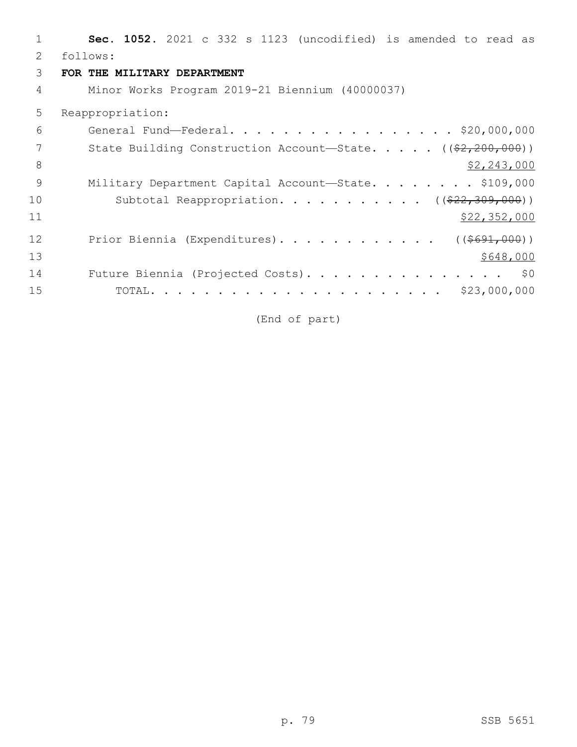**Sec. 1052.** 2021 c 332 s 1123 (uncodified) is amended to read as follows:

**FOR THE MILITARY DEPARTMENT**

Minor Works Program 2019-21 Biennium (40000037)

Reappropriation:

General Fund—Federal. . . . . . . . . . . . . . . . . . $20,000,000

State Building Construction Account—State. . . . . ((~~$2,200,000~~))
$2,243,000

Military Department Capital Account—State. . . . . . . . . $109,000

Subtotal Reappropriation. . . . . . . . . . . ((~~$22,309,000~~))
$22,352,000

Prior Biennia (Expenditures). . . . . . . . . . . . ((~~$691,000~~))
$648,000

Future Biennia (Projected Costs). . . . . . . . . . . . . . . . $0

TOTAL. . . . . . . . . . . . . . . . . . . . . . $23,000,000

(End of part)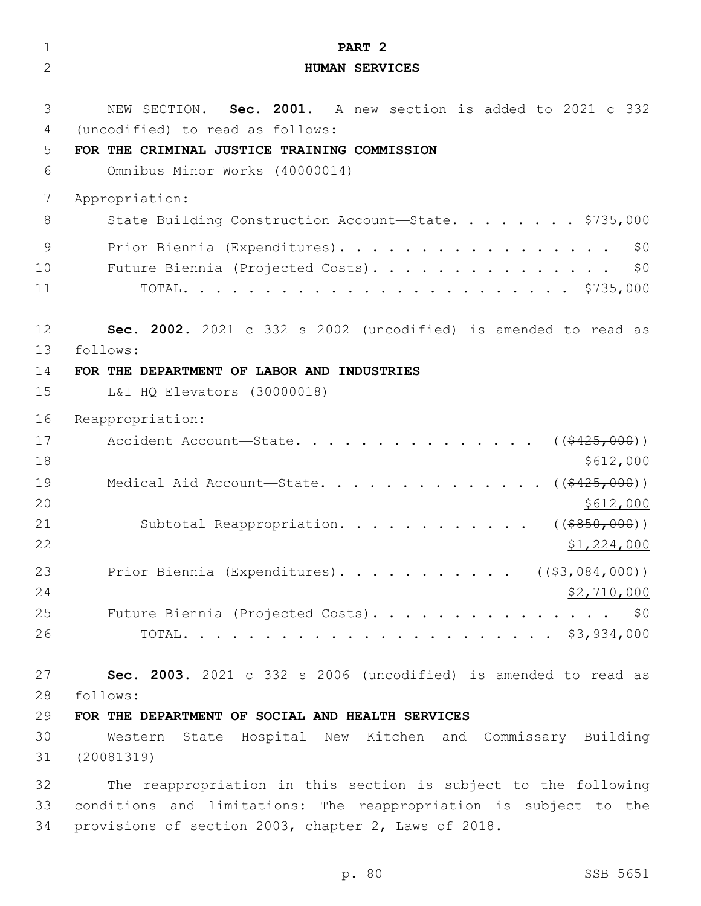**PART 2**

**HUMAN SERVICES**

NEW SECTION. **Sec. 2001.** A new section is added to 2021 c 332 (uncodified) to read as follows:

**FOR THE CRIMINAL JUSTICE TRAINING COMMISSION**

Omnibus Minor Works (40000014)

Appropriation:

State Building Construction Account—State. . . . . . . . . $735,000

Prior Biennia (Expenditures). . . . . . . . . . . . . . . . . . $0

Future Biennia (Projected Costs). . . . . . . . . . . . . . . . $0

TOTAL. . . . . . . . . . . . . . . . . . . . . . . . $735,000

**Sec. 2002.** 2021 c 332 s 2002 (uncodified) is amended to read as follows:

**FOR THE DEPARTMENT OF LABOR AND INDUSTRIES**

L&I HQ Elevators (30000018)

Reappropriation:

Accident Account—State. . . . . . . . . . . . . . . . ((~~$425,000~~)) $612,000

Medical Aid Account—State. . . . . . . . . . . . . . ((~~$425,000~~)) $612,000

Subtotal Reappropriation. . . . . . . . . . . . ((~~$850,000~~)) $1,224,000

Prior Biennia (Expenditures). . . . . . . . . . . ((~~$3,084,000~~)) $2,710,000

Future Biennia (Projected Costs). . . . . . . . . . . . . . . . $0

TOTAL. . . . . . . . . . . . . . . . . . . . . . . . $3,934,000

**Sec. 2003.** 2021 c 332 s 2006 (uncodified) is amended to read as follows:

**FOR THE DEPARTMENT OF SOCIAL AND HEALTH SERVICES**

Western State Hospital New Kitchen and Commissary Building (20081319)

The reappropriation in this section is subject to the following conditions and limitations: The reappropriation is subject to the provisions of section 2003, chapter 2, Laws of 2018.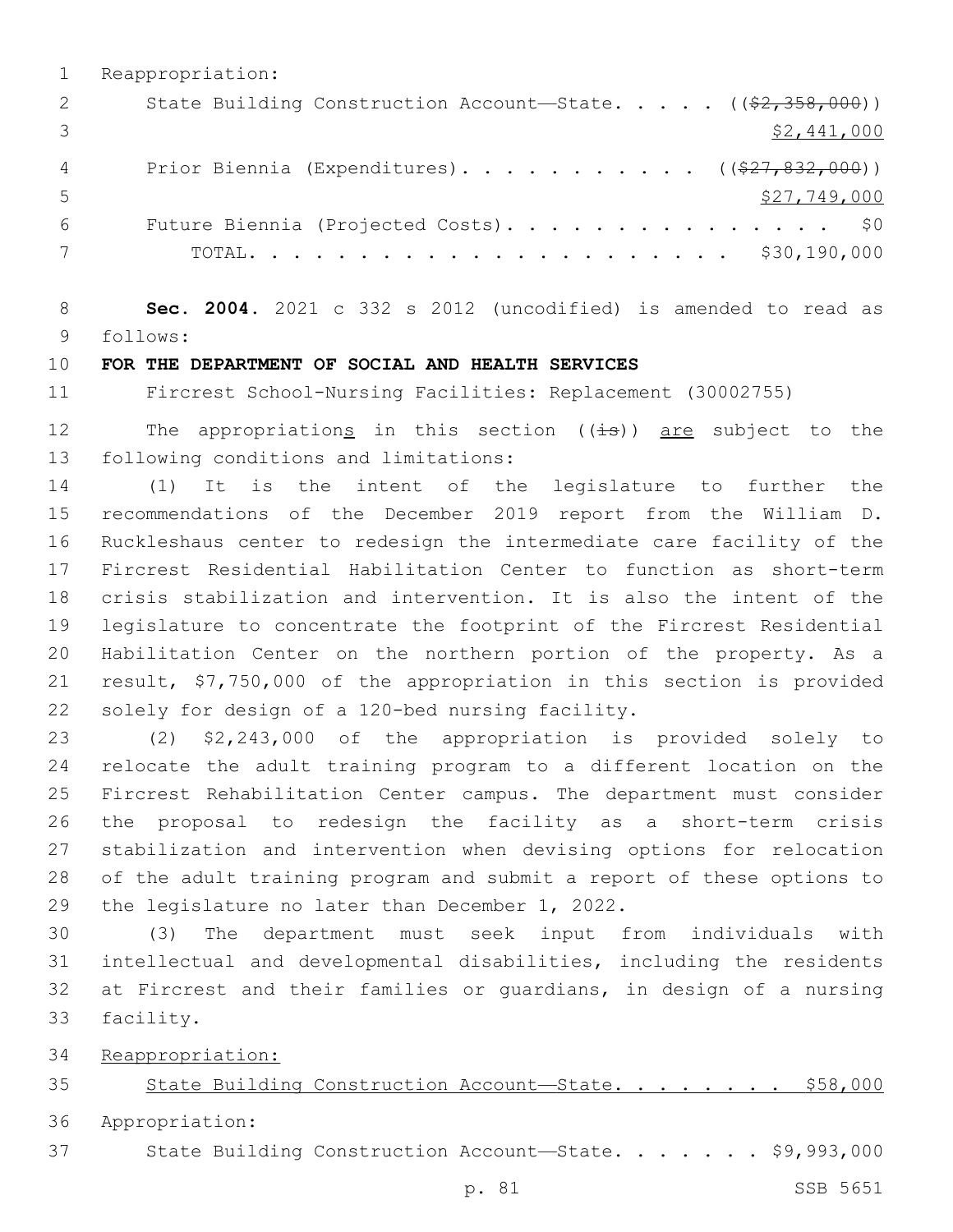Reappropriation:

State Building Construction Account—State. . . . . ((~~$2,358,000~~))
$\underline{\$2,441,000}$

Prior Biennia (Expenditures). . . . . . . . . . . ((~~$27,832,000~~))
$\underline{\$27,749,000}$

Future Biennia (Projected Costs). . . . . . . . . . . . . . . $0

TOTAL. . . . . . . . . . . . . . . . . . . . . . $30,190,000

**Sec. 2004.** 2021 c 332 s 2012 (uncodified) is amended to read as follows:

**FOR THE DEPARTMENT OF SOCIAL AND HEALTH SERVICES**

Fircrest School-Nursing Facilities: Replacement (30002755)

The appropriation<u>s</u> in this section ((~~is~~)) <u>are</u> subject to the following conditions and limitations:

(1) It is the intent of the legislature to further the recommendations of the December 2019 report from the William D. Ruckleshaus center to redesign the intermediate care facility of the Fircrest Residential Habilitation Center to function as short-term crisis stabilization and intervention. It is also the intent of the legislature to concentrate the footprint of the Fircrest Residential Habilitation Center on the northern portion of the property. As a result, $7,750,000 of the appropriation in this section is provided solely for design of a 120-bed nursing facility.

(2) $2,243,000 of the appropriation is provided solely to relocate the adult training program to a different location on the Fircrest Rehabilitation Center campus. The department must consider the proposal to redesign the facility as a short-term crisis stabilization and intervention when devising options for relocation of the adult training program and submit a report of these options to the legislature no later than December 1, 2022.

(3) The department must seek input from individuals with intellectual and developmental disabilities, including the residents at Fircrest and their families or guardians, in design of a nursing facility.

<u>Reappropriation:</u>

<u>State Building Construction Account—State. . . . . . . . $58,000</u>

Appropriation:

State Building Construction Account—State. . . . . . . $9,993,000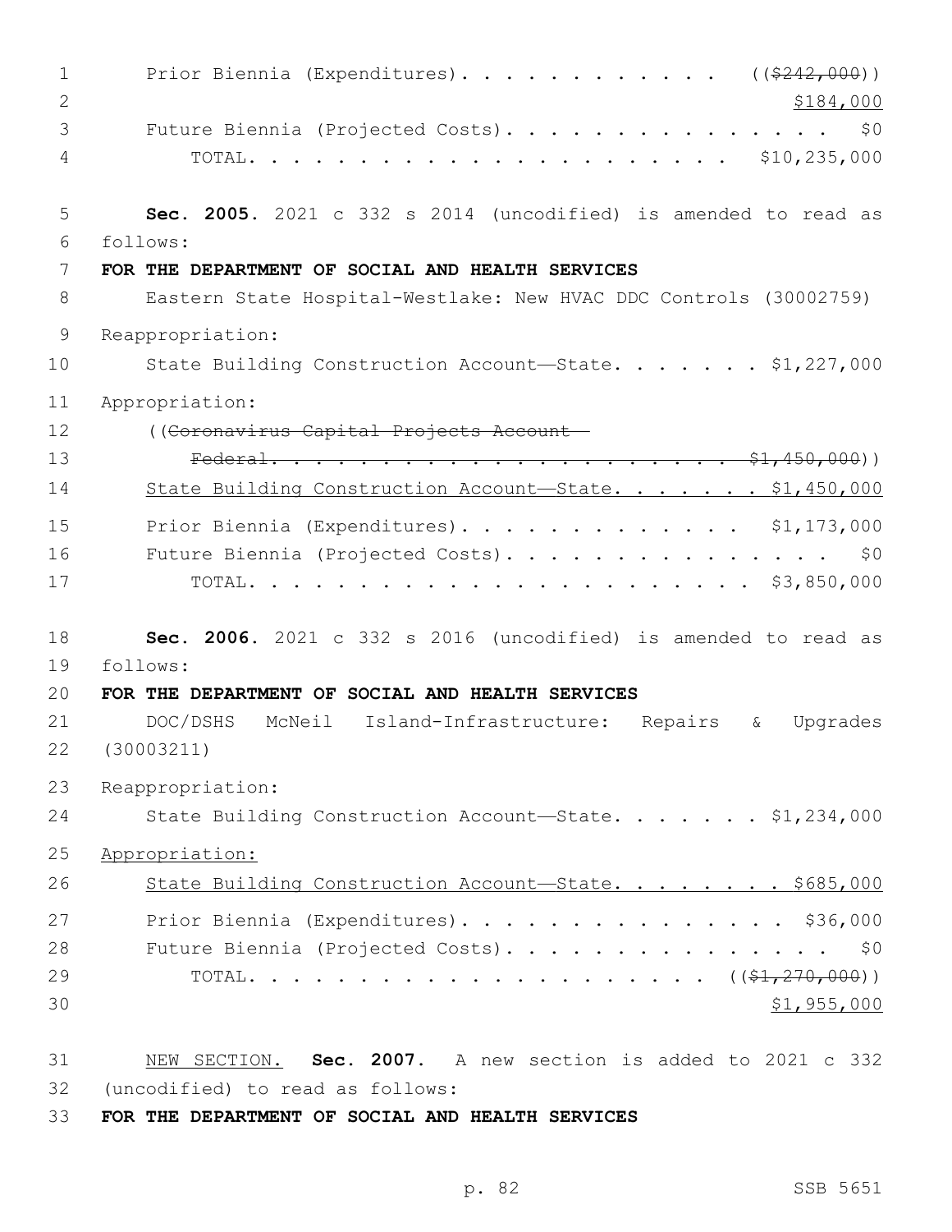Prior Biennia (Expenditures). . . . . . . . . . . . ((~~$242,000~~))
<u>$184,000</u>
Future Biennia (Projected Costs). . . . . . . . . . . . . . . $0
TOTAL. . . . . . . . . . . . . . . . . . . . . $10,235,000

**Sec. 2005.** 2021 c 332 s 2014 (uncodified) is amended to read as follows:

**FOR THE DEPARTMENT OF SOCIAL AND HEALTH SERVICES**

Eastern State Hospital-Westlake: New HVAC DDC Controls (30002759)

Reappropriation:

State Building Construction Account—State. . . . . . . $1,227,000

Appropriation:

((~~Coronavirus Capital Projects Account—~~
~~Federal. . . . . . . . . . . . . . . . . . . . . . . $1,450,000~~))

<u>State Building Construction Account—State. . . . . . . $1,450,000</u>

Prior Biennia (Expenditures). . . . . . . . . . . . . $1,173,000
Future Biennia (Projected Costs). . . . . . . . . . . . . . . $0
TOTAL. . . . . . . . . . . . . . . . . . . . . $3,850,000

**Sec. 2006.** 2021 c 332 s 2016 (uncodified) is amended to read as follows:

**FOR THE DEPARTMENT OF SOCIAL AND HEALTH SERVICES**

DOC/DSHS McNeil Island-Infrastructure: Repairs & Upgrades (30003211)

Reappropriation:

State Building Construction Account—State. . . . . . . $1,234,000

<u>Appropriation:</u>

<u>State Building Construction Account—State. . . . . . . . $685,000</u>

Prior Biennia (Expenditures). . . . . . . . . . . . . . . $36,000
Future Biennia (Projected Costs). . . . . . . . . . . . . . . $0
TOTAL. . . . . . . . . . . . . . . . . . . . . ((~~$1,270,000~~))
<u>$1,955,000</u>

<u>NEW SECTION.</u> **Sec. 2007.** A new section is added to 2021 c 332 (uncodified) to read as follows:

**FOR THE DEPARTMENT OF SOCIAL AND HEALTH SERVICES**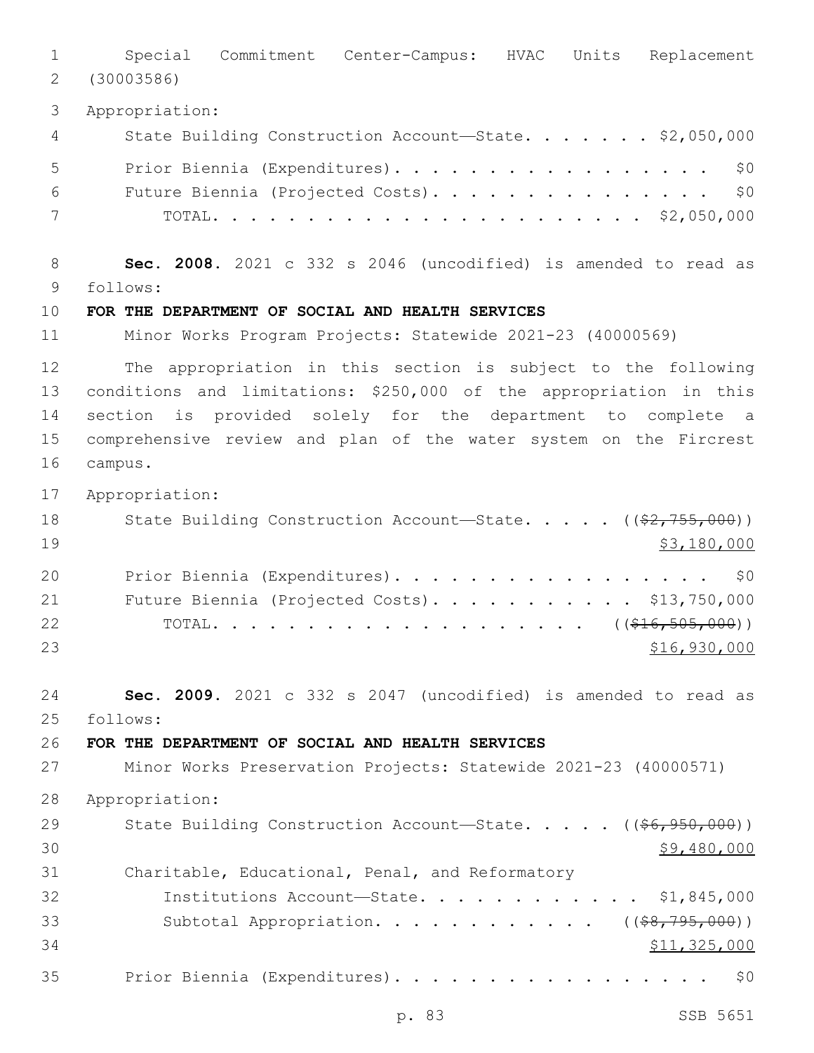Special Commitment Center-Campus: HVAC Units Replacement (30003586)

Appropriation:

State Building Construction Account—State. . . . . . . $2,050,000

Prior Biennia (Expenditures). . . . . . . . . . . . . . . . . . $0

Future Biennia (Projected Costs). . . . . . . . . . . . . . . . $0

TOTAL. . . . . . . . . . . . . . . . . . . . . . $2,050,000

**Sec. 2008.** 2021 c 332 s 2046 (uncodified) is amended to read as follows:

**FOR THE DEPARTMENT OF SOCIAL AND HEALTH SERVICES**

Minor Works Program Projects: Statewide 2021-23 (40000569)

The appropriation in this section is subject to the following conditions and limitations: $250,000 of the appropriation in this section is provided solely for the department to complete a comprehensive review and plan of the water system on the Fircrest campus.

Appropriation:

State Building Construction Account—State. . . . . ((~~$2,755,000~~))
<u>$3,180,000</u>

Prior Biennia (Expenditures). . . . . . . . . . . . . . . . . . $0

Future Biennia (Projected Costs). . . . . . . . . . . $13,750,000

TOTAL. . . . . . . . . . . . . . . . . . . . ((~~$16,505,000~~))
<u>$16,930,000</u>

**Sec. 2009.** 2021 c 332 s 2047 (uncodified) is amended to read as follows:

**FOR THE DEPARTMENT OF SOCIAL AND HEALTH SERVICES**

Minor Works Preservation Projects: Statewide 2021-23 (40000571)

Appropriation:

State Building Construction Account—State. . . . . ((~~$6,950,000~~))
<u>$9,480,000</u>

Charitable, Educational, Penal, and Reformatory Institutions Account—State. . . . . . . . . . . . . $1,845,000

Subtotal Appropriation. . . . . . . . . . . . ((~~$8,795,000~~))
<u>$11,325,000</u>

Prior Biennia (Expenditures). . . . . . . . . . . . . . . . . . $0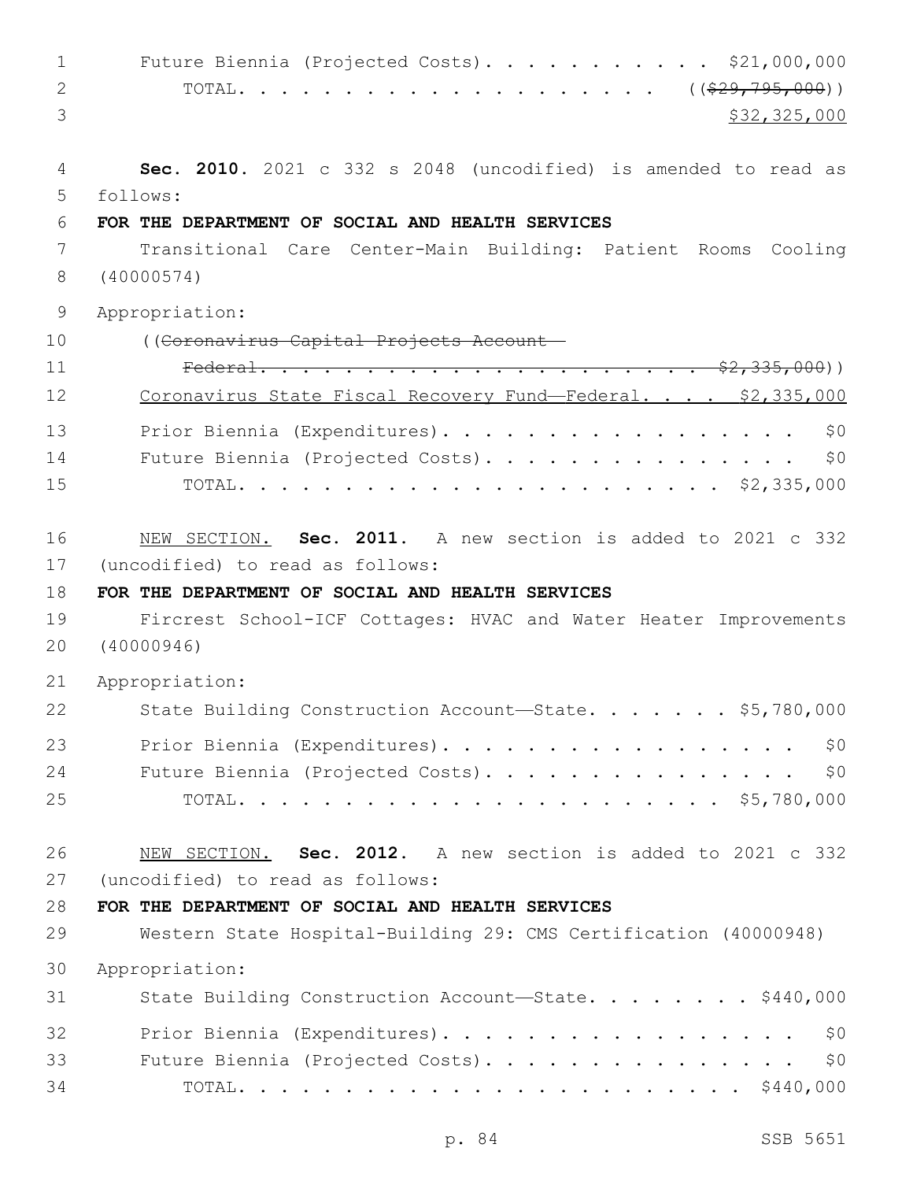Future Biennia (Projected Costs). . . . . . . . . . . $21,000,000
TOTAL. . . . . . . . . . . . . . . . . . . ((~~$29,795,000~~))
$32,325,000

**Sec. 2010.** 2021 c 332 s 2048 (uncodified) is amended to read as follows:

**FOR THE DEPARTMENT OF SOCIAL AND HEALTH SERVICES**

Transitional Care Center-Main Building: Patient Rooms Cooling (40000574)

Appropriation:

((~~Coronavirus Capital Projects Account—Federal. . . . . . . . . . . . . . . . . . . . . . $2,335,000~~))

Coronavirus State Fiscal Recovery Fund—Federal. . . . $2,335,000

Prior Biennia (Expenditures). . . . . . . . . . . . . . . . . $0
Future Biennia (Projected Costs). . . . . . . . . . . . . . . $0
TOTAL. . . . . . . . . . . . . . . . . . . . . . . $2,335,000

NEW SECTION. **Sec. 2011.** A new section is added to 2021 c 332 (uncodified) to read as follows:

**FOR THE DEPARTMENT OF SOCIAL AND HEALTH SERVICES**

Fircrest School-ICF Cottages: HVAC and Water Heater Improvements (40000946)

Appropriation:

State Building Construction Account—State. . . . . . . $5,780,000

Prior Biennia (Expenditures). . . . . . . . . . . . . . . . . $0
Future Biennia (Projected Costs). . . . . . . . . . . . . . . $0
TOTAL. . . . . . . . . . . . . . . . . . . . . . . $5,780,000

NEW SECTION. **Sec. 2012.** A new section is added to 2021 c 332 (uncodified) to read as follows:

**FOR THE DEPARTMENT OF SOCIAL AND HEALTH SERVICES**

Western State Hospital-Building 29: CMS Certification (40000948)

Appropriation:

State Building Construction Account—State. . . . . . . . $440,000

Prior Biennia (Expenditures). . . . . . . . . . . . . . . . . $0
Future Biennia (Projected Costs). . . . . . . . . . . . . . . $0
TOTAL. . . . . . . . . . . . . . . . . . . . . . . . $440,000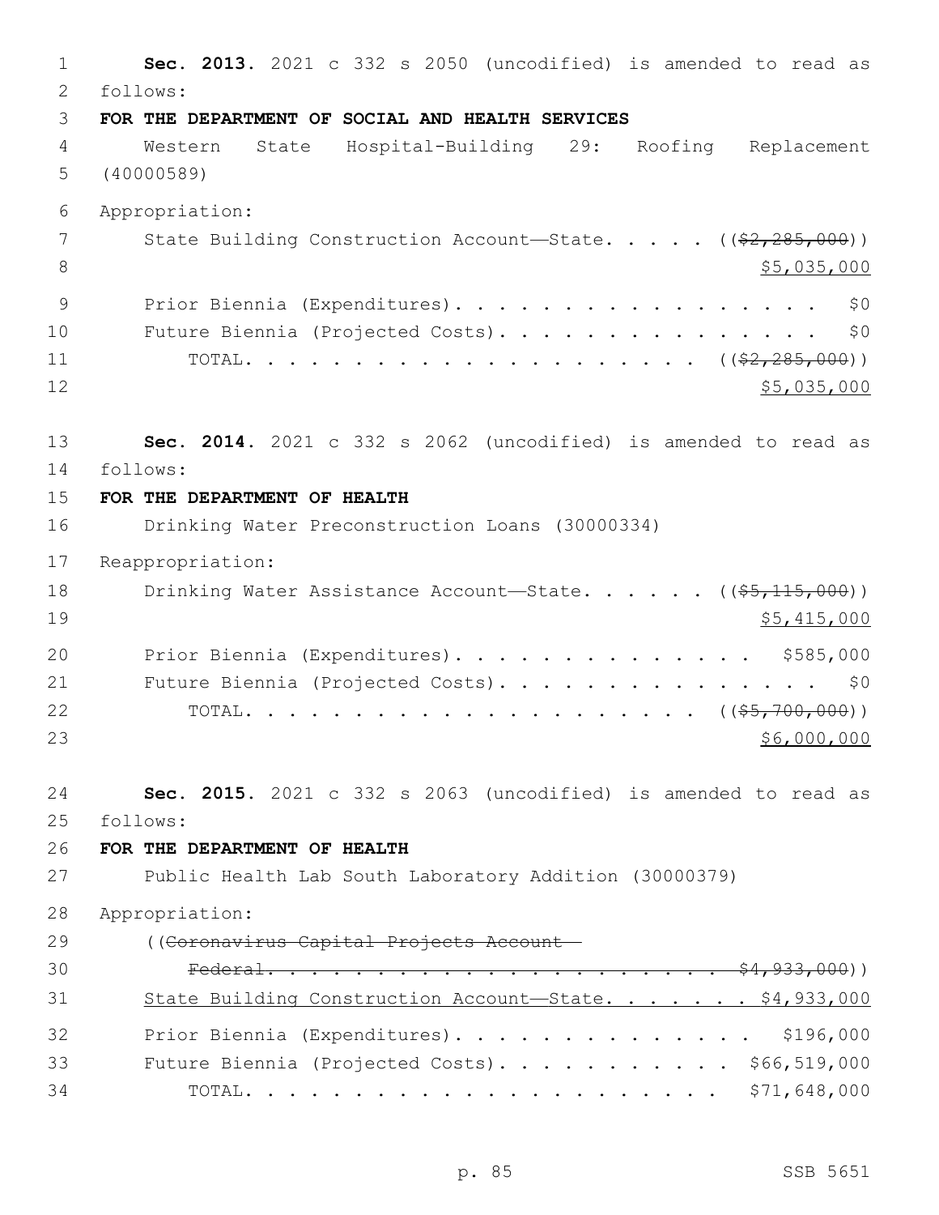**Sec. 2013.** 2021 c 332 s 2050 (uncodified) is amended to read as follows:

**FOR THE DEPARTMENT OF SOCIAL AND HEALTH SERVICES**

Western State Hospital-Building 29: Roofing Replacement (40000589)

Appropriation:

State Building Construction Account—State. . . . . ((~~$2,285,000~~)) <u>$5,035,000</u>

Prior Biennia (Expenditures). . . . . . . . . . . . . . . . . $0

Future Biennia (Projected Costs). . . . . . . . . . . . . . . $0

TOTAL. . . . . . . . . . . . . . . . . . . . ((~~$2,285,000~~)) <u>$5,035,000</u>

**Sec. 2014.** 2021 c 332 s 2062 (uncodified) is amended to read as follows:

**FOR THE DEPARTMENT OF HEALTH**

Drinking Water Preconstruction Loans (30000334)

Reappropriation:

Drinking Water Assistance Account—State. . . . . . ((~~$5,115,000~~)) <u>$5,415,000</u>

Prior Biennia (Expenditures). . . . . . . . . . . . . . $585,000

Future Biennia (Projected Costs). . . . . . . . . . . . . . . $0

TOTAL. . . . . . . . . . . . . . . . . . . . ((~~$5,700,000~~)) <u>$6,000,000</u>

**Sec. 2015.** 2021 c 332 s 2063 (uncodified) is amended to read as follows:

**FOR THE DEPARTMENT OF HEALTH**

Public Health Lab South Laboratory Addition (30000379)

Appropriation:

((~~Coronavirus Capital Projects Account—Federal. . . . . . . . . . . . . . . . . . . . . . . $4,933,000~~))

<u>State Building Construction Account—State. . . . . . . $4,933,000</u>

Prior Biennia (Expenditures). . . . . . . . . . . . . . $196,000

Future Biennia (Projected Costs). . . . . . . . . . . $66,519,000

TOTAL. . . . . . . . . . . . . . . . . . . . . . $71,648,000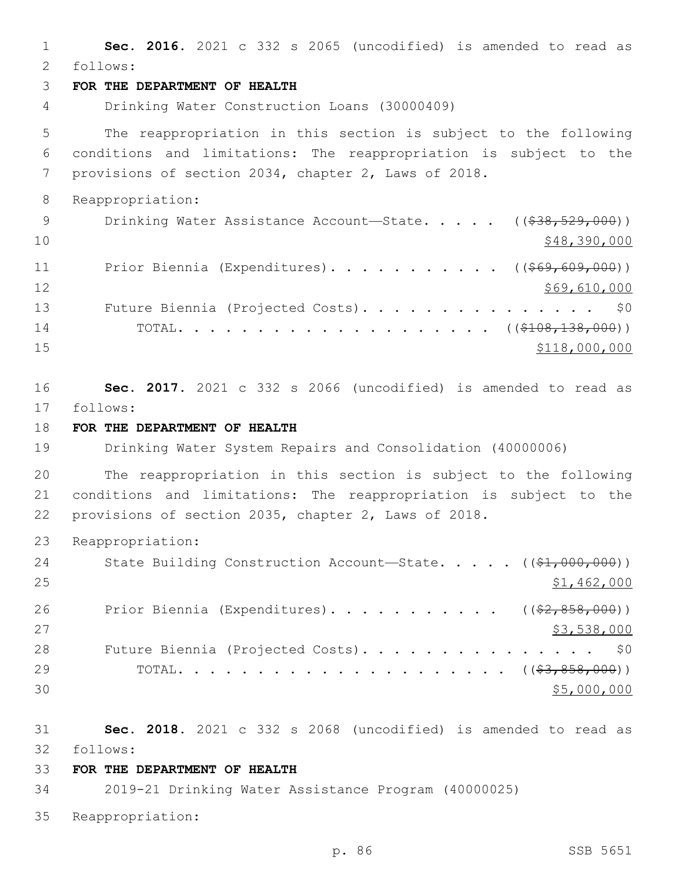**Sec. 2016.** 2021 c 332 s 2065 (uncodified) is amended to read as follows:

**FOR THE DEPARTMENT OF HEALTH**

Drinking Water Construction Loans (30000409)

The reappropriation in this section is subject to the following conditions and limitations: The reappropriation is subject to the provisions of section 2034, chapter 2, Laws of 2018.

Reappropriation:

Drinking Water Assistance Account—State. . . . . ((~~$38,529,000~~))
$48,390,000

Prior Biennia (Expenditures). . . . . . . . . . . ((~~$69,609,000~~))
$69,610,000

Future Biennia (Projected Costs). . . . . . . . . . . . . . . . $0

TOTAL. . . . . . . . . . . . . . . . . . . . . ((~~$108,138,000~~))
$118,000,000

**Sec. 2017.** 2021 c 332 s 2066 (uncodified) is amended to read as follows:

**FOR THE DEPARTMENT OF HEALTH**

Drinking Water System Repairs and Consolidation (40000006)

The reappropriation in this section is subject to the following conditions and limitations: The reappropriation is subject to the provisions of section 2035, chapter 2, Laws of 2018.

Reappropriation:

State Building Construction Account—State. . . . . ((~~$1,000,000~~))
$1,462,000

Prior Biennia (Expenditures). . . . . . . . . . . ((~~$2,858,000~~))
$3,538,000

Future Biennia (Projected Costs). . . . . . . . . . . . . . . . $0

TOTAL. . . . . . . . . . . . . . . . . . . . . . ((~~$3,858,000~~))
$5,000,000

**Sec. 2018.** 2021 c 332 s 2068 (uncodified) is amended to read as follows:

**FOR THE DEPARTMENT OF HEALTH**

2019-21 Drinking Water Assistance Program (40000025)

Reappropriation: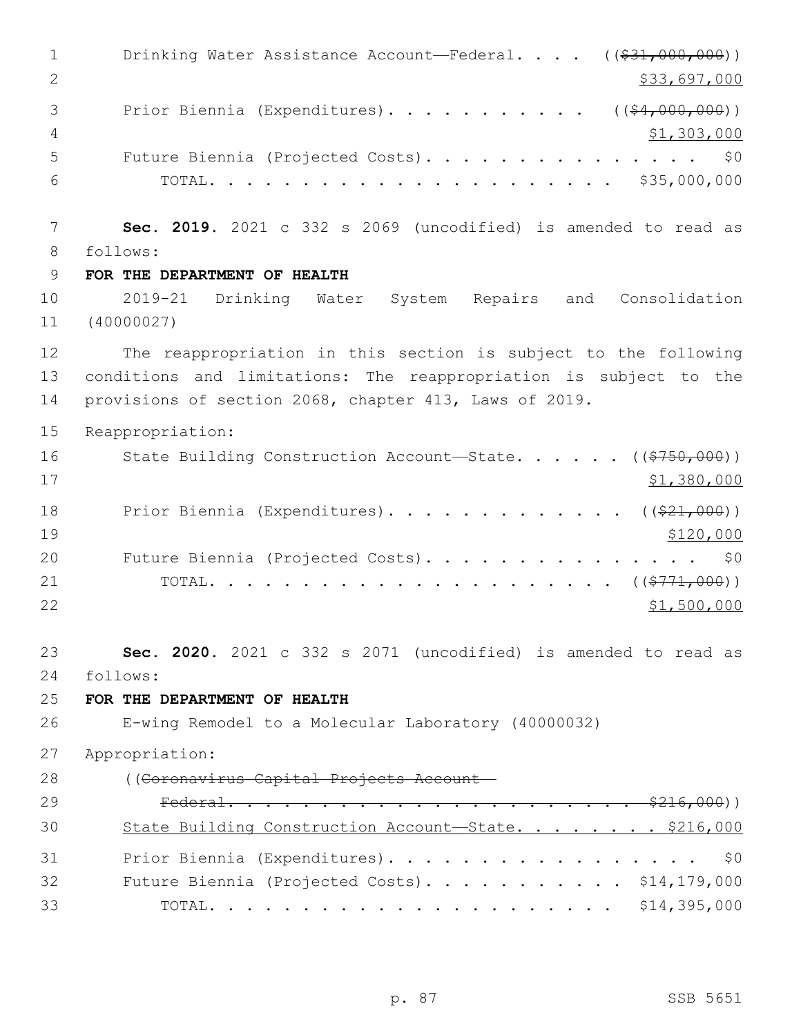Drinking Water Assistance Account—Federal. . . . ((~~$31,000,000~~))
$33,697,000

Prior Biennia (Expenditures). . . . . . . . . . . ((~~$4,000,000~~))
$1,303,000

Future Biennia (Projected Costs). . . . . . . . . . . . . . . $0

TOTAL. . . . . . . . . . . . . . . . . . . . . . $35,000,000

**Sec. 2019.** 2021 c 332 s 2069 (uncodified) is amended to read as follows:

**FOR THE DEPARTMENT OF HEALTH**

2019-21 Drinking Water System Repairs and Consolidation (40000027)

The reappropriation in this section is subject to the following conditions and limitations: The reappropriation is subject to the provisions of section 2068, chapter 413, Laws of 2019.

Reappropriation:

State Building Construction Account—State. . . . . . ((~~$750,000~~))
$1,380,000

Prior Biennia (Expenditures). . . . . . . . . . . . . ((~~$21,000~~))
$120,000

Future Biennia (Projected Costs). . . . . . . . . . . . . . . $0

TOTAL. . . . . . . . . . . . . . . . . . . . . . ((~~$771,000~~))
$1,500,000

**Sec. 2020.** 2021 c 332 s 2071 (uncodified) is amended to read as follows:

**FOR THE DEPARTMENT OF HEALTH**

E-wing Remodel to a Molecular Laboratory (40000032)

Appropriation:

((~~Coronavirus Capital Projects Account—Federal. . . . . . . . . . . . . . . . . . . . . . . . $216,000~~))

State Building Construction Account—State. . . . . . . . $216,000

Prior Biennia (Expenditures). . . . . . . . . . . . . . . . . $0

Future Biennia (Projected Costs). . . . . . . . . . . $14,179,000

TOTAL. . . . . . . . . . . . . . . . . . . . . . $14,395,000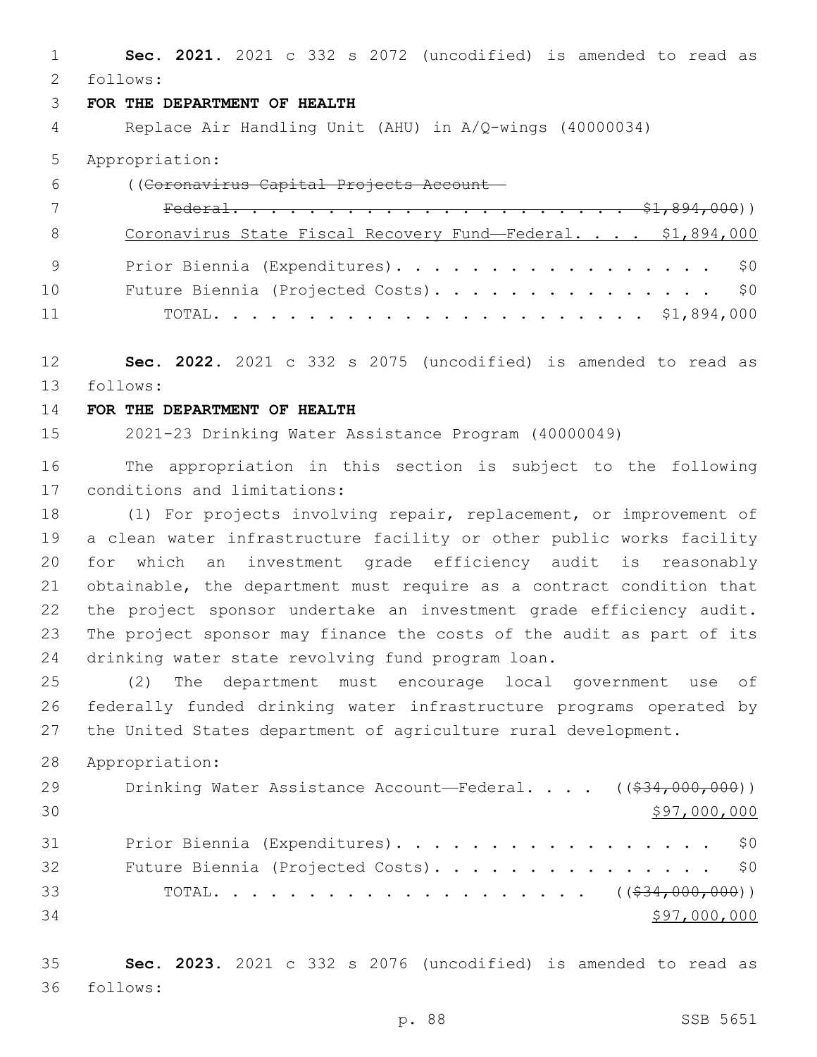**Sec. 2021.** 2021 c 332 s 2072 (uncodified) is amended to read as follows:

**FOR THE DEPARTMENT OF HEALTH**

Replace Air Handling Unit (AHU) in A/Q-wings (40000034)

Appropriation:

((~~Coronavirus Capital Projects Account—Federal. . . . . . . . . . . . . . . . . . . . . . . $1,894,000~~))

Coronavirus State Fiscal Recovery Fund—Federal. . . . $1,894,000

Prior Biennia (Expenditures). . . . . . . . . . . . . . . . . . $0

Future Biennia (Projected Costs). . . . . . . . . . . . . . . . $0

TOTAL. . . . . . . . . . . . . . . . . . . . . . . $1,894,000

**Sec. 2022.** 2021 c 332 s 2075 (uncodified) is amended to read as follows:

**FOR THE DEPARTMENT OF HEALTH**

2021-23 Drinking Water Assistance Program (40000049)

The appropriation in this section is subject to the following conditions and limitations:

(1) For projects involving repair, replacement, or improvement of a clean water infrastructure facility or other public works facility for which an investment grade efficiency audit is reasonably obtainable, the department must require as a contract condition that the project sponsor undertake an investment grade efficiency audit. The project sponsor may finance the costs of the audit as part of its drinking water state revolving fund program loan.

(2) The department must encourage local government use of federally funded drinking water infrastructure programs operated by the United States department of agriculture rural development.

Appropriation:

Drinking Water Assistance Account—Federal. . . . ((~~$34,000,000~~))
<u>$97,000,000</u>

Prior Biennia (Expenditures). . . . . . . . . . . . . . . . . . $0

Future Biennia (Projected Costs). . . . . . . . . . . . . . . . $0

TOTAL. . . . . . . . . . . . . . . . . . . . . ((~~$34,000,000~~))
<u>$97,000,000</u>

**Sec. 2023.** 2021 c 332 s 2076 (uncodified) is amended to read as follows: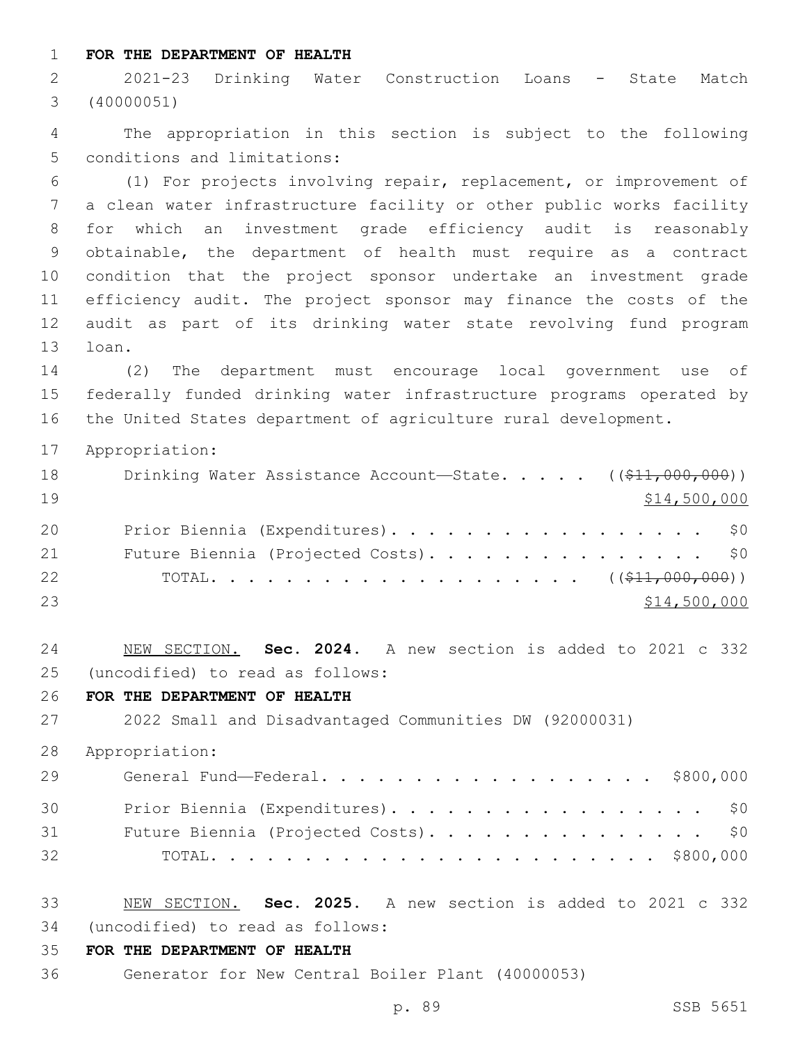**FOR THE DEPARTMENT OF HEALTH**

2021-23 Drinking Water Construction Loans - State Match (40000051)

The appropriation in this section is subject to the following conditions and limitations:

(1) For projects involving repair, replacement, or improvement of a clean water infrastructure facility or other public works facility for which an investment grade efficiency audit is reasonably obtainable, the department of health must require as a contract condition that the project sponsor undertake an investment grade efficiency audit. The project sponsor may finance the costs of the audit as part of its drinking water state revolving fund program loan.

(2) The department must encourage local government use of federally funded drinking water infrastructure programs operated by the United States department of agriculture rural development.

Appropriation:

| | |
|---|---|
| Drinking Water Assistance Account—State. . . . . | ((~~$11,000,000~~)) <u>$14,500,000</u> |
| Prior Biennia (Expenditures). . . . . . . . . . . . . . . . . . | $0 |
| Future Biennia (Projected Costs). . . . . . . . . . . . . . . . | $0 |
| TOTAL. . . . . . . . . . . . . . . . . . . . . | ((~~$11,000,000~~)) <u>$14,500,000</u> |

<u>NEW SECTION.</u> **Sec. 2024.** A new section is added to 2021 c 332 (uncodified) to read as follows:

**FOR THE DEPARTMENT OF HEALTH**

2022 Small and Disadvantaged Communities DW (92000031)

Appropriation:

| | |
|---|---|
| General Fund—Federal. . . . . . . . . . . . . . . . . . . | $800,000 |
| Prior Biennia (Expenditures). . . . . . . . . . . . . . . . . . | $0 |
| Future Biennia (Projected Costs). . . . . . . . . . . . . . . . | $0 |
| TOTAL. . . . . . . . . . . . . . . . . . . . . . . . . | $800,000 |

<u>NEW SECTION.</u> **Sec. 2025.** A new section is added to 2021 c 332 (uncodified) to read as follows:

**FOR THE DEPARTMENT OF HEALTH**

Generator for New Central Boiler Plant (40000053)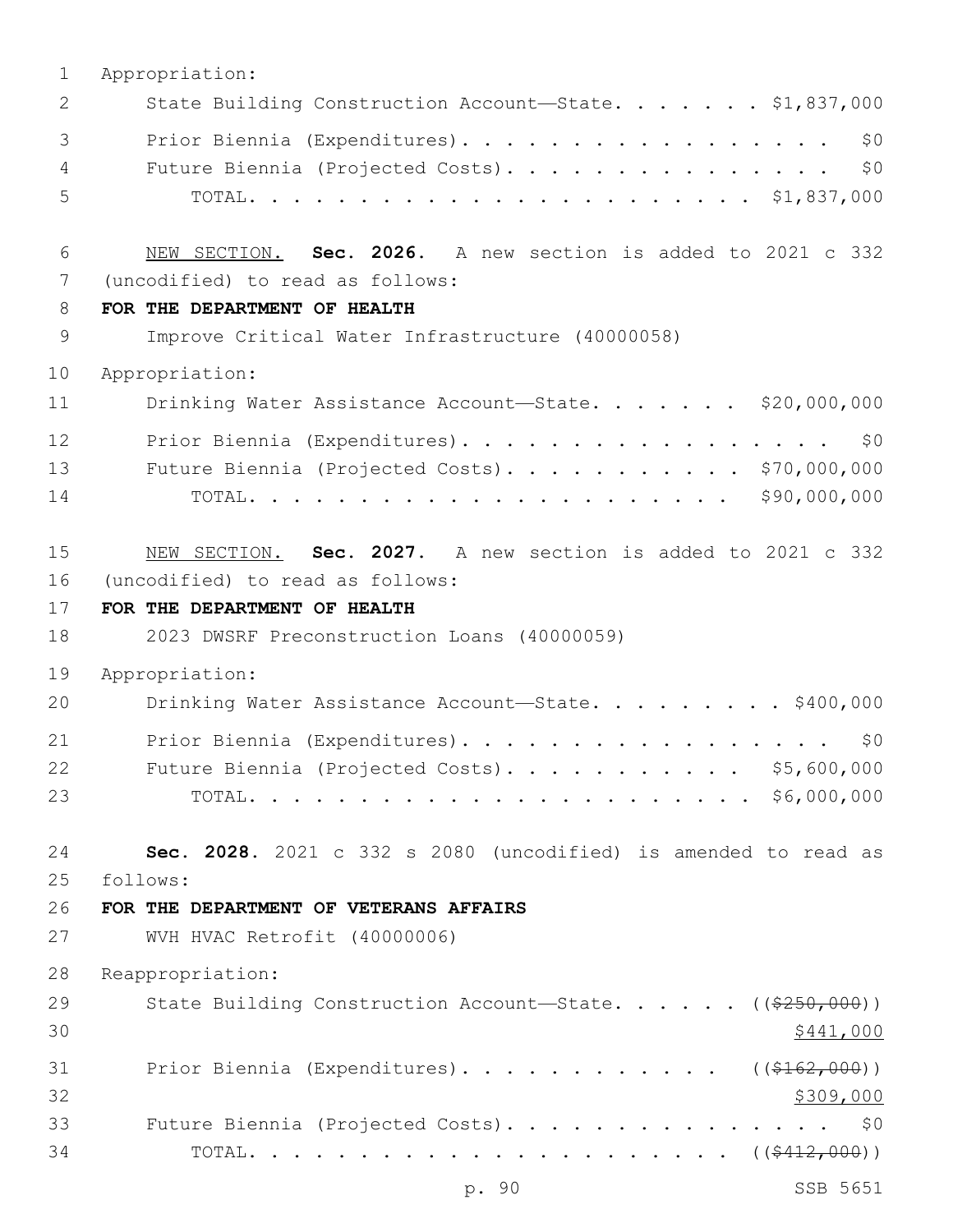Appropriation:

State Building Construction Account—State. . . . . . . $1,837,000

Prior Biennia (Expenditures). . . . . . . . . . . . . . . . . . $0

Future Biennia (Projected Costs). . . . . . . . . . . . . . . . $0

TOTAL. . . . . . . . . . . . . . . . . . . . . . . . $1,837,000

NEW SECTION. **Sec. 2026.** A new section is added to 2021 c 332 (uncodified) to read as follows:

**FOR THE DEPARTMENT OF HEALTH**

Improve Critical Water Infrastructure (40000058)

Appropriation:

Drinking Water Assistance Account—State. . . . . . . $20,000,000

Prior Biennia (Expenditures). . . . . . . . . . . . . . . . . . $0

Future Biennia (Projected Costs). . . . . . . . . . . $70,000,000

TOTAL. . . . . . . . . . . . . . . . . . . . . . $90,000,000

NEW SECTION. **Sec. 2027.** A new section is added to 2021 c 332 (uncodified) to read as follows:

**FOR THE DEPARTMENT OF HEALTH**

2023 DWSRF Preconstruction Loans (40000059)

Appropriation:

Drinking Water Assistance Account—State. . . . . . . . . $400,000

Prior Biennia (Expenditures). . . . . . . . . . . . . . . . . . $0

Future Biennia (Projected Costs). . . . . . . . . . . $5,600,000

TOTAL. . . . . . . . . . . . . . . . . . . . . . . . $6,000,000

**Sec. 2028.** 2021 c 332 s 2080 (uncodified) is amended to read as follows:

**FOR THE DEPARTMENT OF VETERANS AFFAIRS**

WVH HVAC Retrofit (40000006)

Reappropriation:

State Building Construction Account—State. . . . . . ((~~$250,000~~))
<u>$441,000</u>

Prior Biennia (Expenditures). . . . . . . . . . . . ((~~$162,000~~))
<u>$309,000</u>

Future Biennia (Projected Costs). . . . . . . . . . . . . . . . $0

TOTAL. . . . . . . . . . . . . . . . . . . . . . ((~~$412,000~~))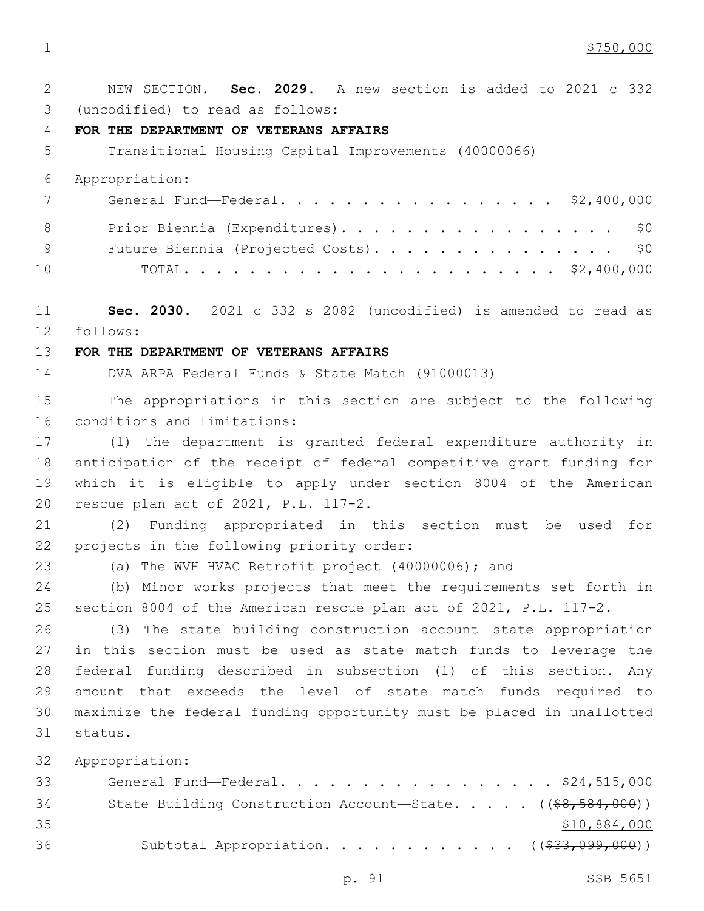$750,000

NEW SECTION. **Sec. 2029.** A new section is added to 2021 c 332 (uncodified) to read as follows:

**FOR THE DEPARTMENT OF VETERANS AFFAIRS**

Transitional Housing Capital Improvements (40000066)

Appropriation:

General Fund—Federal. . . . . . . . . . . . . . . . . . $2,400,000

Prior Biennia (Expenditures). . . . . . . . . . . . . . . . . . $0

Future Biennia (Projected Costs). . . . . . . . . . . . . . . . $0

TOTAL. . . . . . . . . . . . . . . . . . . . . . $2,400,000

**Sec. 2030.** 2021 c 332 s 2082 (uncodified) is amended to read as follows:

**FOR THE DEPARTMENT OF VETERANS AFFAIRS**

DVA ARPA Federal Funds & State Match (91000013)

The appropriations in this section are subject to the following conditions and limitations:

(1) The department is granted federal expenditure authority in anticipation of the receipt of federal competitive grant funding for which it is eligible to apply under section 8004 of the American rescue plan act of 2021, P.L. 117-2.

(2) Funding appropriated in this section must be used for projects in the following priority order:

(a) The WVH HVAC Retrofit project (40000006); and

(b) Minor works projects that meet the requirements set forth in section 8004 of the American rescue plan act of 2021, P.L. 117-2.

(3) The state building construction account—state appropriation in this section must be used as state match funds to leverage the federal funding described in subsection (1) of this section. Any amount that exceeds the level of state match funds required to maximize the federal funding opportunity must be placed in unallotted status.

Appropriation:

General Fund—Federal. . . . . . . . . . . . . . . . . . $24,515,000

State Building Construction Account—State. . . . . ((~~$8,584,000~~))

$10,884,000

Subtotal Appropriation. . . . . . . . . . . . ((~~$33,099,000~~))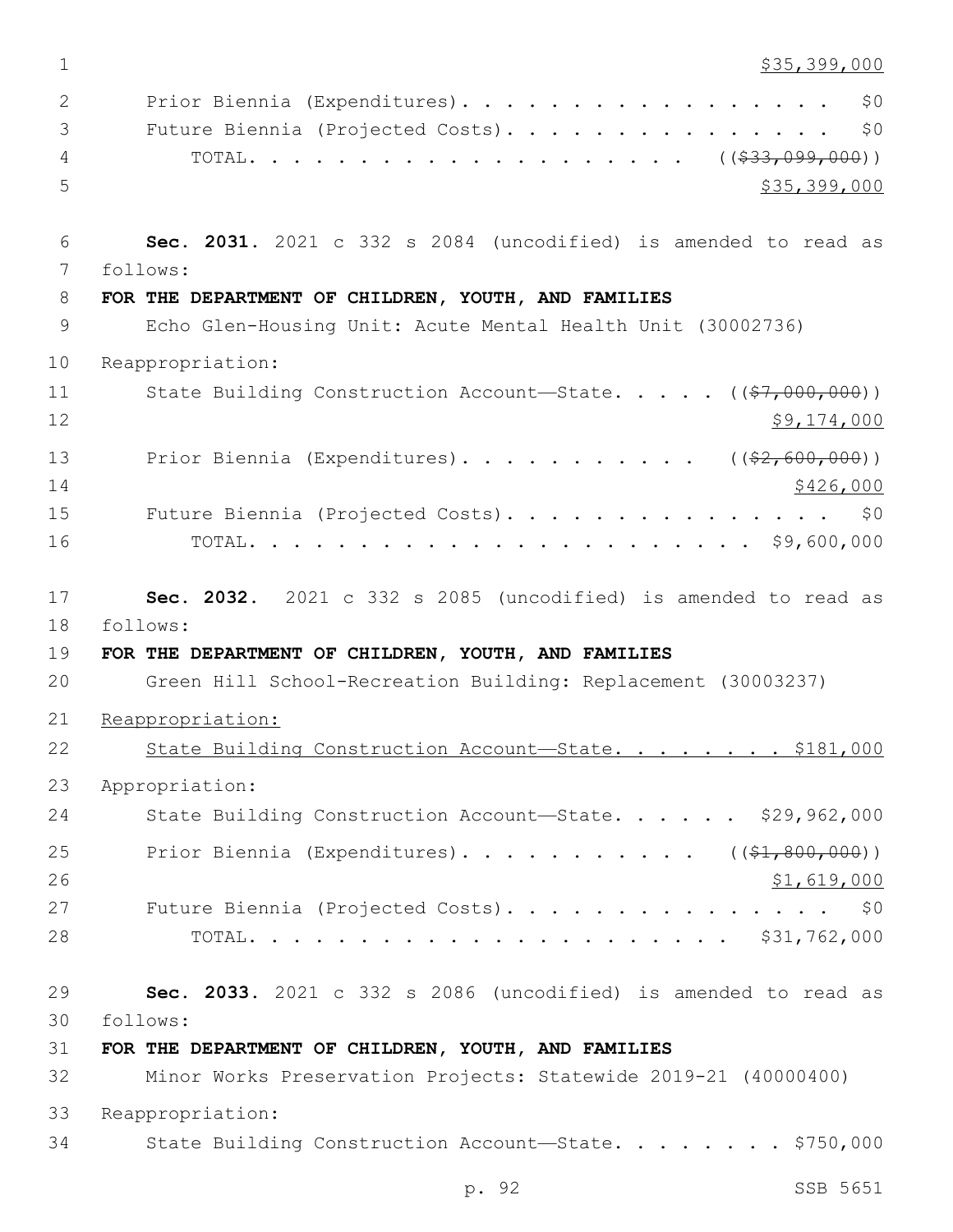$35,399,000

Prior Biennia (Expenditures) . . . . . . . . . . . . . . . . . . $0

Future Biennia (Projected Costs) . . . . . . . . . . . . . . . . $0

TOTAL . . . . . . . . . . . . . . . . . . . . ((~~$33,099,000~~))

$35,399,000

**Sec. 2031.** 2021 c 332 s 2084 (uncodified) is amended to read as follows:

**FOR THE DEPARTMENT OF CHILDREN, YOUTH, AND FAMILIES**

Echo Glen-Housing Unit: Acute Mental Health Unit (30002736)

Reappropriation:

State Building Construction Account—State . . . . . ((~~$7,000,000~~))

$9,174,000

Prior Biennia (Expenditures) . . . . . . . . . . . ((~~$2,600,000~~))

$426,000

Future Biennia (Projected Costs) . . . . . . . . . . . . . . . . $0

TOTAL . . . . . . . . . . . . . . . . . . . . . . . $9,600,000

**Sec. 2032.** 2021 c 332 s 2085 (uncodified) is amended to read as follows:

**FOR THE DEPARTMENT OF CHILDREN, YOUTH, AND FAMILIES**

Green Hill School-Recreation Building: Replacement (30003237)

Reappropriation:

State Building Construction Account—State . . . . . . . . $181,000

Appropriation:

State Building Construction Account—State . . . . . . $29,962,000

Prior Biennia (Expenditures) . . . . . . . . . . . ((~~$1,800,000~~))

$1,619,000

Future Biennia (Projected Costs) . . . . . . . . . . . . . . . . $0

TOTAL . . . . . . . . . . . . . . . . . . . . . . . $31,762,000

**Sec. 2033.** 2021 c 332 s 2086 (uncodified) is amended to read as follows:

**FOR THE DEPARTMENT OF CHILDREN, YOUTH, AND FAMILIES**

Minor Works Preservation Projects: Statewide 2019-21 (40000400)

Reappropriation:

State Building Construction Account—State . . . . . . . . $750,000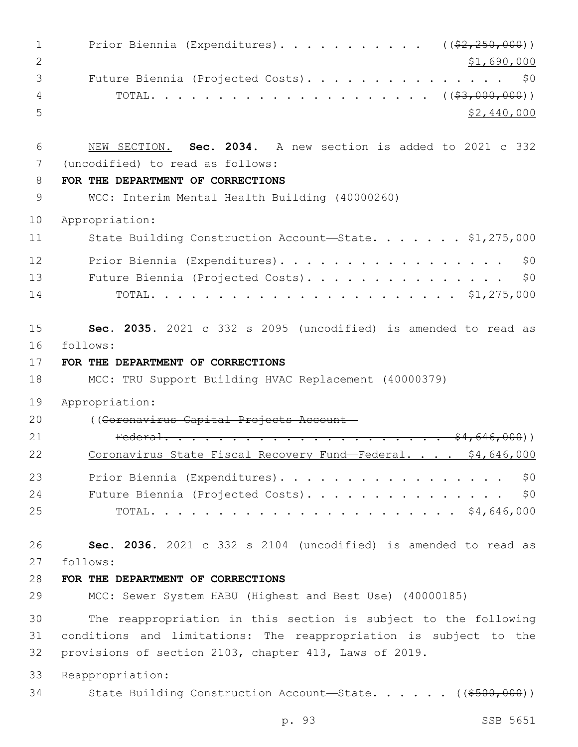Prior Biennia (Expenditures). . . . . . . . . . . ~~((\$2,250,000))~~
<u>\$1,690,000</u>
Future Biennia (Projected Costs). . . . . . . . . . . . . . . . \$0
TOTAL. . . . . . . . . . . . . . . . . . . . . ~~((\$3,000,000))~~
<u>\$2,440,000</u>

<u>NEW SECTION.</u> **Sec. 2034.** A new section is added to 2021 c 332 (uncodified) to read as follows:

**FOR THE DEPARTMENT OF CORRECTIONS**

WCC: Interim Mental Health Building (40000260)

Appropriation:

State Building Construction Account—State. . . . . . . \$1,275,000
Prior Biennia (Expenditures). . . . . . . . . . . . . . . . . . \$0
Future Biennia (Projected Costs). . . . . . . . . . . . . . . . \$0
TOTAL. . . . . . . . . . . . . . . . . . . . . . . . \$1,275,000

**Sec. 2035.** 2021 c 332 s 2095 (uncodified) is amended to read as follows:

**FOR THE DEPARTMENT OF CORRECTIONS**

MCC: TRU Support Building HVAC Replacement (40000379)

Appropriation:

~~((Coronavirus Capital Projects Account—Federal. . . . . . . . . . . . . . . . . . . . . . \$4,646,000))~~
<u>Coronavirus State Fiscal Recovery Fund—Federal. . . . \$4,646,000</u>
Prior Biennia (Expenditures). . . . . . . . . . . . . . . . . . \$0
Future Biennia (Projected Costs). . . . . . . . . . . . . . . . \$0
TOTAL. . . . . . . . . . . . . . . . . . . . . . . . \$4,646,000

**Sec. 2036.** 2021 c 332 s 2104 (uncodified) is amended to read as follows:

**FOR THE DEPARTMENT OF CORRECTIONS**

MCC: Sewer System HABU (Highest and Best Use) (40000185)

The reappropriation in this section is subject to the following conditions and limitations: The reappropriation is subject to the provisions of section 2103, chapter 413, Laws of 2019.

Reappropriation:

State Building Construction Account—State. . . . . . ~~((\$500,000))~~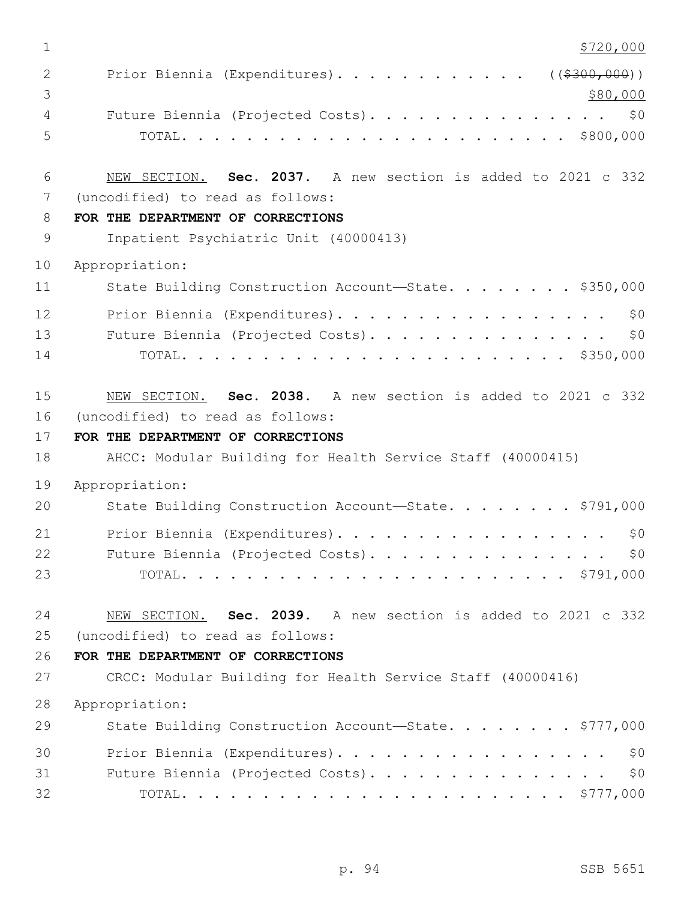$720,000

Prior Biennia (Expenditures). . . . . . . . . . . . ((~~$300,000~~))

$80,000

Future Biennia (Projected Costs). . . . . . . . . . . . . . . . $0

TOTAL. . . . . . . . . . . . . . . . . . . . . . . . . $800,000

NEW SECTION. **Sec. 2037.** A new section is added to 2021 c 332 (uncodified) to read as follows:

**FOR THE DEPARTMENT OF CORRECTIONS**

Inpatient Psychiatric Unit (40000413)

Appropriation:

State Building Construction Account—State. . . . . . . . $350,000

Prior Biennia (Expenditures). . . . . . . . . . . . . . . . . . $0

Future Biennia (Projected Costs). . . . . . . . . . . . . . . . $0

TOTAL. . . . . . . . . . . . . . . . . . . . . . . . . $350,000

NEW SECTION. **Sec. 2038.** A new section is added to 2021 c 332 (uncodified) to read as follows:

**FOR THE DEPARTMENT OF CORRECTIONS**

AHCC: Modular Building for Health Service Staff (40000415)

Appropriation:

State Building Construction Account—State. . . . . . . . $791,000

Prior Biennia (Expenditures). . . . . . . . . . . . . . . . . . $0

Future Biennia (Projected Costs). . . . . . . . . . . . . . . . $0

TOTAL. . . . . . . . . . . . . . . . . . . . . . . . . $791,000

NEW SECTION. **Sec. 2039.** A new section is added to 2021 c 332 (uncodified) to read as follows:

**FOR THE DEPARTMENT OF CORRECTIONS**

CRCC: Modular Building for Health Service Staff (40000416)

Appropriation:

State Building Construction Account—State. . . . . . . . $777,000

Prior Biennia (Expenditures). . . . . . . . . . . . . . . . . . $0

Future Biennia (Projected Costs). . . . . . . . . . . . . . . . $0

TOTAL. . . . . . . . . . . . . . . . . . . . . . . . . $777,000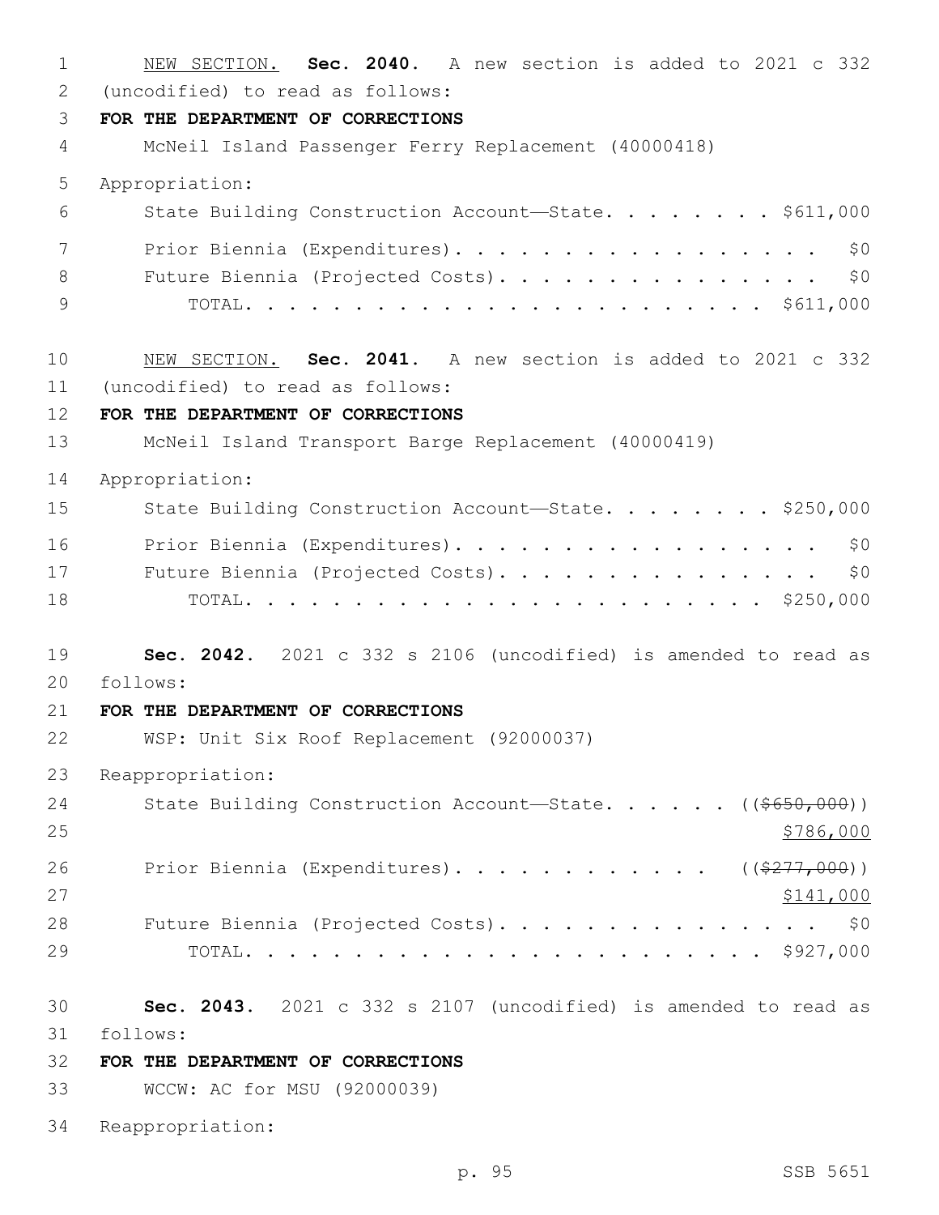NEW SECTION. **Sec. 2040.** A new section is added to 2021 c 332 (uncodified) to read as follows:

**FOR THE DEPARTMENT OF CORRECTIONS**

McNeil Island Passenger Ferry Replacement (40000418)

Appropriation:

State Building Construction Account—State. . . . . . . . . $611,000

Prior Biennia (Expenditures). . . . . . . . . . . . . . . . . . $0

Future Biennia (Projected Costs). . . . . . . . . . . . . . . . $0

TOTAL. . . . . . . . . . . . . . . . . . . . . . . . . $611,000

NEW SECTION. **Sec. 2041.** A new section is added to 2021 c 332 (uncodified) to read as follows:

**FOR THE DEPARTMENT OF CORRECTIONS**

McNeil Island Transport Barge Replacement (40000419)

Appropriation:

State Building Construction Account—State. . . . . . . . . $250,000

Prior Biennia (Expenditures). . . . . . . . . . . . . . . . . . $0

Future Biennia (Projected Costs). . . . . . . . . . . . . . . . $0

TOTAL. . . . . . . . . . . . . . . . . . . . . . . . . $250,000

**Sec. 2042.** 2021 c 332 s 2106 (uncodified) is amended to read as follows:

**FOR THE DEPARTMENT OF CORRECTIONS**

WSP: Unit Six Roof Replacement (92000037)

Reappropriation:

State Building Construction Account—State. . . . . . ((~~$650,000~~)) $786,000

Prior Biennia (Expenditures). . . . . . . . . . . . ((~~$277,000~~)) $141,000

Future Biennia (Projected Costs). . . . . . . . . . . . . . . . $0

TOTAL. . . . . . . . . . . . . . . . . . . . . . . . . $927,000

**Sec. 2043.** 2021 c 332 s 2107 (uncodified) is amended to read as follows:

**FOR THE DEPARTMENT OF CORRECTIONS**

WCCW: AC for MSU (92000039)

Reappropriation: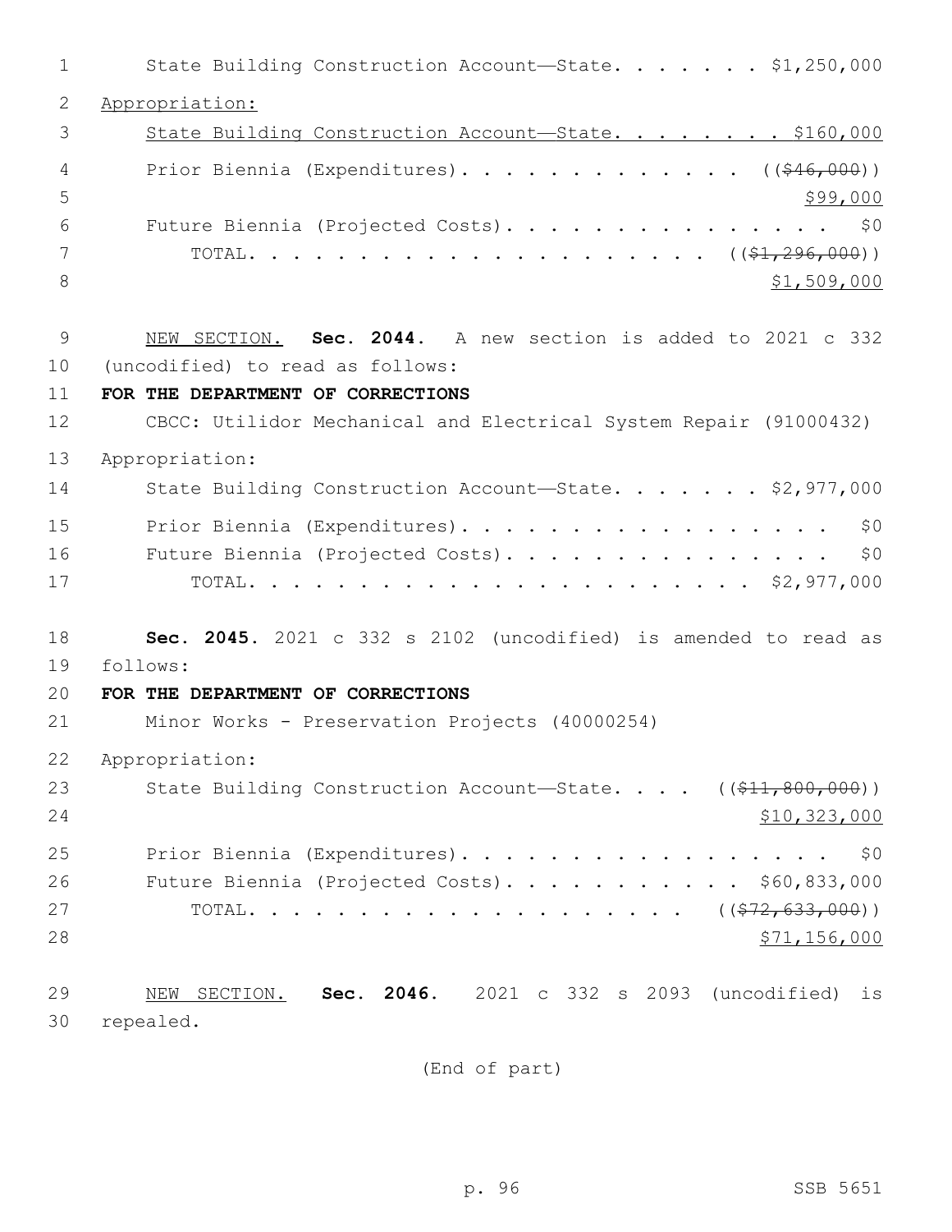State Building Construction Account—State. . . . . . . $1,250,000

Appropriation:

State Building Construction Account—State. . . . . . . . $160,000

Prior Biennia (Expenditures). . . . . . . . . . . . . . (($46,000))

$99,000

Future Biennia (Projected Costs). . . . . . . . . . . . . . . $0

TOTAL. . . . . . . . . . . . . . . . . . . . . (($1,296,000))

$1,509,000

NEW SECTION. **Sec. 2044.** A new section is added to 2021 c 332 (uncodified) to read as follows:

**FOR THE DEPARTMENT OF CORRECTIONS**

CBCC: Utilidor Mechanical and Electrical System Repair (91000432)

Appropriation:

State Building Construction Account—State. . . . . . . $2,977,000

Prior Biennia (Expenditures). . . . . . . . . . . . . . . . . $0

Future Biennia (Projected Costs). . . . . . . . . . . . . . . $0

TOTAL. . . . . . . . . . . . . . . . . . . . . . . $2,977,000

**Sec. 2045.** 2021 c 332 s 2102 (uncodified) is amended to read as follows:

**FOR THE DEPARTMENT OF CORRECTIONS**

Minor Works - Preservation Projects (40000254)

Appropriation:

State Building Construction Account—State. . . . (($11,800,000))

$10,323,000

Prior Biennia (Expenditures). . . . . . . . . . . . . . . . . $0

Future Biennia (Projected Costs). . . . . . . . . . . $60,833,000

TOTAL. . . . . . . . . . . . . . . . . . . . (($72,633,000))

$71,156,000

NEW SECTION. **Sec. 2046.** 2021 c 332 s 2093 (uncodified) is repealed.

(End of part)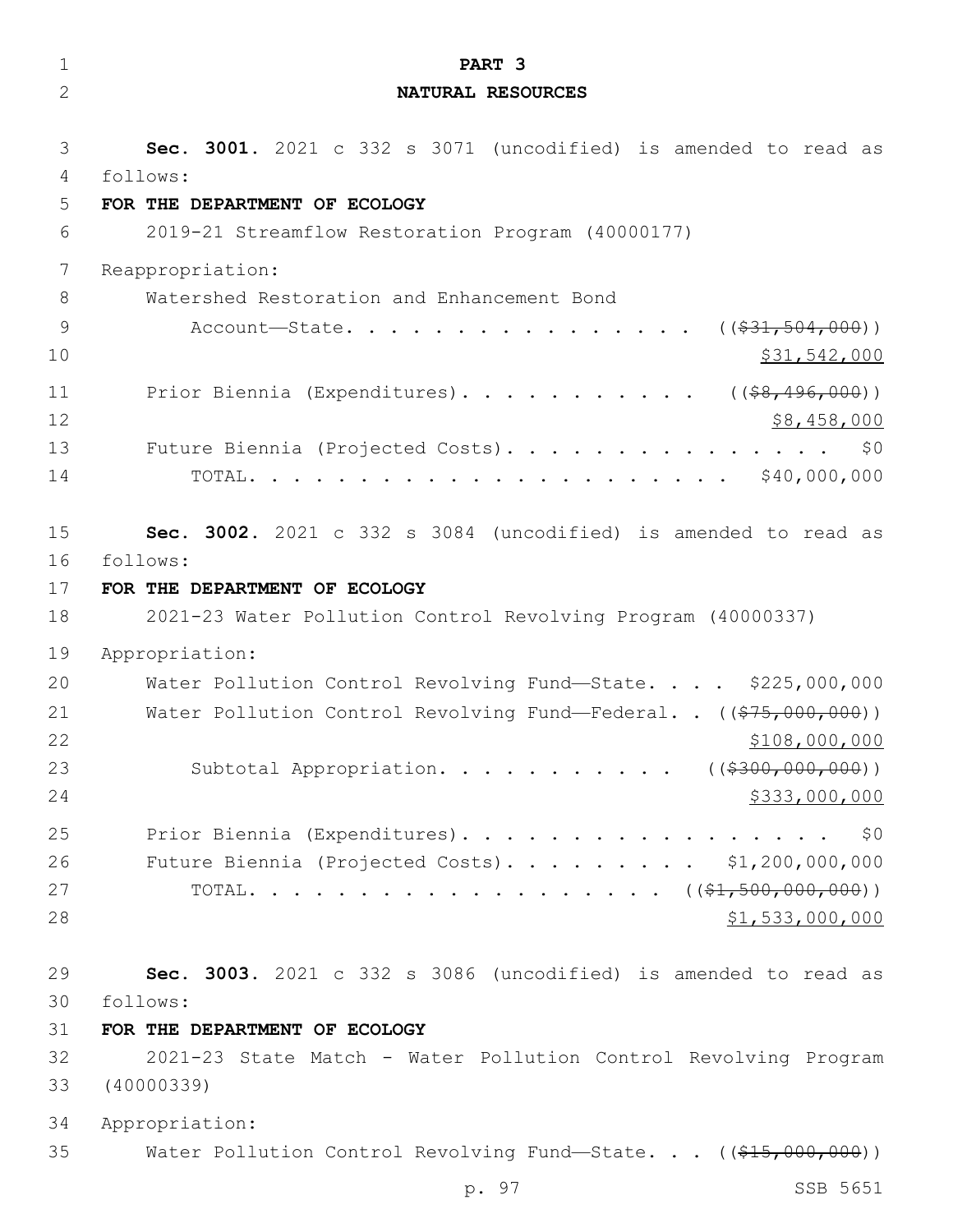PART 3

NATURAL RESOURCES

**Sec. 3001.** 2021 c 332 s 3071 (uncodified) is amended to read as follows:

**FOR THE DEPARTMENT OF ECOLOGY**

2019-21 Streamflow Restoration Program (40000177)

Reappropriation:

Watershed Restoration and Enhancement Bond Account—State. . . . . . . . . . . . . . . . . ((~~$31,504,000~~)) $31,542,000

Prior Biennia (Expenditures). . . . . . . . . . . ((~~$8,496,000~~)) $8,458,000

Future Biennia (Projected Costs). . . . . . . . . . . . . . . $0

TOTAL. . . . . . . . . . . . . . . . . . . . . . $40,000,000

**Sec. 3002.** 2021 c 332 s 3084 (uncodified) is amended to read as follows:

**FOR THE DEPARTMENT OF ECOLOGY**

2021-23 Water Pollution Control Revolving Program (40000337)

Appropriation:

Water Pollution Control Revolving Fund—State. . . . $225,000,000

Water Pollution Control Revolving Fund—Federal. . ((~~$75,000,000~~)) $108,000,000

Subtotal Appropriation. . . . . . . . . . . ((~~$300,000,000~~)) $333,000,000

Prior Biennia (Expenditures). . . . . . . . . . . . . . . . . $0

Future Biennia (Projected Costs). . . . . . . . . $1,200,000,000

TOTAL. . . . . . . . . . . . . . . . . . . . ((~~$1,500,000,000~~)) $1,533,000,000

**Sec. 3003.** 2021 c 332 s 3086 (uncodified) is amended to read as follows:

**FOR THE DEPARTMENT OF ECOLOGY**

2021-23 State Match - Water Pollution Control Revolving Program (40000339)

Appropriation:

Water Pollution Control Revolving Fund—State. . . ((~~$15,000,000~~))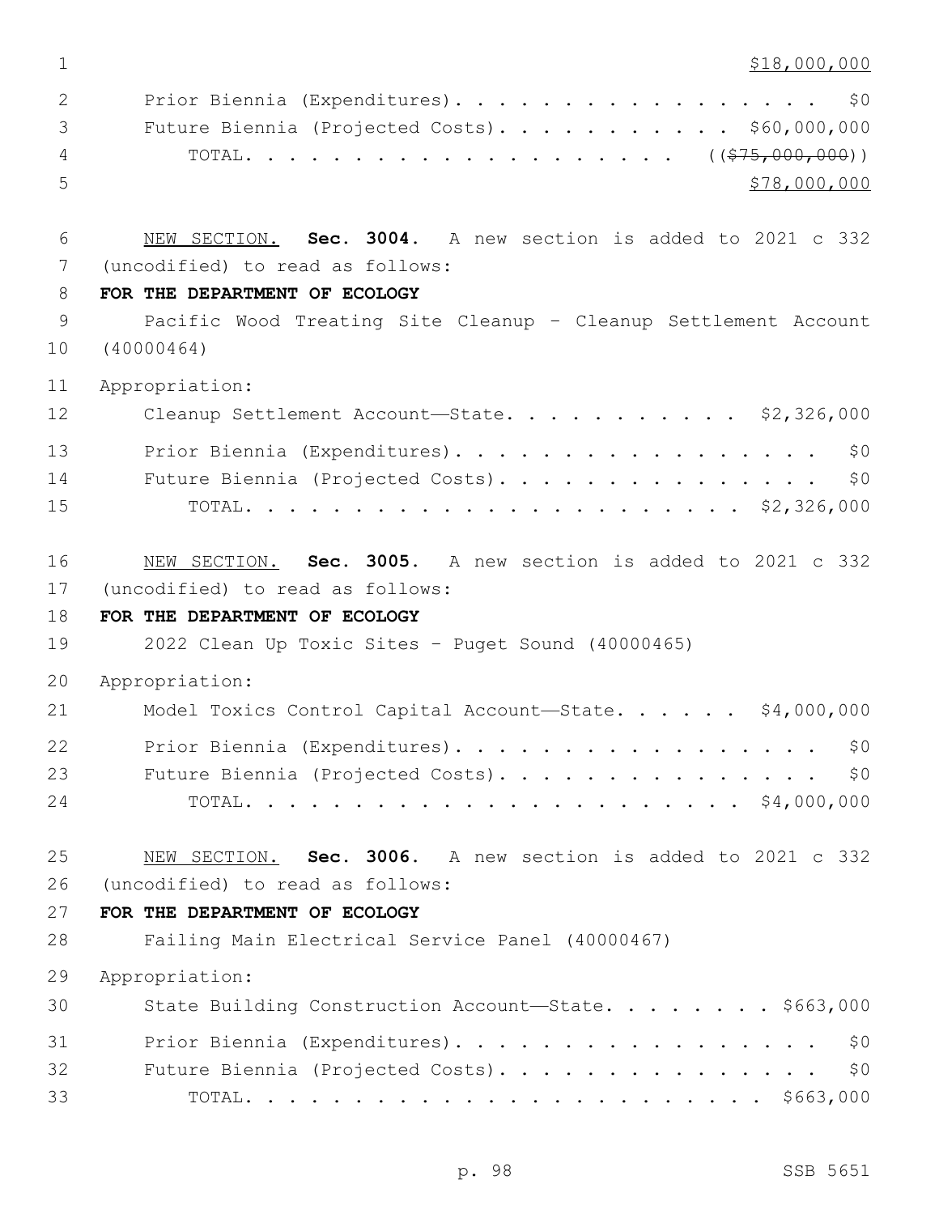$18,000,000

Prior Biennia (Expenditures). . . . . . . . . . . . . . . . . . $0

Future Biennia (Projected Costs). . . . . . . . . . . . $60,000,000

TOTAL. . . . . . . . . . . . . . . . . . . . . (( ~~$75,000,000~~ ))

$78,000,000

NEW SECTION. **Sec. 3004.** A new section is added to 2021 c 332 (uncodified) to read as follows:

**FOR THE DEPARTMENT OF ECOLOGY**

Pacific Wood Treating Site Cleanup - Cleanup Settlement Account (40000464)

Appropriation:

Cleanup Settlement Account—State. . . . . . . . . . . . $2,326,000

Prior Biennia (Expenditures). . . . . . . . . . . . . . . . . . $0

Future Biennia (Projected Costs). . . . . . . . . . . . . . . . $0

TOTAL. . . . . . . . . . . . . . . . . . . . . . . . $2,326,000

NEW SECTION. **Sec. 3005.** A new section is added to 2021 c 332 (uncodified) to read as follows:

**FOR THE DEPARTMENT OF ECOLOGY**

2022 Clean Up Toxic Sites - Puget Sound (40000465)

Appropriation:

Model Toxics Control Capital Account—State. . . . . . $4,000,000

Prior Biennia (Expenditures). . . . . . . . . . . . . . . . . . $0

Future Biennia (Projected Costs). . . . . . . . . . . . . . . . $0

TOTAL. . . . . . . . . . . . . . . . . . . . . . . . $4,000,000

NEW SECTION. **Sec. 3006.** A new section is added to 2021 c 332 (uncodified) to read as follows:

**FOR THE DEPARTMENT OF ECOLOGY**

Failing Main Electrical Service Panel (40000467)

Appropriation:

State Building Construction Account—State. . . . . . . . . $663,000

Prior Biennia (Expenditures). . . . . . . . . . . . . . . . . . $0

Future Biennia (Projected Costs). . . . . . . . . . . . . . . . $0

TOTAL. . . . . . . . . . . . . . . . . . . . . . . . . $663,000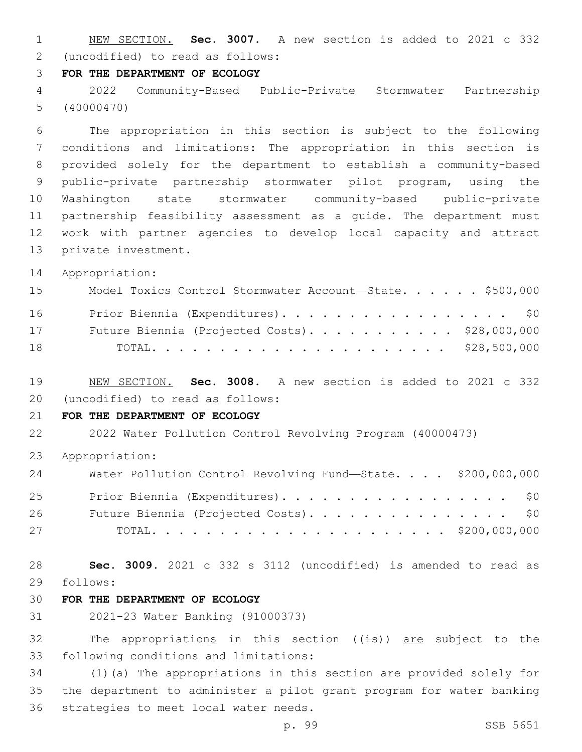NEW SECTION. **Sec. 3007.** A new section is added to 2021 c 332 (uncodified) to read as follows:

**FOR THE DEPARTMENT OF ECOLOGY**

2022 Community-Based Public-Private Stormwater Partnership (40000470)

The appropriation in this section is subject to the following conditions and limitations: The appropriation in this section is provided solely for the department to establish a community-based public-private partnership stormwater pilot program, using the Washington state stormwater community-based public-private partnership feasibility assessment as a guide. The department must work with partner agencies to develop local capacity and attract private investment.

Appropriation:

| | |
|---|---|
| Model Toxics Control Stormwater Account—State. . . . . . | $500,000 |
| Prior Biennia (Expenditures). . . . . . . . . . . . . . . . . . | $0 |
| Future Biennia (Projected Costs). . . . . . . . . . . . | $28,000,000 |
| TOTAL. . . . . . . . . . . . . . . . . . . . . . . | $28,500,000 |

NEW SECTION. **Sec. 3008.** A new section is added to 2021 c 332 (uncodified) to read as follows:

**FOR THE DEPARTMENT OF ECOLOGY**

2022 Water Pollution Control Revolving Program (40000473)

Appropriation:

| | |
|---|---|
| Water Pollution Control Revolving Fund—State. . . . | $200,000,000 |
| Prior Biennia (Expenditures). . . . . . . . . . . . . . . . . . | $0 |
| Future Biennia (Projected Costs). . . . . . . . . . . . . . . . | $0 |
| TOTAL. . . . . . . . . . . . . . . . . . . . . . . | $200,000,000 |

**Sec. 3009.** 2021 c 332 s 3112 (uncodified) is amended to read as follows:

**FOR THE DEPARTMENT OF ECOLOGY**

2021-23 Water Banking (91000373)

The appropriations in this section ((is)) are subject to the following conditions and limitations:

(1)(a) The appropriations in this section are provided solely for the department to administer a pilot grant program for water banking strategies to meet local water needs.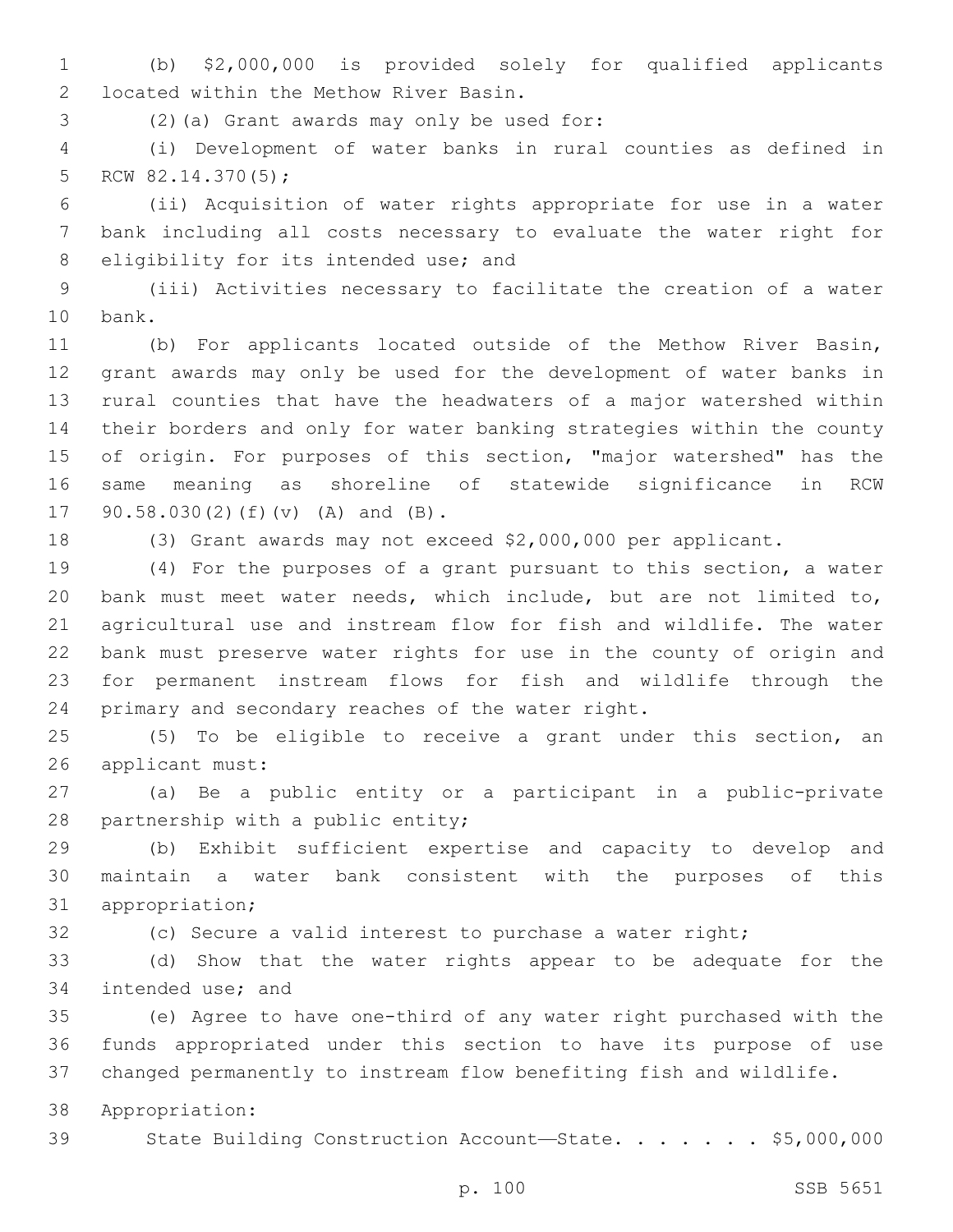(b) $2,000,000 is provided solely for qualified applicants located within the Methow River Basin.

(2)(a) Grant awards may only be used for:

(i) Development of water banks in rural counties as defined in RCW 82.14.370(5);

(ii) Acquisition of water rights appropriate for use in a water bank including all costs necessary to evaluate the water right for eligibility for its intended use; and

(iii) Activities necessary to facilitate the creation of a water bank.

(b) For applicants located outside of the Methow River Basin, grant awards may only be used for the development of water banks in rural counties that have the headwaters of a major watershed within their borders and only for water banking strategies within the county of origin. For purposes of this section, "major watershed" has the same meaning as shoreline of statewide significance in RCW 90.58.030(2)(f)(v) (A) and (B).

(3) Grant awards may not exceed $2,000,000 per applicant.

(4) For the purposes of a grant pursuant to this section, a water bank must meet water needs, which include, but are not limited to, agricultural use and instream flow for fish and wildlife. The water bank must preserve water rights for use in the county of origin and for permanent instream flows for fish and wildlife through the primary and secondary reaches of the water right.

(5) To be eligible to receive a grant under this section, an applicant must:

(a) Be a public entity or a participant in a public-private partnership with a public entity;

(b) Exhibit sufficient expertise and capacity to develop and maintain a water bank consistent with the purposes of this appropriation;

(c) Secure a valid interest to purchase a water right;

(d) Show that the water rights appear to be adequate for the intended use; and

(e) Agree to have one-third of any water right purchased with the funds appropriated under this section to have its purpose of use changed permanently to instream flow benefiting fish and wildlife.

Appropriation:

State Building Construction Account—State. . . . . . . $5,000,000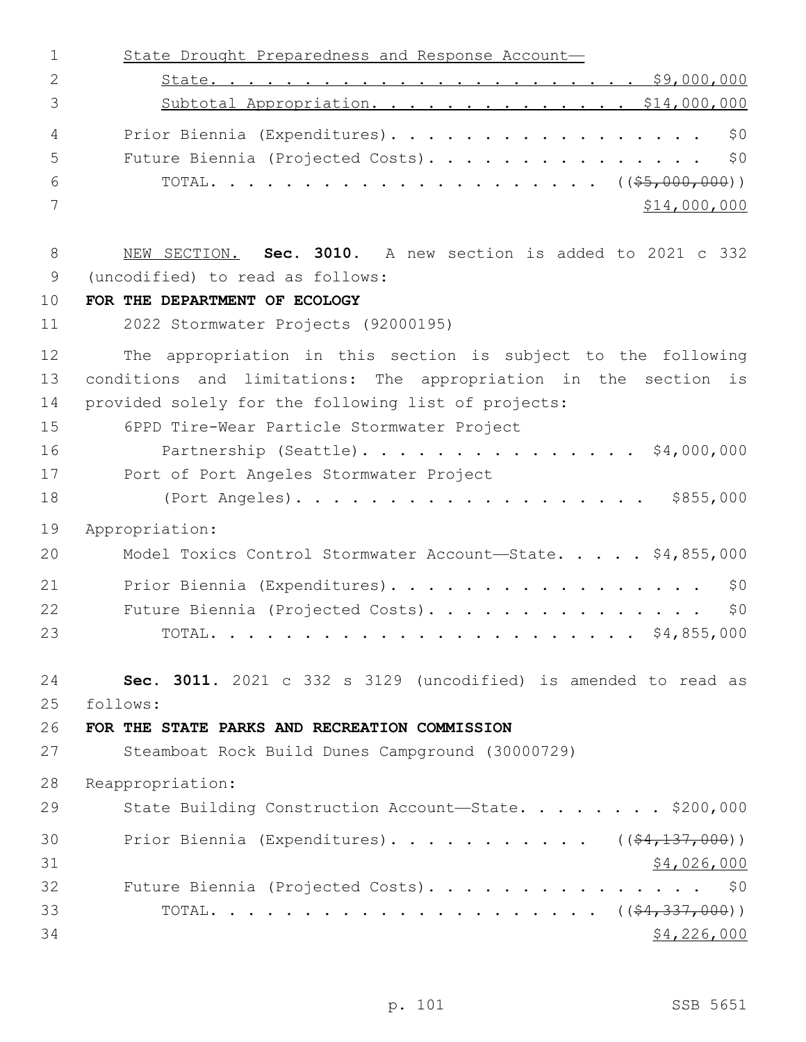State Drought Preparedness and Response Account—
State. . . . . . . . . . . . . . . . . . . . . . $9,000,000
Subtotal Appropriation. . . . . . . . . . . . . . $14,000,000
Prior Biennia (Expenditures). . . . . . . . . . . . . . . . . . $0
Future Biennia (Projected Costs). . . . . . . . . . . . . . . . $0
TOTAL. . . . . . . . . . . . . . . . . . . . . . (($5,000,000))
$14,000,000

NEW SECTION. **Sec. 3010.** A new section is added to 2021 c 332 (uncodified) to read as follows:

**FOR THE DEPARTMENT OF ECOLOGY**

2022 Stormwater Projects (92000195)

The appropriation in this section is subject to the following conditions and limitations: The appropriation in the section is provided solely for the following list of projects:

6PPD Tire-Wear Particle Stormwater Project Partnership (Seattle). . . . . . . . . . . . . . . . $4,000,000
Port of Port Angeles Stormwater Project (Port Angeles). . . . . . . . . . . . . . . . . . . . $855,000

Appropriation:
Model Toxics Control Stormwater Account—State. . . . . $4,855,000
Prior Biennia (Expenditures). . . . . . . . . . . . . . . . . . $0
Future Biennia (Projected Costs). . . . . . . . . . . . . . . . $0
TOTAL. . . . . . . . . . . . . . . . . . . . . . . . $4,855,000

**Sec. 3011.** 2021 c 332 s 3129 (uncodified) is amended to read as follows:

**FOR THE STATE PARKS AND RECREATION COMMISSION**

Steamboat Rock Build Dunes Campground (30000729)

Reappropriation:
State Building Construction Account—State. . . . . . . . $200,000
Prior Biennia (Expenditures). . . . . . . . . . . (($4,137,000))
$4,026,000
Future Biennia (Projected Costs). . . . . . . . . . . . . . . . $0
TOTAL. . . . . . . . . . . . . . . . . . . . . . (($4,337,000))
$4,226,000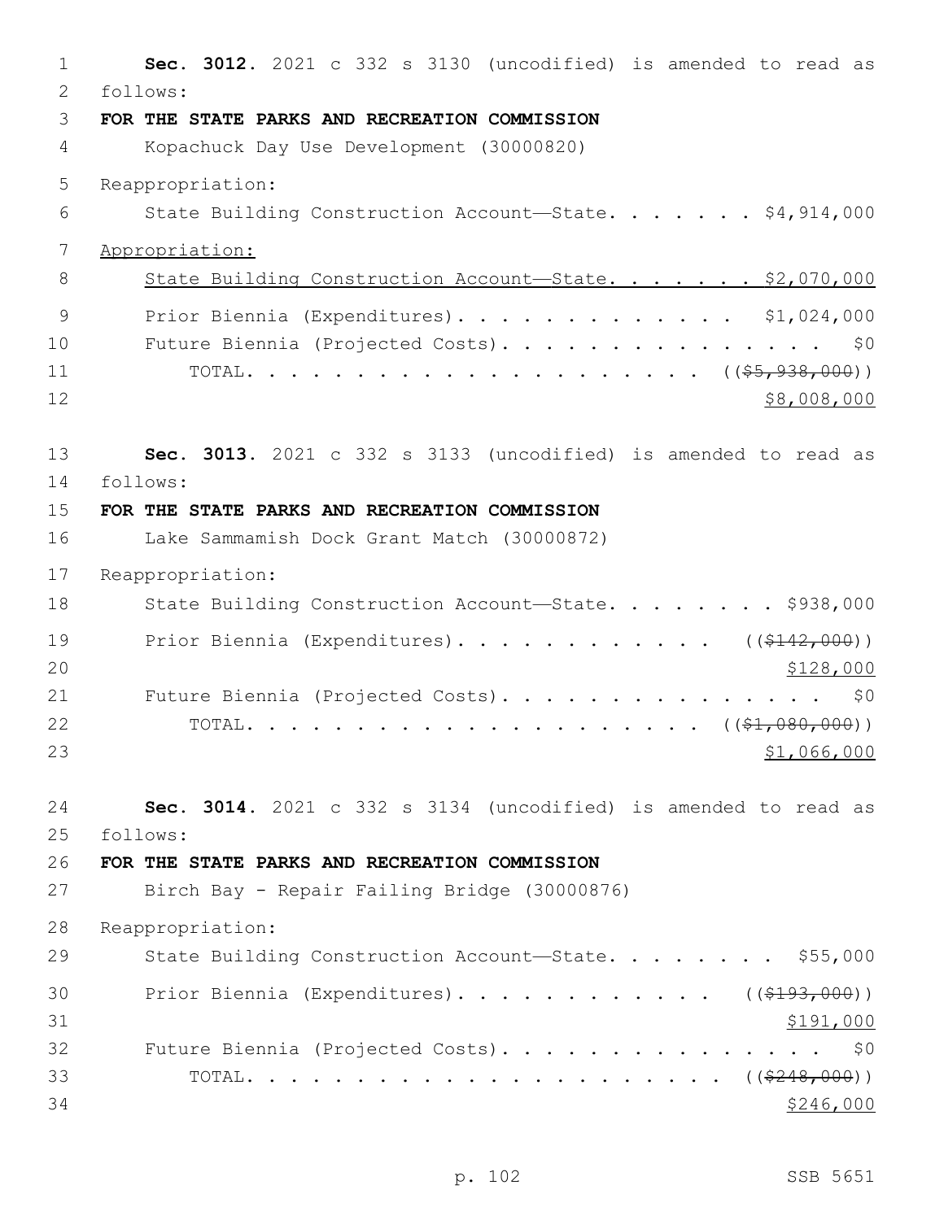**Sec. 3012.** 2021 c 332 s 3130 (uncodified) is amended to read as follows:

**FOR THE STATE PARKS AND RECREATION COMMISSION**

Kopachuck Day Use Development (30000820)

Reappropriation:

State Building Construction Account—State. . . . . . . $4,914,000

Appropriation:

State Building Construction Account—State. . . . . . . $2,070,000

Prior Biennia (Expenditures). . . . . . . . . . . . . $1,024,000

Future Biennia (Projected Costs). . . . . . . . . . . . . . . . $0

TOTAL. . . . . . . . . . . . . . . . . . . . . ((~~$5,938,000~~))

$8,008,000

**Sec. 3013.** 2021 c 332 s 3133 (uncodified) is amended to read as follows:

**FOR THE STATE PARKS AND RECREATION COMMISSION**

Lake Sammamish Dock Grant Match (30000872)

Reappropriation:

State Building Construction Account—State. . . . . . . . $938,000

Prior Biennia (Expenditures). . . . . . . . . . . . ((~~$142,000~~))

$128,000

Future Biennia (Projected Costs). . . . . . . . . . . . . . . . $0

TOTAL. . . . . . . . . . . . . . . . . . . . . ((~~$1,080,000~~))

$1,066,000

**Sec. 3014.** 2021 c 332 s 3134 (uncodified) is amended to read as follows:

**FOR THE STATE PARKS AND RECREATION COMMISSION**

Birch Bay - Repair Failing Bridge (30000876)

Reappropriation:

State Building Construction Account—State. . . . . . . . $55,000

Prior Biennia (Expenditures). . . . . . . . . . . . ((~~$193,000~~))

$191,000

Future Biennia (Projected Costs). . . . . . . . . . . . . . . . $0

TOTAL. . . . . . . . . . . . . . . . . . . . . . ((~~$248,000~~))

$246,000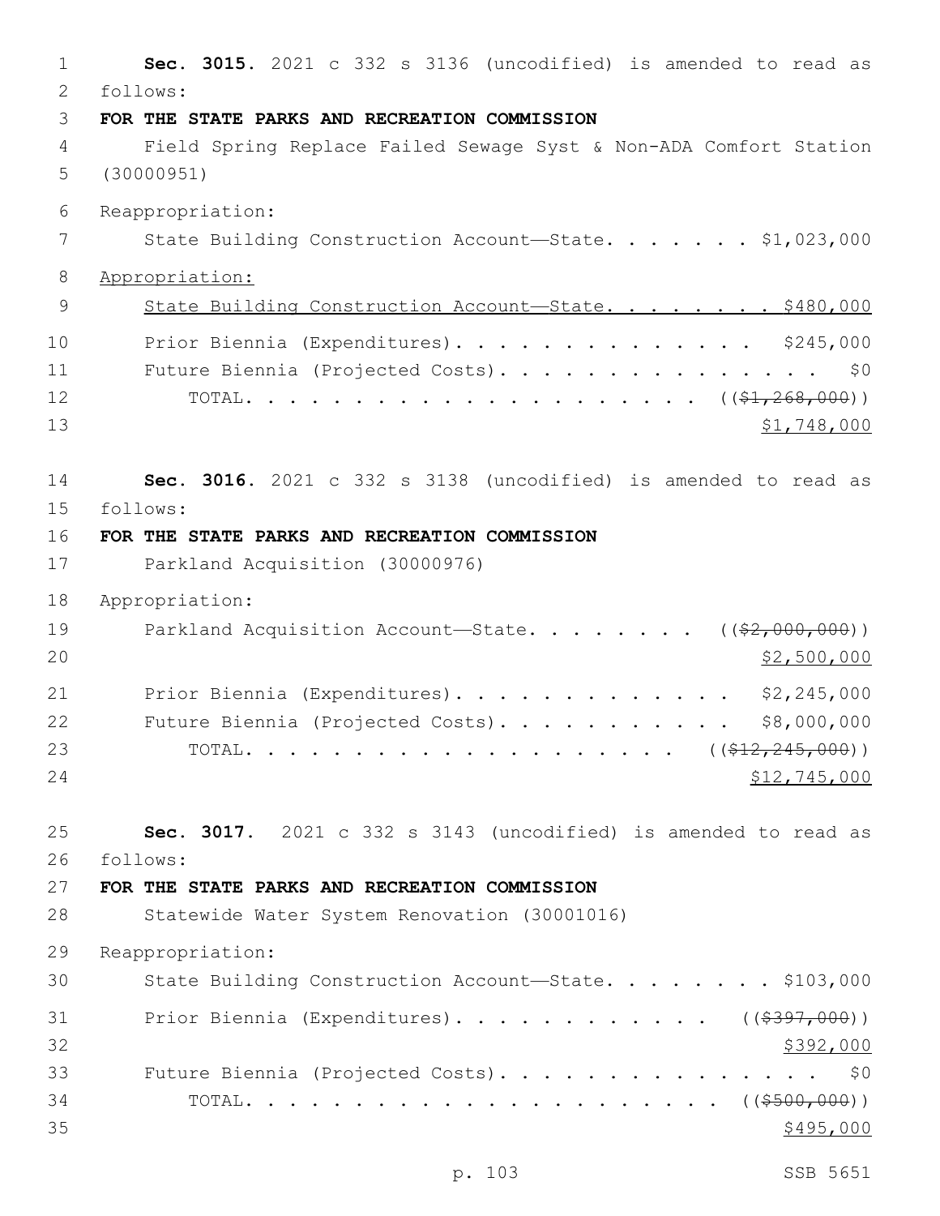**Sec. 3015.** 2021 c 332 s 3136 (uncodified) is amended to read as follows:

**FOR THE STATE PARKS AND RECREATION COMMISSION**

Field Spring Replace Failed Sewage Syst & Non-ADA Comfort Station (30000951)

Reappropriation:

State Building Construction Account—State. . . . . . . $1,023,000

<u>Appropriation:</u>

<u>State Building Construction Account—State. . . . . . . . $480,000</u>

Prior Biennia (Expenditures). . . . . . . . . . . . . . $245,000

Future Biennia (Projected Costs). . . . . . . . . . . . . . . $0

TOTAL. . . . . . . . . . . . . . . . . . . . (( ~~$1,268,000~~ ))

<u>$1,748,000</u>

**Sec. 3016.** 2021 c 332 s 3138 (uncodified) is amended to read as follows:

**FOR THE STATE PARKS AND RECREATION COMMISSION**

Parkland Acquisition (30000976)

Appropriation:

Parkland Acquisition Account—State. . . . . . . . (( ~~$2,000,000~~ ))

<u>$2,500,000</u>

Prior Biennia (Expenditures). . . . . . . . . . . . . $2,245,000

Future Biennia (Projected Costs). . . . . . . . . . . $8,000,000

TOTAL. . . . . . . . . . . . . . . . . . . (( ~~$12,245,000~~ ))

<u>$12,745,000</u>

**Sec. 3017.** 2021 c 332 s 3143 (uncodified) is amended to read as follows:

**FOR THE STATE PARKS AND RECREATION COMMISSION**

Statewide Water System Renovation (30001016)

Reappropriation:

State Building Construction Account—State. . . . . . . . $103,000

Prior Biennia (Expenditures). . . . . . . . . . . . (( ~~$397,000~~ ))

<u>$392,000</u>

Future Biennia (Projected Costs). . . . . . . . . . . . . . . $0

TOTAL. . . . . . . . . . . . . . . . . . . . . . (( ~~$500,000~~ ))

<u>$495,000</u>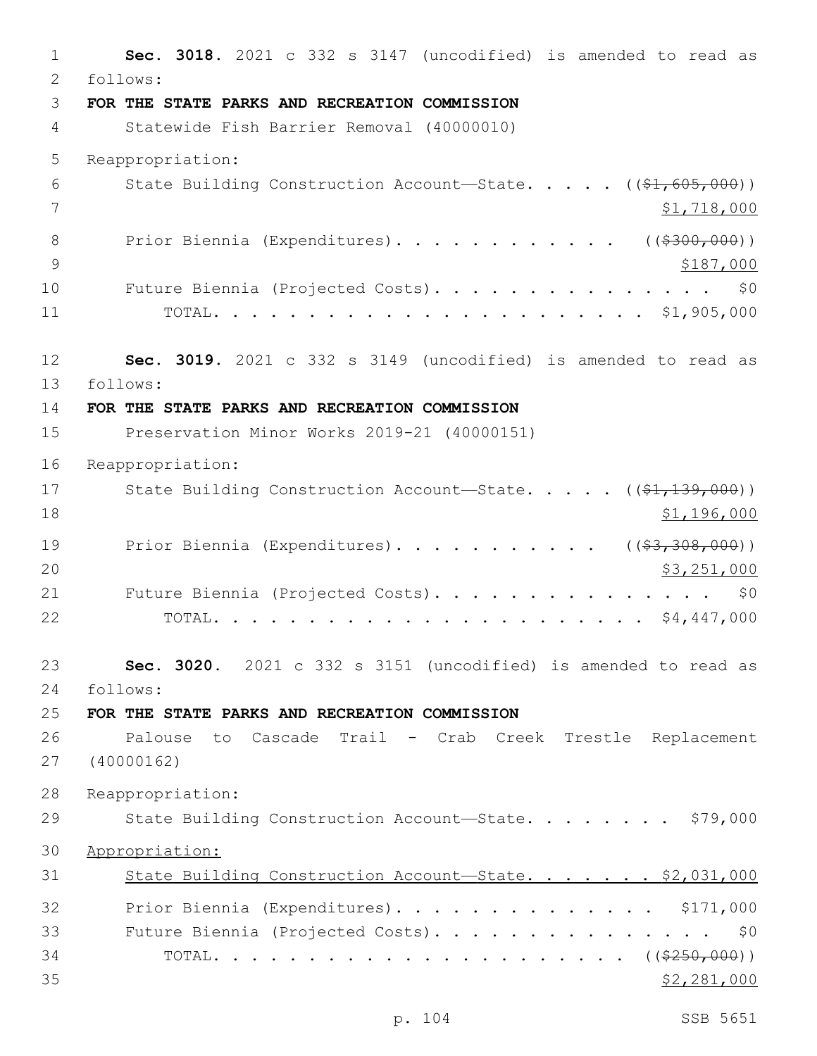**Sec. 3018.** 2021 c 332 s 3147 (uncodified) is amended to read as follows:

**FOR THE STATE PARKS AND RECREATION COMMISSION**

Statewide Fish Barrier Removal (40000010)

Reappropriation:

State Building Construction Account—State. . . . . ((~~$1,605,000~~)) $1,718,000

Prior Biennia (Expenditures). . . . . . . . . . . . ((~~$300,000~~)) $187,000

Future Biennia (Projected Costs). . . . . . . . . . . . . . . $0

TOTAL. . . . . . . . . . . . . . . . . . . . . . . $1,905,000

**Sec. 3019.** 2021 c 332 s 3149 (uncodified) is amended to read as follows:

**FOR THE STATE PARKS AND RECREATION COMMISSION**

Preservation Minor Works 2019-21 (40000151)

Reappropriation:

State Building Construction Account—State. . . . . ((~~$1,139,000~~)) $1,196,000

Prior Biennia (Expenditures). . . . . . . . . . . ((~~$3,308,000~~)) $3,251,000

Future Biennia (Projected Costs). . . . . . . . . . . . . . . $0

TOTAL. . . . . . . . . . . . . . . . . . . . . . . $4,447,000

**Sec. 3020.** 2021 c 332 s 3151 (uncodified) is amended to read as follows:

**FOR THE STATE PARKS AND RECREATION COMMISSION**

Palouse to Cascade Trail - Crab Creek Trestle Replacement (40000162)

Reappropriation:

State Building Construction Account—State. . . . . . . . $79,000

Appropriation:

State Building Construction Account—State. . . . . . . $2,031,000

Prior Biennia (Expenditures). . . . . . . . . . . . . . $171,000

Future Biennia (Projected Costs). . . . . . . . . . . . . . . $0

TOTAL. . . . . . . . . . . . . . . . . . . . . . . ((~~$250,000~~)) $2,281,000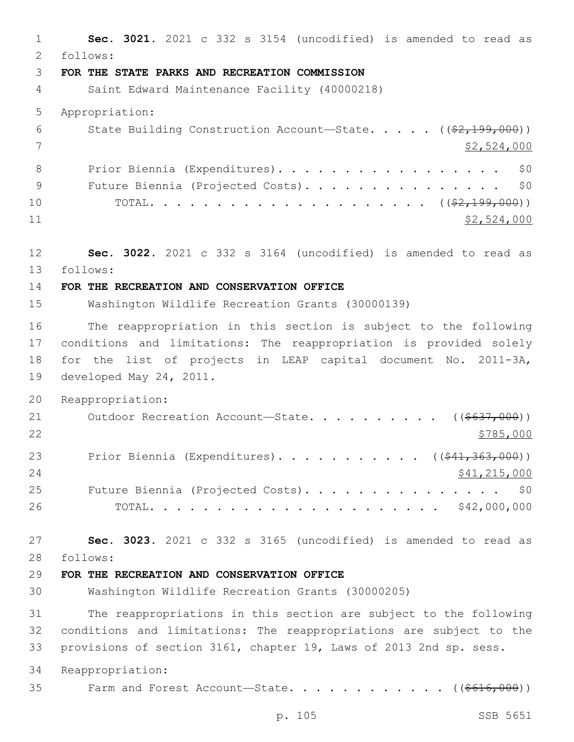**Sec. 3021.** 2021 c 332 s 3154 (uncodified) is amended to read as follows:

**FOR THE STATE PARKS AND RECREATION COMMISSION**

Saint Edward Maintenance Facility (40000218)

Appropriation:

State Building Construction Account—State. . . . . ((~~$2,199,000~~))
<u>$2,524,000</u>

Prior Biennia (Expenditures). . . . . . . . . . . . . . . . . . $0

Future Biennia (Projected Costs). . . . . . . . . . . . . . . . $0

TOTAL. . . . . . . . . . . . . . . . . . . . . . ((~~$2,199,000~~))
<u>$2,524,000</u>

**Sec. 3022.** 2021 c 332 s 3164 (uncodified) is amended to read as follows:

**FOR THE RECREATION AND CONSERVATION OFFICE**

Washington Wildlife Recreation Grants (30000139)

The reappropriation in this section is subject to the following conditions and limitations: The reappropriation is provided solely for the list of projects in LEAP capital document No. 2011-3A, developed May 24, 2011.

Reappropriation:

Outdoor Recreation Account—State. . . . . . . . . . ((~~$637,000~~))
<u>$785,000</u>

Prior Biennia (Expenditures). . . . . . . . . . . ((~~$41,363,000~~))
<u>$41,215,000</u>

Future Biennia (Projected Costs). . . . . . . . . . . . . . . . $0

TOTAL. . . . . . . . . . . . . . . . . . . . . . . $42,000,000

**Sec. 3023.** 2021 c 332 s 3165 (uncodified) is amended to read as follows:

**FOR THE RECREATION AND CONSERVATION OFFICE**

Washington Wildlife Recreation Grants (30000205)

The reappropriations in this section are subject to the following conditions and limitations: The reappropriations are subject to the provisions of section 3161, chapter 19, Laws of 2013 2nd sp. sess.

Reappropriation:

Farm and Forest Account—State. . . . . . . . . . . . ((~~$616,000~~))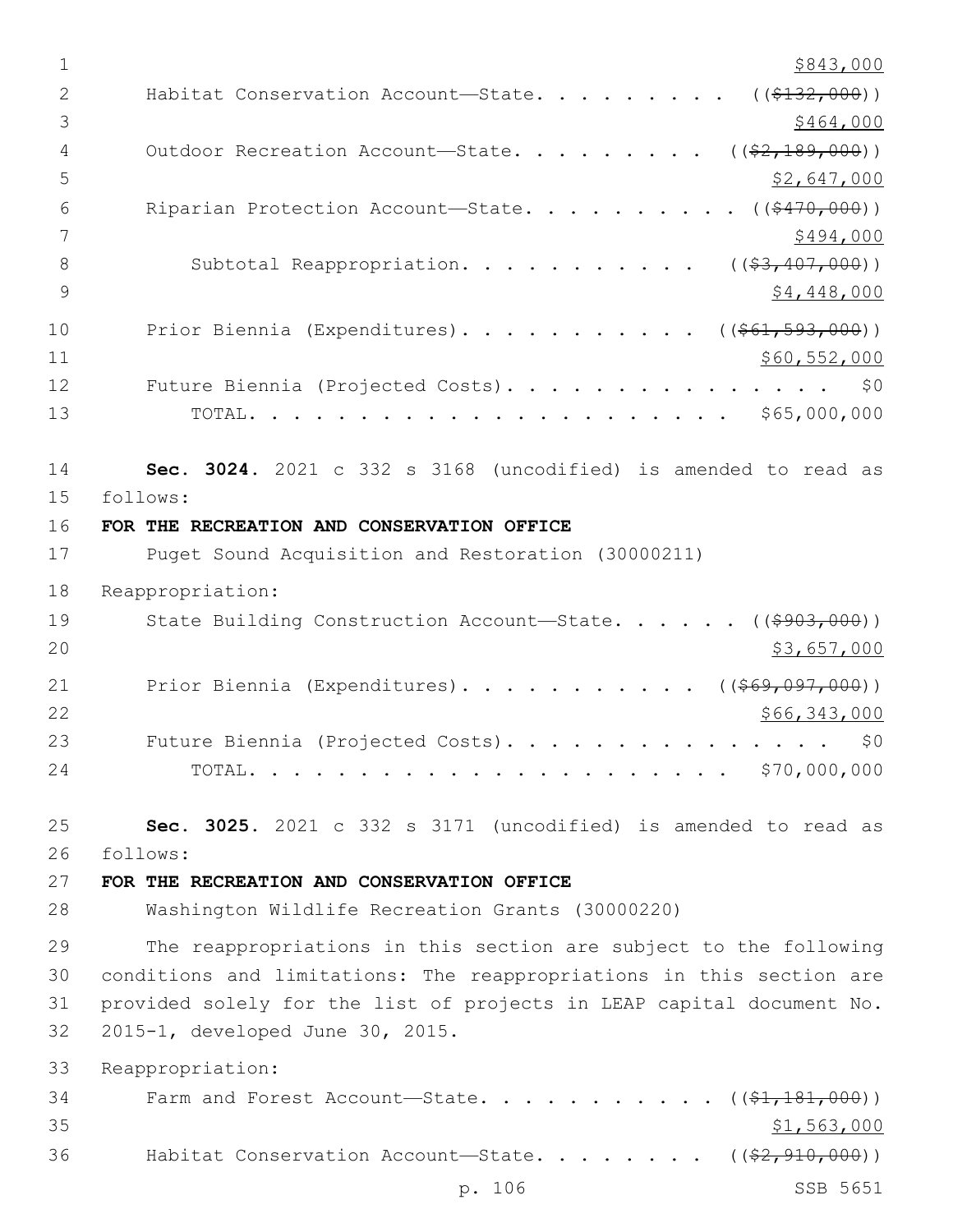$843,000

Habitat Conservation Account—State. . . . . . . . . ((~~$132,000~~))
$464,000

Outdoor Recreation Account—State. . . . . . . . . ((~~$2,189,000~~))
$2,647,000

Riparian Protection Account—State. . . . . . . . . . ((~~$470,000~~))
$494,000

Subtotal Reappropriation. . . . . . . . . . . ((~~$3,407,000~~))
$4,448,000

Prior Biennia (Expenditures). . . . . . . . . . . ((~~$61,593,000~~))
$60,552,000

Future Biennia (Projected Costs). . . . . . . . . . . . . . . $0

TOTAL. . . . . . . . . . . . . . . . . . . . . . $65,000,000

**Sec. 3024.** 2021 c 332 s 3168 (uncodified) is amended to read as follows:

**FOR THE RECREATION AND CONSERVATION OFFICE**

Puget Sound Acquisition and Restoration (30000211)

Reappropriation:

State Building Construction Account—State. . . . . . ((~~$903,000~~))
$3,657,000

Prior Biennia (Expenditures). . . . . . . . . . . ((~~$69,097,000~~))
$66,343,000

Future Biennia (Projected Costs). . . . . . . . . . . . . . . $0

TOTAL. . . . . . . . . . . . . . . . . . . . . . $70,000,000

**Sec. 3025.** 2021 c 332 s 3171 (uncodified) is amended to read as follows:

**FOR THE RECREATION AND CONSERVATION OFFICE**

Washington Wildlife Recreation Grants (30000220)

The reappropriations in this section are subject to the following conditions and limitations: The reappropriations in this section are provided solely for the list of projects in LEAP capital document No. 2015-1, developed June 30, 2015.

Reappropriation:

Farm and Forest Account—State. . . . . . . . . . . ((~~$1,181,000~~))
$1,563,000

Habitat Conservation Account—State. . . . . . . . ((~~$2,910,000~~))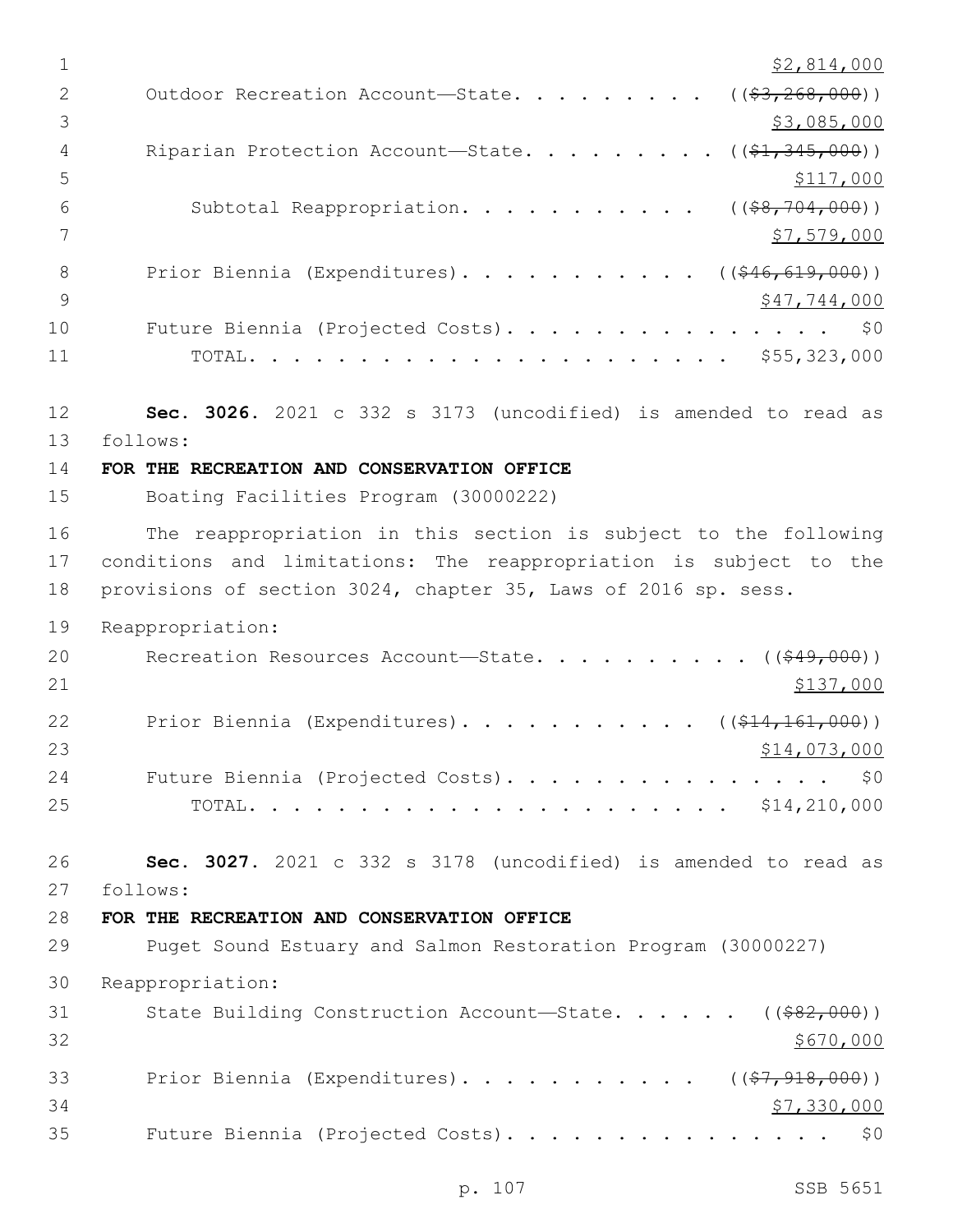$2,814,000

Outdoor Recreation Account—State. . . . . . . . . ((~~$3,268,000~~))
$3,085,000

Riparian Protection Account—State. . . . . . . . . ((~~$1,345,000~~))
$117,000

Subtotal Reappropriation. . . . . . . . . . . ((~~$8,704,000~~))
$7,579,000

Prior Biennia (Expenditures). . . . . . . . . . . ((~~$46,619,000~~))
$47,744,000

Future Biennia (Projected Costs). . . . . . . . . . . . . . . $0

TOTAL. . . . . . . . . . . . . . . . . . . . . . $55,323,000

**Sec. 3026.** 2021 c 332 s 3173 (uncodified) is amended to read as follows:

**FOR THE RECREATION AND CONSERVATION OFFICE**

Boating Facilities Program (30000222)

The reappropriation in this section is subject to the following conditions and limitations: The reappropriation is subject to the provisions of section 3024, chapter 35, Laws of 2016 sp. sess.

Reappropriation:

Recreation Resources Account—State. . . . . . . . . . ((~~$49,000~~))
$137,000

Prior Biennia (Expenditures). . . . . . . . . . . ((~~$14,161,000~~))
$14,073,000

Future Biennia (Projected Costs). . . . . . . . . . . . . . . $0

TOTAL. . . . . . . . . . . . . . . . . . . . . . $14,210,000

**Sec. 3027.** 2021 c 332 s 3178 (uncodified) is amended to read as follows:

**FOR THE RECREATION AND CONSERVATION OFFICE**

Puget Sound Estuary and Salmon Restoration Program (30000227)

Reappropriation:

State Building Construction Account—State. . . . . . ((~~$82,000~~))
$670,000

Prior Biennia (Expenditures). . . . . . . . . . . ((~~$7,918,000~~))
$7,330,000

Future Biennia (Projected Costs). . . . . . . . . . . . . . . $0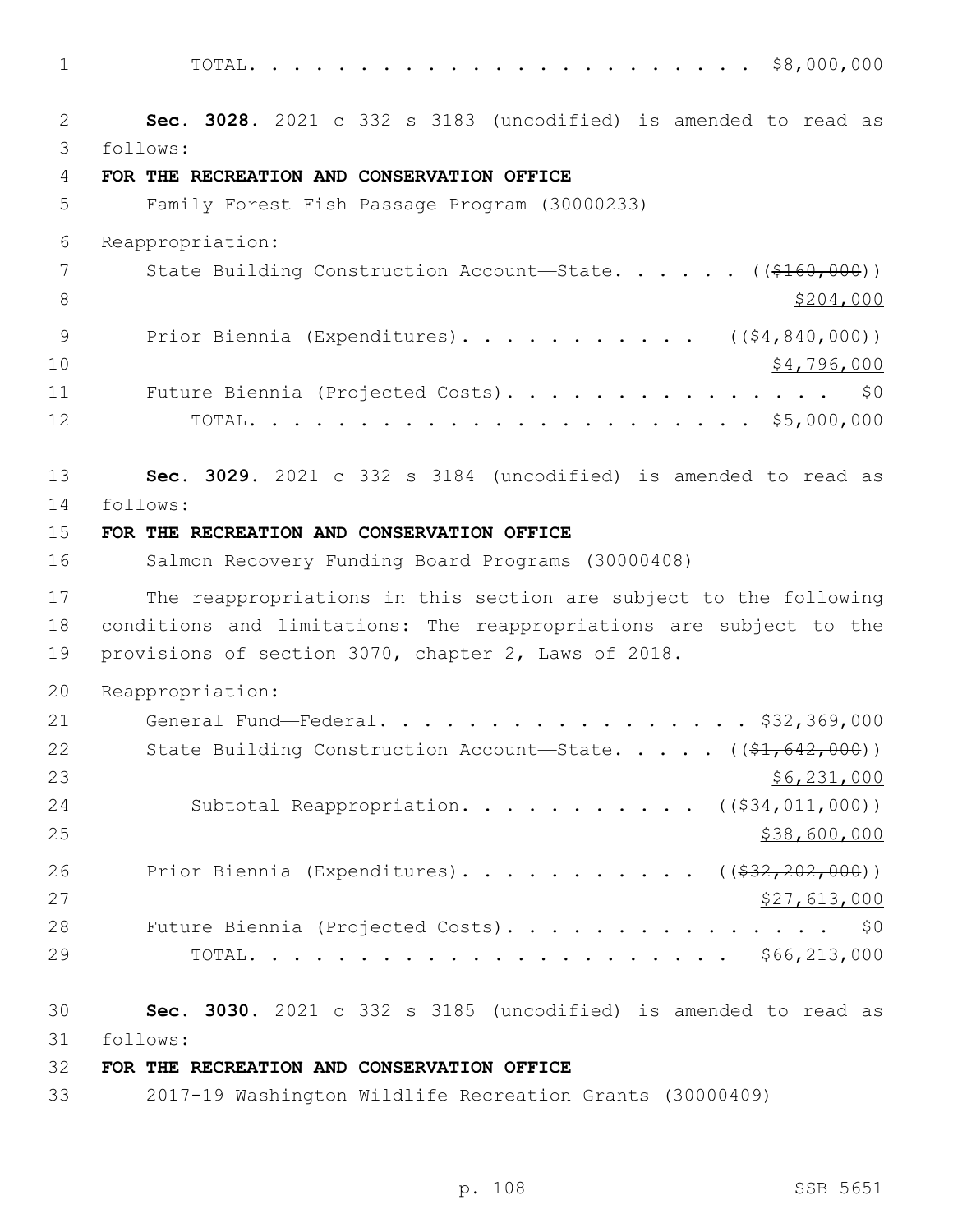TOTAL. . . . . . . . . . . . . . . . . . . . . . $8,000,000

**Sec. 3028.** 2021 c 332 s 3183 (uncodified) is amended to read as follows:

**FOR THE RECREATION AND CONSERVATION OFFICE**

Family Forest Fish Passage Program (30000233)

Reappropriation:

State Building Construction Account—State. . . . . . ((~~$160,000~~)) $204,000

Prior Biennia (Expenditures). . . . . . . . . . . ((~~$4,840,000~~)) $4,796,000

Future Biennia (Projected Costs). . . . . . . . . . . . . . . . $0

TOTAL. . . . . . . . . . . . . . . . . . . . . . $5,000,000

**Sec. 3029.** 2021 c 332 s 3184 (uncodified) is amended to read as follows:

**FOR THE RECREATION AND CONSERVATION OFFICE**

Salmon Recovery Funding Board Programs (30000408)

The reappropriations in this section are subject to the following conditions and limitations: The reappropriations are subject to the provisions of section 3070, chapter 2, Laws of 2018.

Reappropriation:

General Fund—Federal. . . . . . . . . . . . . . . . . . $32,369,000

State Building Construction Account—State. . . . . ((~~$1,642,000~~)) $6,231,000

Subtotal Reappropriation. . . . . . . . . . . ((~~$34,011,000~~)) $38,600,000

Prior Biennia (Expenditures). . . . . . . . . . . ((~~$32,202,000~~)) $27,613,000

Future Biennia (Projected Costs). . . . . . . . . . . . . . . . $0

TOTAL. . . . . . . . . . . . . . . . . . . . . . $66,213,000

**Sec. 3030.** 2021 c 332 s 3185 (uncodified) is amended to read as follows:

**FOR THE RECREATION AND CONSERVATION OFFICE**

2017-19 Washington Wildlife Recreation Grants (30000409)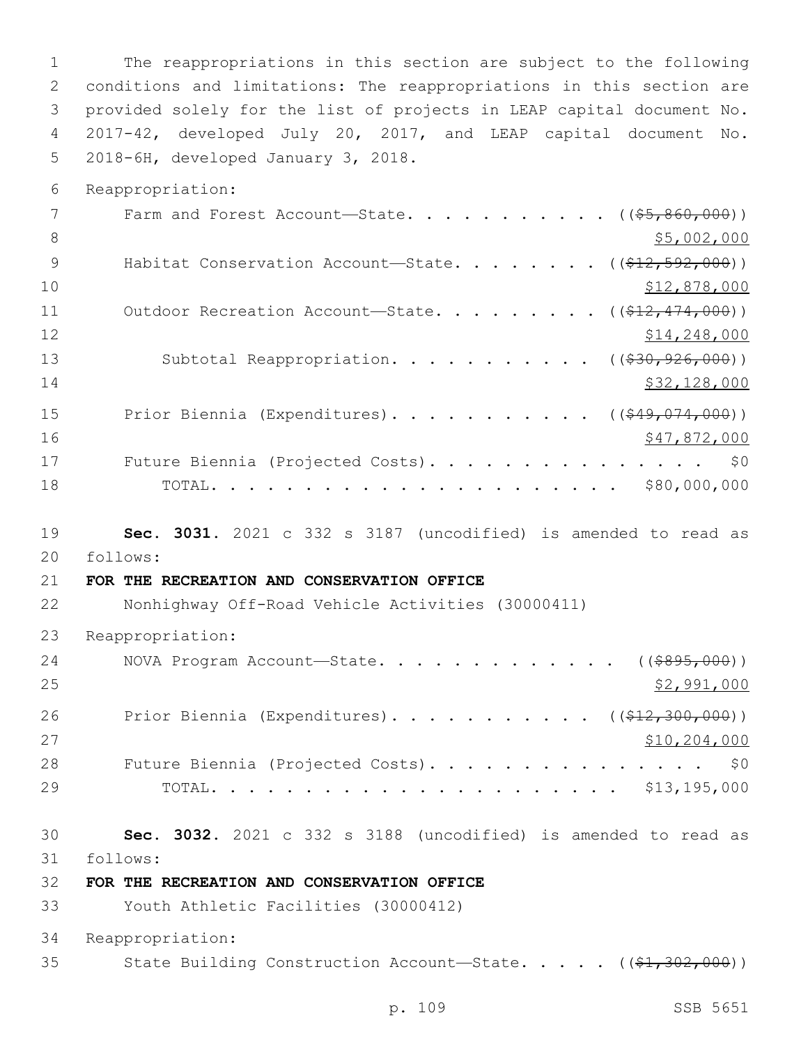The reappropriations in this section are subject to the following conditions and limitations: The reappropriations in this section are provided solely for the list of projects in LEAP capital document No. 2017-42, developed July 20, 2017, and LEAP capital document No. 2018-6H, developed January 3, 2018.

Reappropriation:

| | |
|---|---|
| Farm and Forest Account—State. . . . . . . . . . . | ((~~$5,860,000~~)) |
| | $5,002,000 |
| Habitat Conservation Account—State. . . . . . . . . | ((~~$12,592,000~~)) |
| | $12,878,000 |
| Outdoor Recreation Account—State. . . . . . . . . . | ((~~$12,474,000~~)) |
| | $14,248,000 |
| Subtotal Reappropriation. . . . . . . . . . . | ((~~$30,926,000~~)) |
| | $32,128,000 |
| Prior Biennia (Expenditures). . . . . . . . . . . | ((~~$49,074,000~~)) |
| | $47,872,000 |
| Future Biennia (Projected Costs). . . . . . . . . . . . . . . | $0 |
| TOTAL. . . . . . . . . . . . . . . . . . . . . . | $80,000,000 |

**Sec. 3031.** 2021 c 332 s 3187 (uncodified) is amended to read as follows:

**FOR THE RECREATION AND CONSERVATION OFFICE**

Nonhighway Off-Road Vehicle Activities (30000411)

Reappropriation:

| | |
|---|---|
| NOVA Program Account—State. . . . . . . . . . . . . | ((~~$895,000~~)) |
| | $2,991,000 |
| Prior Biennia (Expenditures). . . . . . . . . . . | ((~~$12,300,000~~)) |
| | $10,204,000 |
| Future Biennia (Projected Costs). . . . . . . . . . . . . . . | $0 |
| TOTAL. . . . . . . . . . . . . . . . . . . . . . | $13,195,000 |

**Sec. 3032.** 2021 c 332 s 3188 (uncodified) is amended to read as follows:

**FOR THE RECREATION AND CONSERVATION OFFICE**

Youth Athletic Facilities (30000412)

Reappropriation:

| | |
|---|---|
| State Building Construction Account—State. . . . . | ((~~$1,302,000~~)) |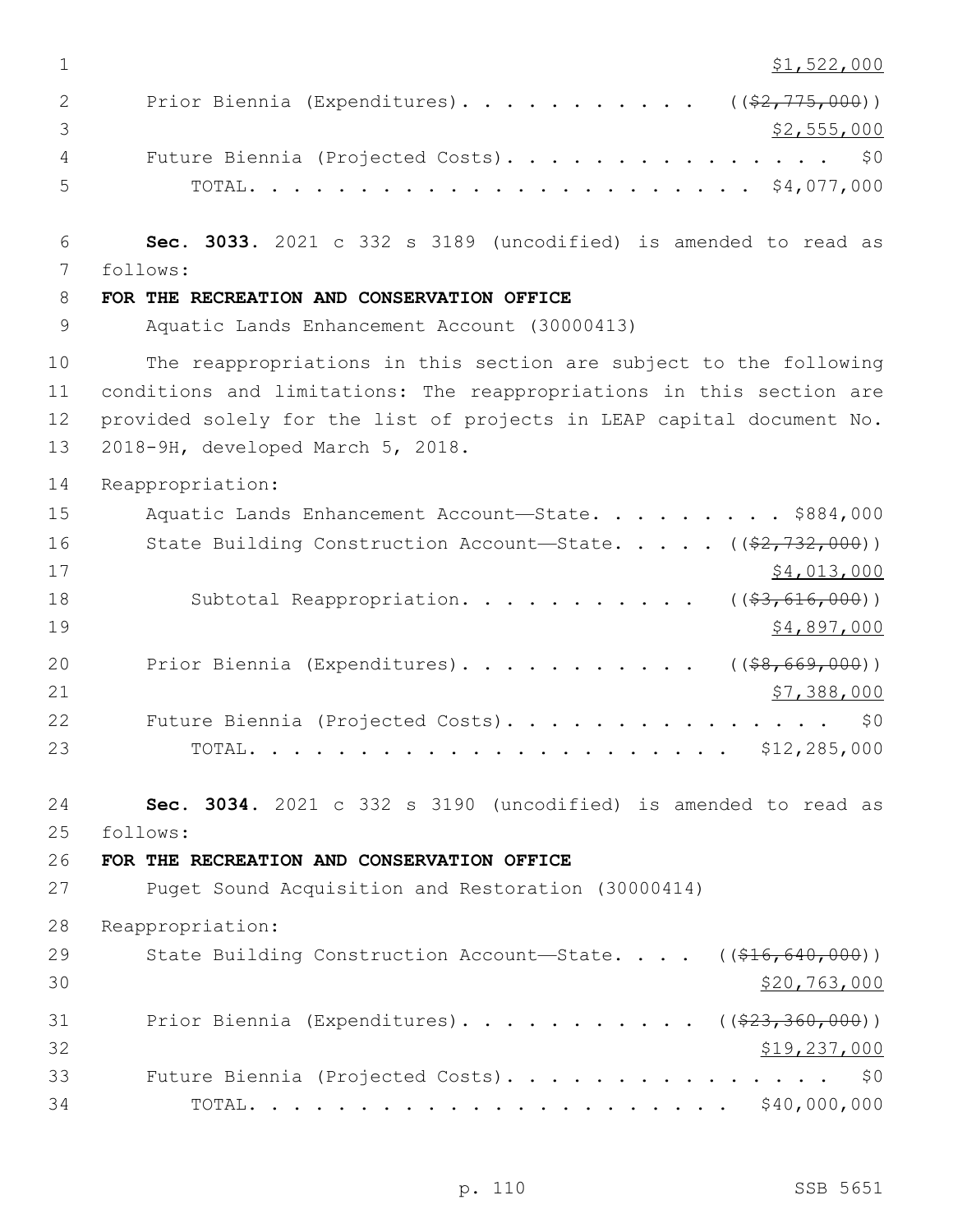$1,522,000

Prior Biennia (Expenditures). . . . . . . . . . . . ((~~$2,775,000~~))
$2,555,000

Future Biennia (Projected Costs). . . . . . . . . . . . . . . . $0

TOTAL. . . . . . . . . . . . . . . . . . . . . . . . $4,077,000

**Sec. 3033.** 2021 c 332 s 3189 (uncodified) is amended to read as follows:

**FOR THE RECREATION AND CONSERVATION OFFICE**

Aquatic Lands Enhancement Account (30000413)

The reappropriations in this section are subject to the following conditions and limitations: The reappropriations in this section are provided solely for the list of projects in LEAP capital document No. 2018-9H, developed March 5, 2018.

Reappropriation:

Aquatic Lands Enhancement Account—State. . . . . . . . . . $884,000

State Building Construction Account—State. . . . . ((~~$2,732,000~~))
$4,013,000

Subtotal Reappropriation. . . . . . . . . . . . ((~~$3,616,000~~))
$4,897,000

Prior Biennia (Expenditures). . . . . . . . . . . . ((~~$8,669,000~~))
$7,388,000

Future Biennia (Projected Costs). . . . . . . . . . . . . . . . $0

TOTAL. . . . . . . . . . . . . . . . . . . . . . . . $12,285,000

**Sec. 3034.** 2021 c 332 s 3190 (uncodified) is amended to read as follows:

**FOR THE RECREATION AND CONSERVATION OFFICE**

Puget Sound Acquisition and Restoration (30000414)

Reappropriation:

State Building Construction Account—State. . . . ((~~$16,640,000~~))
$20,763,000

Prior Biennia (Expenditures). . . . . . . . . . . . ((~~$23,360,000~~))
$19,237,000

Future Biennia (Projected Costs). . . . . . . . . . . . . . . . $0

TOTAL. . . . . . . . . . . . . . . . . . . . . . . . $40,000,000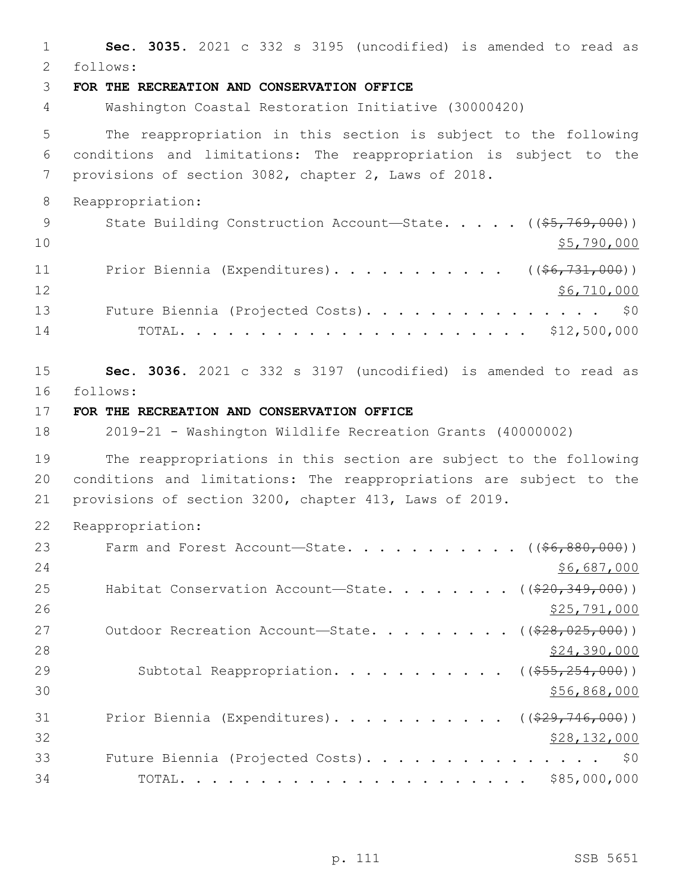**Sec. 3035.** 2021 c 332 s 3195 (uncodified) is amended to read as follows:

**FOR THE RECREATION AND CONSERVATION OFFICE**

Washington Coastal Restoration Initiative (30000420)

The reappropriation in this section is subject to the following conditions and limitations: The reappropriation is subject to the provisions of section 3082, chapter 2, Laws of 2018.

Reappropriation:

State Building Construction Account—State. . . . . ((~~$5,769,000~~)) $5,790,000

Prior Biennia (Expenditures). . . . . . . . . . . ((~~$6,731,000~~)) $6,710,000

Future Biennia (Projected Costs). . . . . . . . . . . . . . . . $0

TOTAL. . . . . . . . . . . . . . . . . . . . . . $12,500,000

**Sec. 3036.** 2021 c 332 s 3197 (uncodified) is amended to read as follows:

**FOR THE RECREATION AND CONSERVATION OFFICE**

2019-21 - Washington Wildlife Recreation Grants (40000002)

The reappropriations in this section are subject to the following conditions and limitations: The reappropriations are subject to the provisions of section 3200, chapter 413, Laws of 2019.

Reappropriation:

Farm and Forest Account—State. . . . . . . . . . . ((~~$6,880,000~~)) $6,687,000

Habitat Conservation Account—State. . . . . . . . . ((~~$20,349,000~~)) $25,791,000

Outdoor Recreation Account—State. . . . . . . . . ((~~$28,025,000~~)) $24,390,000

Subtotal Reappropriation. . . . . . . . . . . ((~~$55,254,000~~)) $56,868,000

Prior Biennia (Expenditures). . . . . . . . . . . ((~~$29,746,000~~)) $28,132,000

Future Biennia (Projected Costs). . . . . . . . . . . . . . . . $0

TOTAL. . . . . . . . . . . . . . . . . . . . . . $85,000,000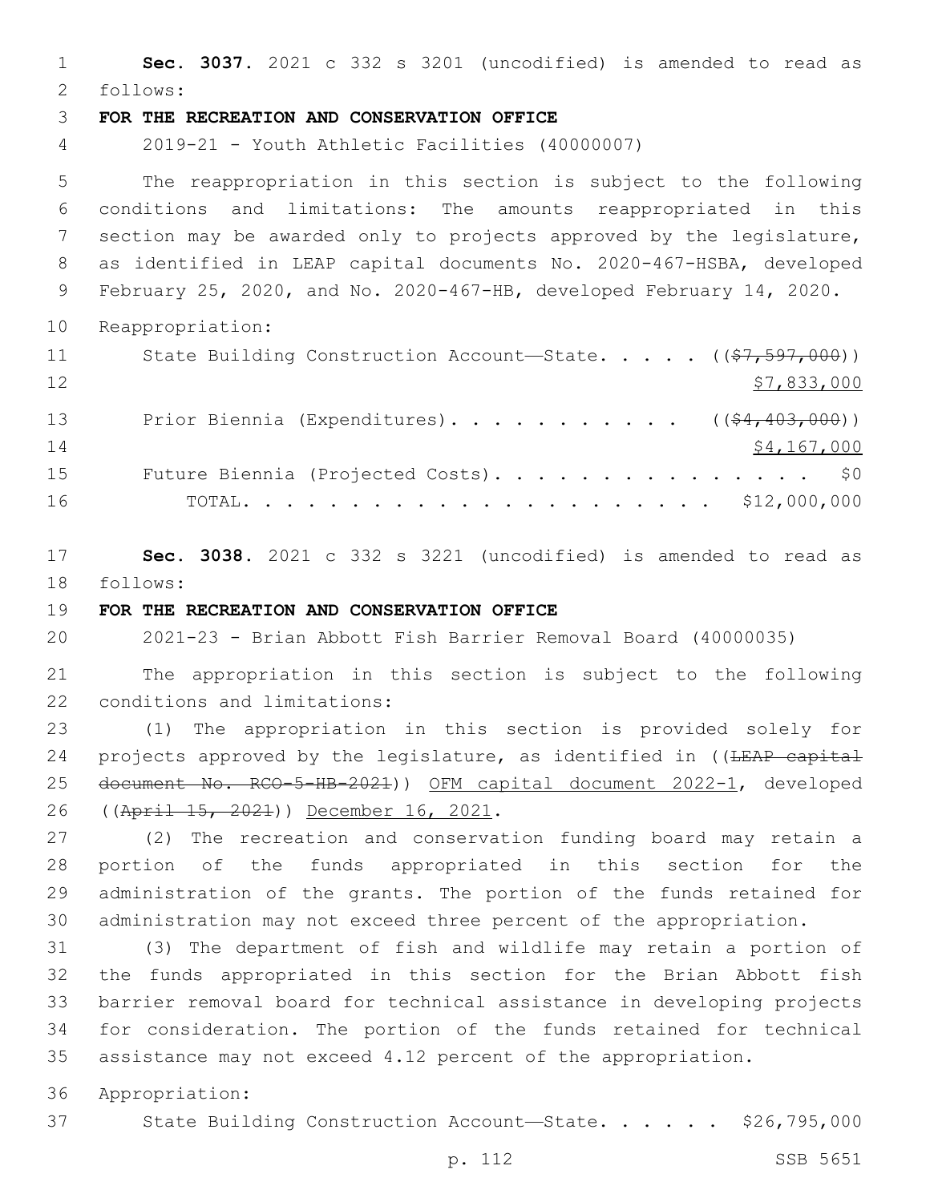**Sec. 3037.** 2021 c 332 s 3201 (uncodified) is amended to read as follows:

**FOR THE RECREATION AND CONSERVATION OFFICE**

2019-21 - Youth Athletic Facilities (40000007)

The reappropriation in this section is subject to the following conditions and limitations: The amounts reappropriated in this section may be awarded only to projects approved by the legislature, as identified in LEAP capital documents No. 2020-467-HSBA, developed February 25, 2020, and No. 2020-467-HB, developed February 14, 2020.

Reappropriation:

State Building Construction Account—State. . . . . ((~~$7,597,000~~)) $7,833,000

Prior Biennia (Expenditures). . . . . . . . . . . ((~~$4,403,000~~)) $4,167,000

Future Biennia (Projected Costs). . . . . . . . . . . . . . . . $0

TOTAL. . . . . . . . . . . . . . . . . . . . . . . $12,000,000

**Sec. 3038.** 2021 c 332 s 3221 (uncodified) is amended to read as follows:

**FOR THE RECREATION AND CONSERVATION OFFICE**

2021-23 - Brian Abbott Fish Barrier Removal Board (40000035)

The appropriation in this section is subject to the following conditions and limitations:

(1) The appropriation in this section is provided solely for projects approved by the legislature, as identified in ((~~LEAP capital document No. RCO-5-HB-2021~~)) OFM capital document 2022-1, developed ((~~April 15, 2021~~)) December 16, 2021.

(2) The recreation and conservation funding board may retain a portion of the funds appropriated in this section for the administration of the grants. The portion of the funds retained for administration may not exceed three percent of the appropriation.

(3) The department of fish and wildlife may retain a portion of the funds appropriated in this section for the Brian Abbott fish barrier removal board for technical assistance in developing projects for consideration. The portion of the funds retained for technical assistance may not exceed 4.12 percent of the appropriation.

Appropriation:

State Building Construction Account—State. . . . . . $26,795,000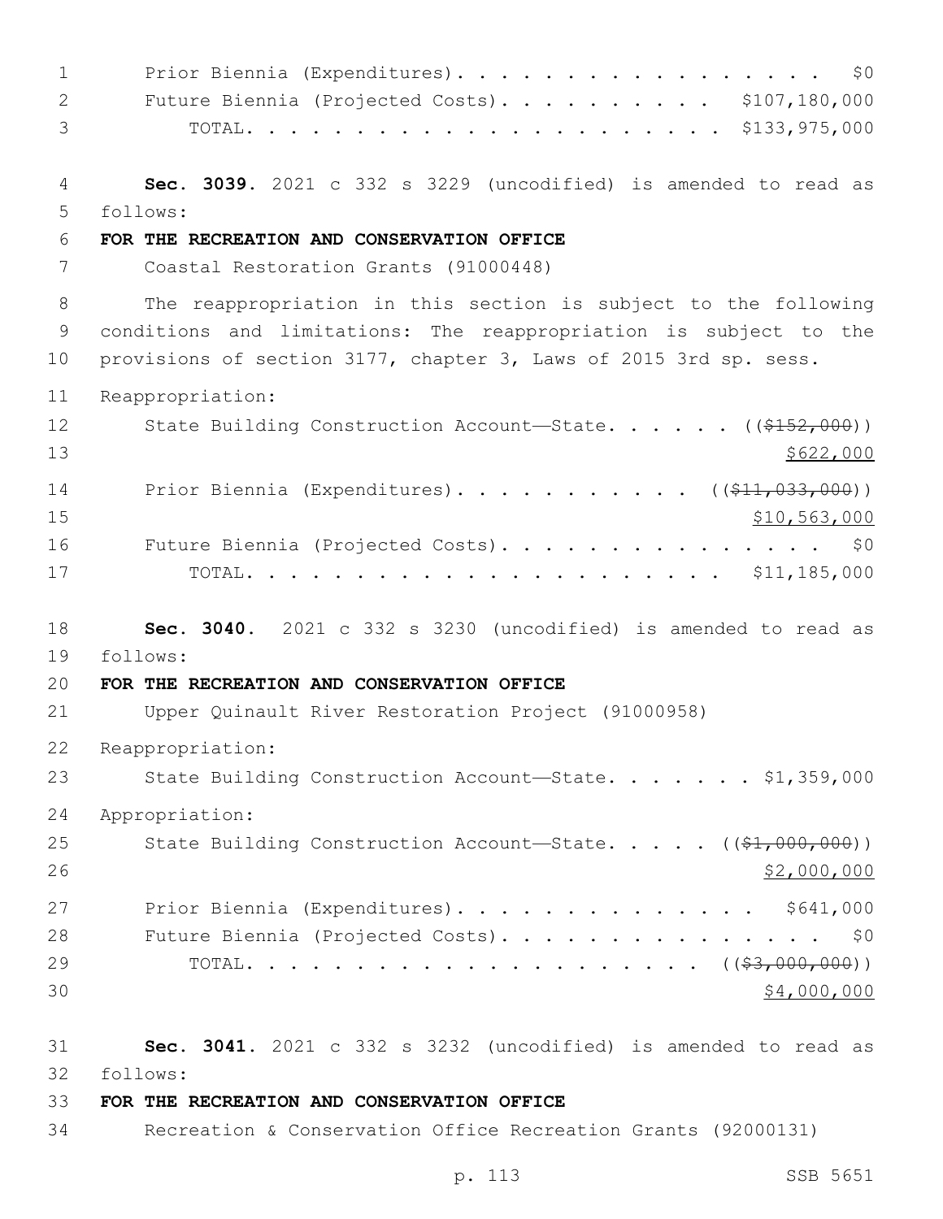Prior Biennia (Expenditures). . . . . . . . . . . . . . . . . . $0
Future Biennia (Projected Costs). . . . . . . . . . . $107,180,000
TOTAL. . . . . . . . . . . . . . . . . . . . . . $133,975,000

**Sec. 3039.** 2021 c 332 s 3229 (uncodified) is amended to read as follows:

**FOR THE RECREATION AND CONSERVATION OFFICE**

Coastal Restoration Grants (91000448)

The reappropriation in this section is subject to the following conditions and limitations: The reappropriation is subject to the provisions of section 3177, chapter 3, Laws of 2015 3rd sp. sess.

Reappropriation:

State Building Construction Account—State. . . . . . ((~~$152,000~~))
<u>$622,000</u>

Prior Biennia (Expenditures). . . . . . . . . . . ((~~$11,033,000~~))
<u>$10,563,000</u>

Future Biennia (Projected Costs). . . . . . . . . . . . . . . . $0
TOTAL. . . . . . . . . . . . . . . . . . . . . . $11,185,000

**Sec. 3040.** 2021 c 332 s 3230 (uncodified) is amended to read as follows:

**FOR THE RECREATION AND CONSERVATION OFFICE**

Upper Quinault River Restoration Project (91000958)

Reappropriation:

State Building Construction Account—State. . . . . . . $1,359,000

Appropriation:

State Building Construction Account—State. . . . . ((~~$1,000,000~~))
<u>$2,000,000</u>

Prior Biennia (Expenditures). . . . . . . . . . . . . . $641,000
Future Biennia (Projected Costs). . . . . . . . . . . . . . . . $0
TOTAL. . . . . . . . . . . . . . . . . . . . . ((~~$3,000,000~~))
<u>$4,000,000</u>

**Sec. 3041.** 2021 c 332 s 3232 (uncodified) is amended to read as follows:

**FOR THE RECREATION AND CONSERVATION OFFICE**

Recreation & Conservation Office Recreation Grants (92000131)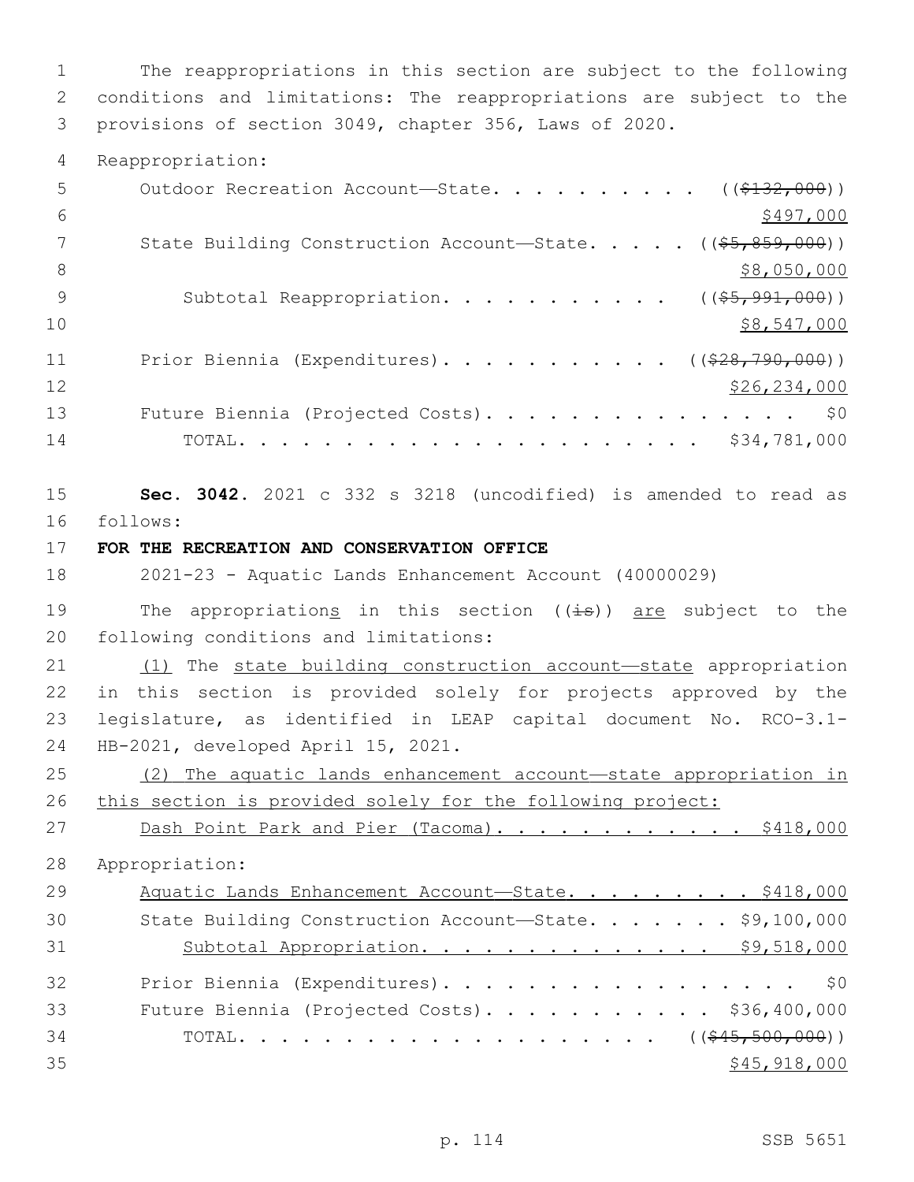The reappropriations in this section are subject to the following conditions and limitations: The reappropriations are subject to the provisions of section 3049, chapter 356, Laws of 2020.

Reappropriation:

Outdoor Recreation Account—State. . . . . . . . . . . ((~~$132,000~~))
$497,000

State Building Construction Account—State. . . . . ((~~$5,859,000~~))
$8,050,000

Subtotal Reappropriation. . . . . . . . . . . ((~~$5,991,000~~))
$8,547,000

Prior Biennia (Expenditures). . . . . . . . . . . ((~~$28,790,000~~))
$26,234,000

Future Biennia (Projected Costs). . . . . . . . . . . . . . . . $0

TOTAL. . . . . . . . . . . . . . . . . . . . . . . $34,781,000

**Sec. 3042.** 2021 c 332 s 3218 (uncodified) is amended to read as follows:

**FOR THE RECREATION AND CONSERVATION OFFICE**

2021-23 - Aquatic Lands Enhancement Account (40000029)

The appropriation<u>s</u> in this section ((~~is~~)) <u>are</u> subject to the following conditions and limitations:

<u>(1)</u> The <u>state building construction account—state</u> appropriation in this section is provided solely for projects approved by the legislature, as identified in LEAP capital document No. RCO-3.1-HB-2021, developed April 15, 2021.

<u>(2) The aquatic lands enhancement account—state appropriation in this section is provided solely for the following project:</u>

<u>Dash Point Park and Pier (Tacoma). . . . . . . . . . . . . $418,000</u>

Appropriation:

<u>Aquatic Lands Enhancement Account—State. . . . . . . . . $418,000</u>

State Building Construction Account—State. . . . . . . . $9,100,000

<u>Subtotal Appropriation. . . . . . . . . . . . . . . $9,518,000</u>

Prior Biennia (Expenditures). . . . . . . . . . . . . . . . . . $0

Future Biennia (Projected Costs). . . . . . . . . . . . $36,400,000

TOTAL. . . . . . . . . . . . . . . . . . . . . ((~~$45,500,000~~))
<u>$45,918,000</u>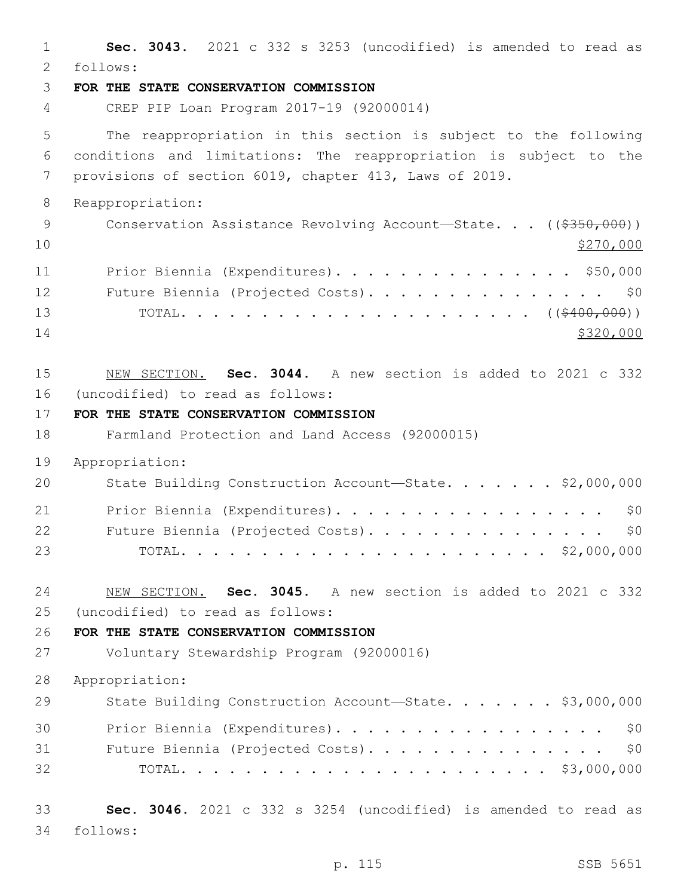**Sec. 3043.** 2021 c 332 s 3253 (uncodified) is amended to read as follows:

**FOR THE STATE CONSERVATION COMMISSION**

CREP PIP Loan Program 2017-19 (92000014)

The reappropriation in this section is subject to the following conditions and limitations: The reappropriation is subject to the provisions of section 6019, chapter 413, Laws of 2019.

Reappropriation:

Conservation Assistance Revolving Account—State. . . ((~~$350,000~~)) $270,000

Prior Biennia (Expenditures). . . . . . . . . . . . . . . . $50,000

Future Biennia (Projected Costs). . . . . . . . . . . . . . . . $0

TOTAL. . . . . . . . . . . . . . . . . . . . . . ((~~$400,000~~)) $320,000

NEW SECTION. **Sec. 3044.** A new section is added to 2021 c 332 (uncodified) to read as follows:

**FOR THE STATE CONSERVATION COMMISSION**

Farmland Protection and Land Access (92000015)

Appropriation:

State Building Construction Account—State. . . . . . . $2,000,000

Prior Biennia (Expenditures). . . . . . . . . . . . . . . . . . $0

Future Biennia (Projected Costs). . . . . . . . . . . . . . . . $0

TOTAL. . . . . . . . . . . . . . . . . . . . . . . $2,000,000

NEW SECTION. **Sec. 3045.** A new section is added to 2021 c 332 (uncodified) to read as follows:

**FOR THE STATE CONSERVATION COMMISSION**

Voluntary Stewardship Program (92000016)

Appropriation:

State Building Construction Account—State. . . . . . . $3,000,000

Prior Biennia (Expenditures). . . . . . . . . . . . . . . . . . $0

Future Biennia (Projected Costs). . . . . . . . . . . . . . . . $0

TOTAL. . . . . . . . . . . . . . . . . . . . . . . $3,000,000

**Sec. 3046.** 2021 c 332 s 3254 (uncodified) is amended to read as follows: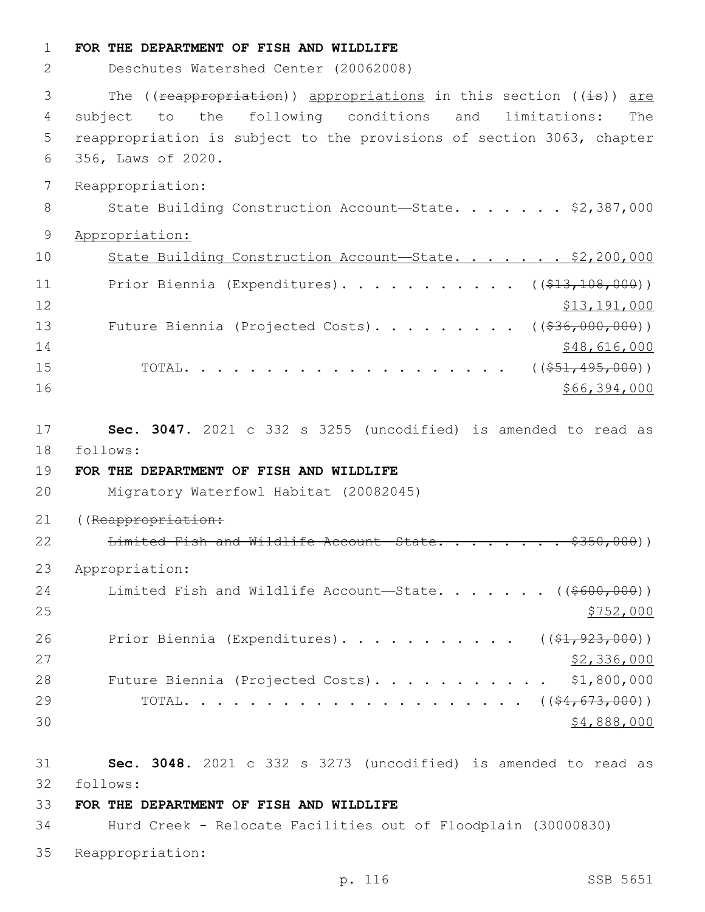**FOR THE DEPARTMENT OF FISH AND WILDLIFE**

Deschutes Watershed Center (20062008)

The ((~~reappropriation~~)) <u>appropriations</u> in this section ((~~is~~)) <u>are</u> subject to the following conditions and limitations: The reappropriation is subject to the provisions of section 3063, chapter 356, Laws of 2020.

Reappropriation:

State Building Construction Account—State. . . . . . . $2,387,000

<u>Appropriation:</u>

<u>State Building Construction Account—State. . . . . . . $2,200,000</u>

Prior Biennia (Expenditures). . . . . . . . . . . ((~~$13,108,000~~))
<u>$13,191,000</u>

Future Biennia (Projected Costs). . . . . . . . . ((~~$36,000,000~~))
<u>$48,616,000</u>

TOTAL. . . . . . . . . . . . . . . . . . . . ((~~$51,495,000~~))
<u>$66,394,000</u>

**Sec. 3047.** 2021 c 332 s 3255 (uncodified) is amended to read as follows:

**FOR THE DEPARTMENT OF FISH AND WILDLIFE**

Migratory Waterfowl Habitat (20082045)

((~~Reappropriation:~~

~~Limited Fish and Wildlife Account—State. . . . . . . . $350,000~~))

Appropriation:

Limited Fish and Wildlife Account—State. . . . . . . ((~~$600,000~~))
<u>$752,000</u>

Prior Biennia (Expenditures). . . . . . . . . . . ((~~$1,923,000~~))
<u>$2,336,000</u>

Future Biennia (Projected Costs). . . . . . . . . . . $1,800,000

TOTAL. . . . . . . . . . . . . . . . . . . . . ((~~$4,673,000~~))
<u>$4,888,000</u>

**Sec. 3048.** 2021 c 332 s 3273 (uncodified) is amended to read as follows:

**FOR THE DEPARTMENT OF FISH AND WILDLIFE**

Hurd Creek - Relocate Facilities out of Floodplain (30000830)

Reappropriation: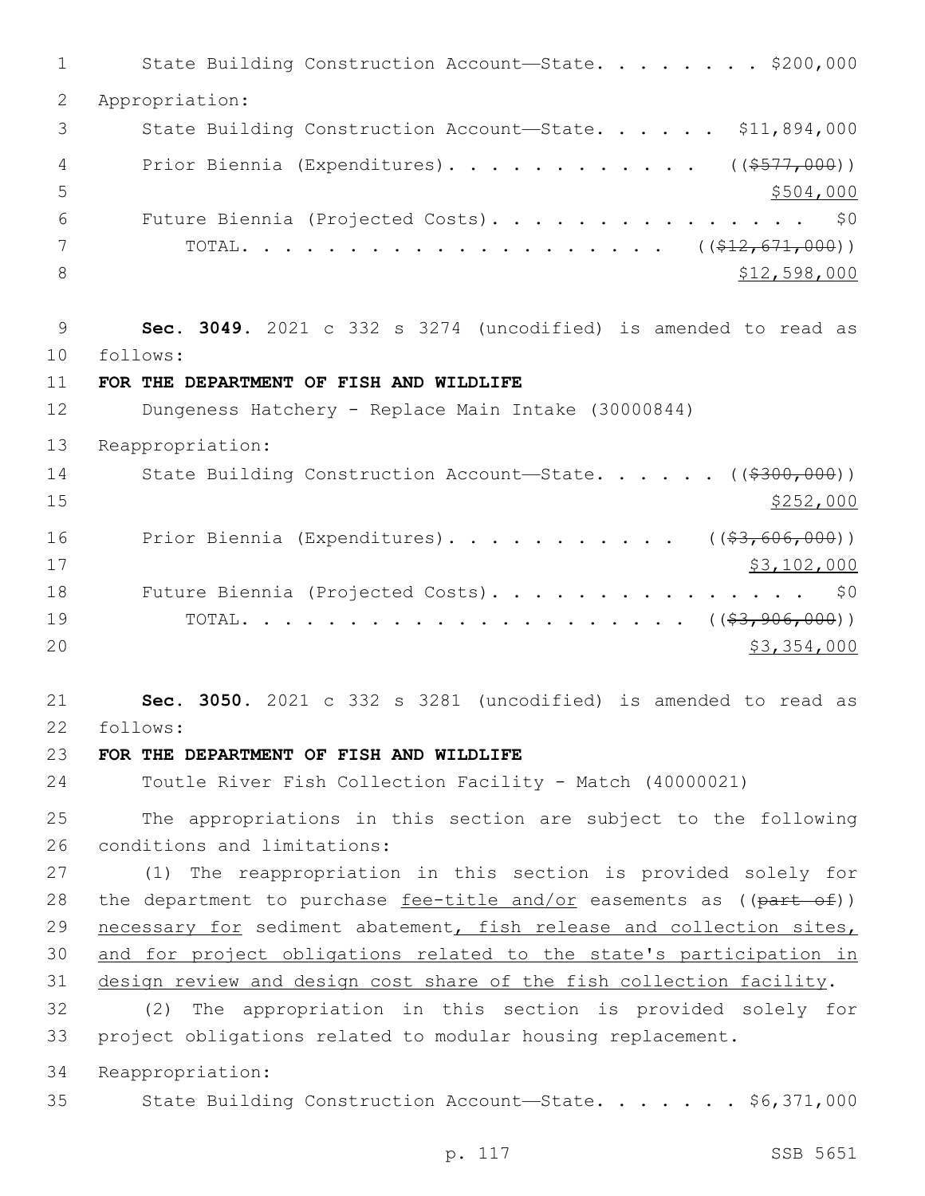State Building Construction Account—State. . . . . . . . $200,000

Appropriation:

State Building Construction Account—State. . . . . . $11,894,000

Prior Biennia (Expenditures). . . . . . . . . . . . ((~~$577,000~~))
$504,000

Future Biennia (Projected Costs). . . . . . . . . . . . . . . . $0

TOTAL. . . . . . . . . . . . . . . . . . . . ((~~$12,671,000~~))
$12,598,000

**Sec. 3049.** 2021 c 332 s 3274 (uncodified) is amended to read as follows:

**FOR THE DEPARTMENT OF FISH AND WILDLIFE**

Dungeness Hatchery - Replace Main Intake (30000844)

Reappropriation:

State Building Construction Account—State. . . . . . ((~~$300,000~~))
$252,000

Prior Biennia (Expenditures). . . . . . . . . . . ((~~$3,606,000~~))
$3,102,000

Future Biennia (Projected Costs). . . . . . . . . . . . . . . . $0

TOTAL. . . . . . . . . . . . . . . . . . . . . ((~~$3,906,000~~))
$3,354,000

**Sec. 3050.** 2021 c 332 s 3281 (uncodified) is amended to read as follows:

**FOR THE DEPARTMENT OF FISH AND WILDLIFE**

Toutle River Fish Collection Facility - Match (40000021)

The appropriations in this section are subject to the following conditions and limitations:

(1) The reappropriation in this section is provided solely for the department to purchase fee-title and/or easements as ((~~part of~~)) necessary for sediment abatement, fish release and collection sites, and for project obligations related to the state's participation in design review and design cost share of the fish collection facility.

(2) The appropriation in this section is provided solely for project obligations related to modular housing replacement.

Reappropriation:

State Building Construction Account—State. . . . . . . $6,371,000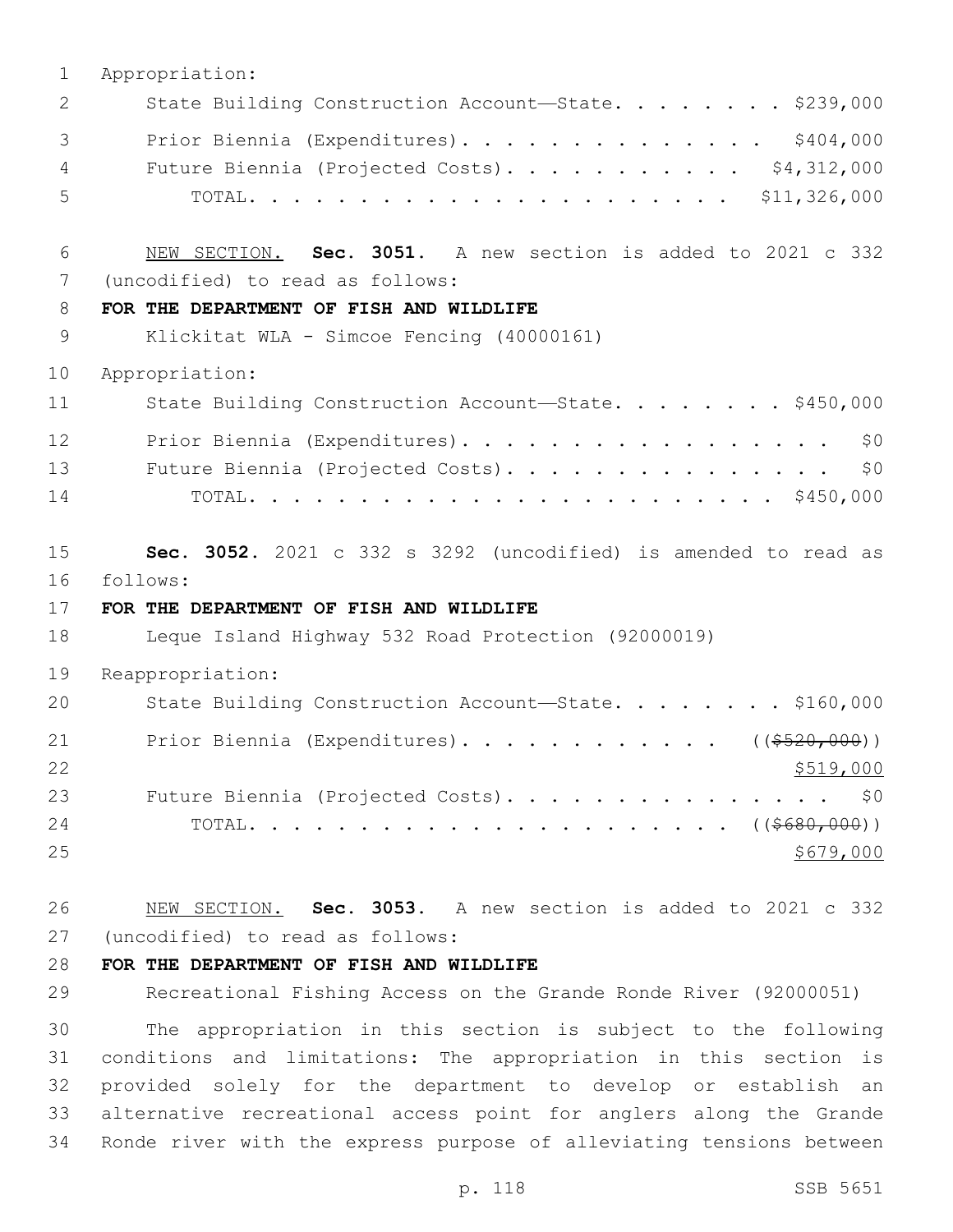Appropriation:

State Building Construction Account—State. . . . . . . . $239,000

Prior Biennia (Expenditures). . . . . . . . . . . . . . . $404,000

Future Biennia (Projected Costs). . . . . . . . . . . . $4,312,000

TOTAL. . . . . . . . . . . . . . . . . . . . . . . . . $11,326,000

NEW SECTION. **Sec. 3051.** A new section is added to 2021 c 332 (uncodified) to read as follows:

**FOR THE DEPARTMENT OF FISH AND WILDLIFE**

Klickitat WLA - Simcoe Fencing (40000161)

Appropriation:

State Building Construction Account—State. . . . . . . . $450,000

Prior Biennia (Expenditures). . . . . . . . . . . . . . . . . . $0

Future Biennia (Projected Costs). . . . . . . . . . . . . . . . $0

TOTAL. . . . . . . . . . . . . . . . . . . . . . . . . . $450,000

**Sec. 3052.** 2021 c 332 s 3292 (uncodified) is amended to read as follows:

**FOR THE DEPARTMENT OF FISH AND WILDLIFE**

Leque Island Highway 532 Road Protection (92000019)

Reappropriation:

State Building Construction Account—State. . . . . . . . $160,000

Prior Biennia (Expenditures). . . . . . . . . . . . . ((~~$520,000~~)) $519,000

Future Biennia (Projected Costs). . . . . . . . . . . . . . . . $0

TOTAL. . . . . . . . . . . . . . . . . . . . . . ((~~$680,000~~)) $679,000

NEW SECTION. **Sec. 3053.** A new section is added to 2021 c 332 (uncodified) to read as follows:

**FOR THE DEPARTMENT OF FISH AND WILDLIFE**

Recreational Fishing Access on the Grande Ronde River (92000051)

The appropriation in this section is subject to the following conditions and limitations: The appropriation in this section is provided solely for the department to develop or establish an alternative recreational access point for anglers along the Grande Ronde river with the express purpose of alleviating tensions between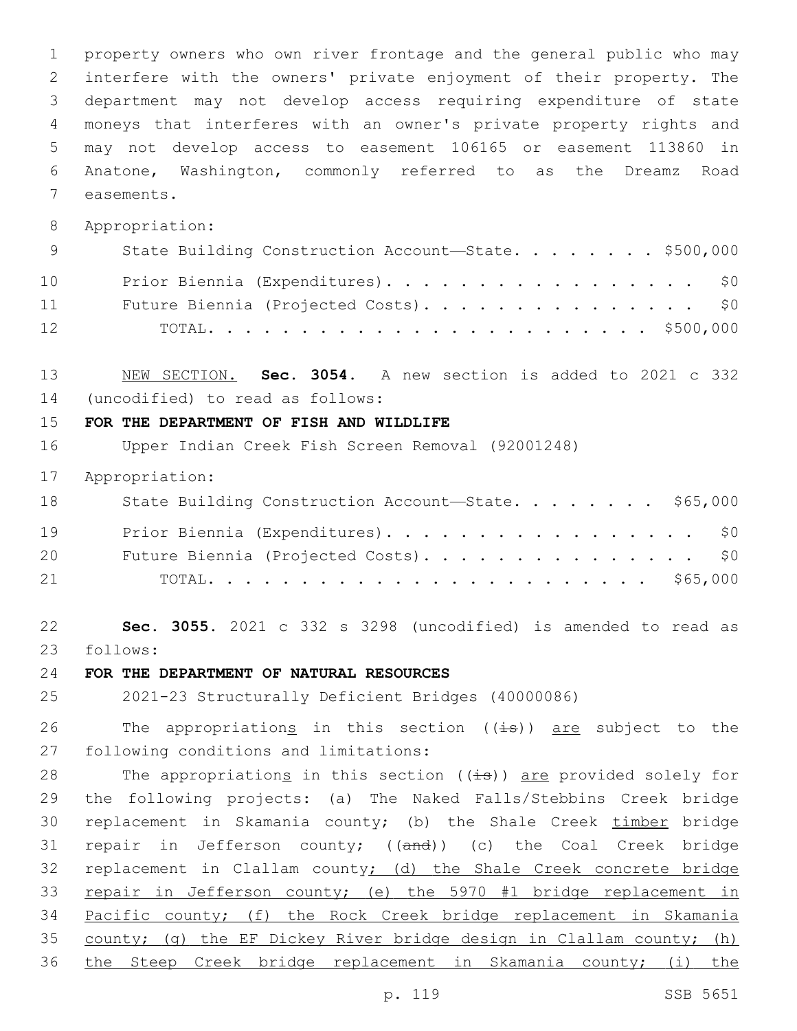property owners who own river frontage and the general public who may interfere with the owners' private enjoyment of their property. The department may not develop access requiring expenditure of state moneys that interferes with an owner's private property rights and may not develop access to easement 106165 or easement 113860 in Anatone, Washington, commonly referred to as the Dreamz Road easements.

Appropriation:

| | |
|---|---|
| State Building Construction Account—State. . . . . . . . | $500,000 |
| Prior Biennia (Expenditures). . . . . . . . . . . . . . . . . . | $0 |
| Future Biennia (Projected Costs). . . . . . . . . . . . . . . . | $0 |
| TOTAL. . . . . . . . . . . . . . . . . . . . . . . . . | $500,000 |

NEW SECTION. **Sec. 3054.** A new section is added to 2021 c 332 (uncodified) to read as follows:

**FOR THE DEPARTMENT OF FISH AND WILDLIFE**

Upper Indian Creek Fish Screen Removal (92001248)

Appropriation:

| | |
|---|---|
| State Building Construction Account—State. . . . . . . . | $65,000 |
| Prior Biennia (Expenditures). . . . . . . . . . . . . . . . . . | $0 |
| Future Biennia (Projected Costs). . . . . . . . . . . . . . . . | $0 |
| TOTAL. . . . . . . . . . . . . . . . . . . . . . . . . | $65,000 |

**Sec. 3055.** 2021 c 332 s 3298 (uncodified) is amended to read as follows:

**FOR THE DEPARTMENT OF NATURAL RESOURCES**

2021-23 Structurally Deficient Bridges (40000086)

The appropriations in this section ((is)) are subject to the following conditions and limitations:

The appropriations in this section ((is)) are provided solely for the following projects: (a) The Naked Falls/Stebbins Creek bridge replacement in Skamania county; (b) the Shale Creek timber bridge repair in Jefferson county; ((and)) (c) the Coal Creek bridge replacement in Clallam county; (d) the Shale Creek concrete bridge repair in Jefferson county; (e) the 5970 #1 bridge replacement in Pacific county; (f) the Rock Creek bridge replacement in Skamania county; (g) the EF Dickey River bridge design in Clallam county; (h) the Steep Creek bridge replacement in Skamania county; (i) the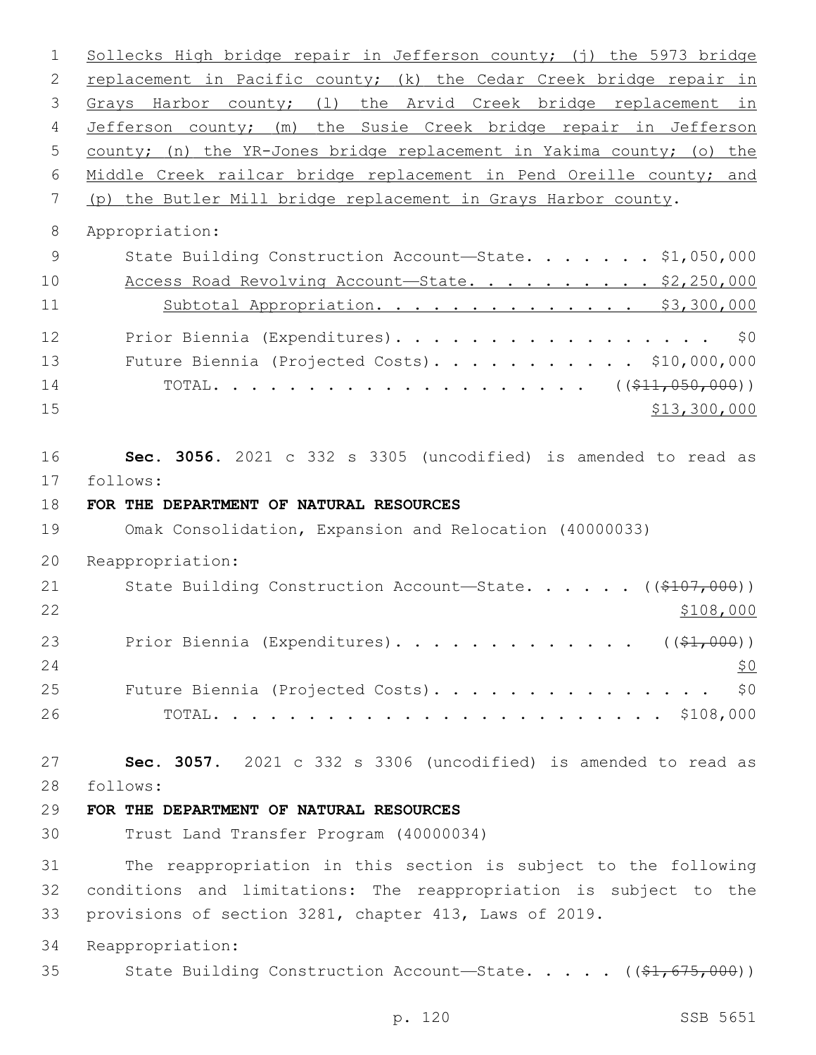Sollecks High bridge repair in Jefferson county; (j) the 5973 bridge replacement in Pacific county; (k) the Cedar Creek bridge repair in Grays Harbor county; (l) the Arvid Creek bridge replacement in Jefferson county; (m) the Susie Creek bridge repair in Jefferson county; (n) the YR-Jones bridge replacement in Yakima county; (o) the Middle Creek railcar bridge replacement in Pend Oreille county; and (p) the Butler Mill bridge replacement in Grays Harbor county.

Appropriation:

State Building Construction Account—State. . . . . . . $1,050,000
Access Road Revolving Account—State. . . . . . . . . . $2,250,000
Subtotal Appropriation. . . . . . . . . . . . . . $3,300,000

Prior Biennia (Expenditures). . . . . . . . . . . . . . . . . $0
Future Biennia (Projected Costs). . . . . . . . . . . $10,000,000
TOTAL. . . . . . . . . . . . . . . . . . . . . (($11,050,000))
$13,300,000

**Sec. 3056.** 2021 c 332 s 3305 (uncodified) is amended to read as follows:

**FOR THE DEPARTMENT OF NATURAL RESOURCES**

Omak Consolidation, Expansion and Relocation (40000033)

Reappropriation:

State Building Construction Account—State. . . . . . (($107,000))
$108,000

Prior Biennia (Expenditures). . . . . . . . . . . . . (($1,000))
$0

Future Biennia (Projected Costs). . . . . . . . . . . . . . . $0
TOTAL. . . . . . . . . . . . . . . . . . . . . . . . $108,000

**Sec. 3057.** 2021 c 332 s 3306 (uncodified) is amended to read as follows:

**FOR THE DEPARTMENT OF NATURAL RESOURCES**

Trust Land Transfer Program (40000034)

The reappropriation in this section is subject to the following conditions and limitations: The reappropriation is subject to the provisions of section 3281, chapter 413, Laws of 2019.

Reappropriation:

State Building Construction Account—State. . . . . (($1,675,000))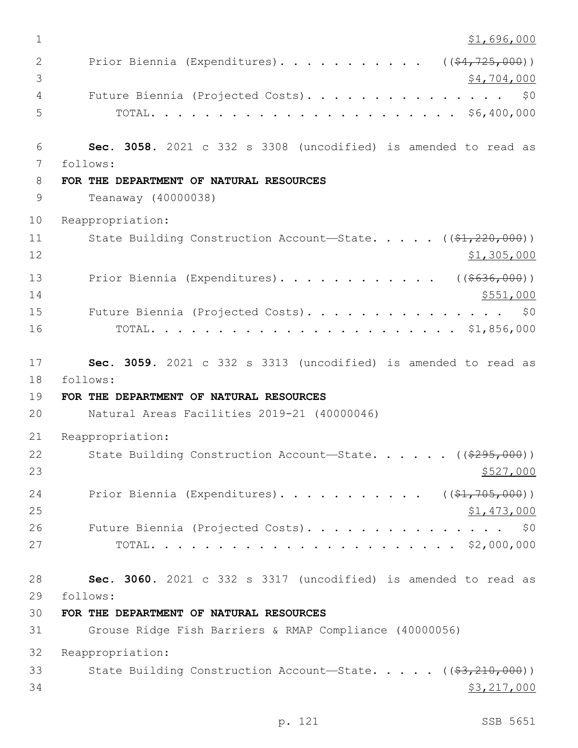$1,696,000

Prior Biennia (Expenditures). . . . . . . . . . . ((~~$4,725,000~~))
$4,704,000

Future Biennia (Projected Costs). . . . . . . . . . . . . . . $0

TOTAL. . . . . . . . . . . . . . . . . . . . . . . $6,400,000

**Sec. 3058.** 2021 c 332 s 3308 (uncodified) is amended to read as follows:

**FOR THE DEPARTMENT OF NATURAL RESOURCES**

Teanaway (40000038)

Reappropriation:

State Building Construction Account—State. . . . . ((~~$1,220,000~~))
$1,305,000

Prior Biennia (Expenditures). . . . . . . . . . . . ((~~$636,000~~))
$551,000

Future Biennia (Projected Costs). . . . . . . . . . . . . . . $0

TOTAL. . . . . . . . . . . . . . . . . . . . . . . $1,856,000

**Sec. 3059.** 2021 c 332 s 3313 (uncodified) is amended to read as follows:

**FOR THE DEPARTMENT OF NATURAL RESOURCES**

Natural Areas Facilities 2019-21 (40000046)

Reappropriation:

State Building Construction Account—State. . . . . . ((~~$295,000~~))
$527,000

Prior Biennia (Expenditures). . . . . . . . . . . ((~~$1,705,000~~))
$1,473,000

Future Biennia (Projected Costs). . . . . . . . . . . . . . . $0

TOTAL. . . . . . . . . . . . . . . . . . . . . . . $2,000,000

**Sec. 3060.** 2021 c 332 s 3317 (uncodified) is amended to read as follows:

**FOR THE DEPARTMENT OF NATURAL RESOURCES**

Grouse Ridge Fish Barriers & RMAP Compliance (40000056)

Reappropriation:

State Building Construction Account—State. . . . . ((~~$3,210,000~~))
$3,217,000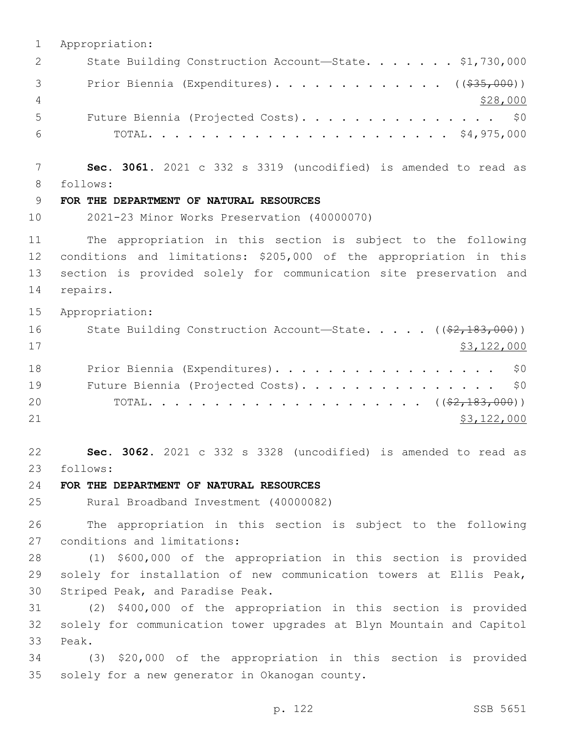Appropriation:

State Building Construction Account—State. . . . . . . $1,730,000

Prior Biennia (Expenditures). . . . . . . . . . . . . ((~~$35,000~~))
$28,000

Future Biennia (Projected Costs). . . . . . . . . . . . . . . $0

TOTAL. . . . . . . . . . . . . . . . . . . . . . $4,975,000

**Sec. 3061.** 2021 c 332 s 3319 (uncodified) is amended to read as follows:

**FOR THE DEPARTMENT OF NATURAL RESOURCES**

2021-23 Minor Works Preservation (40000070)

The appropriation in this section is subject to the following conditions and limitations: $205,000 of the appropriation in this section is provided solely for communication site preservation and repairs.

Appropriation:

State Building Construction Account—State. . . . . ((~~$2,183,000~~))
$3,122,000

Prior Biennia (Expenditures). . . . . . . . . . . . . . . . . $0

Future Biennia (Projected Costs). . . . . . . . . . . . . . . $0

TOTAL. . . . . . . . . . . . . . . . . . . . . ((~~$2,183,000~~))
$3,122,000

**Sec. 3062.** 2021 c 332 s 3328 (uncodified) is amended to read as follows:

**FOR THE DEPARTMENT OF NATURAL RESOURCES**

Rural Broadband Investment (40000082)

The appropriation in this section is subject to the following conditions and limitations:

(1) $600,000 of the appropriation in this section is provided solely for installation of new communication towers at Ellis Peak, Striped Peak, and Paradise Peak.

(2) $400,000 of the appropriation in this section is provided solely for communication tower upgrades at Blyn Mountain and Capitol Peak.

(3) $20,000 of the appropriation in this section is provided solely for a new generator in Okanogan county.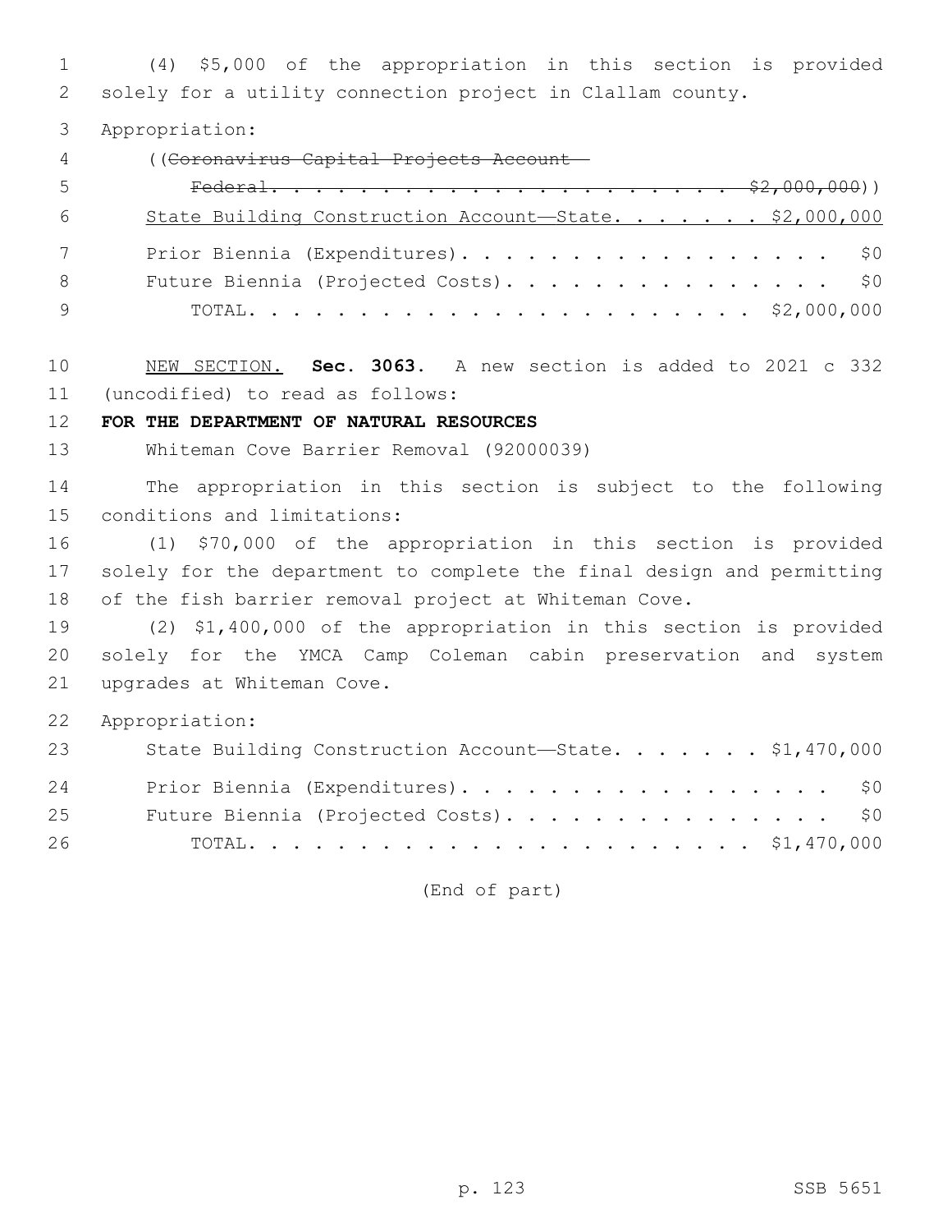(4) $5,000 of the appropriation in this section is provided solely for a utility connection project in Clallam county.

Appropriation:

((~~Coronavirus Capital Projects Account—Federal. . . . . . . . . . . . . . . . . . . . . . . $2,000,000~~))

<u>State Building Construction Account—State. . . . . . . $2,000,000</u>

Prior Biennia (Expenditures). . . . . . . . . . . . . . . . . . $0

Future Biennia (Projected Costs). . . . . . . . . . . . . . . . $0

TOTAL. . . . . . . . . . . . . . . . . . . . . . . . $2,000,000

<u>NEW SECTION.</u> **Sec. 3063.** A new section is added to 2021 c 332 (uncodified) to read as follows:

**FOR THE DEPARTMENT OF NATURAL RESOURCES**

Whiteman Cove Barrier Removal (92000039)

The appropriation in this section is subject to the following conditions and limitations:

(1) $70,000 of the appropriation in this section is provided solely for the department to complete the final design and permitting of the fish barrier removal project at Whiteman Cove.

(2) $1,400,000 of the appropriation in this section is provided solely for the YMCA Camp Coleman cabin preservation and system upgrades at Whiteman Cove.

Appropriation:

State Building Construction Account—State. . . . . . . $1,470,000

Prior Biennia (Expenditures). . . . . . . . . . . . . . . . . . $0

Future Biennia (Projected Costs). . . . . . . . . . . . . . . . $0

TOTAL. . . . . . . . . . . . . . . . . . . . . . . . $1,470,000

(End of part)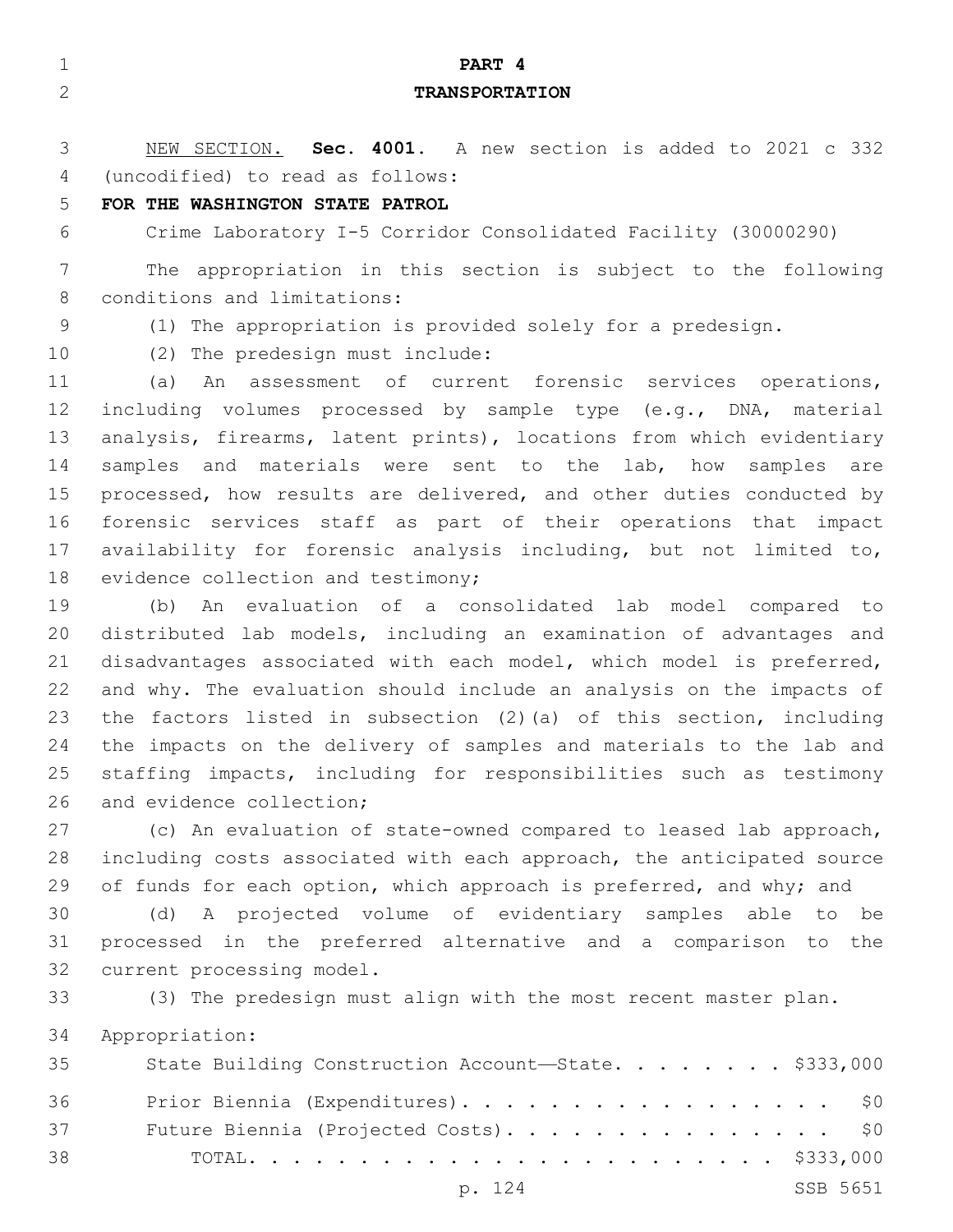# PART 4

## TRANSPORTATION

NEW SECTION. **Sec. 4001.** A new section is added to 2021 c 332 (uncodified) to read as follows:

**FOR THE WASHINGTON STATE PATROL**

Crime Laboratory I-5 Corridor Consolidated Facility (30000290)

The appropriation in this section is subject to the following conditions and limitations:

(1) The appropriation is provided solely for a predesign.

(2) The predesign must include:

(a) An assessment of current forensic services operations, including volumes processed by sample type (e.g., DNA, material analysis, firearms, latent prints), locations from which evidentiary samples and materials were sent to the lab, how samples are processed, how results are delivered, and other duties conducted by forensic services staff as part of their operations that impact availability for forensic analysis including, but not limited to, evidence collection and testimony;

(b) An evaluation of a consolidated lab model compared to distributed lab models, including an examination of advantages and disadvantages associated with each model, which model is preferred, and why. The evaluation should include an analysis on the impacts of the factors listed in subsection (2)(a) of this section, including the impacts on the delivery of samples and materials to the lab and staffing impacts, including for responsibilities such as testimony and evidence collection;

(c) An evaluation of state-owned compared to leased lab approach, including costs associated with each approach, the anticipated source of funds for each option, which approach is preferred, and why; and

(d) A projected volume of evidentiary samples able to be processed in the preferred alternative and a comparison to the current processing model.

(3) The predesign must align with the most recent master plan.

Appropriation:

| | |
|---|---|
| State Building Construction Account—State. . . . . . . . | $333,000 |
| Prior Biennia (Expenditures). . . . . . . . . . . . . . . . . . | $0 |
| Future Biennia (Projected Costs). . . . . . . . . . . . . . . . | $0 |
| TOTAL. . . . . . . . . . . . . . . . . . . . . . . . | $333,000 |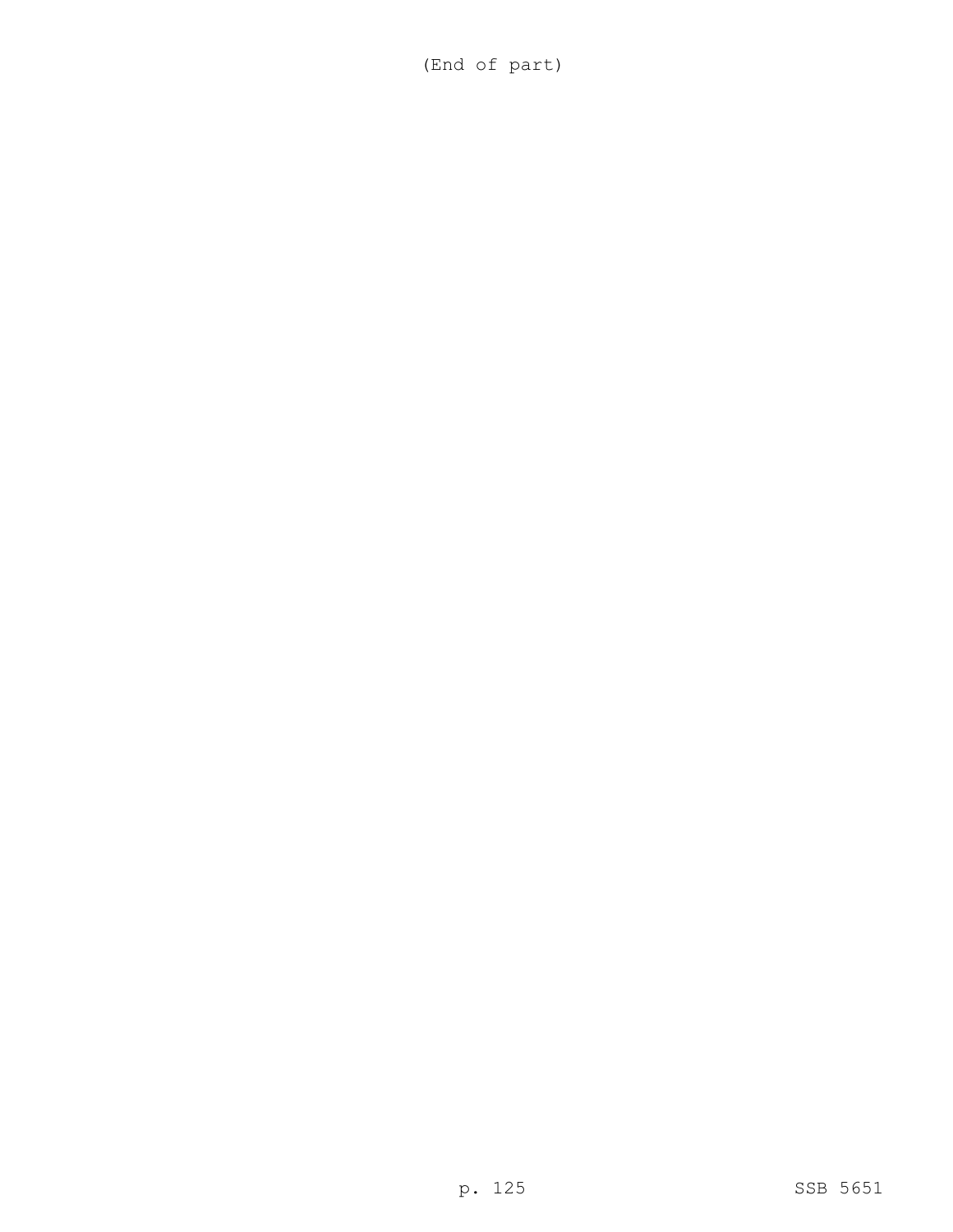(End of part)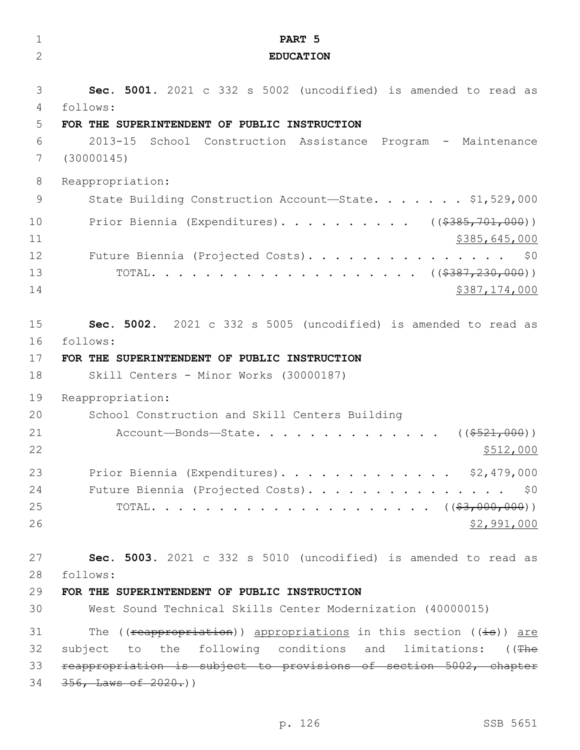**PART 5**

**EDUCATION**

**Sec. 5001.** 2021 c 332 s 5002 (uncodified) is amended to read as follows:

**FOR THE SUPERINTENDENT OF PUBLIC INSTRUCTION**

2013-15 School Construction Assistance Program - Maintenance (30000145)

Reappropriation:

State Building Construction Account—State. . . . . . . $1,529,000

Prior Biennia (Expenditures). . . . . . . . . . ((~~$385,701,000~~))

$385,645,000

Future Biennia (Projected Costs). . . . . . . . . . . . . . . $0

TOTAL. . . . . . . . . . . . . . . . . . . . ((~~$387,230,000~~))

$387,174,000

**Sec. 5002.** 2021 c 332 s 5005 (uncodified) is amended to read as follows:

**FOR THE SUPERINTENDENT OF PUBLIC INSTRUCTION**

Skill Centers - Minor Works (30000187)

Reappropriation:

School Construction and Skill Centers Building

Account—Bonds—State. . . . . . . . . . . . . . . ((~~$521,000~~))

$512,000

Prior Biennia (Expenditures). . . . . . . . . . . . . . $2,479,000

Future Biennia (Projected Costs). . . . . . . . . . . . . . . . $0

TOTAL. . . . . . . . . . . . . . . . . . . . . ((~~$3,000,000~~))

$2,991,000

**Sec. 5003.** 2021 c 332 s 5010 (uncodified) is amended to read as follows:

**FOR THE SUPERINTENDENT OF PUBLIC INSTRUCTION**

West Sound Technical Skills Center Modernization (40000015)

The ((~~reappropriation~~)) appropriations in this section ((~~is~~)) are subject to the following conditions and limitations: ((~~The reappropriation is subject to provisions of section 5002, chapter 356, Laws of 2020.~~))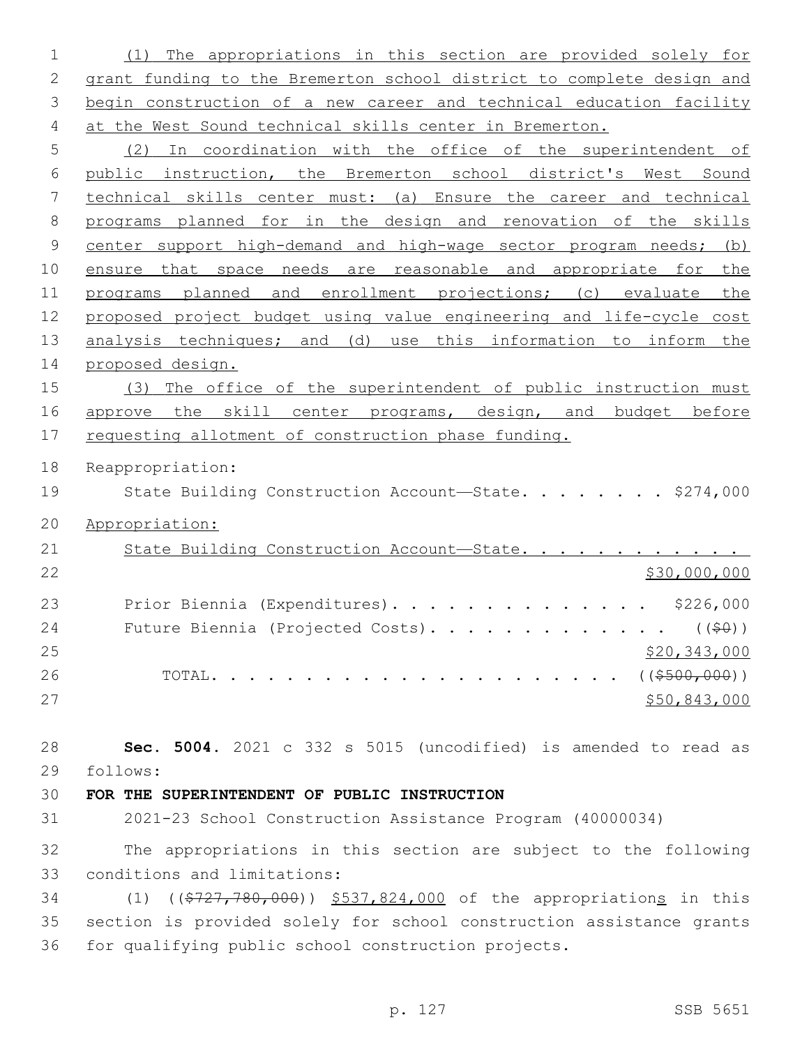(1) The appropriations in this section are provided solely for grant funding to the Bremerton school district to complete design and begin construction of a new career and technical education facility at the West Sound technical skills center in Bremerton.

(2) In coordination with the office of the superintendent of public instruction, the Bremerton school district's West Sound technical skills center must: (a) Ensure the career and technical programs planned for in the design and renovation of the skills center support high-demand and high-wage sector program needs; (b) ensure that space needs are reasonable and appropriate for the programs planned and enrollment projections; (c) evaluate the proposed project budget using value engineering and life-cycle cost analysis techniques; and (d) use this information to inform the proposed design.

(3) The office of the superintendent of public instruction must approve the skill center programs, design, and budget before requesting allotment of construction phase funding.

Reappropriation:

State Building Construction Account—State. . . . . . . . . $274,000

Appropriation:

State Building Construction Account—State. . . . . . . . . . . . $30,000,000

Prior Biennia (Expenditures). . . . . . . . . . . . . . . $226,000

Future Biennia (Projected Costs). . . . . . . . . . . . . . (($0)) $20,343,000

TOTAL. . . . . . . . . . . . . . . . . . . . . . . (($500,000)) $50,843,000

**Sec. 5004.** 2021 c 332 s 5015 (uncodified) is amended to read as follows:

**FOR THE SUPERINTENDENT OF PUBLIC INSTRUCTION**

2021-23 School Construction Assistance Program (40000034)

The appropriations in this section are subject to the following conditions and limitations:

(1) (($727,780,000)) $537,824,000 of the appropriations in this section is provided solely for school construction assistance grants for qualifying public school construction projects.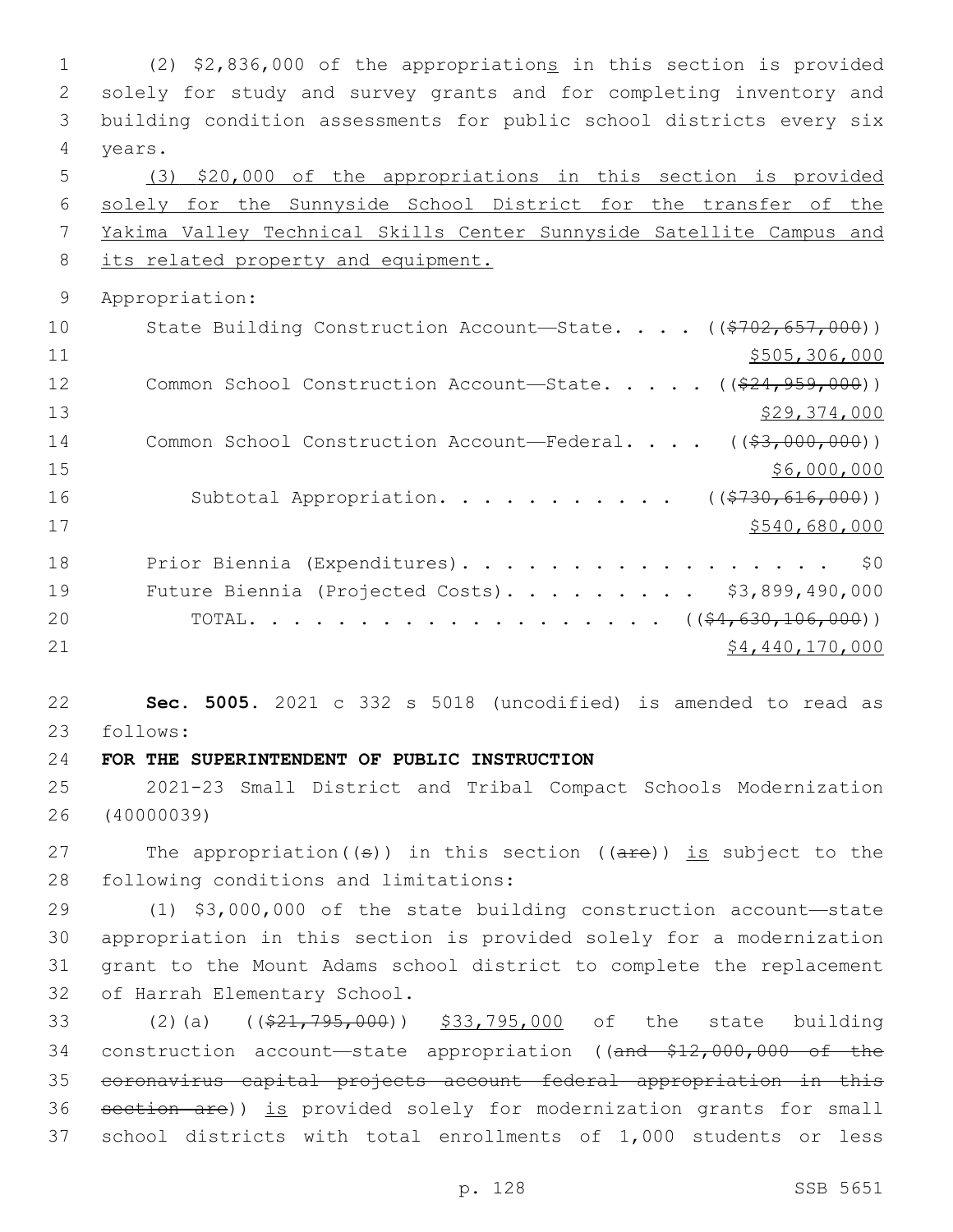(2) $2,836,000 of the appropriations in this section is provided solely for study and survey grants and for completing inventory and building condition assessments for public school districts every six years.

(3) $20,000 of the appropriations in this section is provided solely for the Sunnyside School District for the transfer of the Yakima Valley Technical Skills Center Sunnyside Satellite Campus and its related property and equipment.

Appropriation:

| | |
|---|---|
| State Building Construction Account—State. . . . | (($702,657,000)) $505,306,000 |
| Common School Construction Account—State. . . . . | (($24,959,000)) $29,374,000 |
| Common School Construction Account—Federal. . . . | (($3,000,000)) $6,000,000 |
| Subtotal Appropriation. . . . . . . . . . . | (($730,616,000)) $540,680,000 |
| Prior Biennia (Expenditures). . . . . . . . . . . . . . . . . | $0 |
| Future Biennia (Projected Costs). . . . . . . . . | $3,899,490,000 |
| TOTAL. . . . . . . . . . . . . . . . . . . | (($4,630,106,000)) $4,440,170,000 |

**Sec. 5005.** 2021 c 332 s 5018 (uncodified) is amended to read as follows:

**FOR THE SUPERINTENDENT OF PUBLIC INSTRUCTION**

2021-23 Small District and Tribal Compact Schools Modernization (40000039)

The appropriation((s)) in this section ((are)) is subject to the following conditions and limitations:

(1) $3,000,000 of the state building construction account—state appropriation in this section is provided solely for a modernization grant to the Mount Adams school district to complete the replacement of Harrah Elementary School.

(2)(a) (($21,795,000)) $33,795,000 of the state building construction account—state appropriation ((and $12,000,000 of the coronavirus capital projects account federal appropriation in this section are)) is provided solely for modernization grants for small school districts with total enrollments of 1,000 students or less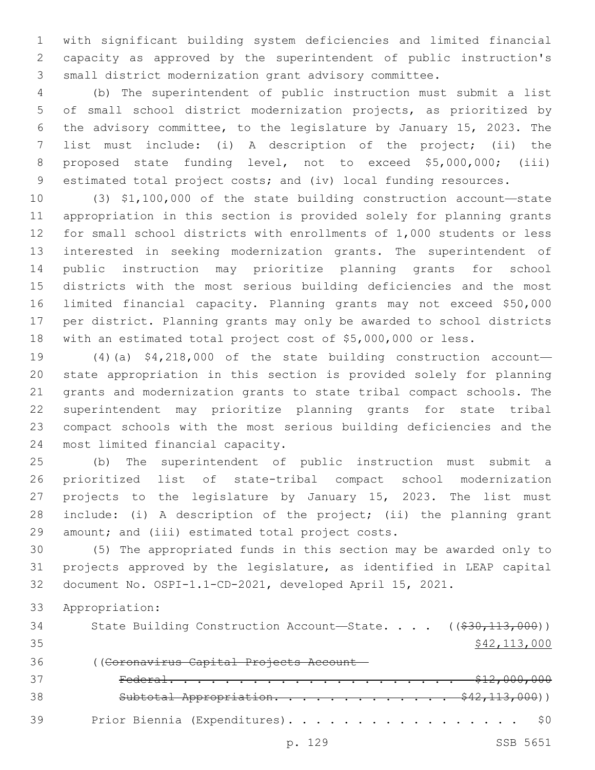with significant building system deficiencies and limited financial capacity as approved by the superintendent of public instruction's small district modernization grant advisory committee.

(b) The superintendent of public instruction must submit a list of small school district modernization projects, as prioritized by the advisory committee, to the legislature by January 15, 2023. The list must include: (i) A description of the project; (ii) the proposed state funding level, not to exceed $5,000,000; (iii) estimated total project costs; and (iv) local funding resources.

(3) $1,100,000 of the state building construction account—state appropriation in this section is provided solely for planning grants for small school districts with enrollments of 1,000 students or less interested in seeking modernization grants. The superintendent of public instruction may prioritize planning grants for school districts with the most serious building deficiencies and the most limited financial capacity. Planning grants may not exceed $50,000 per district. Planning grants may only be awarded to school districts with an estimated total project cost of $5,000,000 or less.

(4)(a) $4,218,000 of the state building construction account—state appropriation in this section is provided solely for planning grants and modernization grants to state tribal compact schools. The superintendent may prioritize planning grants for state tribal compact schools with the most serious building deficiencies and the most limited financial capacity.

(b) The superintendent of public instruction must submit a prioritized list of state-tribal compact school modernization projects to the legislature by January 15, 2023. The list must include: (i) A description of the project; (ii) the planning grant amount; and (iii) estimated total project costs.

(5) The appropriated funds in this section may be awarded only to projects approved by the legislature, as identified in LEAP capital document No. OSPI-1.1-CD-2021, developed April 15, 2021.

Appropriation:

State Building Construction Account—State. . . . ((~~$30,113,000~~))
$42,113,000

((~~Coronavirus Capital Projects Account—~~
~~Federal. . . . . . . . . . . . . . . . . . . . . . $12,000,000~~
~~Subtotal Appropriation. . . . . . . . . . . . . . $42,113,000~~))

Prior Biennia (Expenditures). . . . . . . . . . . . . . . . . . $0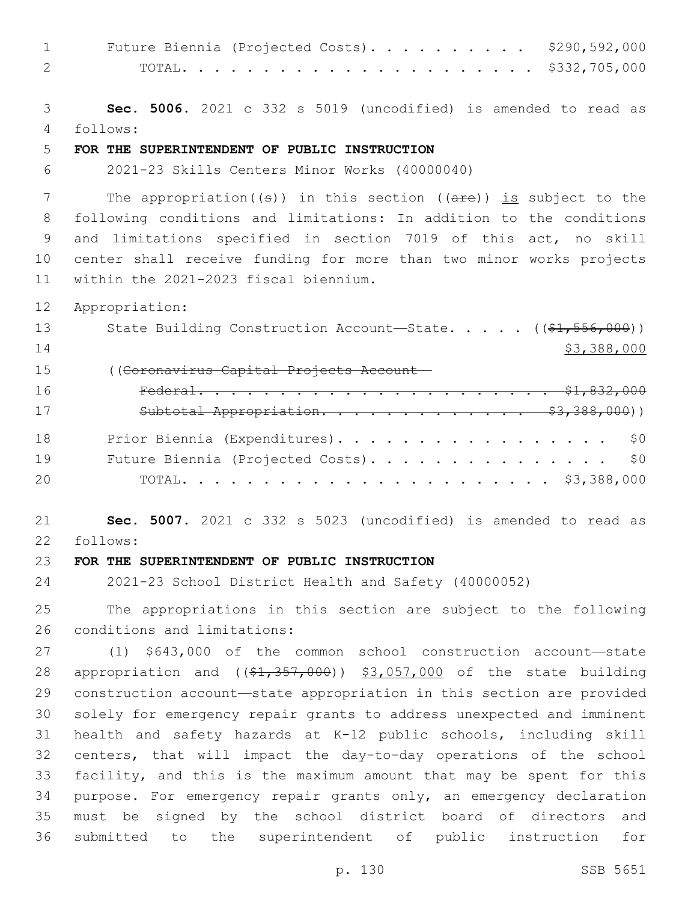Future Biennia (Projected Costs). . . . . . . . . . $290,592,000
TOTAL. . . . . . . . . . . . . . . . . . . . . . $332,705,000

**Sec. 5006.** 2021 c 332 s 5019 (uncodified) is amended to read as follows:

**FOR THE SUPERINTENDENT OF PUBLIC INSTRUCTION**

2021-23 Skills Centers Minor Works (40000040)

The appropriation((s)) in this section ((are)) is subject to the following conditions and limitations: In addition to the conditions and limitations specified in section 7019 of this act, no skill center shall receive funding for more than two minor works projects within the 2021-2023 fiscal biennium.

Appropriation:

State Building Construction Account—State. . . . . (($1,556,000))
$3,388,000

((Coronavirus Capital Projects Account—
Federal. . . . . . . . . . . . . . . . . . . . . . . $1,832,000
Subtotal Appropriation. . . . . . . . . . . . . . $3,388,000))

Prior Biennia (Expenditures). . . . . . . . . . . . . . . . . $0
Future Biennia (Projected Costs). . . . . . . . . . . . . . . $0
TOTAL. . . . . . . . . . . . . . . . . . . . . . . $3,388,000

**Sec. 5007.** 2021 c 332 s 5023 (uncodified) is amended to read as follows:

**FOR THE SUPERINTENDENT OF PUBLIC INSTRUCTION**

2021-23 School District Health and Safety (40000052)

The appropriations in this section are subject to the following conditions and limitations:

(1) $643,000 of the common school construction account—state appropriation and (($1,357,000)) $3,057,000 of the state building construction account—state appropriation in this section are provided solely for emergency repair grants to address unexpected and imminent health and safety hazards at K-12 public schools, including skill centers, that will impact the day-to-day operations of the school facility, and this is the maximum amount that may be spent for this purpose. For emergency repair grants only, an emergency declaration must be signed by the school district board of directors and submitted to the superintendent of public instruction for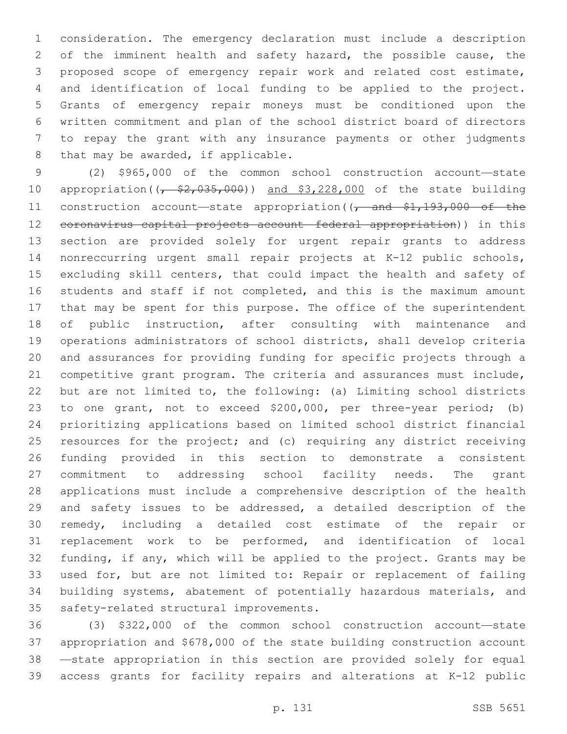consideration. The emergency declaration must include a description of the imminent health and safety hazard, the possible cause, the proposed scope of emergency repair work and related cost estimate, and identification of local funding to be applied to the project. Grants of emergency repair moneys must be conditioned upon the written commitment and plan of the school district board of directors to repay the grant with any insurance payments or other judgments that may be awarded, if applicable.

(2) $965,000 of the common school construction account—state appropriation((~~, $2,035,000~~)) and $3,228,000 of the state building construction account—state appropriation((~~, and $1,193,000 of the coronavirus capital projects account—federal appropriation~~)) in this section are provided solely for urgent repair grants to address nonreccurring urgent small repair projects at K-12 public schools, excluding skill centers, that could impact the health and safety of students and staff if not completed, and this is the maximum amount that may be spent for this purpose. The office of the superintendent of public instruction, after consulting with maintenance and operations administrators of school districts, shall develop criteria and assurances for providing funding for specific projects through a competitive grant program. The criteria and assurances must include, but are not limited to, the following: (a) Limiting school districts to one grant, not to exceed $200,000, per three-year period; (b) prioritizing applications based on limited school district financial resources for the project; and (c) requiring any district receiving funding provided in this section to demonstrate a consistent commitment to addressing school facility needs. The grant applications must include a comprehensive description of the health and safety issues to be addressed, a detailed description of the remedy, including a detailed cost estimate of the repair or replacement work to be performed, and identification of local funding, if any, which will be applied to the project. Grants may be used for, but are not limited to: Repair or replacement of failing building systems, abatement of potentially hazardous materials, and safety-related structural improvements.

(3) $322,000 of the common school construction account—state appropriation and $678,000 of the state building construction account—state appropriation in this section are provided solely for equal access grants for facility repairs and alterations at K-12 public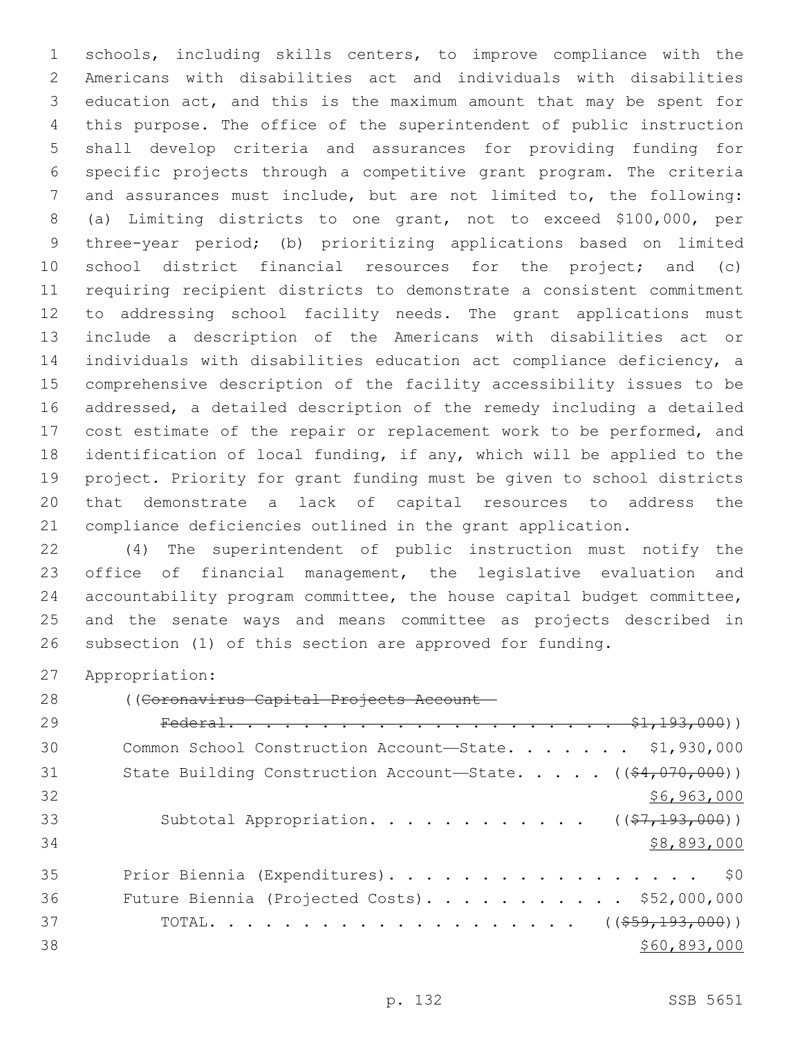schools, including skills centers, to improve compliance with the Americans with disabilities act and individuals with disabilities education act, and this is the maximum amount that may be spent for this purpose. The office of the superintendent of public instruction shall develop criteria and assurances for providing funding for specific projects through a competitive grant program. The criteria and assurances must include, but are not limited to, the following: (a) Limiting districts to one grant, not to exceed $100,000, per three-year period; (b) prioritizing applications based on limited school district financial resources for the project; and (c) requiring recipient districts to demonstrate a consistent commitment to addressing school facility needs. The grant applications must include a description of the Americans with disabilities act or individuals with disabilities education act compliance deficiency, a comprehensive description of the facility accessibility issues to be addressed, a detailed description of the remedy including a detailed cost estimate of the repair or replacement work to be performed, and identification of local funding, if any, which will be applied to the project. Priority for grant funding must be given to school districts that demonstrate a lack of capital resources to address the compliance deficiencies outlined in the grant application.

(4) The superintendent of public instruction must notify the office of financial management, the legislative evaluation and accountability program committee, the house capital budget committee, and the senate ways and means committee as projects described in subsection (1) of this section are approved for funding.

Appropriation:

| | |
|---|---|
| ((~~Coronavirus Capital Projects Account—Federal~~ | ~~$1,193,000~~)) |
| Common School Construction Account—State | $1,930,000 |
| State Building Construction Account—State | ((~~$4,070,000~~)) $6,963,000 |
| Subtotal Appropriation | ((~~$7,193,000~~)) $8,893,000 |
| Prior Biennia (Expenditures) | $0 |
| Future Biennia (Projected Costs) | $52,000,000 |
| TOTAL | ((~~$59,193,000~~)) $60,893,000 |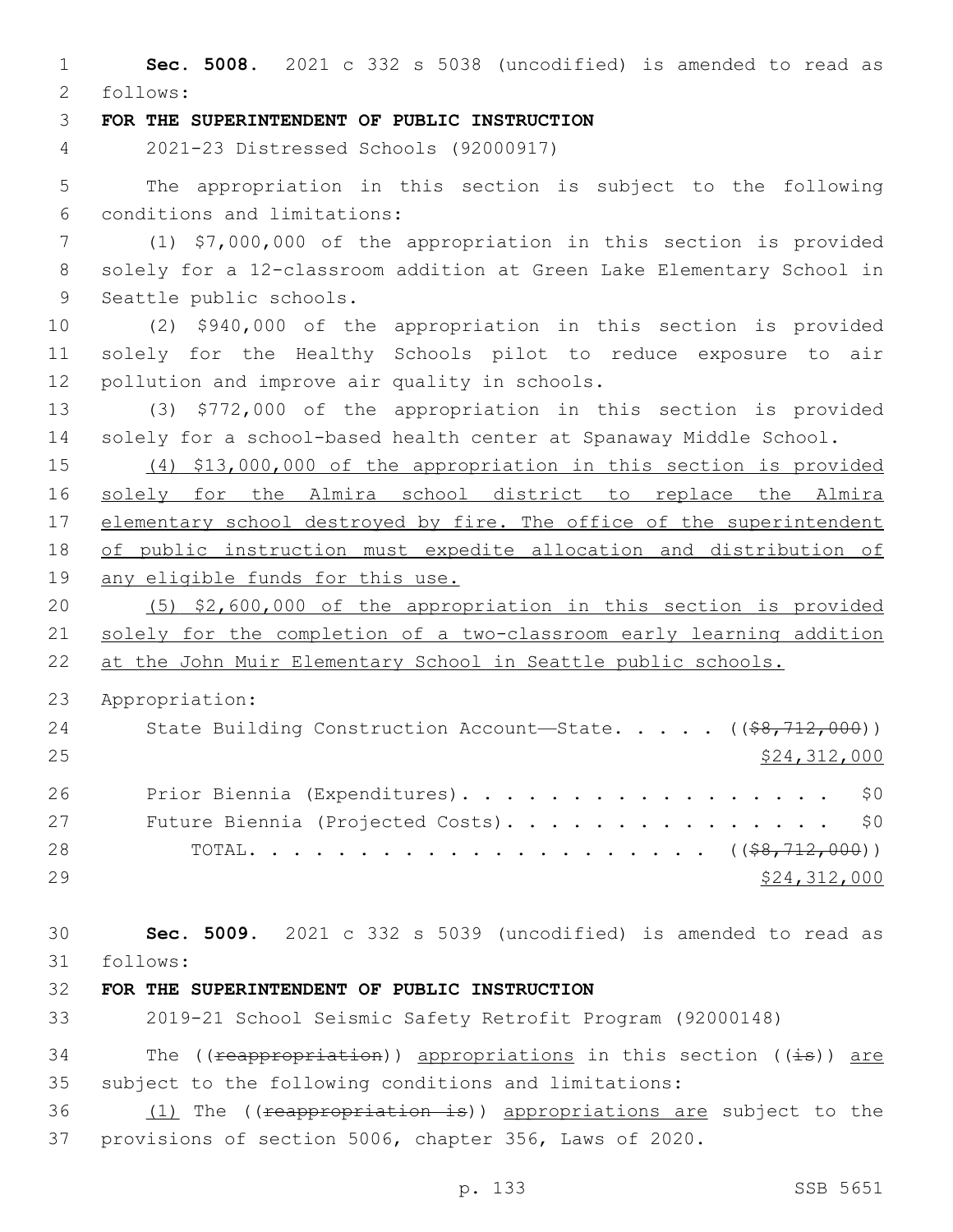**Sec. 5008.** 2021 c 332 s 5038 (uncodified) is amended to read as follows:

**FOR THE SUPERINTENDENT OF PUBLIC INSTRUCTION**

2021-23 Distressed Schools (92000917)

The appropriation in this section is subject to the following conditions and limitations:

(1) $7,000,000 of the appropriation in this section is provided solely for a 12-classroom addition at Green Lake Elementary School in Seattle public schools.

(2) $940,000 of the appropriation in this section is provided solely for the Healthy Schools pilot to reduce exposure to air pollution and improve air quality in schools.

(3) $772,000 of the appropriation in this section is provided solely for a school-based health center at Spanaway Middle School.

<u>(4) $13,000,000 of the appropriation in this section is provided solely for the Almira school district to replace the Almira elementary school destroyed by fire. The office of the superintendent of public instruction must expedite allocation and distribution of any eligible funds for this use.</u>

<u>(5) $2,600,000 of the appropriation in this section is provided solely for the completion of a two-classroom early learning addition at the John Muir Elementary School in Seattle public schools.</u>

Appropriation:

State Building Construction Account—State. . . . . ((~~$8,712,000~~)) <u>$24,312,000</u>

Prior Biennia (Expenditures). . . . . . . . . . . . . . . . . . $0

Future Biennia (Projected Costs). . . . . . . . . . . . . . . . $0

TOTAL. . . . . . . . . . . . . . . . . . . . . . ((~~$8,712,000~~)) <u>$24,312,000</u>

**Sec. 5009.** 2021 c 332 s 5039 (uncodified) is amended to read as follows:

**FOR THE SUPERINTENDENT OF PUBLIC INSTRUCTION**

2019-21 School Seismic Safety Retrofit Program (92000148)

The ((~~reappropriation~~)) <u>appropriations</u> in this section ((~~is~~)) <u>are</u> subject to the following conditions and limitations:

<u>(1)</u> The ((~~reappropriation is~~)) <u>appropriations are</u> subject to the provisions of section 5006, chapter 356, Laws of 2020.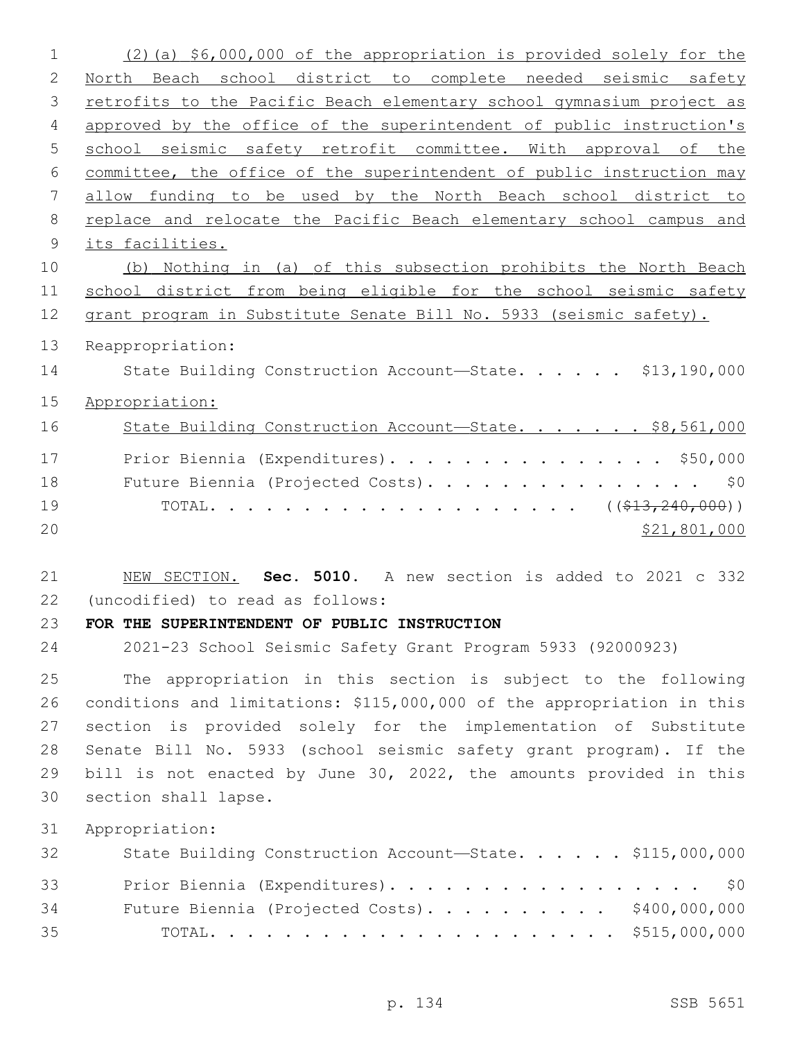(2)(a) $6,000,000 of the appropriation is provided solely for the North Beach school district to complete needed seismic safety retrofits to the Pacific Beach elementary school gymnasium project as approved by the office of the superintendent of public instruction's school seismic safety retrofit committee. With approval of the committee, the office of the superintendent of public instruction may allow funding to be used by the North Beach school district to replace and relocate the Pacific Beach elementary school campus and its facilities.

(b) Nothing in (a) of this subsection prohibits the North Beach school district from being eligible for the school seismic safety grant program in Substitute Senate Bill No. 5933 (seismic safety).

Reappropriation:

State Building Construction Account—State. . . . . . $13,190,000

Appropriation:

State Building Construction Account—State. . . . . . . $8,561,000

Prior Biennia (Expenditures). . . . . . . . . . . . . . . . $50,000

Future Biennia (Projected Costs). . . . . . . . . . . . . . . . $0

TOTAL. . . . . . . . . . . . . . . . . . . . ~~(($13,240,000))~~

$21,801,000

NEW SECTION. **Sec. 5010.** A new section is added to 2021 c 332 (uncodified) to read as follows:

**FOR THE SUPERINTENDENT OF PUBLIC INSTRUCTION**

2021-23 School Seismic Safety Grant Program 5933 (92000923)

The appropriation in this section is subject to the following conditions and limitations: $115,000,000 of the appropriation in this section is provided solely for the implementation of Substitute Senate Bill No. 5933 (school seismic safety grant program). If the bill is not enacted by June 30, 2022, the amounts provided in this section shall lapse.

Appropriation:

State Building Construction Account—State. . . . . . $115,000,000

Prior Biennia (Expenditures). . . . . . . . . . . . . . . . . . $0

Future Biennia (Projected Costs). . . . . . . . . . . $400,000,000

TOTAL. . . . . . . . . . . . . . . . . . . . . . $515,000,000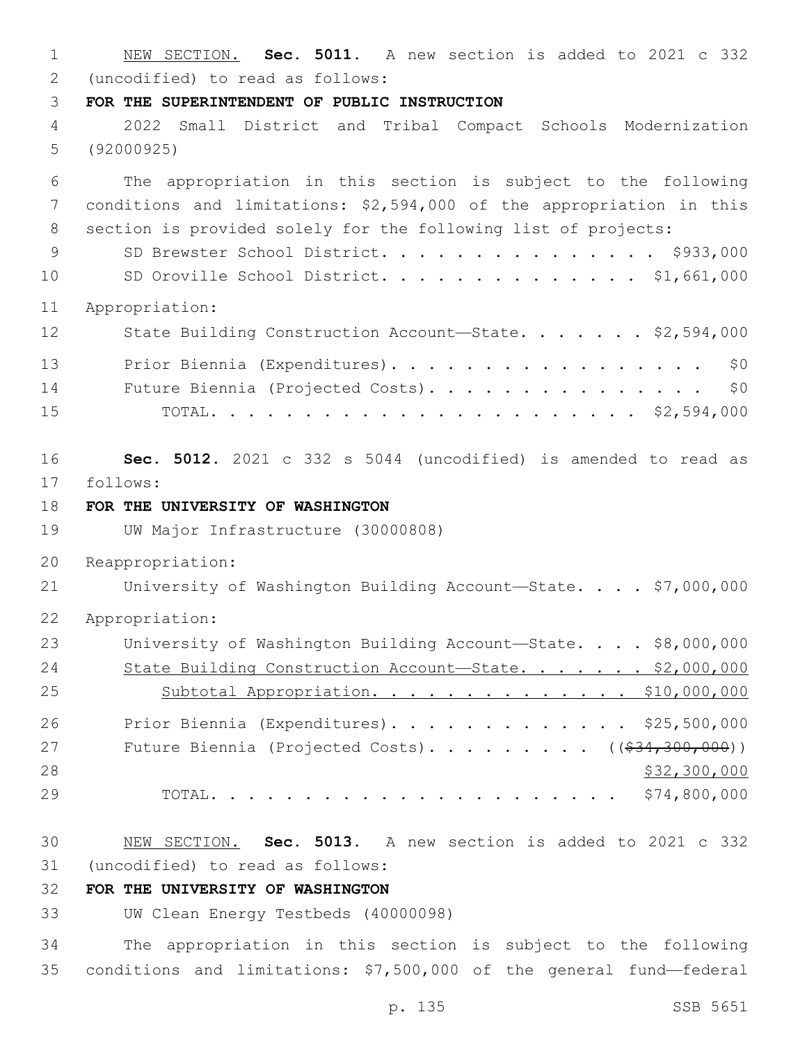NEW SECTION. **Sec. 5011.** A new section is added to 2021 c 332 (uncodified) to read as follows:

**FOR THE SUPERINTENDENT OF PUBLIC INSTRUCTION**

2022 Small District and Tribal Compact Schools Modernization (92000925)

The appropriation in this section is subject to the following conditions and limitations: $2,594,000 of the appropriation in this section is provided solely for the following list of projects:

SD Brewster School District. . . . . . . . . . . . . . . . $933,000
SD Oroville School District. . . . . . . . . . . . . . . $1,661,000

Appropriation:

State Building Construction Account—State. . . . . . . $2,594,000

Prior Biennia (Expenditures). . . . . . . . . . . . . . . . . . $0
Future Biennia (Projected Costs). . . . . . . . . . . . . . . . $0
TOTAL. . . . . . . . . . . . . . . . . . . . . . . . $2,594,000

**Sec. 5012.** 2021 c 332 s 5044 (uncodified) is amended to read as follows:

**FOR THE UNIVERSITY OF WASHINGTON**

UW Major Infrastructure (30000808)

Reappropriation:

University of Washington Building Account—State. . . . $7,000,000

Appropriation:

University of Washington Building Account—State. . . . $8,000,000
State Building Construction Account—State. . . . . . . $2,000,000
Subtotal Appropriation. . . . . . . . . . . . . . . $10,000,000

Prior Biennia (Expenditures). . . . . . . . . . . . . $25,500,000
Future Biennia (Projected Costs). . . . . . . . . . (($34,300,000))
$32,300,000
TOTAL. . . . . . . . . . . . . . . . . . . . . . . $74,800,000

NEW SECTION. **Sec. 5013.** A new section is added to 2021 c 332 (uncodified) to read as follows:

**FOR THE UNIVERSITY OF WASHINGTON**

UW Clean Energy Testbeds (40000098)

The appropriation in this section is subject to the following conditions and limitations: $7,500,000 of the general fund—federal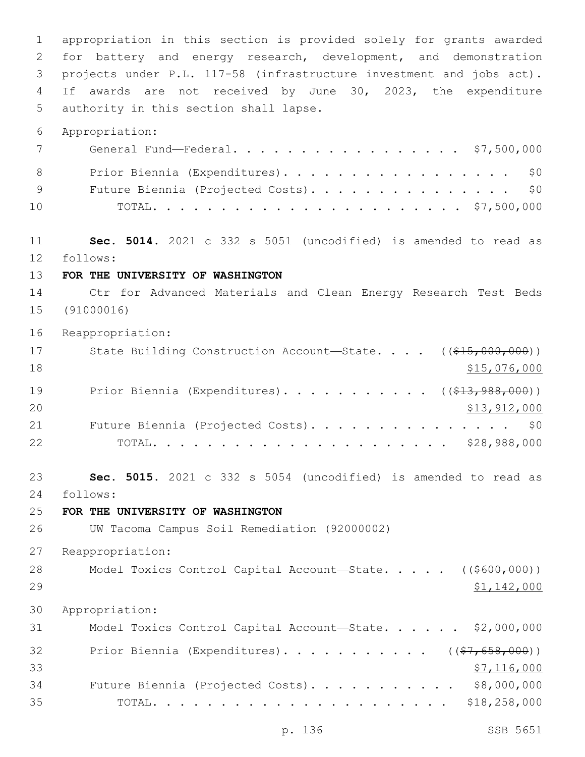appropriation in this section is provided solely for grants awarded for battery and energy research, development, and demonstration projects under P.L. 117-58 (infrastructure investment and jobs act). If awards are not received by June 30, 2023, the expenditure authority in this section shall lapse.

Appropriation:

General Fund—Federal. . . . . . . . . . . . . . . . . . $7,500,000

Prior Biennia (Expenditures). . . . . . . . . . . . . . . . . . $0

Future Biennia (Projected Costs). . . . . . . . . . . . . . . . $0

TOTAL. . . . . . . . . . . . . . . . . . . . . . $7,500,000

**Sec. 5014.** 2021 c 332 s 5051 (uncodified) is amended to read as follows:

**FOR THE UNIVERSITY OF WASHINGTON**

Ctr for Advanced Materials and Clean Energy Research Test Beds (91000016)

Reappropriation:

State Building Construction Account—State. . . . (($15,000,000)) $15,076,000

Prior Biennia (Expenditures). . . . . . . . . . . (($13,988,000)) $13,912,000

Future Biennia (Projected Costs). . . . . . . . . . . . . . . . $0

TOTAL. . . . . . . . . . . . . . . . . . . . . . $28,988,000

**Sec. 5015.** 2021 c 332 s 5054 (uncodified) is amended to read as follows:

**FOR THE UNIVERSITY OF WASHINGTON**

UW Tacoma Campus Soil Remediation (92000002)

Reappropriation:

Model Toxics Control Capital Account—State. . . . . (($600,000)) $1,142,000

Appropriation:

Model Toxics Control Capital Account—State. . . . . . $2,000,000

Prior Biennia (Expenditures). . . . . . . . . . . (($7,658,000)) $7,116,000

Future Biennia (Projected Costs). . . . . . . . . . . $8,000,000

TOTAL. . . . . . . . . . . . . . . . . . . . . . $18,258,000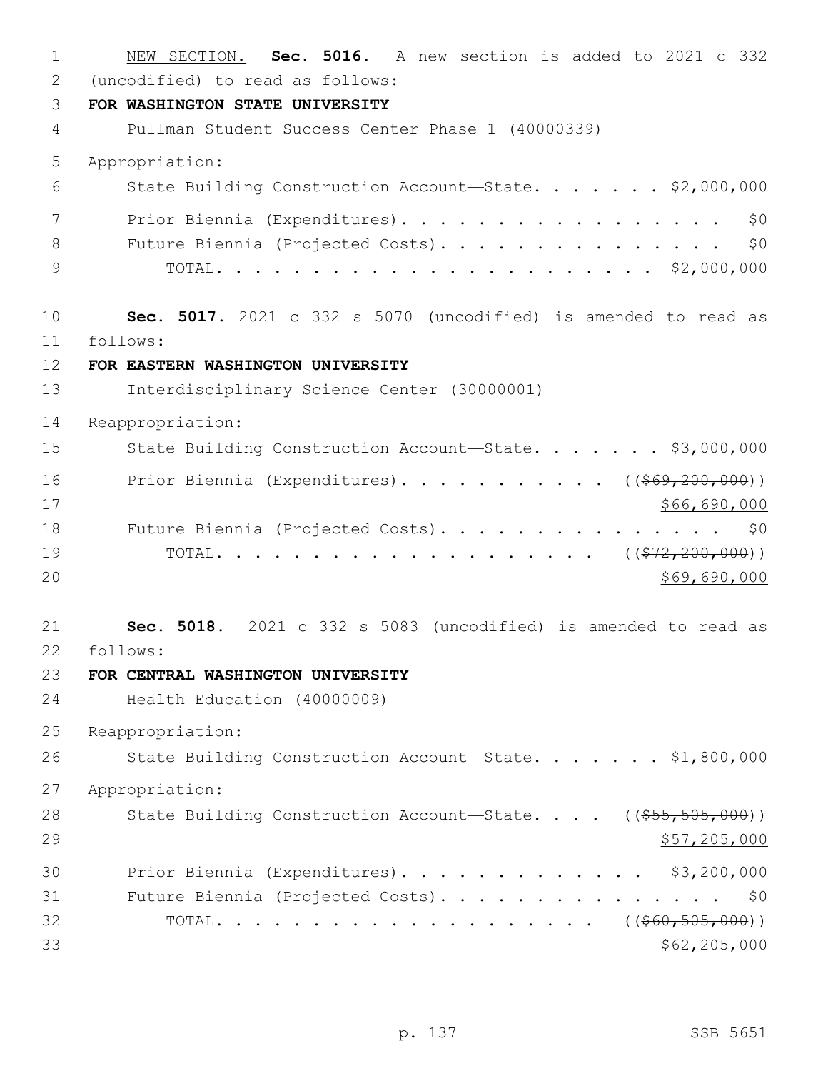NEW SECTION. **Sec. 5016.** A new section is added to 2021 c 332 (uncodified) to read as follows:

**FOR WASHINGTON STATE UNIVERSITY**

Pullman Student Success Center Phase 1 (40000339)

Appropriation:

State Building Construction Account—State. . . . . . . $2,000,000

Prior Biennia (Expenditures). . . . . . . . . . . . . . . . . . $0

Future Biennia (Projected Costs). . . . . . . . . . . . . . . . $0

TOTAL. . . . . . . . . . . . . . . . . . . . . . . . $2,000,000

**Sec. 5017.** 2021 c 332 s 5070 (uncodified) is amended to read as follows:

**FOR EASTERN WASHINGTON UNIVERSITY**

Interdisciplinary Science Center (30000001)

Reappropriation:

State Building Construction Account—State. . . . . . . $3,000,000

Prior Biennia (Expenditures). . . . . . . . . . . ((~~$69,200,000~~)) $66,690,000

Future Biennia (Projected Costs). . . . . . . . . . . . . . . . $0

TOTAL. . . . . . . . . . . . . . . . . . . . . ((~~$72,200,000~~)) $69,690,000

**Sec. 5018.** 2021 c 332 s 5083 (uncodified) is amended to read as follows:

**FOR CENTRAL WASHINGTON UNIVERSITY**

Health Education (40000009)

Reappropriation:

State Building Construction Account—State. . . . . . . $1,800,000

Appropriation:

State Building Construction Account—State. . . . ((~~$55,505,000~~)) $57,205,000

Prior Biennia (Expenditures). . . . . . . . . . . . . $3,200,000

Future Biennia (Projected Costs). . . . . . . . . . . . . . . . $0

TOTAL. . . . . . . . . . . . . . . . . . . . . ((~~$60,505,000~~)) $62,205,000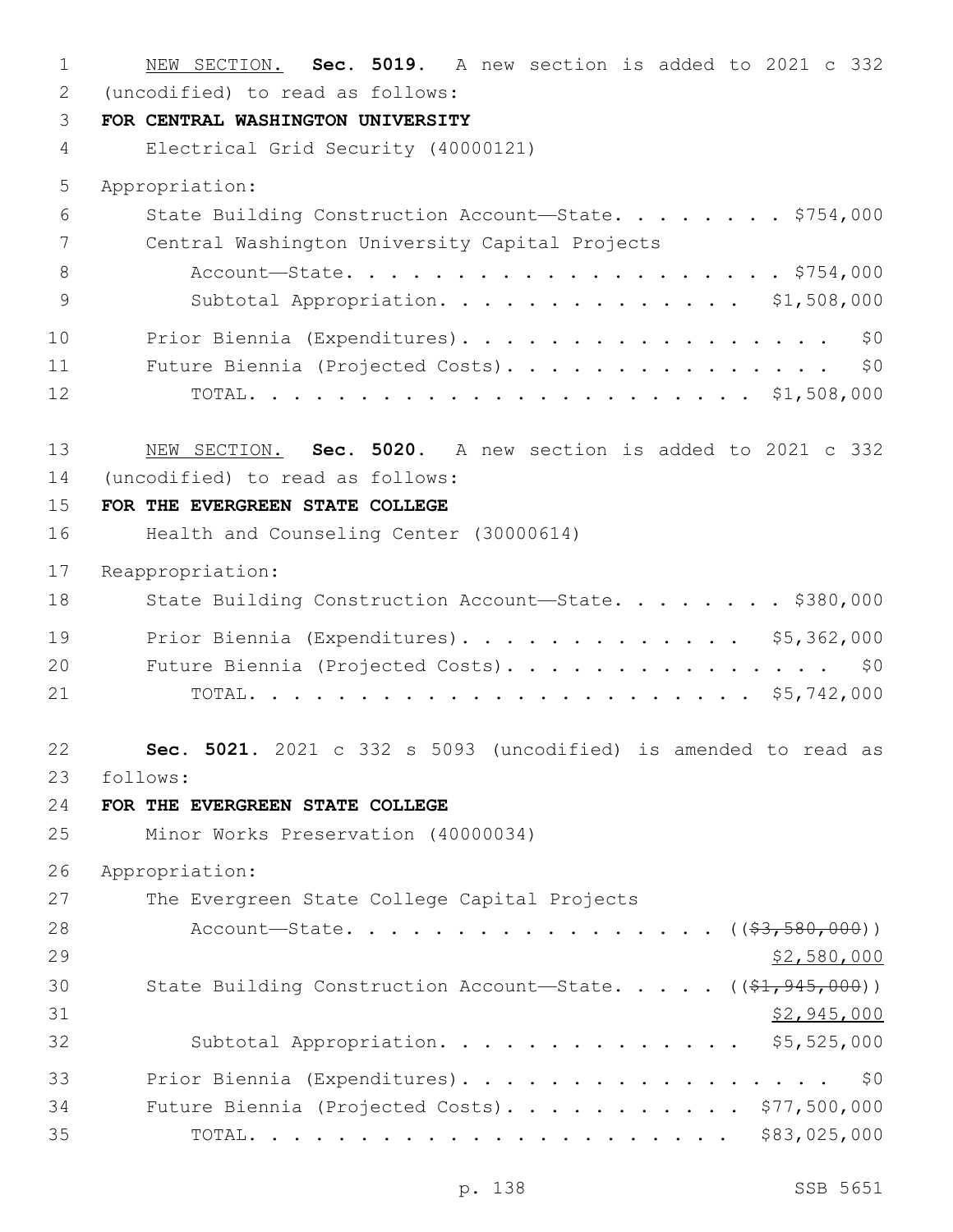NEW SECTION. **Sec. 5019.** A new section is added to 2021 c 332 (uncodified) to read as follows:

**FOR CENTRAL WASHINGTON UNIVERSITY**

Electrical Grid Security (40000121)

Appropriation:

State Building Construction Account—State. . . . . . . . . $754,000

Central Washington University Capital Projects Account—State. . . . . . . . . . . . . . . . . . . . . $754,000

Subtotal Appropriation. . . . . . . . . . . . . . $1,508,000

Prior Biennia (Expenditures). . . . . . . . . . . . . . . . . . $0

Future Biennia (Projected Costs). . . . . . . . . . . . . . . . $0

TOTAL. . . . . . . . . . . . . . . . . . . . . . $1,508,000

NEW SECTION. **Sec. 5020.** A new section is added to 2021 c 332 (uncodified) to read as follows:

**FOR THE EVERGREEN STATE COLLEGE**

Health and Counseling Center (30000614)

Reappropriation:

State Building Construction Account—State. . . . . . . . . $380,000

Prior Biennia (Expenditures). . . . . . . . . . . . . $5,362,000

Future Biennia (Projected Costs). . . . . . . . . . . . . . . . $0

TOTAL. . . . . . . . . . . . . . . . . . . . . . $5,742,000

**Sec. 5021.** 2021 c 332 s 5093 (uncodified) is amended to read as follows:

**FOR THE EVERGREEN STATE COLLEGE**

Minor Works Preservation (40000034)

Appropriation:

The Evergreen State College Capital Projects Account—State. . . . . . . . . . . . . . . . . (($3,580,000)) $2,580,000

State Building Construction Account—State. . . . . (($1,945,000)) $2,945,000

Subtotal Appropriation. . . . . . . . . . . . . . $5,525,000

Prior Biennia (Expenditures). . . . . . . . . . . . . . . . . . $0

Future Biennia (Projected Costs). . . . . . . . . . . $77,500,000

TOTAL. . . . . . . . . . . . . . . . . . . . . . $83,025,000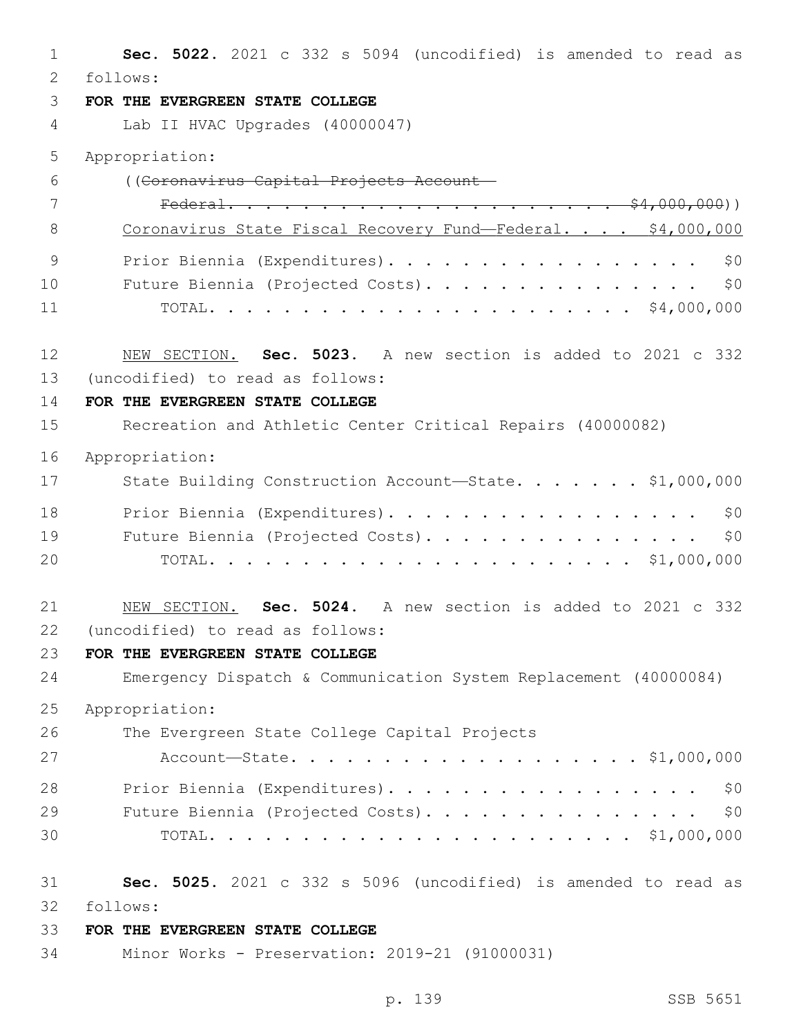**Sec. 5022.** 2021 c 332 s 5094 (uncodified) is amended to read as follows:

**FOR THE EVERGREEN STATE COLLEGE**

Lab II HVAC Upgrades (40000047)

Appropriation:

((~~Coronavirus Capital Projects Account—Federal. . . . . . . . . . . . . . . . . . . . . . $4,000,000~~))

<u>Coronavirus State Fiscal Recovery Fund—Federal. . . . $4,000,000</u>

Prior Biennia (Expenditures). . . . . . . . . . . . . . . . . . $0

Future Biennia (Projected Costs). . . . . . . . . . . . . . . . $0

TOTAL. . . . . . . . . . . . . . . . . . . . . . . $4,000,000

<u>NEW SECTION.</u> **Sec. 5023.** A new section is added to 2021 c 332 (uncodified) to read as follows:

**FOR THE EVERGREEN STATE COLLEGE**

Recreation and Athletic Center Critical Repairs (40000082)

Appropriation:

State Building Construction Account—State. . . . . . . $1,000,000

Prior Biennia (Expenditures). . . . . . . . . . . . . . . . . . $0

Future Biennia (Projected Costs). . . . . . . . . . . . . . . . $0

TOTAL. . . . . . . . . . . . . . . . . . . . . . . $1,000,000

<u>NEW SECTION.</u> **Sec. 5024.** A new section is added to 2021 c 332 (uncodified) to read as follows:

**FOR THE EVERGREEN STATE COLLEGE**

Emergency Dispatch & Communication System Replacement (40000084)

Appropriation:

The Evergreen State College Capital Projects Account—State. . . . . . . . . . . . . . . . . . . . $1,000,000

Prior Biennia (Expenditures). . . . . . . . . . . . . . . . . . $0

Future Biennia (Projected Costs). . . . . . . . . . . . . . . . $0

TOTAL. . . . . . . . . . . . . . . . . . . . . . . $1,000,000

**Sec. 5025.** 2021 c 332 s 5096 (uncodified) is amended to read as follows:

**FOR THE EVERGREEN STATE COLLEGE**

Minor Works - Preservation: 2019-21 (91000031)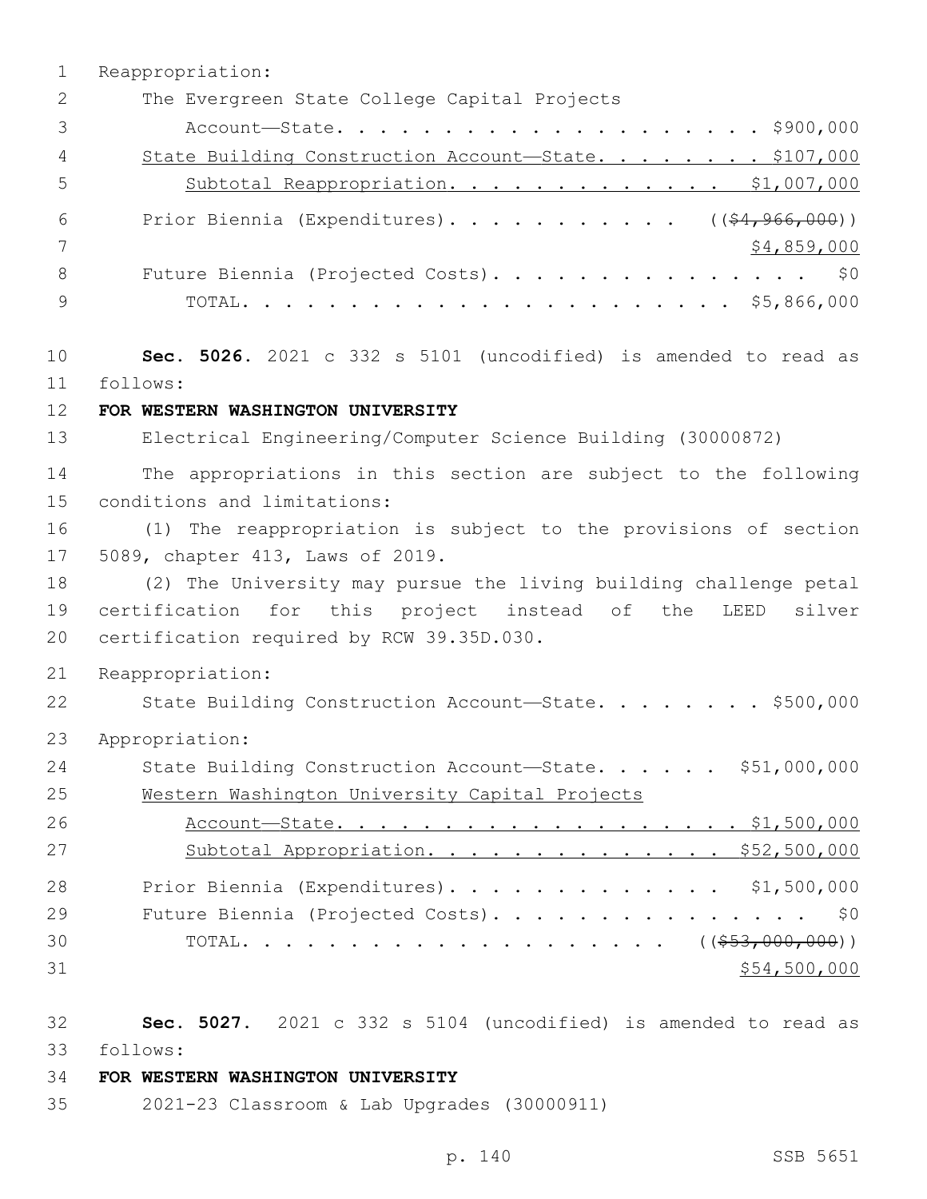Reappropriation:

The Evergreen State College Capital Projects Account—State. . . . . . . . . . . . . . . . . . . . . . $900,000

<u>State Building Construction Account—State. . . . . . . . $107,000</u>

<u>Subtotal Reappropriation. . . . . . . . . . . . . . $1,007,000</u>

Prior Biennia (Expenditures). . . . . . . . . . . . ((~~$4,966,000~~)) <u>$4,859,000</u>

Future Biennia (Projected Costs). . . . . . . . . . . . . . . . $0

TOTAL. . . . . . . . . . . . . . . . . . . . . . . . $5,866,000

**Sec. 5026.** 2021 c 332 s 5101 (uncodified) is amended to read as follows:

**FOR WESTERN WASHINGTON UNIVERSITY**

Electrical Engineering/Computer Science Building (30000872)

The appropriations in this section are subject to the following conditions and limitations:

(1) The reappropriation is subject to the provisions of section 5089, chapter 413, Laws of 2019.

(2) The University may pursue the living building challenge petal certification for this project instead of the LEED silver certification required by RCW 39.35D.030.

Reappropriation:

State Building Construction Account—State. . . . . . . . $500,000

Appropriation:

State Building Construction Account—State. . . . . . $51,000,000

<u>Western Washington University Capital Projects Account—State. . . . . . . . . . . . . . . . . . . . . $1,500,000</u>

<u>Subtotal Appropriation. . . . . . . . . . . . . . $52,500,000</u>

Prior Biennia (Expenditures). . . . . . . . . . . . . . $1,500,000

Future Biennia (Projected Costs). . . . . . . . . . . . . . . . $0

TOTAL. . . . . . . . . . . . . . . . . . . . ((~~$53,000,000~~)) <u>$54,500,000</u>

**Sec. 5027.** 2021 c 332 s 5104 (uncodified) is amended to read as follows:

**FOR WESTERN WASHINGTON UNIVERSITY**

2021-23 Classroom & Lab Upgrades (30000911)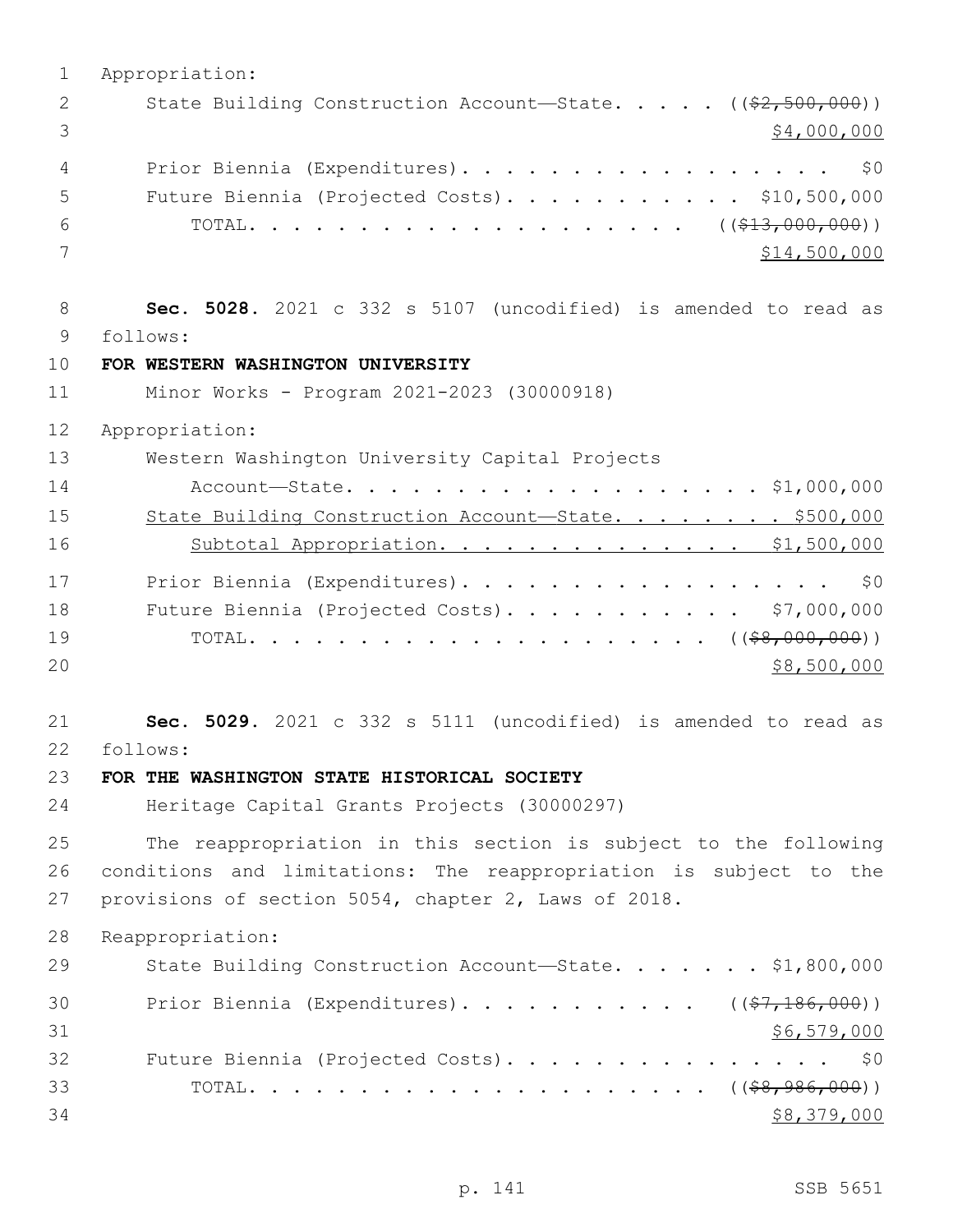Appropriation:

State Building Construction Account—State. . . . . ((~~$2,500,000~~))
$4,000,000

Prior Biennia (Expenditures) . . . . . . . . . . . . . . . . . . $0
Future Biennia (Projected Costs) . . . . . . . . . . . $10,500,000
TOTAL . . . . . . . . . . . . . . . . . . . . ((~~$13,000,000~~))
$14,500,000

**Sec. 5028.** 2021 c 332 s 5107 (uncodified) is amended to read as follows:

**FOR WESTERN WASHINGTON UNIVERSITY**

Minor Works - Program 2021-2023 (30000918)

Appropriation:

Western Washington University Capital Projects
Account—State. . . . . . . . . . . . . . . . . . . . $1,000,000
<u>State Building Construction Account—State. . . . . . . . $500,000</u>
<u>Subtotal Appropriation. . . . . . . . . . . . . . $1,500,000</u>

Prior Biennia (Expenditures) . . . . . . . . . . . . . . . . . . $0
Future Biennia (Projected Costs) . . . . . . . . . . . $7,000,000
TOTAL . . . . . . . . . . . . . . . . . . . . . ((~~$8,000,000~~))
$8,500,000

**Sec. 5029.** 2021 c 332 s 5111 (uncodified) is amended to read as follows:

**FOR THE WASHINGTON STATE HISTORICAL SOCIETY**

Heritage Capital Grants Projects (30000297)

The reappropriation in this section is subject to the following conditions and limitations: The reappropriation is subject to the provisions of section 5054, chapter 2, Laws of 2018.

Reappropriation:

State Building Construction Account—State. . . . . . . $1,800,000

Prior Biennia (Expenditures) . . . . . . . . . . . ((~~$7,186,000~~))
$6,579,000
Future Biennia (Projected Costs) . . . . . . . . . . . . . . . . $0
TOTAL . . . . . . . . . . . . . . . . . . . . . ((~~$8,986,000~~))
$8,379,000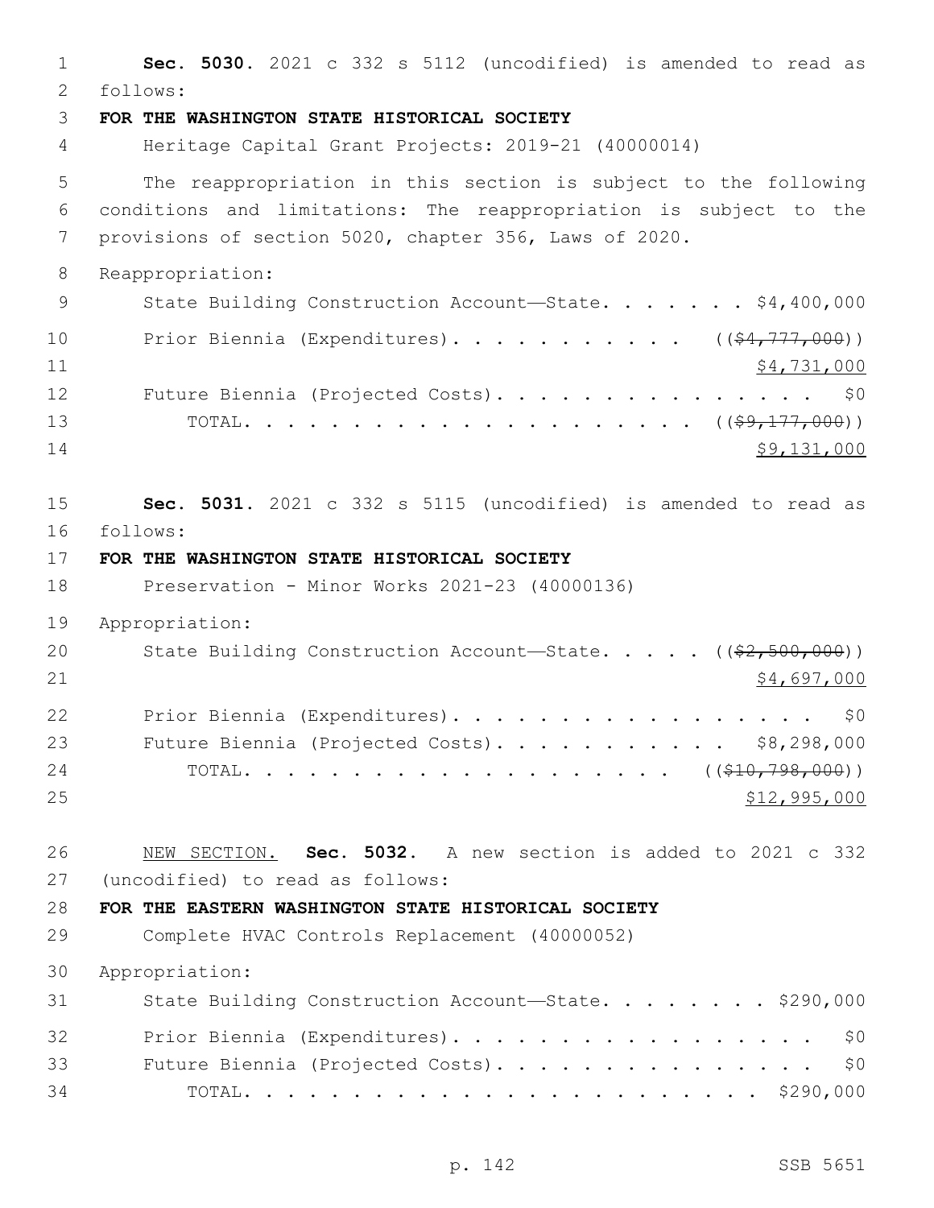**Sec. 5030.** 2021 c 332 s 5112 (uncodified) is amended to read as follows:

**FOR THE WASHINGTON STATE HISTORICAL SOCIETY**

Heritage Capital Grant Projects: 2019-21 (40000014)

The reappropriation in this section is subject to the following conditions and limitations: The reappropriation is subject to the provisions of section 5020, chapter 356, Laws of 2020.

Reappropriation:

State Building Construction Account—State. . . . . . . $4,400,000

Prior Biennia (Expenditures). . . . . . . . . . . ((~~$4,777,000~~))
<u>$4,731,000</u>

Future Biennia (Projected Costs). . . . . . . . . . . . . . . . $0

TOTAL. . . . . . . . . . . . . . . . . . . . ((~~$9,177,000~~))
<u>$9,131,000</u>

**Sec. 5031.** 2021 c 332 s 5115 (uncodified) is amended to read as follows:

**FOR THE WASHINGTON STATE HISTORICAL SOCIETY**

Preservation - Minor Works 2021-23 (40000136)

Appropriation:

State Building Construction Account—State. . . . . ((~~$2,500,000~~))
<u>$4,697,000</u>

Prior Biennia (Expenditures). . . . . . . . . . . . . . . . . . $0

Future Biennia (Projected Costs). . . . . . . . . . . . $8,298,000

TOTAL. . . . . . . . . . . . . . . . . . . . ((~~$10,798,000~~))
<u>$12,995,000</u>

<u>NEW SECTION.</u> **Sec. 5032.** A new section is added to 2021 c 332 (uncodified) to read as follows:

**FOR THE EASTERN WASHINGTON STATE HISTORICAL SOCIETY**

Complete HVAC Controls Replacement (40000052)

Appropriation:

State Building Construction Account—State. . . . . . . . $290,000

Prior Biennia (Expenditures). . . . . . . . . . . . . . . . . . $0

Future Biennia (Projected Costs). . . . . . . . . . . . . . . . $0

TOTAL. . . . . . . . . . . . . . . . . . . . . . . . . $290,000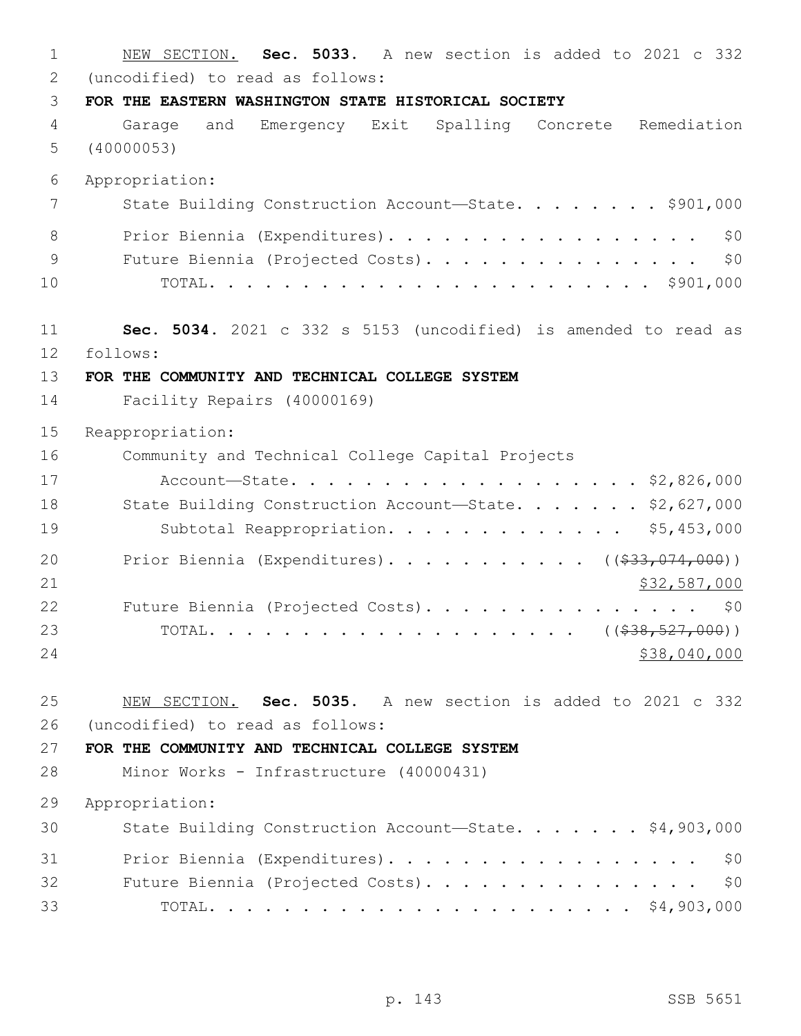NEW SECTION. **Sec. 5033.** A new section is added to 2021 c 332 (uncodified) to read as follows:

**FOR THE EASTERN WASHINGTON STATE HISTORICAL SOCIETY**

Garage and Emergency Exit Spalling Concrete Remediation (40000053)

Appropriation:

State Building Construction Account—State. . . . . . . . $901,000

Prior Biennia (Expenditures). . . . . . . . . . . . . . . . . . $0

Future Biennia (Projected Costs). . . . . . . . . . . . . . . . $0

TOTAL. . . . . . . . . . . . . . . . . . . . . . . . . $901,000

**Sec. 5034.** 2021 c 332 s 5153 (uncodified) is amended to read as follows:

**FOR THE COMMUNITY AND TECHNICAL COLLEGE SYSTEM**

Facility Repairs (40000169)

Reappropriation:

Community and Technical College Capital Projects Account—State. . . . . . . . . . . . . . . . . . . . $2,826,000

State Building Construction Account—State. . . . . . . $2,627,000

Subtotal Reappropriation. . . . . . . . . . . . . . $5,453,000

Prior Biennia (Expenditures). . . . . . . . . . . ((~~$33,074,000~~)) $32,587,000

Future Biennia (Projected Costs). . . . . . . . . . . . . . . . $0

TOTAL. . . . . . . . . . . . . . . . . . . . . ((~~$38,527,000~~)) $38,040,000

NEW SECTION. **Sec. 5035.** A new section is added to 2021 c 332 (uncodified) to read as follows:

**FOR THE COMMUNITY AND TECHNICAL COLLEGE SYSTEM**

Minor Works - Infrastructure (40000431)

Appropriation:

State Building Construction Account—State. . . . . . . $4,903,000

Prior Biennia (Expenditures). . . . . . . . . . . . . . . . . . $0

Future Biennia (Projected Costs). . . . . . . . . . . . . . . . $0

TOTAL. . . . . . . . . . . . . . . . . . . . . . . . . $4,903,000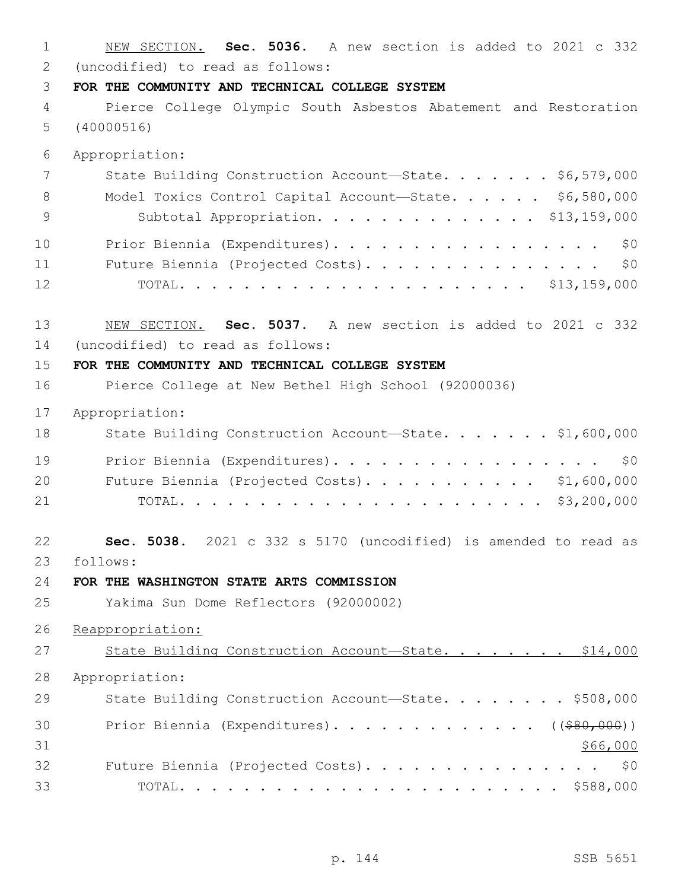NEW SECTION. **Sec. 5036.** A new section is added to 2021 c 332 (uncodified) to read as follows:

**FOR THE COMMUNITY AND TECHNICAL COLLEGE SYSTEM**

Pierce College Olympic South Asbestos Abatement and Restoration (40000516)

Appropriation:

State Building Construction Account—State. . . . . . . $6,579,000
Model Toxics Control Capital Account—State. . . . . . $6,580,000
Subtotal Appropriation. . . . . . . . . . . . . . $13,159,000

Prior Biennia (Expenditures). . . . . . . . . . . . . . . . . . $0
Future Biennia (Projected Costs). . . . . . . . . . . . . . . . $0
TOTAL. . . . . . . . . . . . . . . . . . . . . . $13,159,000

NEW SECTION. **Sec. 5037.** A new section is added to 2021 c 332 (uncodified) to read as follows:

**FOR THE COMMUNITY AND TECHNICAL COLLEGE SYSTEM**

Pierce College at New Bethel High School (92000036)

Appropriation:

State Building Construction Account—State. . . . . . . $1,600,000

Prior Biennia (Expenditures). . . . . . . . . . . . . . . . . . $0
Future Biennia (Projected Costs). . . . . . . . . . . $1,600,000
TOTAL. . . . . . . . . . . . . . . . . . . . . . . $3,200,000

**Sec. 5038.** 2021 c 332 s 5170 (uncodified) is amended to read as follows:

**FOR THE WASHINGTON STATE ARTS COMMISSION**

Yakima Sun Dome Reflectors (92000002)

<u>Reappropriation:</u>

<u>State Building Construction Account—State. . . . . . . . $14,000</u>

Appropriation:

State Building Construction Account—State. . . . . . . . $508,000

Prior Biennia (Expenditures). . . . . . . . . . . . . ((~~$80,000~~))
<u>$66,000</u>
Future Biennia (Projected Costs). . . . . . . . . . . . . . . . $0
TOTAL. . . . . . . . . . . . . . . . . . . . . . . . $588,000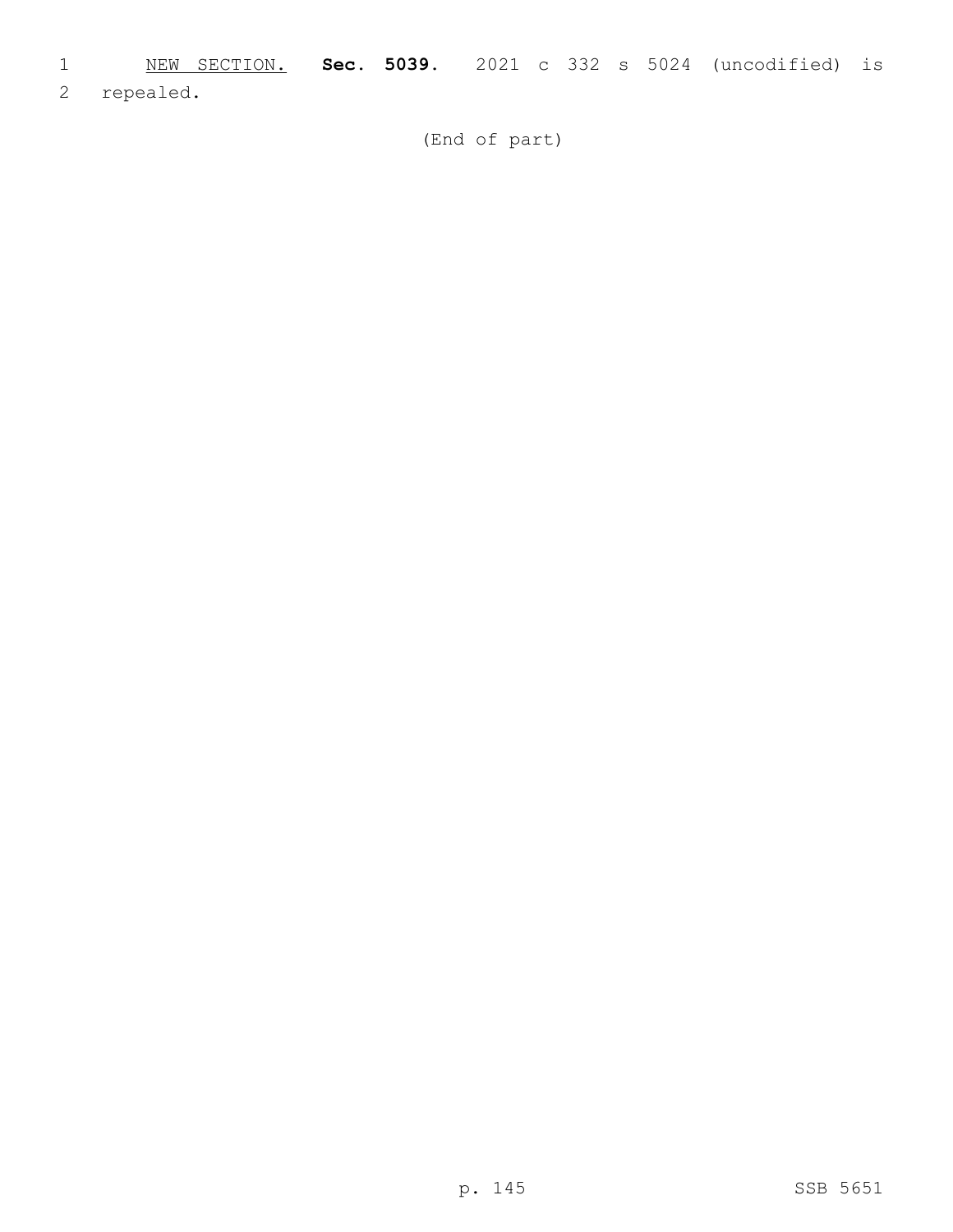NEW SECTION. **Sec. 5039.** 2021 c 332 s 5024 (uncodified) is repealed.

(End of part)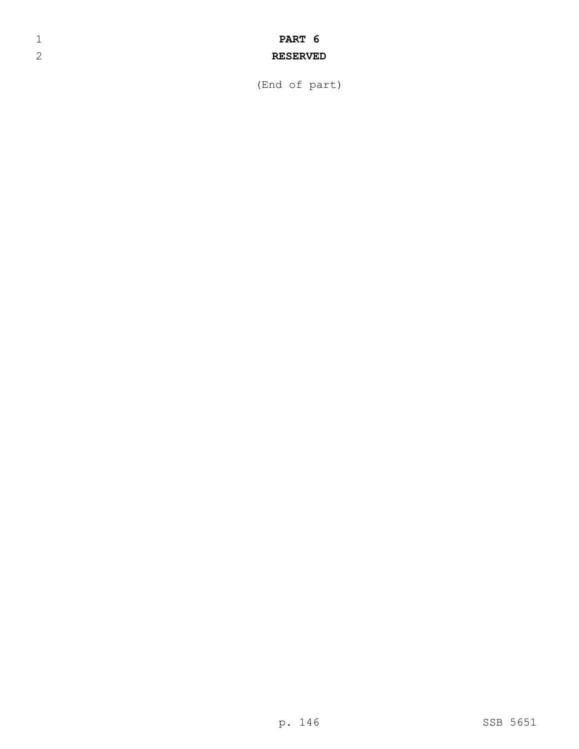**PART 6**

**RESERVED**

(End of part)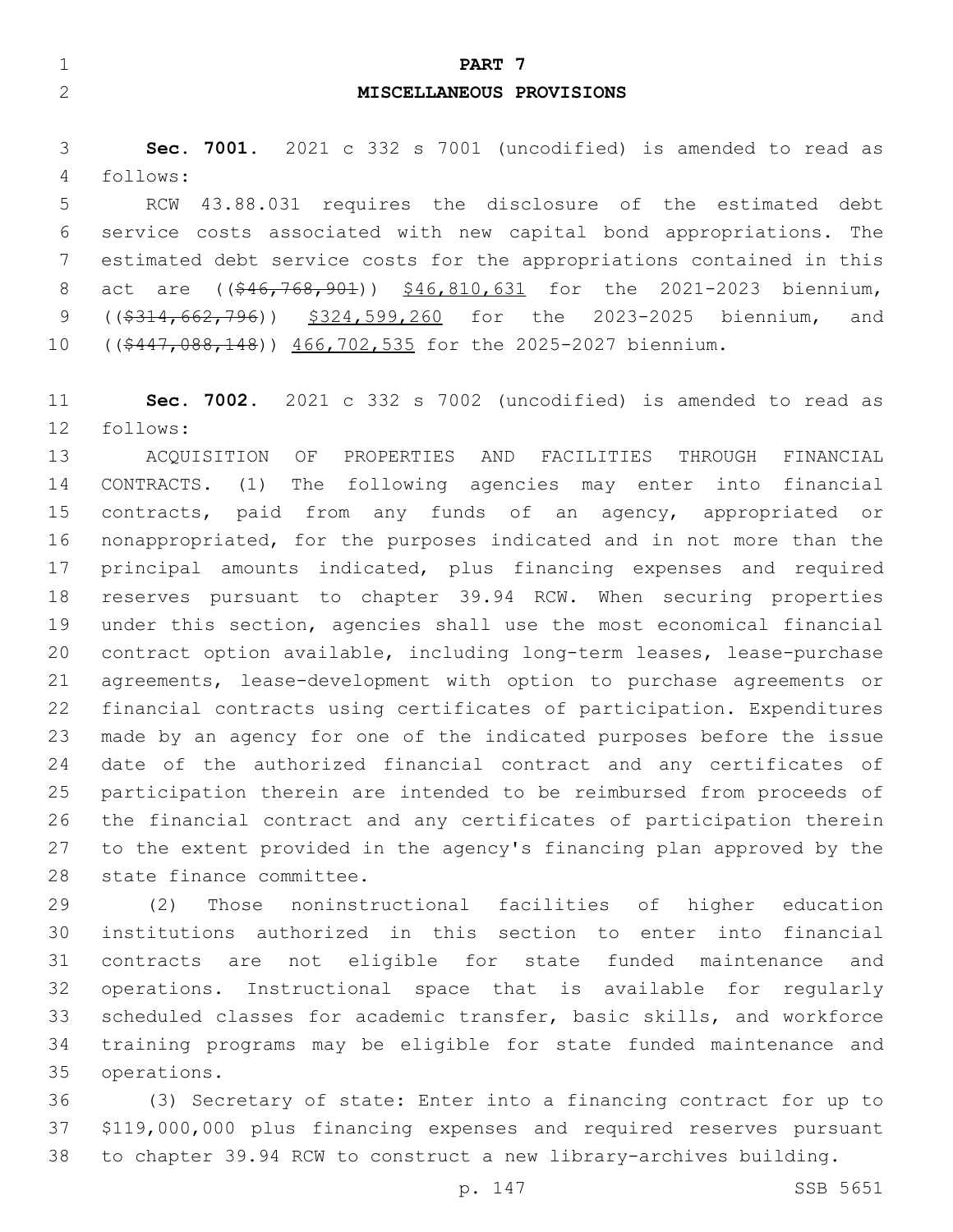**PART 7**

**MISCELLANEOUS PROVISIONS**

**Sec. 7001.** 2021 c 332 s 7001 (uncodified) is amended to read as follows:

RCW 43.88.031 requires the disclosure of the estimated debt service costs associated with new capital bond appropriations. The estimated debt service costs for the appropriations contained in this act are ((~~$46,768,901~~)) $46,810,631 for the 2021-2023 biennium, ((~~$314,662,796~~)) $324,599,260 for the 2023-2025 biennium, and ((~~$447,088,148~~)) 466,702,535 for the 2025-2027 biennium.

**Sec. 7002.** 2021 c 332 s 7002 (uncodified) is amended to read as follows:

ACQUISITION OF PROPERTIES AND FACILITIES THROUGH FINANCIAL CONTRACTS. (1) The following agencies may enter into financial contracts, paid from any funds of an agency, appropriated or nonappropriated, for the purposes indicated and in not more than the principal amounts indicated, plus financing expenses and required reserves pursuant to chapter 39.94 RCW. When securing properties under this section, agencies shall use the most economical financial contract option available, including long-term leases, lease-purchase agreements, lease-development with option to purchase agreements or financial contracts using certificates of participation. Expenditures made by an agency for one of the indicated purposes before the issue date of the authorized financial contract and any certificates of participation therein are intended to be reimbursed from proceeds of the financial contract and any certificates of participation therein to the extent provided in the agency's financing plan approved by the state finance committee.

(2) Those noninstructional facilities of higher education institutions authorized in this section to enter into financial contracts are not eligible for state funded maintenance and operations. Instructional space that is available for regularly scheduled classes for academic transfer, basic skills, and workforce training programs may be eligible for state funded maintenance and operations.

(3) Secretary of state: Enter into a financing contract for up to $119,000,000 plus financing expenses and required reserves pursuant to chapter 39.94 RCW to construct a new library-archives building.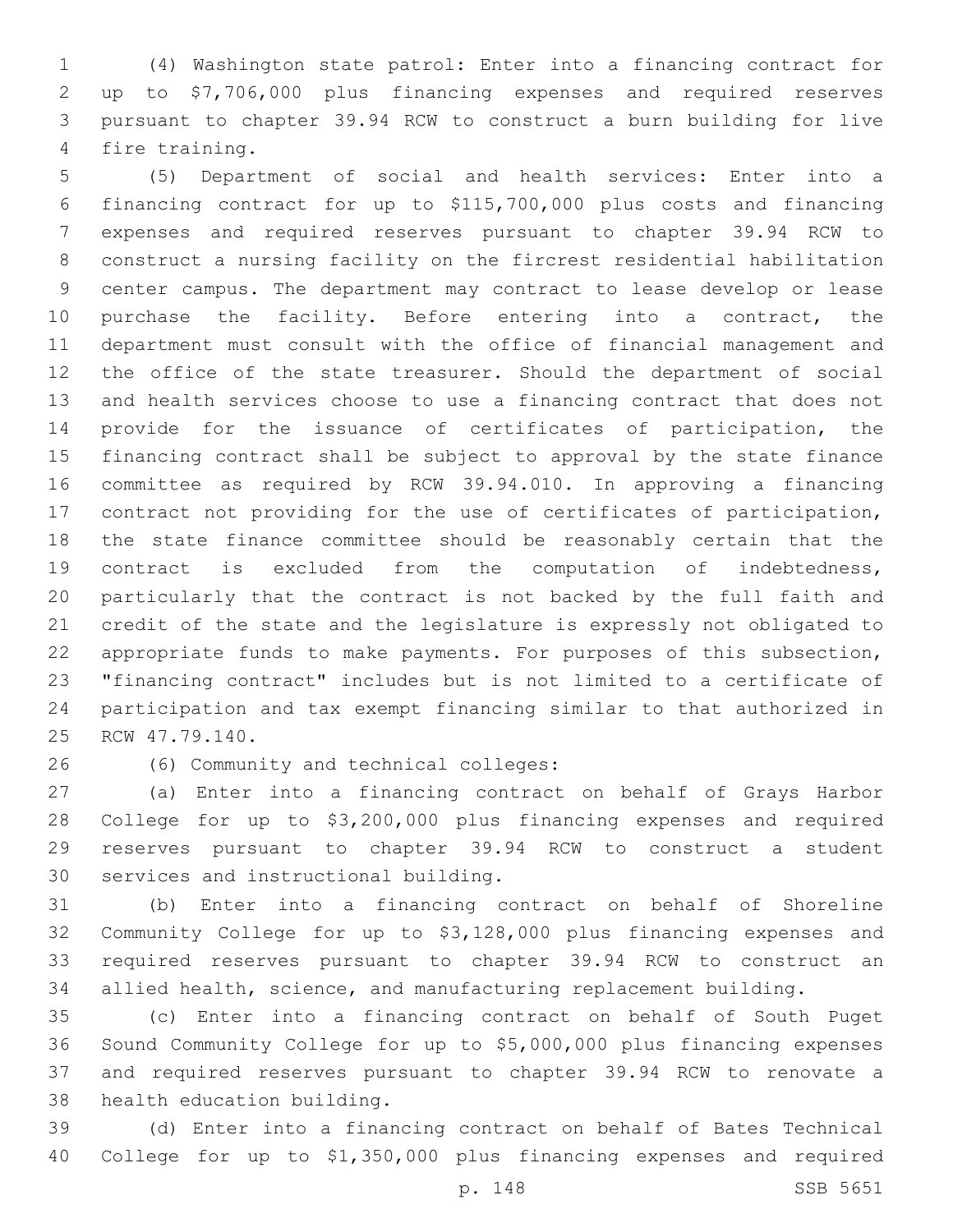(4) Washington state patrol: Enter into a financing contract for up to $7,706,000 plus financing expenses and required reserves pursuant to chapter 39.94 RCW to construct a burn building for live fire training.

(5) Department of social and health services: Enter into a financing contract for up to $115,700,000 plus costs and financing expenses and required reserves pursuant to chapter 39.94 RCW to construct a nursing facility on the fircrest residential habilitation center campus. The department may contract to lease develop or lease purchase the facility. Before entering into a contract, the department must consult with the office of financial management and the office of the state treasurer. Should the department of social and health services choose to use a financing contract that does not provide for the issuance of certificates of participation, the financing contract shall be subject to approval by the state finance committee as required by RCW 39.94.010. In approving a financing contract not providing for the use of certificates of participation, the state finance committee should be reasonably certain that the contract is excluded from the computation of indebtedness, particularly that the contract is not backed by the full faith and credit of the state and the legislature is expressly not obligated to appropriate funds to make payments. For purposes of this subsection, "financing contract" includes but is not limited to a certificate of participation and tax exempt financing similar to that authorized in RCW 47.79.140.

(6) Community and technical colleges:

(a) Enter into a financing contract on behalf of Grays Harbor College for up to $3,200,000 plus financing expenses and required reserves pursuant to chapter 39.94 RCW to construct a student services and instructional building.

(b) Enter into a financing contract on behalf of Shoreline Community College for up to $3,128,000 plus financing expenses and required reserves pursuant to chapter 39.94 RCW to construct an allied health, science, and manufacturing replacement building.

(c) Enter into a financing contract on behalf of South Puget Sound Community College for up to $5,000,000 plus financing expenses and required reserves pursuant to chapter 39.94 RCW to renovate a health education building.

(d) Enter into a financing contract on behalf of Bates Technical College for up to $1,350,000 plus financing expenses and required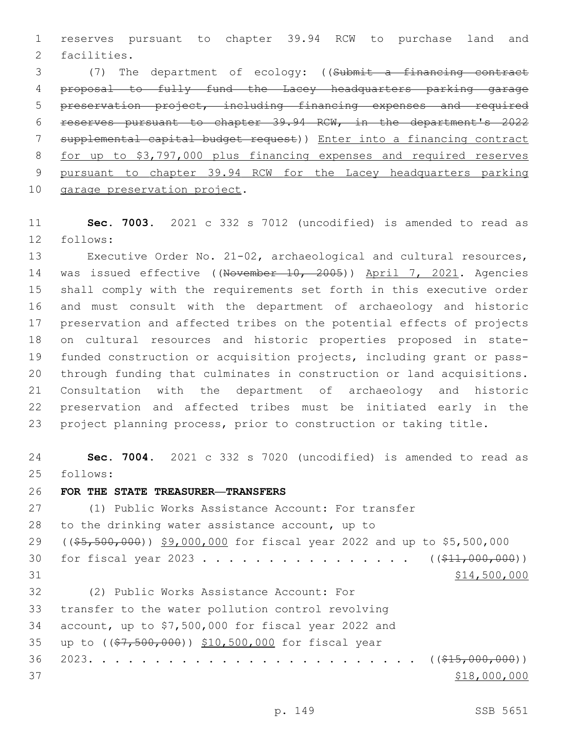reserves pursuant to chapter 39.94 RCW to purchase land and facilities.

(7) The department of ecology: ((~~Submit a financing contract proposal to fully fund the Lacey headquarters parking garage preservation project, including financing expenses and required reserves pursuant to chapter 39.94 RCW, in the department's 2022 supplemental capital budget request~~)) <u>Enter into a financing contract for up to $3,797,000 plus financing expenses and required reserves pursuant to chapter 39.94 RCW for the Lacey headquarters parking garage preservation project</u>.

**Sec. 7003.** 2021 c 332 s 7012 (uncodified) is amended to read as follows:

Executive Order No. 21-02, archaeological and cultural resources, was issued effective ((~~November 10, 2005~~)) <u>April 7, 2021</u>. Agencies shall comply with the requirements set forth in this executive order and must consult with the department of archaeology and historic preservation and affected tribes on the potential effects of projects on cultural resources and historic properties proposed in state-funded construction or acquisition projects, including grant or pass-through funding that culminates in construction or land acquisitions. Consultation with the department of archaeology and historic preservation and affected tribes must be initiated early in the project planning process, prior to construction or taking title.

**Sec. 7004.** 2021 c 332 s 7020 (uncodified) is amended to read as follows:

**FOR THE STATE TREASURER—TRANSFERS**

(1) Public Works Assistance Account: For transfer to the drinking water assistance account, up to ((~~$5,500,000~~)) <u>$9,000,000</u> for fiscal year 2022 and up to $5,500,000 for fiscal year 2023 . . . . . . . . . . . . . . . . ((~~$11,000,000~~)) <u>$14,500,000</u>

(2) Public Works Assistance Account: For transfer to the water pollution control revolving account, up to $7,500,000 for fiscal year 2022 and up to ((~~$7,500,000~~)) <u>$10,500,000</u> for fiscal year 2023. . . . . . . . . . . . . . . . . . . . . . . . . ((~~$15,000,000~~)) <u>$18,000,000</u>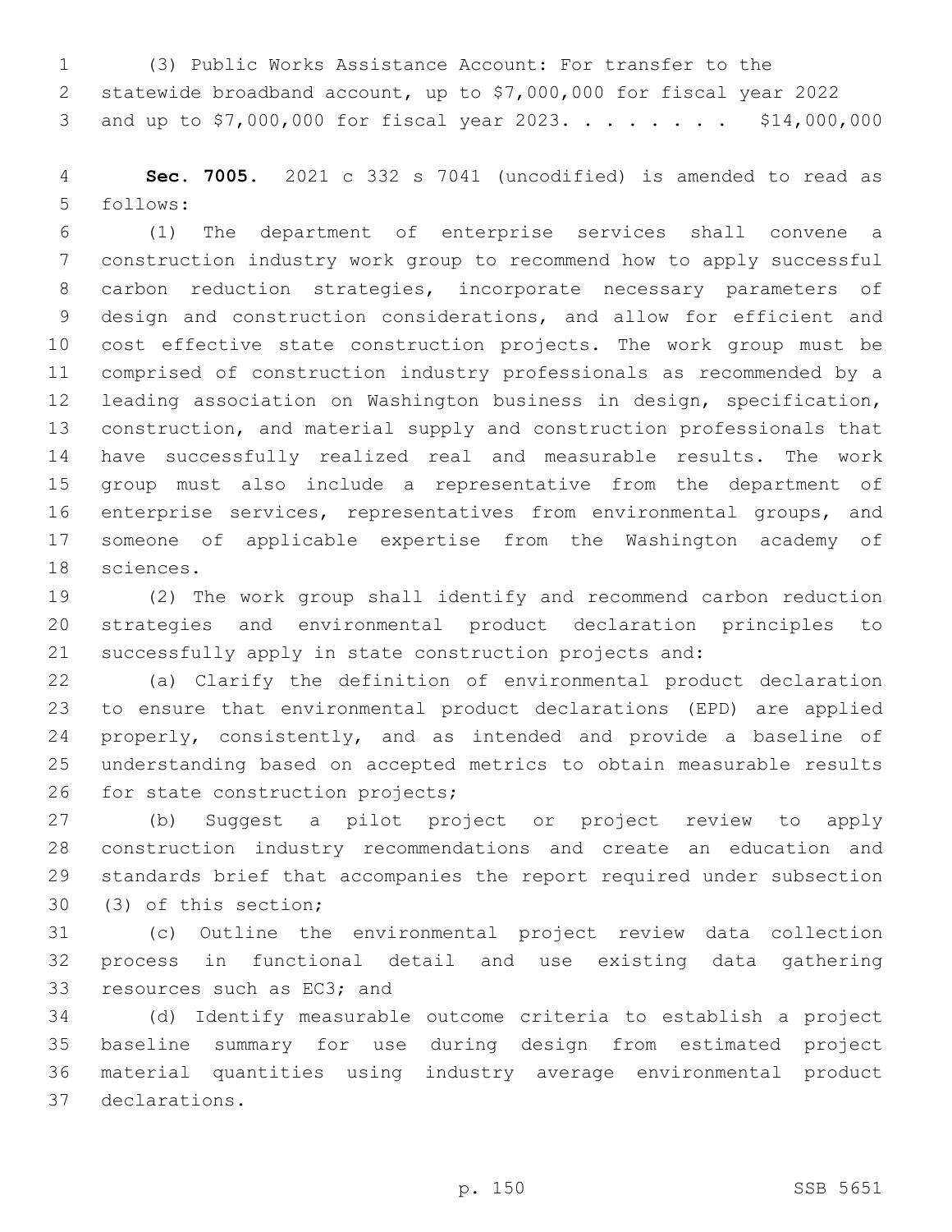(3) Public Works Assistance Account: For transfer to the statewide broadband account, up to $7,000,000 for fiscal year 2022 and up to $7,000,000 for fiscal year 2023. . . . . . . . $14,000,000

**Sec. 7005.** 2021 c 332 s 7041 (uncodified) is amended to read as follows:

(1) The department of enterprise services shall convene a construction industry work group to recommend how to apply successful carbon reduction strategies, incorporate necessary parameters of design and construction considerations, and allow for efficient and cost effective state construction projects. The work group must be comprised of construction industry professionals as recommended by a leading association on Washington business in design, specification, construction, and material supply and construction professionals that have successfully realized real and measurable results. The work group must also include a representative from the department of enterprise services, representatives from environmental groups, and someone of applicable expertise from the Washington academy of sciences.

(2) The work group shall identify and recommend carbon reduction strategies and environmental product declaration principles to successfully apply in state construction projects and:

(a) Clarify the definition of environmental product declaration to ensure that environmental product declarations (EPD) are applied properly, consistently, and as intended and provide a baseline of understanding based on accepted metrics to obtain measurable results for state construction projects;

(b) Suggest a pilot project or project review to apply construction industry recommendations and create an education and standards brief that accompanies the report required under subsection (3) of this section;

(c) Outline the environmental project review data collection process in functional detail and use existing data gathering resources such as EC3; and

(d) Identify measurable outcome criteria to establish a project baseline summary for use during design from estimated project material quantities using industry average environmental product declarations.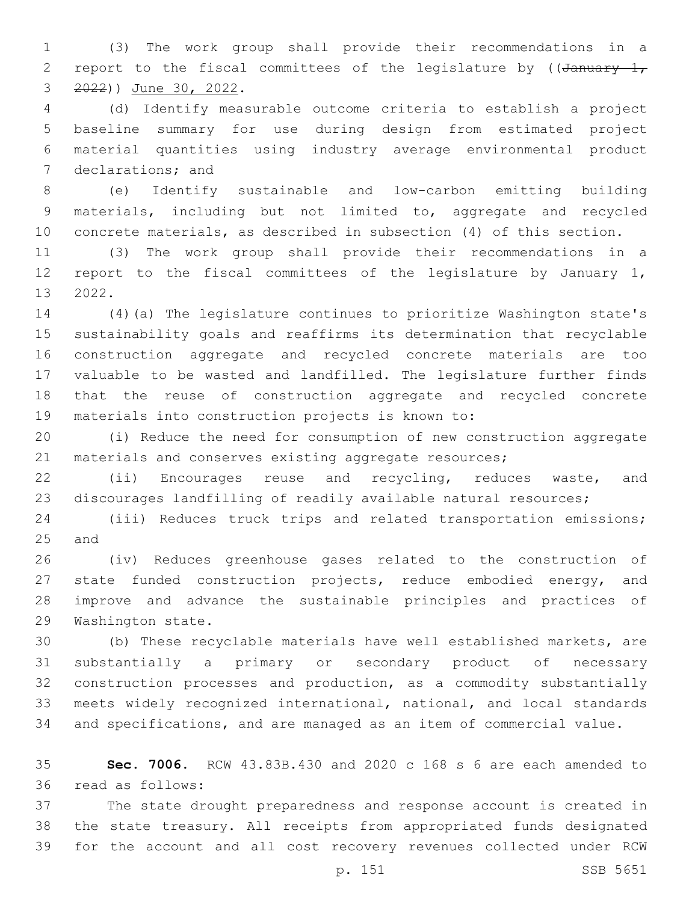(3) The work group shall provide their recommendations in a report to the fiscal committees of the legislature by ((~~January 1, 2022~~)) <u>June 30, 2022</u>.

(d) Identify measurable outcome criteria to establish a project baseline summary for use during design from estimated project material quantities using industry average environmental product declarations; and

(e) Identify sustainable and low-carbon emitting building materials, including but not limited to, aggregate and recycled concrete materials, as described in subsection (4) of this section.

(3) The work group shall provide their recommendations in a report to the fiscal committees of the legislature by January 1, 2022.

(4)(a) The legislature continues to prioritize Washington state's sustainability goals and reaffirms its determination that recyclable construction aggregate and recycled concrete materials are too valuable to be wasted and landfilled. The legislature further finds that the reuse of construction aggregate and recycled concrete materials into construction projects is known to:

(i) Reduce the need for consumption of new construction aggregate materials and conserves existing aggregate resources;

(ii) Encourages reuse and recycling, reduces waste, and discourages landfilling of readily available natural resources;

(iii) Reduces truck trips and related transportation emissions; and

(iv) Reduces greenhouse gases related to the construction of state funded construction projects, reduce embodied energy, and improve and advance the sustainable principles and practices of Washington state.

(b) These recyclable materials have well established markets, are substantially a primary or secondary product of necessary construction processes and production, as a commodity substantially meets widely recognized international, national, and local standards and specifications, and are managed as an item of commercial value.

**Sec. 7006.** RCW 43.83B.430 and 2020 c 168 s 6 are each amended to read as follows:

The state drought preparedness and response account is created in the state treasury. All receipts from appropriated funds designated for the account and all cost recovery revenues collected under RCW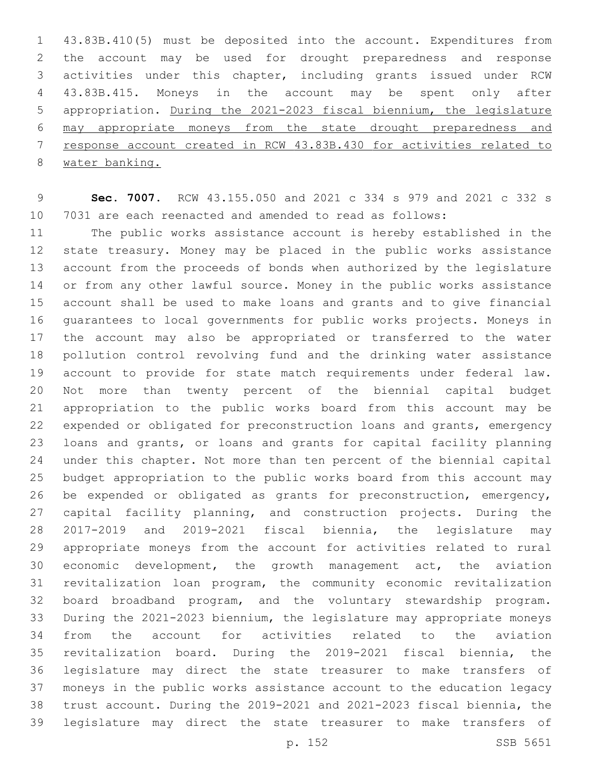43.83B.410(5) must be deposited into the account. Expenditures from the account may be used for drought preparedness and response activities under this chapter, including grants issued under RCW 43.83B.415. Moneys in the account may be spent only after appropriation. <u>During the 2021-2023 fiscal biennium, the legislature may appropriate moneys from the state drought preparedness and response account created in RCW 43.83B.430 for activities related to water banking.</u>

**Sec. 7007.** RCW 43.155.050 and 2021 c 334 s 979 and 2021 c 332 s 7031 are each reenacted and amended to read as follows:

The public works assistance account is hereby established in the state treasury. Money may be placed in the public works assistance account from the proceeds of bonds when authorized by the legislature or from any other lawful source. Money in the public works assistance account shall be used to make loans and grants and to give financial guarantees to local governments for public works projects. Moneys in the account may also be appropriated or transferred to the water pollution control revolving fund and the drinking water assistance account to provide for state match requirements under federal law. Not more than twenty percent of the biennial capital budget appropriation to the public works board from this account may be expended or obligated for preconstruction loans and grants, emergency loans and grants, or loans and grants for capital facility planning under this chapter. Not more than ten percent of the biennial capital budget appropriation to the public works board from this account may be expended or obligated as grants for preconstruction, emergency, capital facility planning, and construction projects. During the 2017-2019 and 2019-2021 fiscal biennia, the legislature may appropriate moneys from the account for activities related to rural economic development, the growth management act, the aviation revitalization loan program, the community economic revitalization board broadband program, and the voluntary stewardship program. During the 2021-2023 biennium, the legislature may appropriate moneys from the account for activities related to the aviation revitalization board. During the 2019-2021 fiscal biennia, the legislature may direct the state treasurer to make transfers of moneys in the public works assistance account to the education legacy trust account. During the 2019-2021 and 2021-2023 fiscal biennia, the legislature may direct the state treasurer to make transfers of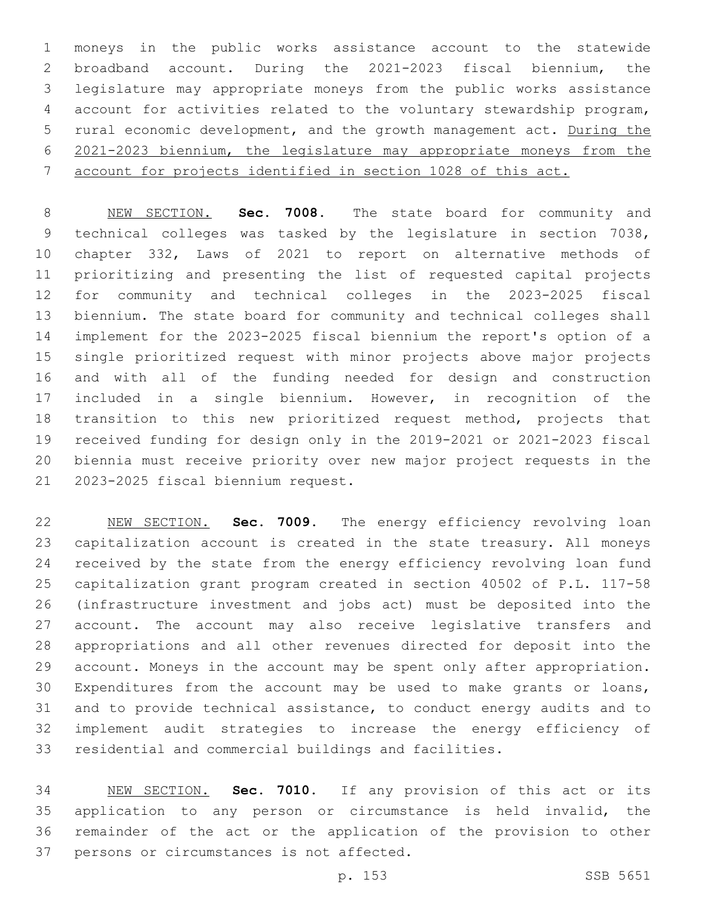moneys in the public works assistance account to the statewide broadband account. During the 2021-2023 fiscal biennium, the legislature may appropriate moneys from the public works assistance account for activities related to the voluntary stewardship program, rural economic development, and the growth management act. <u>During the 2021-2023 biennium, the legislature may appropriate moneys from the account for projects identified in section 1028 of this act.</u>

<u>NEW SECTION.</u> **Sec. 7008.** The state board for community and technical colleges was tasked by the legislature in section 7038, chapter 332, Laws of 2021 to report on alternative methods of prioritizing and presenting the list of requested capital projects for community and technical colleges in the 2023-2025 fiscal biennium. The state board for community and technical colleges shall implement for the 2023-2025 fiscal biennium the report's option of a single prioritized request with minor projects above major projects and with all of the funding needed for design and construction included in a single biennium. However, in recognition of the transition to this new prioritized request method, projects that received funding for design only in the 2019-2021 or 2021-2023 fiscal biennia must receive priority over new major project requests in the 2023-2025 fiscal biennium request.

<u>NEW SECTION.</u> **Sec. 7009.** The energy efficiency revolving loan capitalization account is created in the state treasury. All moneys received by the state from the energy efficiency revolving loan fund capitalization grant program created in section 40502 of P.L. 117-58 (infrastructure investment and jobs act) must be deposited into the account. The account may also receive legislative transfers and appropriations and all other revenues directed for deposit into the account. Moneys in the account may be spent only after appropriation. Expenditures from the account may be used to make grants or loans, and to provide technical assistance, to conduct energy audits and to implement audit strategies to increase the energy efficiency of residential and commercial buildings and facilities.

<u>NEW SECTION.</u> **Sec. 7010.** If any provision of this act or its application to any person or circumstance is held invalid, the remainder of the act or the application of the provision to other persons or circumstances is not affected.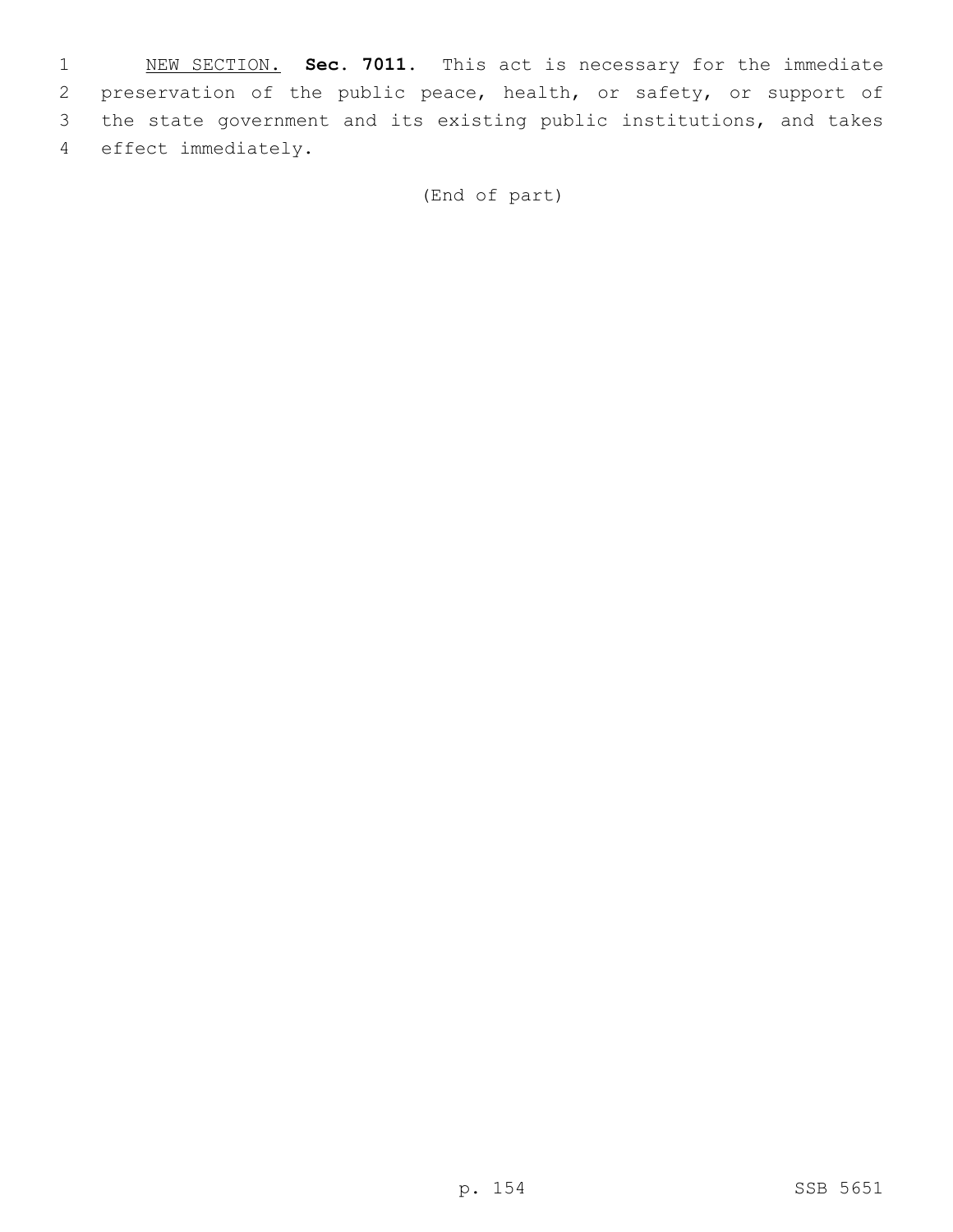NEW SECTION. **Sec. 7011.** This act is necessary for the immediate preservation of the public peace, health, or safety, or support of the state government and its existing public institutions, and takes effect immediately.

(End of part)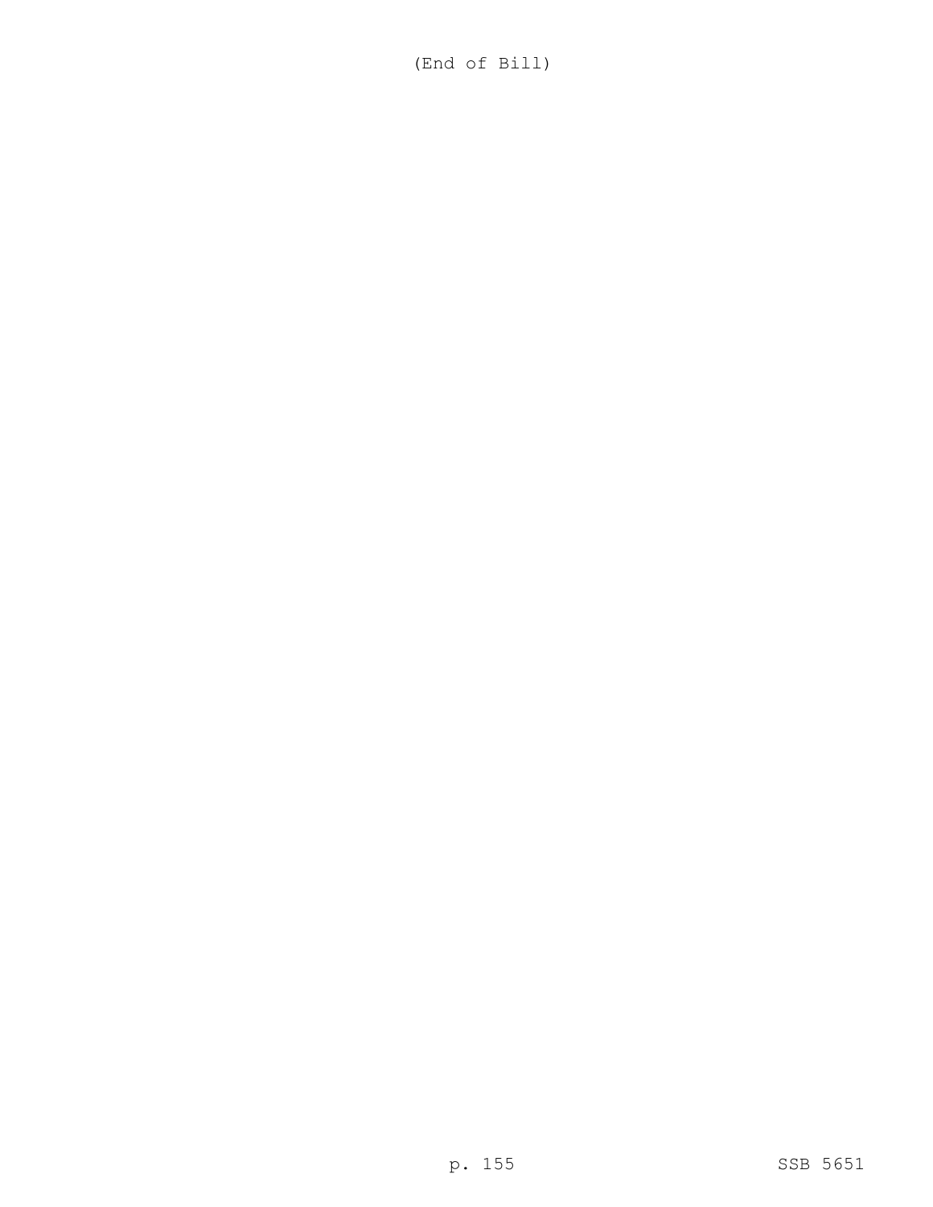(End of Bill)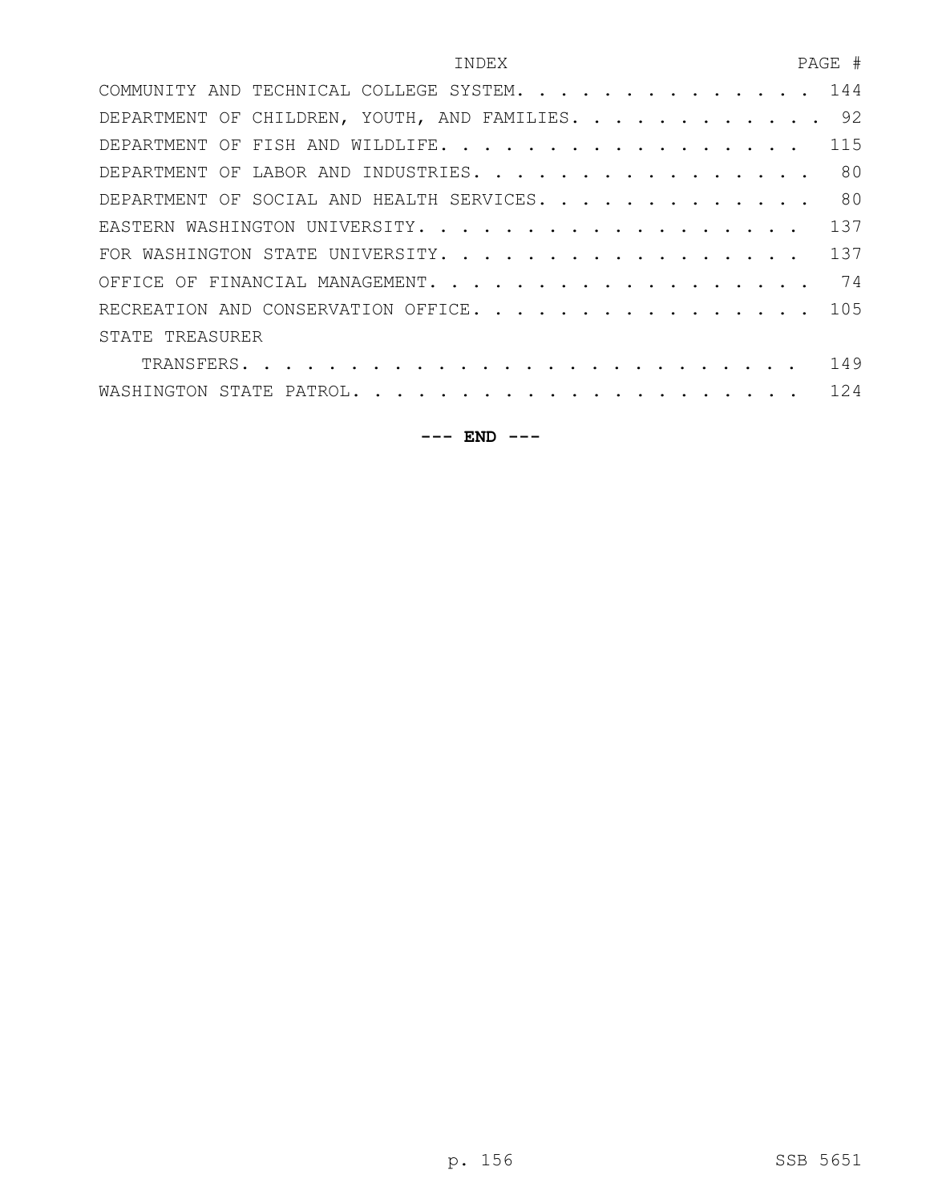| INDEX | PAGE # |
| --- | --- |
| COMMUNITY AND TECHNICAL COLLEGE SYSTEM | 144 |
| DEPARTMENT OF CHILDREN, YOUTH, AND FAMILIES | 92 |
| DEPARTMENT OF FISH AND WILDLIFE | 115 |
| DEPARTMENT OF LABOR AND INDUSTRIES | 80 |
| DEPARTMENT OF SOCIAL AND HEALTH SERVICES | 80 |
| EASTERN WASHINGTON UNIVERSITY | 137 |
| FOR WASHINGTON STATE UNIVERSITY | 137 |
| OFFICE OF FINANCIAL MANAGEMENT | 74 |
| RECREATION AND CONSERVATION OFFICE | 105 |
| STATE TREASURER | |
| TRANSFERS | 149 |
| WASHINGTON STATE PATROL | 124 |

**--- END ---**